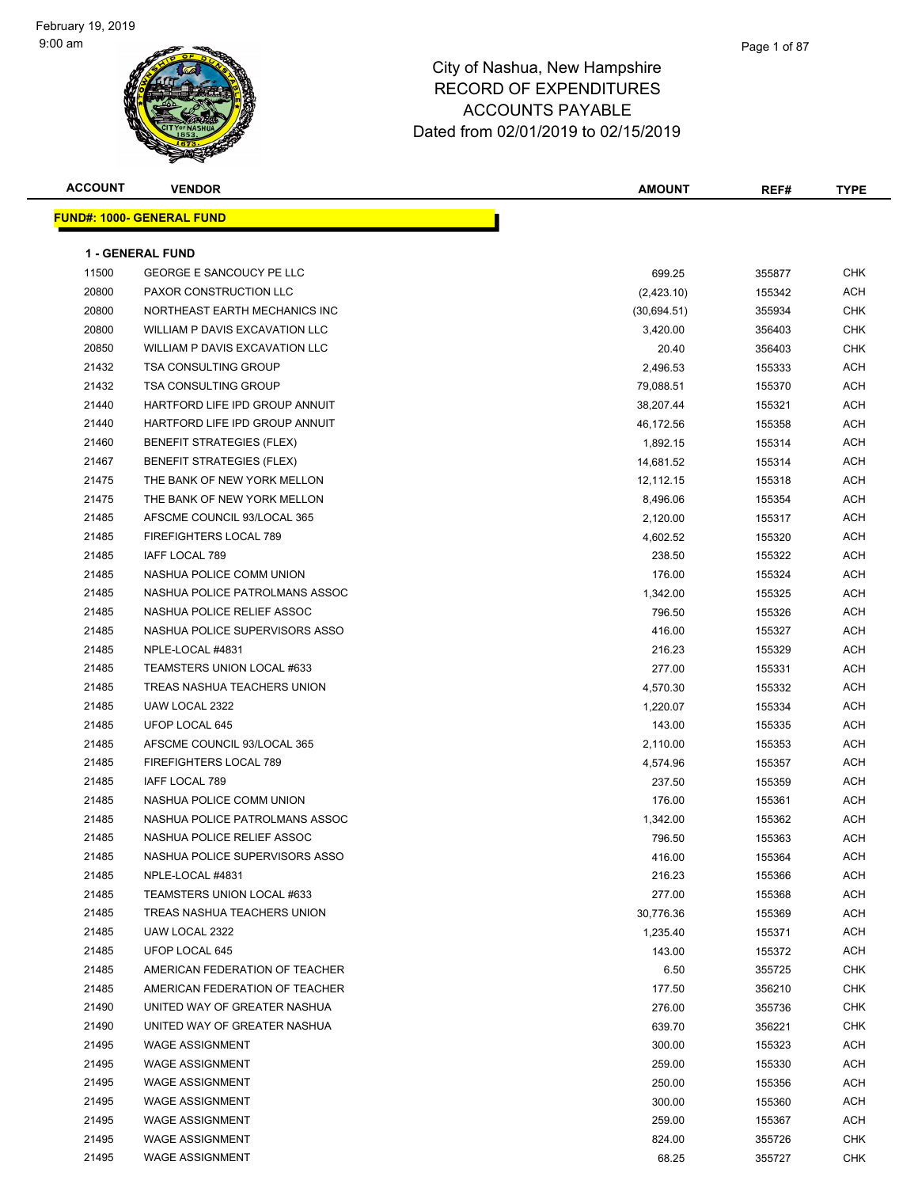# City of Nashua, New Hampshire
# RECORD OF EXPENDITURES
# ACCOUNTS PAYABLE
# Dated from 02/01/2019 to 02/15/2019

February 19, 2019
9:00 am

**FUND#: 1000- GENERAL FUND**

**1 - GENERAL FUND**

| ACCOUNT | VENDOR | AMOUNT | REF# | TYPE |
|---|---|---|---|---|
| 11500 | GEORGE E SANCOUCY PE LLC | 699.25 | 355877 | CHK |
| 20800 | PAXOR CONSTRUCTION LLC | (2,423.10) | 155342 | ACH |
| 20800 | NORTHEAST EARTH MECHANICS INC | (30,694.51) | 355934 | CHK |
| 20800 | WILLIAM P DAVIS EXCAVATION LLC | 3,420.00 | 356403 | CHK |
| 20850 | WILLIAM P DAVIS EXCAVATION LLC | 20.40 | 356403 | CHK |
| 21432 | TSA CONSULTING GROUP | 2,496.53 | 155333 | ACH |
| 21432 | TSA CONSULTING GROUP | 79,088.51 | 155370 | ACH |
| 21440 | HARTFORD LIFE IPD GROUP ANNUIT | 38,207.44 | 155321 | ACH |
| 21440 | HARTFORD LIFE IPD GROUP ANNUIT | 46,172.56 | 155358 | ACH |
| 21460 | BENEFIT STRATEGIES (FLEX) | 1,892.15 | 155314 | ACH |
| 21467 | BENEFIT STRATEGIES (FLEX) | 14,681.52 | 155314 | ACH |
| 21475 | THE BANK OF NEW YORK MELLON | 12,112.15 | 155318 | ACH |
| 21475 | THE BANK OF NEW YORK MELLON | 8,496.06 | 155354 | ACH |
| 21485 | AFSCME COUNCIL 93/LOCAL 365 | 2,120.00 | 155317 | ACH |
| 21485 | FIREFIGHTERS LOCAL 789 | 4,602.52 | 155320 | ACH |
| 21485 | IAFF LOCAL 789 | 238.50 | 155322 | ACH |
| 21485 | NASHUA POLICE COMM UNION | 176.00 | 155324 | ACH |
| 21485 | NASHUA POLICE PATROLMANS ASSOC | 1,342.00 | 155325 | ACH |
| 21485 | NASHUA POLICE RELIEF ASSOC | 796.50 | 155326 | ACH |
| 21485 | NASHUA POLICE SUPERVISORS ASSO | 416.00 | 155327 | ACH |
| 21485 | NPLE-LOCAL #4831 | 216.23 | 155329 | ACH |
| 21485 | TEAMSTERS UNION LOCAL #633 | 277.00 | 155331 | ACH |
| 21485 | TREAS NASHUA TEACHERS UNION | 4,570.30 | 155332 | ACH |
| 21485 | UAW LOCAL 2322 | 1,220.07 | 155334 | ACH |
| 21485 | UFOP LOCAL 645 | 143.00 | 155335 | ACH |
| 21485 | AFSCME COUNCIL 93/LOCAL 365 | 2,110.00 | 155353 | ACH |
| 21485 | FIREFIGHTERS LOCAL 789 | 4,574.96 | 155357 | ACH |
| 21485 | IAFF LOCAL 789 | 237.50 | 155359 | ACH |
| 21485 | NASHUA POLICE COMM UNION | 176.00 | 155361 | ACH |
| 21485 | NASHUA POLICE PATROLMANS ASSOC | 1,342.00 | 155362 | ACH |
| 21485 | NASHUA POLICE RELIEF ASSOC | 796.50 | 155363 | ACH |
| 21485 | NASHUA POLICE SUPERVISORS ASSO | 416.00 | 155364 | ACH |
| 21485 | NPLE-LOCAL #4831 | 216.23 | 155366 | ACH |
| 21485 | TEAMSTERS UNION LOCAL #633 | 277.00 | 155368 | ACH |
| 21485 | TREAS NASHUA TEACHERS UNION | 30,776.36 | 155369 | ACH |
| 21485 | UAW LOCAL 2322 | 1,235.40 | 155371 | ACH |
| 21485 | UFOP LOCAL 645 | 143.00 | 155372 | ACH |
| 21485 | AMERICAN FEDERATION OF TEACHER | 6.50 | 355725 | CHK |
| 21485 | AMERICAN FEDERATION OF TEACHER | 177.50 | 356210 | CHK |
| 21490 | UNITED WAY OF GREATER NASHUA | 276.00 | 355736 | CHK |
| 21490 | UNITED WAY OF GREATER NASHUA | 639.70 | 356221 | CHK |
| 21495 | WAGE ASSIGNMENT | 300.00 | 155323 | ACH |
| 21495 | WAGE ASSIGNMENT | 259.00 | 155330 | ACH |
| 21495 | WAGE ASSIGNMENT | 250.00 | 155356 | ACH |
| 21495 | WAGE ASSIGNMENT | 300.00 | 155360 | ACH |
| 21495 | WAGE ASSIGNMENT | 259.00 | 155367 | ACH |
| 21495 | WAGE ASSIGNMENT | 824.00 | 355726 | CHK |
| 21495 | WAGE ASSIGNMENT | 68.25 | 355727 | CHK |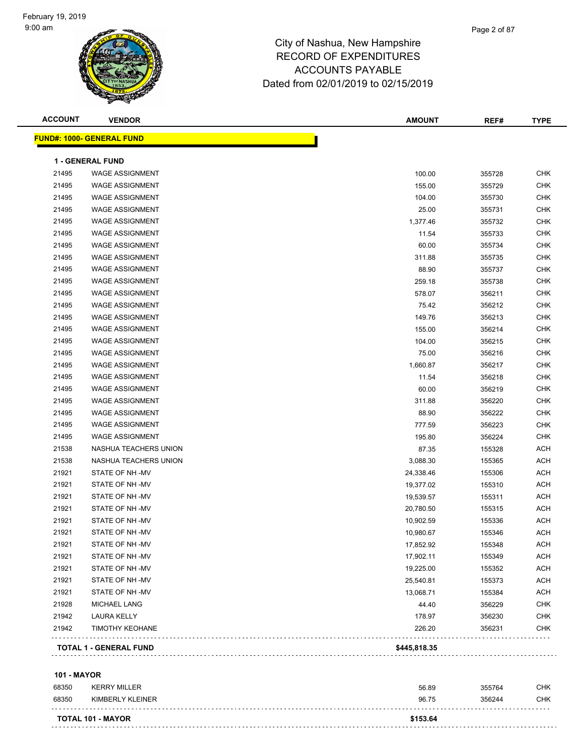February 19, 2019
9:00 am

# City of Nashua, New Hampshire
## RECORD OF EXPENDITURES
## ACCOUNTS PAYABLE
## Dated from 02/01/2019 to 02/15/2019

| ACCOUNT | VENDOR | AMOUNT | REF# | TYPE |
|---|---|---|---|---|

**FUND#: 1000- GENERAL FUND**

**1 - GENERAL FUND**

| ACCOUNT | VENDOR | AMOUNT | REF# | TYPE |
|---|---|---|---|---|
| 21495 | WAGE ASSIGNMENT | 100.00 | 355728 | CHK |
| 21495 | WAGE ASSIGNMENT | 155.00 | 355729 | CHK |
| 21495 | WAGE ASSIGNMENT | 104.00 | 355730 | CHK |
| 21495 | WAGE ASSIGNMENT | 25.00 | 355731 | CHK |
| 21495 | WAGE ASSIGNMENT | 1,377.46 | 355732 | CHK |
| 21495 | WAGE ASSIGNMENT | 11.54 | 355733 | CHK |
| 21495 | WAGE ASSIGNMENT | 60.00 | 355734 | CHK |
| 21495 | WAGE ASSIGNMENT | 311.88 | 355735 | CHK |
| 21495 | WAGE ASSIGNMENT | 88.90 | 355737 | CHK |
| 21495 | WAGE ASSIGNMENT | 259.18 | 355738 | CHK |
| 21495 | WAGE ASSIGNMENT | 578.07 | 356211 | CHK |
| 21495 | WAGE ASSIGNMENT | 75.42 | 356212 | CHK |
| 21495 | WAGE ASSIGNMENT | 149.76 | 356213 | CHK |
| 21495 | WAGE ASSIGNMENT | 155.00 | 356214 | CHK |
| 21495 | WAGE ASSIGNMENT | 104.00 | 356215 | CHK |
| 21495 | WAGE ASSIGNMENT | 75.00 | 356216 | CHK |
| 21495 | WAGE ASSIGNMENT | 1,660.87 | 356217 | CHK |
| 21495 | WAGE ASSIGNMENT | 11.54 | 356218 | CHK |
| 21495 | WAGE ASSIGNMENT | 60.00 | 356219 | CHK |
| 21495 | WAGE ASSIGNMENT | 311.88 | 356220 | CHK |
| 21495 | WAGE ASSIGNMENT | 88.90 | 356222 | CHK |
| 21495 | WAGE ASSIGNMENT | 777.59 | 356223 | CHK |
| 21495 | WAGE ASSIGNMENT | 195.80 | 356224 | CHK |
| 21538 | NASHUA TEACHERS UNION | 87.35 | 155328 | ACH |
| 21538 | NASHUA TEACHERS UNION | 3,088.30 | 155365 | ACH |
| 21921 | STATE OF NH -MV | 24,338.46 | 155306 | ACH |
| 21921 | STATE OF NH -MV | 19,377.02 | 155310 | ACH |
| 21921 | STATE OF NH -MV | 19,539.57 | 155311 | ACH |
| 21921 | STATE OF NH -MV | 20,780.50 | 155315 | ACH |
| 21921 | STATE OF NH -MV | 10,902.59 | 155336 | ACH |
| 21921 | STATE OF NH -MV | 10,980.67 | 155346 | ACH |
| 21921 | STATE OF NH -MV | 17,852.92 | 155348 | ACH |
| 21921 | STATE OF NH -MV | 17,902.11 | 155349 | ACH |
| 21921 | STATE OF NH -MV | 19,225.00 | 155352 | ACH |
| 21921 | STATE OF NH -MV | 25,540.81 | 155373 | ACH |
| 21921 | STATE OF NH -MV | 13,068.71 | 155384 | ACH |
| 21928 | MICHAEL LANG | 44.40 | 356229 | CHK |
| 21942 | LAURA KELLY | 178.97 | 356230 | CHK |
| 21942 | TIMOTHY KEOHANE | 226.20 | 356231 | CHK |
| | **TOTAL 1 - GENERAL FUND** | **$445,818.35** | | |

**101 - MAYOR**

| ACCOUNT | VENDOR | AMOUNT | REF# | TYPE |
|---|---|---|---|---|
| 68350 | KERRY MILLER | 56.89 | 355764 | CHK |
| 68350 | KIMBERLY KLEINER | 96.75 | 356244 | CHK |
| | **TOTAL 101 - MAYOR** | **$153.64** | | |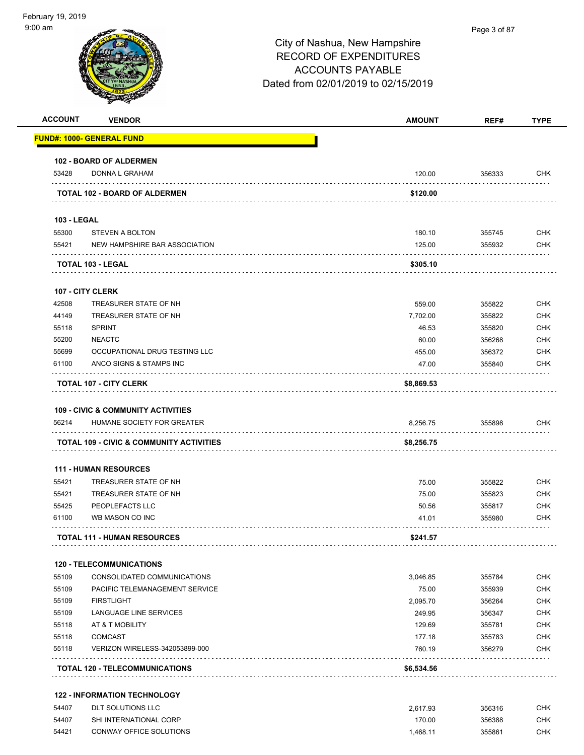# City of Nashua, New Hampshire
## RECORD OF EXPENDITURES
## ACCOUNTS PAYABLE
## Dated from 02/01/2019 to 02/15/2019

| ACCOUNT | VENDOR | AMOUNT | REF# | TYPE |
|---|---|---|---|---|
| **FUND#: 1000- GENERAL FUND** | | | | |
| **102 - BOARD OF ALDERMEN** | | | | |
| 53428 | DONNA L GRAHAM | 120.00 | 356333 | CHK |
| **TOTAL 102 - BOARD OF ALDERMEN** | | **$120.00** | | |
| **103 - LEGAL** | | | | |
| 55300 | STEVEN A BOLTON | 180.10 | 355745 | CHK |
| 55421 | NEW HAMPSHIRE BAR ASSOCIATION | 125.00 | 355932 | CHK |
| **TOTAL 103 - LEGAL** | | **$305.10** | | |
| **107 - CITY CLERK** | | | | |
| 42508 | TREASURER STATE OF NH | 559.00 | 355822 | CHK |
| 44149 | TREASURER STATE OF NH | 7,702.00 | 355822 | CHK |
| 55118 | SPRINT | 46.53 | 355820 | CHK |
| 55200 | NEACTC | 60.00 | 356268 | CHK |
| 55699 | OCCUPATIONAL DRUG TESTING LLC | 455.00 | 356372 | CHK |
| 61100 | ANCO SIGNS & STAMPS INC | 47.00 | 355840 | CHK |
| **TOTAL 107 - CITY CLERK** | | **$8,869.53** | | |
| **109 - CIVIC & COMMUNITY ACTIVITIES** | | | | |
| 56214 | HUMANE SOCIETY FOR GREATER | 8,256.75 | 355898 | CHK |
| **TOTAL 109 - CIVIC & COMMUNITY ACTIVITIES** | | **$8,256.75** | | |
| **111 - HUMAN RESOURCES** | | | | |
| 55421 | TREASURER STATE OF NH | 75.00 | 355822 | CHK |
| 55421 | TREASURER STATE OF NH | 75.00 | 355823 | CHK |
| 55425 | PEOPLEFACTS LLC | 50.56 | 355817 | CHK |
| 61100 | WB MASON CO INC | 41.01 | 355980 | CHK |
| **TOTAL 111 - HUMAN RESOURCES** | | **$241.57** | | |
| **120 - TELECOMMUNICATIONS** | | | | |
| 55109 | CONSOLIDATED COMMUNICATIONS | 3,046.85 | 355784 | CHK |
| 55109 | PACIFIC TELEMANAGEMENT SERVICE | 75.00 | 355939 | CHK |
| 55109 | FIRSTLIGHT | 2,095.70 | 356264 | CHK |
| 55109 | LANGUAGE LINE SERVICES | 249.95 | 356347 | CHK |
| 55118 | AT & T MOBILITY | 129.69 | 355781 | CHK |
| 55118 | COMCAST | 177.18 | 355783 | CHK |
| 55118 | VERIZON WIRELESS-342053899-000 | 760.19 | 356279 | CHK |
| **TOTAL 120 - TELECOMMUNICATIONS** | | **$6,534.56** | | |
| **122 - INFORMATION TECHNOLOGY** | | | | |
| 54407 | DLT SOLUTIONS LLC | 2,617.93 | 356316 | CHK |
| 54407 | SHI INTERNATIONAL CORP | 170.00 | 356388 | CHK |
| 54421 | CONWAY OFFICE SOLUTIONS | 1,468.11 | 355861 | CHK |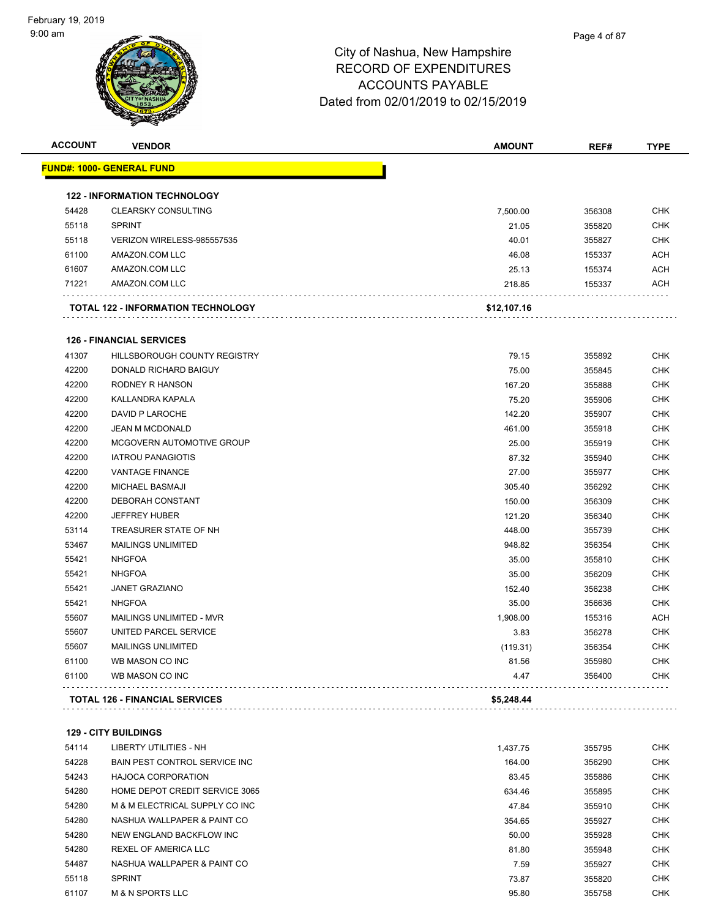# City of Nashua, New Hampshire
# RECORD OF EXPENDITURES
# ACCOUNTS PAYABLE
# Dated from 02/01/2019 to 02/15/2019

**FUND#: 1000- GENERAL FUND**

### 122 - INFORMATION TECHNOLOGY

| ACCOUNT | VENDOR | AMOUNT | REF# | TYPE |
|---|---|---|---|---|
| 54428 | CLEARSKY CONSULTING | 7,500.00 | 356308 | CHK |
| 55118 | SPRINT | 21.05 | 355820 | CHK |
| 55118 | VERIZON WIRELESS-985557535 | 40.01 | 355827 | CHK |
| 61100 | AMAZON.COM LLC | 46.08 | 155337 | ACH |
| 61607 | AMAZON.COM LLC | 25.13 | 155374 | ACH |
| 71221 | AMAZON.COM LLC | 218.85 | 155337 | ACH |
| | **TOTAL 122 - INFORMATION TECHNOLOGY** | **$12,107.16** | | |

### 126 - FINANCIAL SERVICES

| ACCOUNT | VENDOR | AMOUNT | REF# | TYPE |
|---|---|---|---|---|
| 41307 | HILLSBOROUGH COUNTY REGISTRY | 79.15 | 355892 | CHK |
| 42200 | DONALD RICHARD BAIGUY | 75.00 | 355845 | CHK |
| 42200 | RODNEY R HANSON | 167.20 | 355888 | CHK |
| 42200 | KALLANDRA KAPALA | 75.20 | 355906 | CHK |
| 42200 | DAVID P LAROCHE | 142.20 | 355907 | CHK |
| 42200 | JEAN M MCDONALD | 461.00 | 355918 | CHK |
| 42200 | MCGOVERN AUTOMOTIVE GROUP | 25.00 | 355919 | CHK |
| 42200 | IATROU PANAGIOTIS | 87.32 | 355940 | CHK |
| 42200 | VANTAGE FINANCE | 27.00 | 355977 | CHK |
| 42200 | MICHAEL BASMAJI | 305.40 | 356292 | CHK |
| 42200 | DEBORAH CONSTANT | 150.00 | 356309 | CHK |
| 42200 | JEFFREY HUBER | 121.20 | 356340 | CHK |
| 53114 | TREASURER STATE OF NH | 448.00 | 355739 | CHK |
| 53467 | MAILINGS UNLIMITED | 948.82 | 356354 | CHK |
| 55421 | NHGFOA | 35.00 | 355810 | CHK |
| 55421 | NHGFOA | 35.00 | 356209 | CHK |
| 55421 | JANET GRAZIANO | 152.40 | 356238 | CHK |
| 55421 | NHGFOA | 35.00 | 356636 | CHK |
| 55607 | MAILINGS UNLIMITED - MVR | 1,908.00 | 155316 | ACH |
| 55607 | UNITED PARCEL SERVICE | 3.83 | 356278 | CHK |
| 55607 | MAILINGS UNLIMITED | (119.31) | 356354 | CHK |
| 61100 | WB MASON CO INC | 81.56 | 355980 | CHK |
| 61100 | WB MASON CO INC | 4.47 | 356400 | CHK |
| | **TOTAL 126 - FINANCIAL SERVICES** | **$5,248.44** | | |

### 129 - CITY BUILDINGS

| ACCOUNT | VENDOR | AMOUNT | REF# | TYPE |
|---|---|---|---|---|
| 54114 | LIBERTY UTILITIES - NH | 1,437.75 | 355795 | CHK |
| 54228 | BAIN PEST CONTROL SERVICE INC | 164.00 | 356290 | CHK |
| 54243 | HAJOCA CORPORATION | 83.45 | 355886 | CHK |
| 54280 | HOME DEPOT CREDIT SERVICE 3065 | 634.46 | 355895 | CHK |
| 54280 | M & M ELECTRICAL SUPPLY CO INC | 47.84 | 355910 | CHK |
| 54280 | NASHUA WALLPAPER & PAINT CO | 354.65 | 355927 | CHK |
| 54280 | NEW ENGLAND BACKFLOW INC | 50.00 | 355928 | CHK |
| 54280 | REXEL OF AMERICA LLC | 81.80 | 355948 | CHK |
| 54487 | NASHUA WALLPAPER & PAINT CO | 7.59 | 355927 | CHK |
| 55118 | SPRINT | 73.87 | 355820 | CHK |
| 61107 | M & N SPORTS LLC | 95.80 | 355758 | CHK |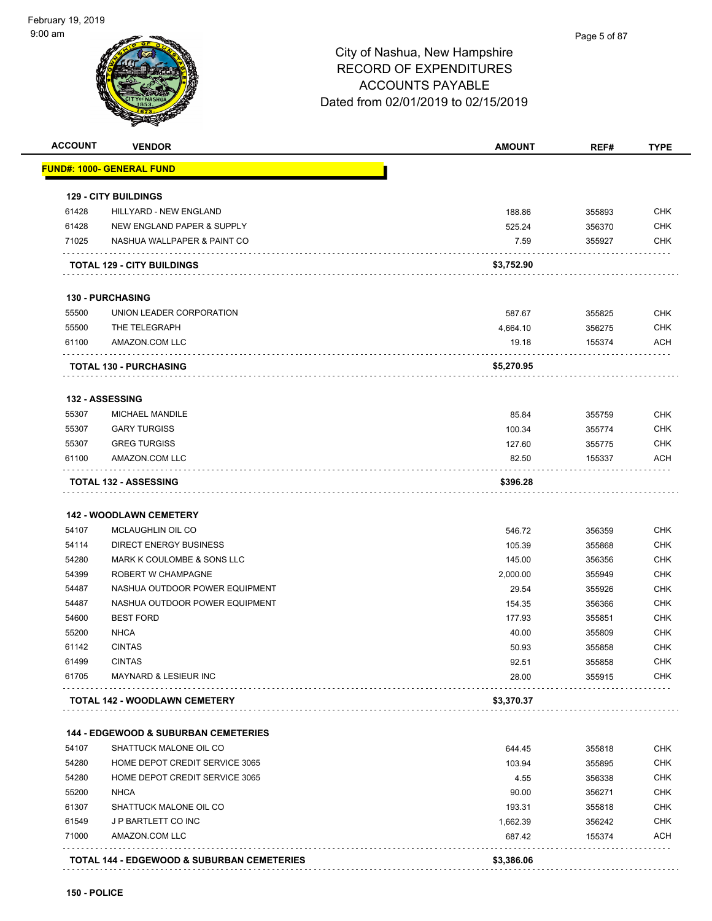# City of Nashua, New Hampshire
## RECORD OF EXPENDITURES
## ACCOUNTS PAYABLE
## Dated from 02/01/2019 to 02/15/2019

February 19, 2019
9:00 am

| ACCOUNT | VENDOR | AMOUNT | REF# | TYPE |
|---|---|---|---|---|
| **FUND#: 1000- GENERAL FUND** | | | | |
| **129 - CITY BUILDINGS** | | | | |
| 61428 | HILLYARD - NEW ENGLAND | 188.86 | 355893 | CHK |
| 61428 | NEW ENGLAND PAPER & SUPPLY | 525.24 | 356370 | CHK |
| 71025 | NASHUA WALLPAPER & PAINT CO | 7.59 | 355927 | CHK |
| | **TOTAL 129 - CITY BUILDINGS** | **$3,752.90** | | |
| **130 - PURCHASING** | | | | |
| 55500 | UNION LEADER CORPORATION | 587.67 | 355825 | CHK |
| 55500 | THE TELEGRAPH | 4,664.10 | 356275 | CHK |
| 61100 | AMAZON.COM LLC | 19.18 | 155374 | ACH |
| | **TOTAL 130 - PURCHASING** | **$5,270.95** | | |
| **132 - ASSESSING** | | | | |
| 55307 | MICHAEL MANDILE | 85.84 | 355759 | CHK |
| 55307 | GARY TURGISS | 100.34 | 355774 | CHK |
| 55307 | GREG TURGISS | 127.60 | 355775 | CHK |
| 61100 | AMAZON.COM LLC | 82.50 | 155337 | ACH |
| | **TOTAL 132 - ASSESSING** | **$396.28** | | |
| **142 - WOODLAWN CEMETERY** | | | | |
| 54107 | MCLAUGHLIN OIL CO | 546.72 | 356359 | CHK |
| 54114 | DIRECT ENERGY BUSINESS | 105.39 | 355868 | CHK |
| 54280 | MARK K COULOMBE & SONS LLC | 145.00 | 356356 | CHK |
| 54399 | ROBERT W CHAMPAGNE | 2,000.00 | 355949 | CHK |
| 54487 | NASHUA OUTDOOR POWER EQUIPMENT | 29.54 | 355926 | CHK |
| 54487 | NASHUA OUTDOOR POWER EQUIPMENT | 154.35 | 356366 | CHK |
| 54600 | BEST FORD | 177.93 | 355851 | CHK |
| 55200 | NHCA | 40.00 | 355809 | CHK |
| 61142 | CINTAS | 50.93 | 355858 | CHK |
| 61499 | CINTAS | 92.51 | 355858 | CHK |
| 61705 | MAYNARD & LESIEUR INC | 28.00 | 355915 | CHK |
| | **TOTAL 142 - WOODLAWN CEMETERY** | **$3,370.37** | | |
| **144 - EDGEWOOD & SUBURBAN CEMETERIES** | | | | |
| 54107 | SHATTUCK MALONE OIL CO | 644.45 | 355818 | CHK |
| 54280 | HOME DEPOT CREDIT SERVICE 3065 | 103.94 | 355895 | CHK |
| 54280 | HOME DEPOT CREDIT SERVICE 3065 | 4.55 | 356338 | CHK |
| 55200 | NHCA | 90.00 | 356271 | CHK |
| 61307 | SHATTUCK MALONE OIL CO | 193.31 | 355818 | CHK |
| 61549 | J P BARTLETT CO INC | 1,662.39 | 356242 | CHK |
| 71000 | AMAZON.COM LLC | 687.42 | 155374 | ACH |
| | **TOTAL 144 - EDGEWOOD & SUBURBAN CEMETERIES** | **$3,386.06** | | |
| **150 - POLICE** | | | | |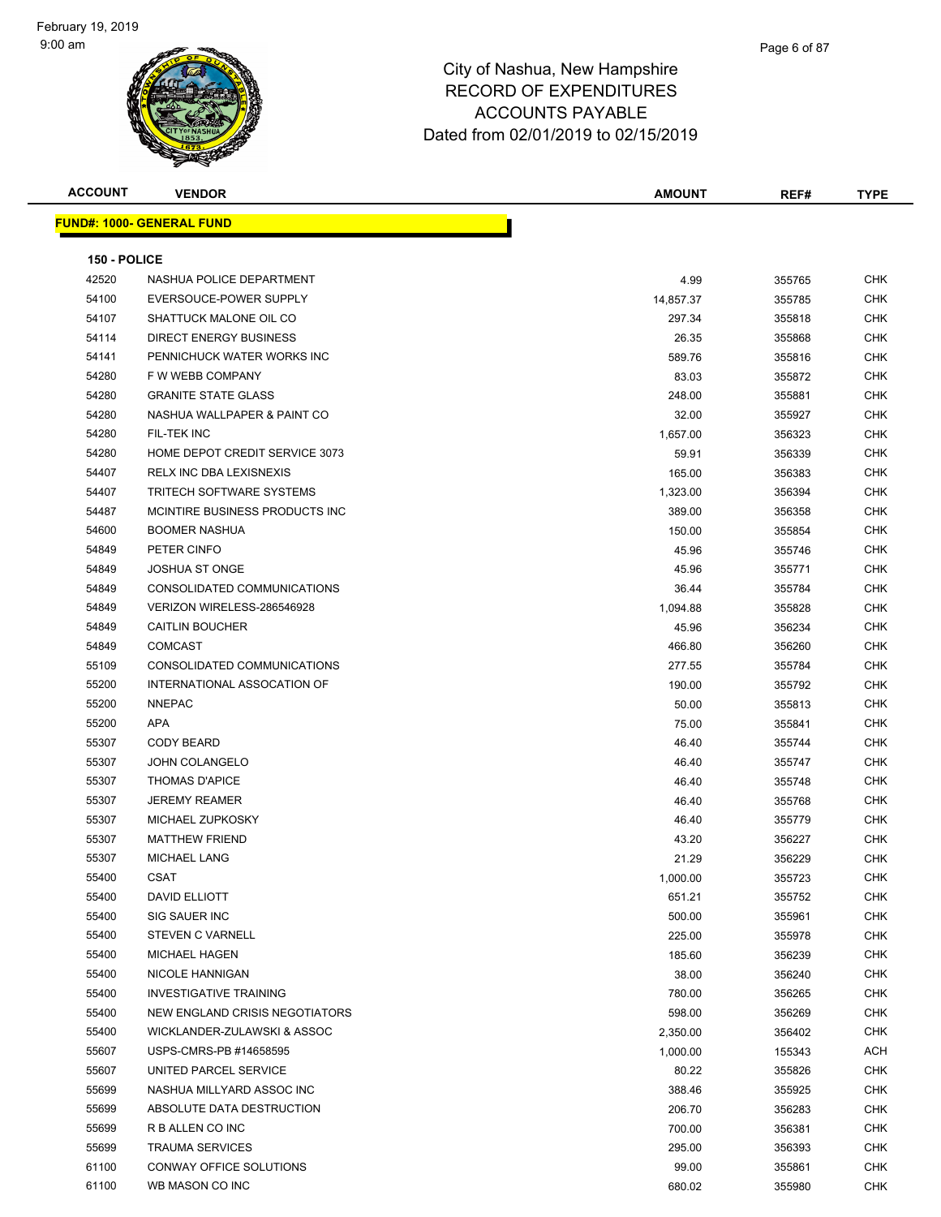# City of Nashua, New Hampshire
# RECORD OF EXPENDITURES
# ACCOUNTS PAYABLE
# Dated from 02/01/2019 to 02/15/2019

**FUND#: 1000- GENERAL FUND**

**150 - POLICE**

| ACCOUNT | VENDOR | AMOUNT | REF# | TYPE |
|---|---|---|---|---|
| 42520 | NASHUA POLICE DEPARTMENT | 4.99 | 355765 | CHK |
| 54100 | EVERSOUCE-POWER SUPPLY | 14,857.37 | 355785 | CHK |
| 54107 | SHATTUCK MALONE OIL CO | 297.34 | 355818 | CHK |
| 54114 | DIRECT ENERGY BUSINESS | 26.35 | 355868 | CHK |
| 54141 | PENNICHUCK WATER WORKS INC | 589.76 | 355816 | CHK |
| 54280 | F W WEBB COMPANY | 83.03 | 355872 | CHK |
| 54280 | GRANITE STATE GLASS | 248.00 | 355881 | CHK |
| 54280 | NASHUA WALLPAPER & PAINT CO | 32.00 | 355927 | CHK |
| 54280 | FIL-TEK INC | 1,657.00 | 356323 | CHK |
| 54280 | HOME DEPOT CREDIT SERVICE 3073 | 59.91 | 356339 | CHK |
| 54407 | RELX INC DBA LEXISNEXIS | 165.00 | 356383 | CHK |
| 54407 | TRITECH SOFTWARE SYSTEMS | 1,323.00 | 356394 | CHK |
| 54487 | MCINTIRE BUSINESS PRODUCTS INC | 389.00 | 356358 | CHK |
| 54600 | BOOMER NASHUA | 150.00 | 355854 | CHK |
| 54849 | PETER CINFO | 45.96 | 355746 | CHK |
| 54849 | JOSHUA ST ONGE | 45.96 | 355771 | CHK |
| 54849 | CONSOLIDATED COMMUNICATIONS | 36.44 | 355784 | CHK |
| 54849 | VERIZON WIRELESS-286546928 | 1,094.88 | 355828 | CHK |
| 54849 | CAITLIN BOUCHER | 45.96 | 356234 | CHK |
| 54849 | COMCAST | 466.80 | 356260 | CHK |
| 55109 | CONSOLIDATED COMMUNICATIONS | 277.55 | 355784 | CHK |
| 55200 | INTERNATIONAL ASSOCATION OF | 190.00 | 355792 | CHK |
| 55200 | NNEPAC | 50.00 | 355813 | CHK |
| 55200 | APA | 75.00 | 355841 | CHK |
| 55307 | CODY BEARD | 46.40 | 355744 | CHK |
| 55307 | JOHN COLANGELO | 46.40 | 355747 | CHK |
| 55307 | THOMAS D'APICE | 46.40 | 355748 | CHK |
| 55307 | JEREMY REAMER | 46.40 | 355768 | CHK |
| 55307 | MICHAEL ZUPKOSKY | 46.40 | 355779 | CHK |
| 55307 | MATTHEW FRIEND | 43.20 | 356227 | CHK |
| 55307 | MICHAEL LANG | 21.29 | 356229 | CHK |
| 55400 | CSAT | 1,000.00 | 355723 | CHK |
| 55400 | DAVID ELLIOTT | 651.21 | 355752 | CHK |
| 55400 | SIG SAUER INC | 500.00 | 355961 | CHK |
| 55400 | STEVEN C VARNELL | 225.00 | 355978 | CHK |
| 55400 | MICHAEL HAGEN | 185.60 | 356239 | CHK |
| 55400 | NICOLE HANNIGAN | 38.00 | 356240 | CHK |
| 55400 | INVESTIGATIVE TRAINING | 780.00 | 356265 | CHK |
| 55400 | NEW ENGLAND CRISIS NEGOTIATORS | 598.00 | 356269 | CHK |
| 55400 | WICKLANDER-ZULAWSKI & ASSOC | 2,350.00 | 356402 | CHK |
| 55607 | USPS-CMRS-PB #14658595 | 1,000.00 | 155343 | ACH |
| 55607 | UNITED PARCEL SERVICE | 80.22 | 355826 | CHK |
| 55699 | NASHUA MILLYARD ASSOC INC | 388.46 | 355925 | CHK |
| 55699 | ABSOLUTE DATA DESTRUCTION | 206.70 | 356283 | CHK |
| 55699 | R B ALLEN CO INC | 700.00 | 356381 | CHK |
| 55699 | TRAUMA SERVICES | 295.00 | 356393 | CHK |
| 61100 | CONWAY OFFICE SOLUTIONS | 99.00 | 355861 | CHK |
| 61100 | WB MASON CO INC | 680.02 | 355980 | CHK |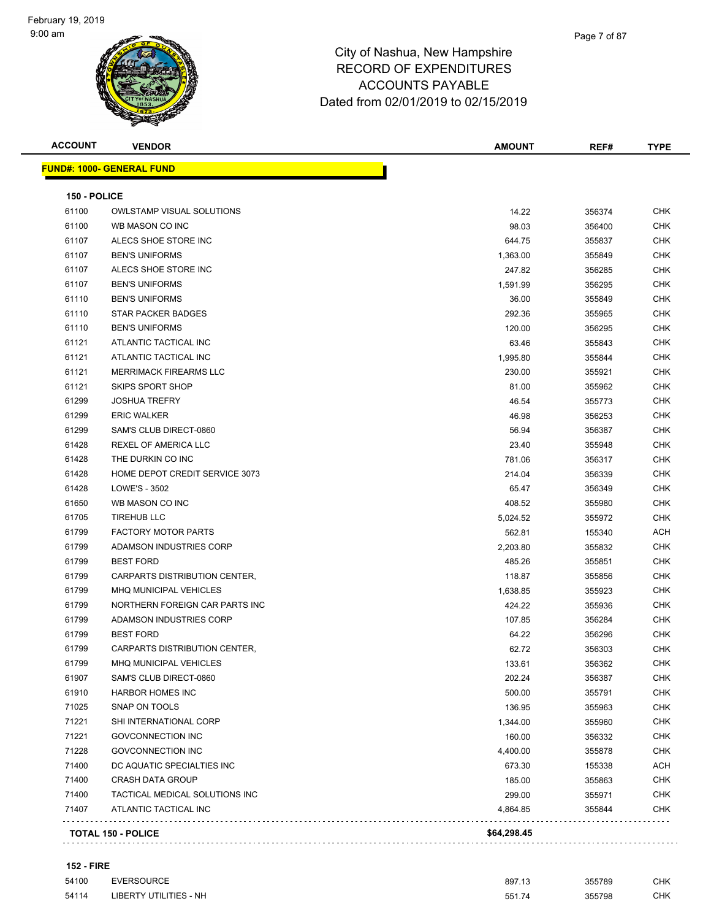# City of Nashua, New Hampshire
## RECORD OF EXPENDITURES
## ACCOUNTS PAYABLE
## Dated from 02/01/2019 to 02/15/2019

| ACCOUNT | VENDOR | AMOUNT | REF# | TYPE |
|---|---|---|---|---|
| **FUND#: 1000- GENERAL FUND** | | | | |
| **150 - POLICE** | | | | |
| 61100 | OWLSTAMP VISUAL SOLUTIONS | 14.22 | 356374 | CHK |
| 61100 | WB MASON CO INC | 98.03 | 356400 | CHK |
| 61107 | ALECS SHOE STORE INC | 644.75 | 355837 | CHK |
| 61107 | BEN'S UNIFORMS | 1,363.00 | 355849 | CHK |
| 61107 | ALECS SHOE STORE INC | 247.82 | 356285 | CHK |
| 61107 | BEN'S UNIFORMS | 1,591.99 | 356295 | CHK |
| 61110 | BEN'S UNIFORMS | 36.00 | 355849 | CHK |
| 61110 | STAR PACKER BADGES | 292.36 | 355965 | CHK |
| 61110 | BEN'S UNIFORMS | 120.00 | 356295 | CHK |
| 61121 | ATLANTIC TACTICAL INC | 63.46 | 355843 | CHK |
| 61121 | ATLANTIC TACTICAL INC | 1,995.80 | 355844 | CHK |
| 61121 | MERRIMACK FIREARMS LLC | 230.00 | 355921 | CHK |
| 61121 | SKIPS SPORT SHOP | 81.00 | 355962 | CHK |
| 61299 | JOSHUA TREFRY | 46.54 | 355773 | CHK |
| 61299 | ERIC WALKER | 46.98 | 356253 | CHK |
| 61299 | SAM'S CLUB DIRECT-0860 | 56.94 | 356387 | CHK |
| 61428 | REXEL OF AMERICA LLC | 23.40 | 355948 | CHK |
| 61428 | THE DURKIN CO INC | 781.06 | 356317 | CHK |
| 61428 | HOME DEPOT CREDIT SERVICE 3073 | 214.04 | 356339 | CHK |
| 61428 | LOWE'S - 3502 | 65.47 | 356349 | CHK |
| 61650 | WB MASON CO INC | 408.52 | 355980 | CHK |
| 61705 | TIREHUB LLC | 5,024.52 | 355972 | CHK |
| 61799 | FACTORY MOTOR PARTS | 562.81 | 155340 | ACH |
| 61799 | ADAMSON INDUSTRIES CORP | 2,203.80 | 355832 | CHK |
| 61799 | BEST FORD | 485.26 | 355851 | CHK |
| 61799 | CARPARTS DISTRIBUTION CENTER, | 118.87 | 355856 | CHK |
| 61799 | MHQ MUNICIPAL VEHICLES | 1,638.85 | 355923 | CHK |
| 61799 | NORTHERN FOREIGN CAR PARTS INC | 424.22 | 355936 | CHK |
| 61799 | ADAMSON INDUSTRIES CORP | 107.85 | 356284 | CHK |
| 61799 | BEST FORD | 64.22 | 356296 | CHK |
| 61799 | CARPARTS DISTRIBUTION CENTER, | 62.72 | 356303 | CHK |
| 61799 | MHQ MUNICIPAL VEHICLES | 133.61 | 356362 | CHK |
| 61907 | SAM'S CLUB DIRECT-0860 | 202.24 | 356387 | CHK |
| 61910 | HARBOR HOMES INC | 500.00 | 355791 | CHK |
| 71025 | SNAP ON TOOLS | 136.95 | 355963 | CHK |
| 71221 | SHI INTERNATIONAL CORP | 1,344.00 | 355960 | CHK |
| 71221 | GOVCONNECTION INC | 160.00 | 356332 | CHK |
| 71228 | GOVCONNECTION INC | 4,400.00 | 355878 | CHK |
| 71400 | DC AQUATIC SPECIALTIES INC | 673.30 | 155338 | ACH |
| 71400 | CRASH DATA GROUP | 185.00 | 355863 | CHK |
| 71400 | TACTICAL MEDICAL SOLUTIONS INC | 299.00 | 355971 | CHK |
| 71407 | ATLANTIC TACTICAL INC | 4,864.85 | 355844 | CHK |
| **TOTAL 150 - POLICE** | | **$64,298.45** | | |
| **152 - FIRE** | | | | |
| 54100 | EVERSOURCE | 897.13 | 355789 | CHK |
| 54114 | LIBERTY UTILITIES - NH | 551.74 | 355798 | CHK |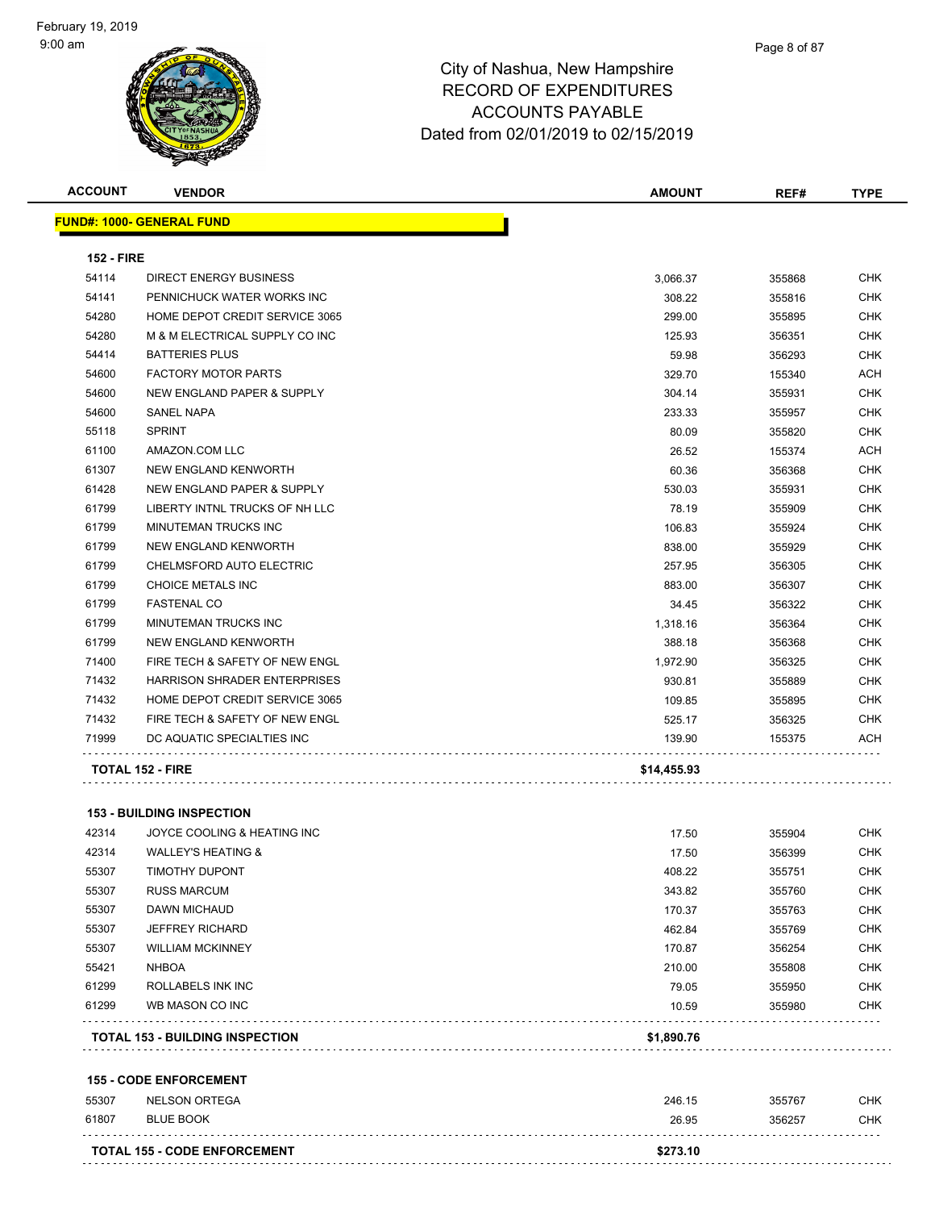# City of Nashua, New Hampshire
## RECORD OF EXPENDITURES
## ACCOUNTS PAYABLE
## Dated from 02/01/2019 to 02/15/2019

| ACCOUNT | VENDOR | AMOUNT | REF# | TYPE |
|---|---|---|---|---|
| **FUND#: 1000- GENERAL FUND** | | | | |
| **152 - FIRE** | | | | |
| 54114 | DIRECT ENERGY BUSINESS | 3,066.37 | 355868 | CHK |
| 54141 | PENNICHUCK WATER WORKS INC | 308.22 | 355816 | CHK |
| 54280 | HOME DEPOT CREDIT SERVICE 3065 | 299.00 | 355895 | CHK |
| 54280 | M & M ELECTRICAL SUPPLY CO INC | 125.93 | 356351 | CHK |
| 54414 | BATTERIES PLUS | 59.98 | 356293 | CHK |
| 54600 | FACTORY MOTOR PARTS | 329.70 | 155340 | ACH |
| 54600 | NEW ENGLAND PAPER & SUPPLY | 304.14 | 355931 | CHK |
| 54600 | SANEL NAPA | 233.33 | 355957 | CHK |
| 55118 | SPRINT | 80.09 | 355820 | CHK |
| 61100 | AMAZON.COM LLC | 26.52 | 155374 | ACH |
| 61307 | NEW ENGLAND KENWORTH | 60.36 | 356368 | CHK |
| 61428 | NEW ENGLAND PAPER & SUPPLY | 530.03 | 355931 | CHK |
| 61799 | LIBERTY INTNL TRUCKS OF NH LLC | 78.19 | 355909 | CHK |
| 61799 | MINUTEMAN TRUCKS INC | 106.83 | 355924 | CHK |
| 61799 | NEW ENGLAND KENWORTH | 838.00 | 355929 | CHK |
| 61799 | CHELMSFORD AUTO ELECTRIC | 257.95 | 356305 | CHK |
| 61799 | CHOICE METALS INC | 883.00 | 356307 | CHK |
| 61799 | FASTENAL CO | 34.45 | 356322 | CHK |
| 61799 | MINUTEMAN TRUCKS INC | 1,318.16 | 356364 | CHK |
| 61799 | NEW ENGLAND KENWORTH | 388.18 | 356368 | CHK |
| 71400 | FIRE TECH & SAFETY OF NEW ENGL | 1,972.90 | 356325 | CHK |
| 71432 | HARRISON SHRADER ENTERPRISES | 930.81 | 355889 | CHK |
| 71432 | HOME DEPOT CREDIT SERVICE 3065 | 109.85 | 355895 | CHK |
| 71432 | FIRE TECH & SAFETY OF NEW ENGL | 525.17 | 356325 | CHK |
| 71999 | DC AQUATIC SPECIALTIES INC | 139.90 | 155375 | ACH |
| **TOTAL 152 - FIRE** | | **$14,455.93** | | |
| **153 - BUILDING INSPECTION** | | | | |
| 42314 | JOYCE COOLING & HEATING INC | 17.50 | 355904 | CHK |
| 42314 | WALLEY'S HEATING & | 17.50 | 356399 | CHK |
| 55307 | TIMOTHY DUPONT | 408.22 | 355751 | CHK |
| 55307 | RUSS MARCUM | 343.82 | 355760 | CHK |
| 55307 | DAWN MICHAUD | 170.37 | 355763 | CHK |
| 55307 | JEFFREY RICHARD | 462.84 | 355769 | CHK |
| 55307 | WILLIAM MCKINNEY | 170.87 | 356254 | CHK |
| 55421 | NHBOA | 210.00 | 355808 | CHK |
| 61299 | ROLLABELS INK INC | 79.05 | 355950 | CHK |
| 61299 | WB MASON CO INC | 10.59 | 355980 | CHK |
| **TOTAL 153 - BUILDING INSPECTION** | | **$1,890.76** | | |
| **155 - CODE ENFORCEMENT** | | | | |
| 55307 | NELSON ORTEGA | 246.15 | 355767 | CHK |
| 61807 | BLUE BOOK | 26.95 | 356257 | CHK |
| **TOTAL 155 - CODE ENFORCEMENT** | | **$273.10** | | |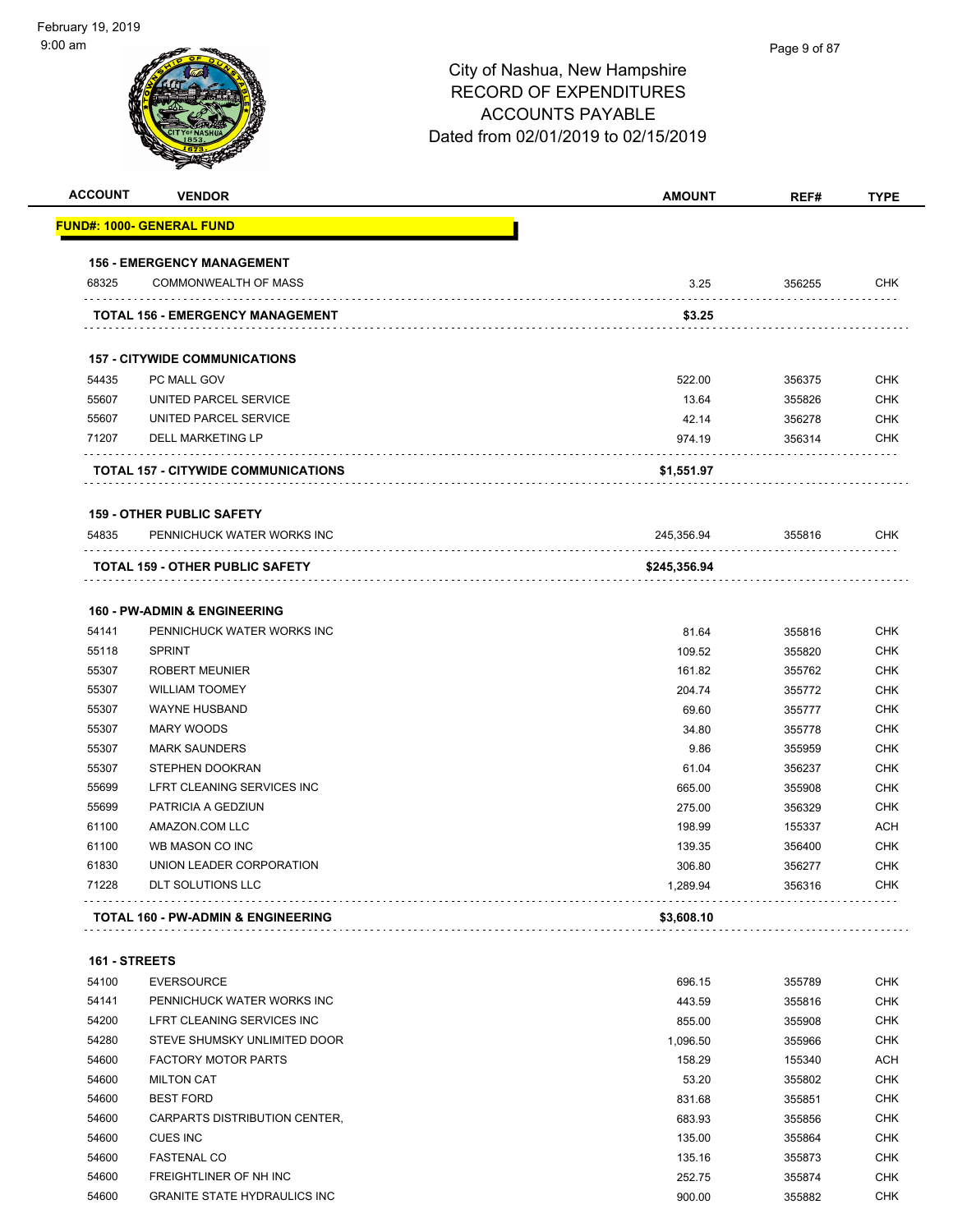February 19, 2019
9:00 am

# City of Nashua, New Hampshire
## RECORD OF EXPENDITURES
## ACCOUNTS PAYABLE
## Dated from 02/01/2019 to 02/15/2019

| ACCOUNT | VENDOR | AMOUNT | REF# | TYPE |
|---|---|---|---|---|
| **FUND#: 1000- GENERAL FUND** | | | | |
| **156 - EMERGENCY MANAGEMENT** | | | | |
| 68325 | COMMONWEALTH OF MASS | 3.25 | 356255 | CHK |
| | **TOTAL 156 - EMERGENCY MANAGEMENT** | **$3.25** | | |
| **157 - CITYWIDE COMMUNICATIONS** | | | | |
| 54435 | PC MALL GOV | 522.00 | 356375 | CHK |
| 55607 | UNITED PARCEL SERVICE | 13.64 | 355826 | CHK |
| 55607 | UNITED PARCEL SERVICE | 42.14 | 356278 | CHK |
| 71207 | DELL MARKETING LP | 974.19 | 356314 | CHK |
| | **TOTAL 157 - CITYWIDE COMMUNICATIONS** | **$1,551.97** | | |
| **159 - OTHER PUBLIC SAFETY** | | | | |
| 54835 | PENNICHUCK WATER WORKS INC | 245,356.94 | 355816 | CHK |
| | **TOTAL 159 - OTHER PUBLIC SAFETY** | **$245,356.94** | | |
| **160 - PW-ADMIN & ENGINEERING** | | | | |
| 54141 | PENNICHUCK WATER WORKS INC | 81.64 | 355816 | CHK |
| 55118 | SPRINT | 109.52 | 355820 | CHK |
| 55307 | ROBERT MEUNIER | 161.82 | 355762 | CHK |
| 55307 | WILLIAM TOOMEY | 204.74 | 355772 | CHK |
| 55307 | WAYNE HUSBAND | 69.60 | 355777 | CHK |
| 55307 | MARY WOODS | 34.80 | 355778 | CHK |
| 55307 | MARK SAUNDERS | 9.86 | 355959 | CHK |
| 55307 | STEPHEN DOOKRAN | 61.04 | 356237 | CHK |
| 55699 | LFRT CLEANING SERVICES INC | 665.00 | 355908 | CHK |
| 55699 | PATRICIA A GEDZIUN | 275.00 | 356329 | CHK |
| 61100 | AMAZON.COM LLC | 198.99 | 155337 | ACH |
| 61100 | WB MASON CO INC | 139.35 | 356400 | CHK |
| 61830 | UNION LEADER CORPORATION | 306.80 | 356277 | CHK |
| 71228 | DLT SOLUTIONS LLC | 1,289.94 | 356316 | CHK |
| | **TOTAL 160 - PW-ADMIN & ENGINEERING** | **$3,608.10** | | |
| **161 - STREETS** | | | | |
| 54100 | EVERSOURCE | 696.15 | 355789 | CHK |
| 54141 | PENNICHUCK WATER WORKS INC | 443.59 | 355816 | CHK |
| 54200 | LFRT CLEANING SERVICES INC | 855.00 | 355908 | CHK |
| 54280 | STEVE SHUMSKY UNLIMITED DOOR | 1,096.50 | 355966 | CHK |
| 54600 | FACTORY MOTOR PARTS | 158.29 | 155340 | ACH |
| 54600 | MILTON CAT | 53.20 | 355802 | CHK |
| 54600 | BEST FORD | 831.68 | 355851 | CHK |
| 54600 | CARPARTS DISTRIBUTION CENTER, | 683.93 | 355856 | CHK |
| 54600 | CUES INC | 135.00 | 355864 | CHK |
| 54600 | FASTENAL CO | 135.16 | 355873 | CHK |
| 54600 | FREIGHTLINER OF NH INC | 252.75 | 355874 | CHK |
| 54600 | GRANITE STATE HYDRAULICS INC | 900.00 | 355882 | CHK |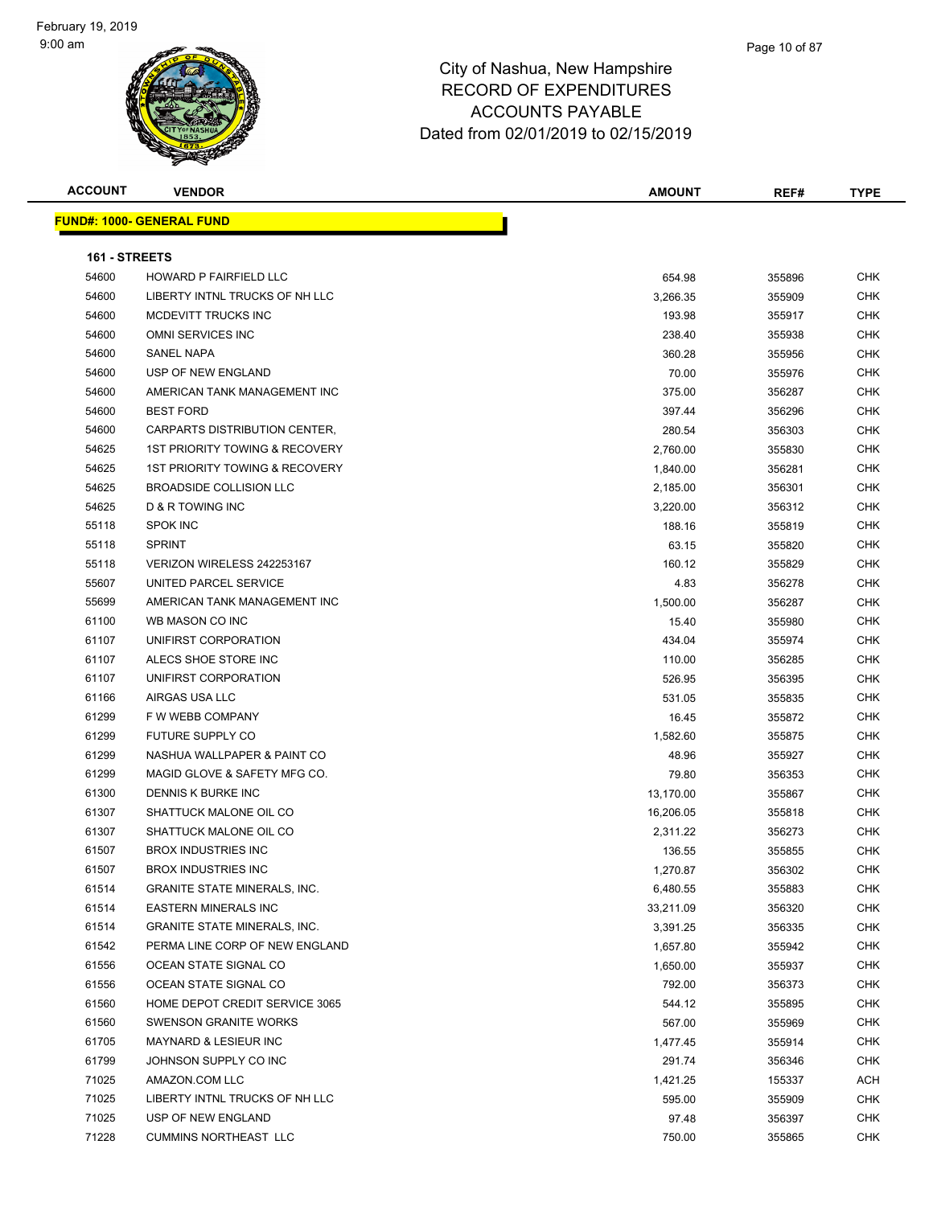# City of Nashua, New Hampshire
## RECORD OF EXPENDITURES
## ACCOUNTS PAYABLE
## Dated from 02/01/2019 to 02/15/2019

| ACCOUNT | VENDOR | AMOUNT | REF# | TYPE |
|---|---|---|---|---|

**FUND#: 1000- GENERAL FUND**

**161 - STREETS**

| ACCOUNT | VENDOR | AMOUNT | REF# | TYPE |
|---|---|---|---|---|
| 54600 | HOWARD P FAIRFIELD LLC | 654.98 | 355896 | CHK |
| 54600 | LIBERTY INTNL TRUCKS OF NH LLC | 3,266.35 | 355909 | CHK |
| 54600 | MCDEVITT TRUCKS INC | 193.98 | 355917 | CHK |
| 54600 | OMNI SERVICES INC | 238.40 | 355938 | CHK |
| 54600 | SANEL NAPA | 360.28 | 355956 | CHK |
| 54600 | USP OF NEW ENGLAND | 70.00 | 355976 | CHK |
| 54600 | AMERICAN TANK MANAGEMENT INC | 375.00 | 356287 | CHK |
| 54600 | BEST FORD | 397.44 | 356296 | CHK |
| 54600 | CARPARTS DISTRIBUTION CENTER, | 280.54 | 356303 | CHK |
| 54625 | 1ST PRIORITY TOWING & RECOVERY | 2,760.00 | 355830 | CHK |
| 54625 | 1ST PRIORITY TOWING & RECOVERY | 1,840.00 | 356281 | CHK |
| 54625 | BROADSIDE COLLISION LLC | 2,185.00 | 356301 | CHK |
| 54625 | D & R TOWING INC | 3,220.00 | 356312 | CHK |
| 55118 | SPOK INC | 188.16 | 355819 | CHK |
| 55118 | SPRINT | 63.15 | 355820 | CHK |
| 55118 | VERIZON WIRELESS 242253167 | 160.12 | 355829 | CHK |
| 55607 | UNITED PARCEL SERVICE | 4.83 | 356278 | CHK |
| 55699 | AMERICAN TANK MANAGEMENT INC | 1,500.00 | 356287 | CHK |
| 61100 | WB MASON CO INC | 15.40 | 355980 | CHK |
| 61107 | UNIFIRST CORPORATION | 434.04 | 355974 | CHK |
| 61107 | ALECS SHOE STORE INC | 110.00 | 356285 | CHK |
| 61107 | UNIFIRST CORPORATION | 526.95 | 356395 | CHK |
| 61166 | AIRGAS USA LLC | 531.05 | 355835 | CHK |
| 61299 | F W WEBB COMPANY | 16.45 | 355872 | CHK |
| 61299 | FUTURE SUPPLY CO | 1,582.60 | 355875 | CHK |
| 61299 | NASHUA WALLPAPER & PAINT CO | 48.96 | 355927 | CHK |
| 61299 | MAGID GLOVE & SAFETY MFG CO. | 79.80 | 356353 | CHK |
| 61300 | DENNIS K BURKE INC | 13,170.00 | 355867 | CHK |
| 61307 | SHATTUCK MALONE OIL CO | 16,206.05 | 355818 | CHK |
| 61307 | SHATTUCK MALONE OIL CO | 2,311.22 | 356273 | CHK |
| 61507 | BROX INDUSTRIES INC | 136.55 | 355855 | CHK |
| 61507 | BROX INDUSTRIES INC | 1,270.87 | 356302 | CHK |
| 61514 | GRANITE STATE MINERALS, INC. | 6,480.55 | 355883 | CHK |
| 61514 | EASTERN MINERALS INC | 33,211.09 | 356320 | CHK |
| 61514 | GRANITE STATE MINERALS, INC. | 3,391.25 | 356335 | CHK |
| 61542 | PERMA LINE CORP OF NEW ENGLAND | 1,657.80 | 355942 | CHK |
| 61556 | OCEAN STATE SIGNAL CO | 1,650.00 | 355937 | CHK |
| 61556 | OCEAN STATE SIGNAL CO | 792.00 | 356373 | CHK |
| 61560 | HOME DEPOT CREDIT SERVICE 3065 | 544.12 | 355895 | CHK |
| 61560 | SWENSON GRANITE WORKS | 567.00 | 355969 | CHK |
| 61705 | MAYNARD & LESIEUR INC | 1,477.45 | 355914 | CHK |
| 61799 | JOHNSON SUPPLY CO INC | 291.74 | 356346 | CHK |
| 71025 | AMAZON.COM LLC | 1,421.25 | 155337 | ACH |
| 71025 | LIBERTY INTNL TRUCKS OF NH LLC | 595.00 | 355909 | CHK |
| 71025 | USP OF NEW ENGLAND | 97.48 | 356397 | CHK |
| 71228 | CUMMINS NORTHEAST LLC | 750.00 | 355865 | CHK |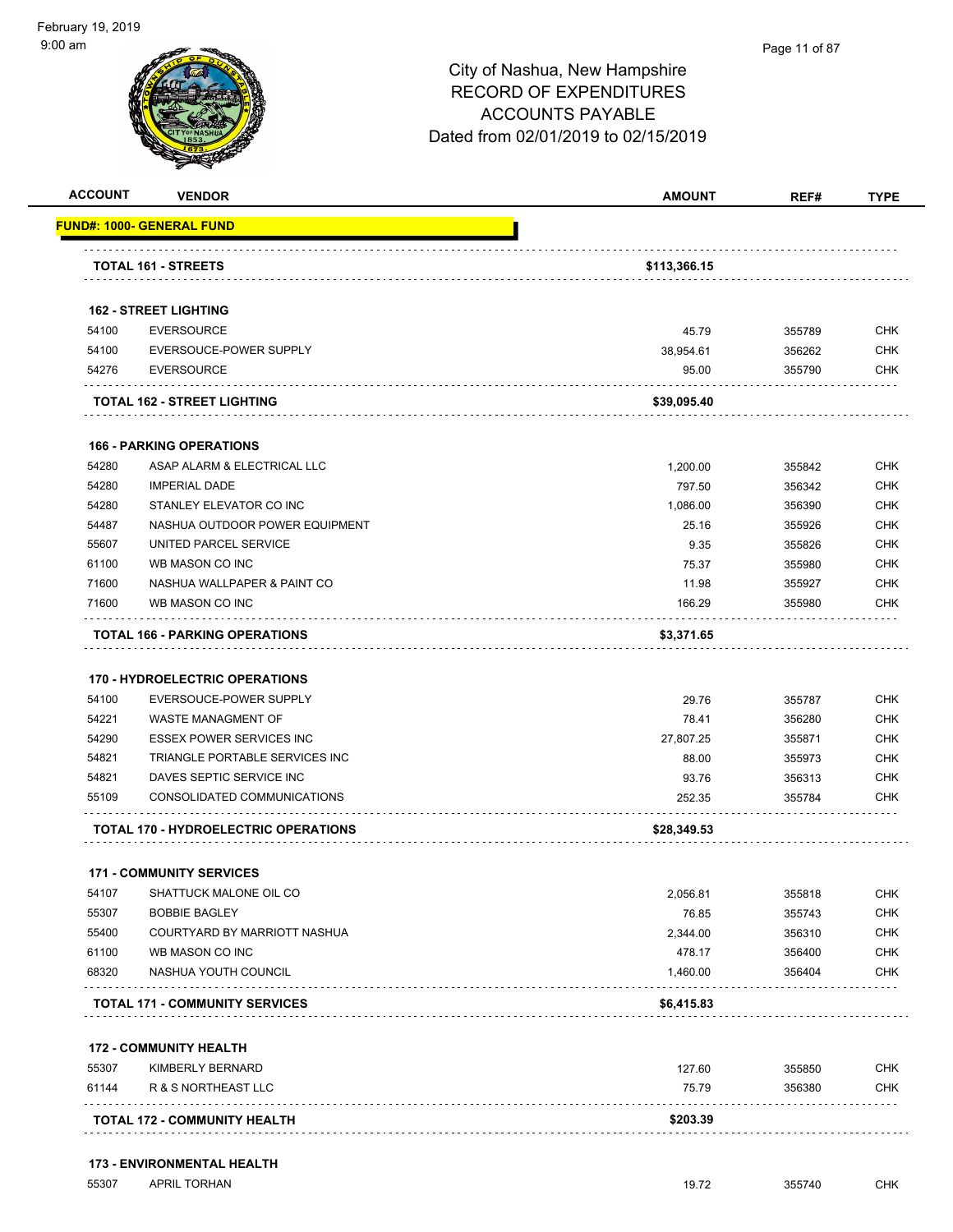City of Nashua, New Hampshire
RECORD OF EXPENDITURES
ACCOUNTS PAYABLE
Dated from 02/01/2019 to 02/15/2019

February 19, 2019
9:00 am

| ACCOUNT | VENDOR | AMOUNT | REF# | TYPE |
|---|---|---|---|---|
| **FUND#: 1000- GENERAL FUND** | | | | |
| | **TOTAL 161 - STREETS** | **$113,366.15** | | |
| | **162 - STREET LIGHTING** | | | |
| 54100 | EVERSOURCE | 45.79 | 355789 | CHK |
| 54100 | EVERSOUCE-POWER SUPPLY | 38,954.61 | 356262 | CHK |
| 54276 | EVERSOURCE | 95.00 | 355790 | CHK |
| | **TOTAL 162 - STREET LIGHTING** | **$39,095.40** | | |
| | **166 - PARKING OPERATIONS** | | | |
| 54280 | ASAP ALARM & ELECTRICAL LLC | 1,200.00 | 355842 | CHK |
| 54280 | IMPERIAL DADE | 797.50 | 356342 | CHK |
| 54280 | STANLEY ELEVATOR CO INC | 1,086.00 | 356390 | CHK |
| 54487 | NASHUA OUTDOOR POWER EQUIPMENT | 25.16 | 355926 | CHK |
| 55607 | UNITED PARCEL SERVICE | 9.35 | 355826 | CHK |
| 61100 | WB MASON CO INC | 75.37 | 355980 | CHK |
| 71600 | NASHUA WALLPAPER & PAINT CO | 11.98 | 355927 | CHK |
| 71600 | WB MASON CO INC | 166.29 | 355980 | CHK |
| | **TOTAL 166 - PARKING OPERATIONS** | **$3,371.65** | | |
| | **170 - HYDROELECTRIC OPERATIONS** | | | |
| 54100 | EVERSOUCE-POWER SUPPLY | 29.76 | 355787 | CHK |
| 54221 | WASTE MANAGMENT OF | 78.41 | 356280 | CHK |
| 54290 | ESSEX POWER SERVICES INC | 27,807.25 | 355871 | CHK |
| 54821 | TRIANGLE PORTABLE SERVICES INC | 88.00 | 355973 | CHK |
| 54821 | DAVES SEPTIC SERVICE INC | 93.76 | 356313 | CHK |
| 55109 | CONSOLIDATED COMMUNICATIONS | 252.35 | 355784 | CHK |
| | **TOTAL 170 - HYDROELECTRIC OPERATIONS** | **$28,349.53** | | |
| | **171 - COMMUNITY SERVICES** | | | |
| 54107 | SHATTUCK MALONE OIL CO | 2,056.81 | 355818 | CHK |
| 55307 | BOBBIE BAGLEY | 76.85 | 355743 | CHK |
| 55400 | COURTYARD BY MARRIOTT NASHUA | 2,344.00 | 356310 | CHK |
| 61100 | WB MASON CO INC | 478.17 | 356400 | CHK |
| 68320 | NASHUA YOUTH COUNCIL | 1,460.00 | 356404 | CHK |
| | **TOTAL 171 - COMMUNITY SERVICES** | **$6,415.83** | | |
| | **172 - COMMUNITY HEALTH** | | | |
| 55307 | KIMBERLY BERNARD | 127.60 | 355850 | CHK |
| 61144 | R & S NORTHEAST LLC | 75.79 | 356380 | CHK |
| | **TOTAL 172 - COMMUNITY HEALTH** | **$203.39** | | |
| | **173 - ENVIRONMENTAL HEALTH** | | | |
| 55307 | APRIL TORHAN | 19.72 | 355740 | CHK |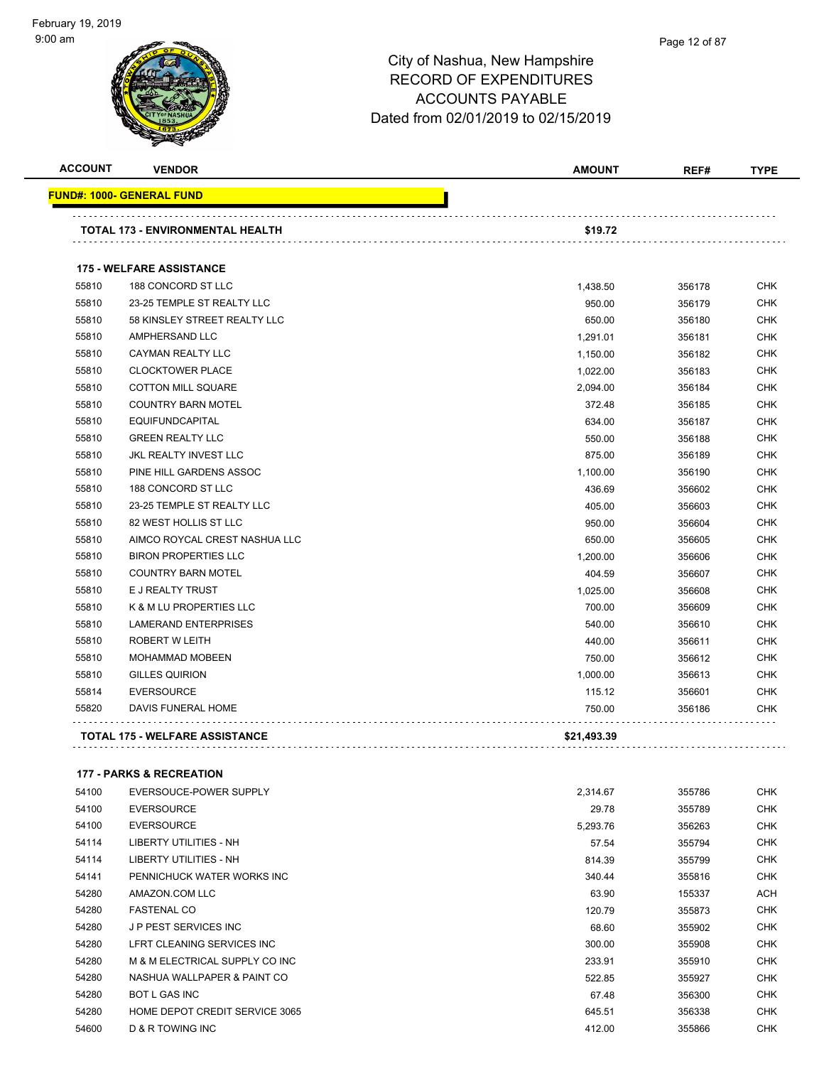# City of Nashua, New Hampshire
## RECORD OF EXPENDITURES
## ACCOUNTS PAYABLE
## Dated from 02/01/2019 to 02/15/2019

| ACCOUNT | VENDOR | AMOUNT | REF# | TYPE |
|---|---|---|---|---|
| **FUND#: 1000- GENERAL FUND** | | | | |
| | **TOTAL 173 - ENVIRONMENTAL HEALTH** | **$19.72** | | |
| | **175 - WELFARE ASSISTANCE** | | | |
| 55810 | 188 CONCORD ST LLC | 1,438.50 | 356178 | CHK |
| 55810 | 23-25 TEMPLE ST REALTY LLC | 950.00 | 356179 | CHK |
| 55810 | 58 KINSLEY STREET REALTY LLC | 650.00 | 356180 | CHK |
| 55810 | AMPHERSAND LLC | 1,291.01 | 356181 | CHK |
| 55810 | CAYMAN REALTY LLC | 1,150.00 | 356182 | CHK |
| 55810 | CLOCKTOWER PLACE | 1,022.00 | 356183 | CHK |
| 55810 | COTTON MILL SQUARE | 2,094.00 | 356184 | CHK |
| 55810 | COUNTRY BARN MOTEL | 372.48 | 356185 | CHK |
| 55810 | EQUIFUNDCAPITAL | 634.00 | 356187 | CHK |
| 55810 | GREEN REALTY LLC | 550.00 | 356188 | CHK |
| 55810 | JKL REALTY INVEST LLC | 875.00 | 356189 | CHK |
| 55810 | PINE HILL GARDENS ASSOC | 1,100.00 | 356190 | CHK |
| 55810 | 188 CONCORD ST LLC | 436.69 | 356602 | CHK |
| 55810 | 23-25 TEMPLE ST REALTY LLC | 405.00 | 356603 | CHK |
| 55810 | 82 WEST HOLLIS ST LLC | 950.00 | 356604 | CHK |
| 55810 | AIMCO ROYCAL CREST NASHUA LLC | 650.00 | 356605 | CHK |
| 55810 | BIRON PROPERTIES LLC | 1,200.00 | 356606 | CHK |
| 55810 | COUNTRY BARN MOTEL | 404.59 | 356607 | CHK |
| 55810 | E J REALTY TRUST | 1,025.00 | 356608 | CHK |
| 55810 | K & M LU PROPERTIES LLC | 700.00 | 356609 | CHK |
| 55810 | LAMERAND ENTERPRISES | 540.00 | 356610 | CHK |
| 55810 | ROBERT W LEITH | 440.00 | 356611 | CHK |
| 55810 | MOHAMMAD MOBEEN | 750.00 | 356612 | CHK |
| 55810 | GILLES QUIRION | 1,000.00 | 356613 | CHK |
| 55814 | EVERSOURCE | 115.12 | 356601 | CHK |
| 55820 | DAVIS FUNERAL HOME | 750.00 | 356186 | CHK |
| | **TOTAL 175 - WELFARE ASSISTANCE** | **$21,493.39** | | |
| | **177 - PARKS & RECREATION** | | | |
| 54100 | EVERSOUCE-POWER SUPPLY | 2,314.67 | 355786 | CHK |
| 54100 | EVERSOURCE | 29.78 | 355789 | CHK |
| 54100 | EVERSOURCE | 5,293.76 | 356263 | CHK |
| 54114 | LIBERTY UTILITIES - NH | 57.54 | 355794 | CHK |
| 54114 | LIBERTY UTILITIES - NH | 814.39 | 355799 | CHK |
| 54141 | PENNICHUCK WATER WORKS INC | 340.44 | 355816 | CHK |
| 54280 | AMAZON.COM LLC | 63.90 | 155337 | ACH |
| 54280 | FASTENAL CO | 120.79 | 355873 | CHK |
| 54280 | J P PEST SERVICES INC | 68.60 | 355902 | CHK |
| 54280 | LFRT CLEANING SERVICES INC | 300.00 | 355908 | CHK |
| 54280 | M & M ELECTRICAL SUPPLY CO INC | 233.91 | 355910 | CHK |
| 54280 | NASHUA WALLPAPER & PAINT CO | 522.85 | 355927 | CHK |
| 54280 | BOT L GAS INC | 67.48 | 356300 | CHK |
| 54280 | HOME DEPOT CREDIT SERVICE 3065 | 645.51 | 356338 | CHK |
| 54600 | D & R TOWING INC | 412.00 | 355866 | CHK |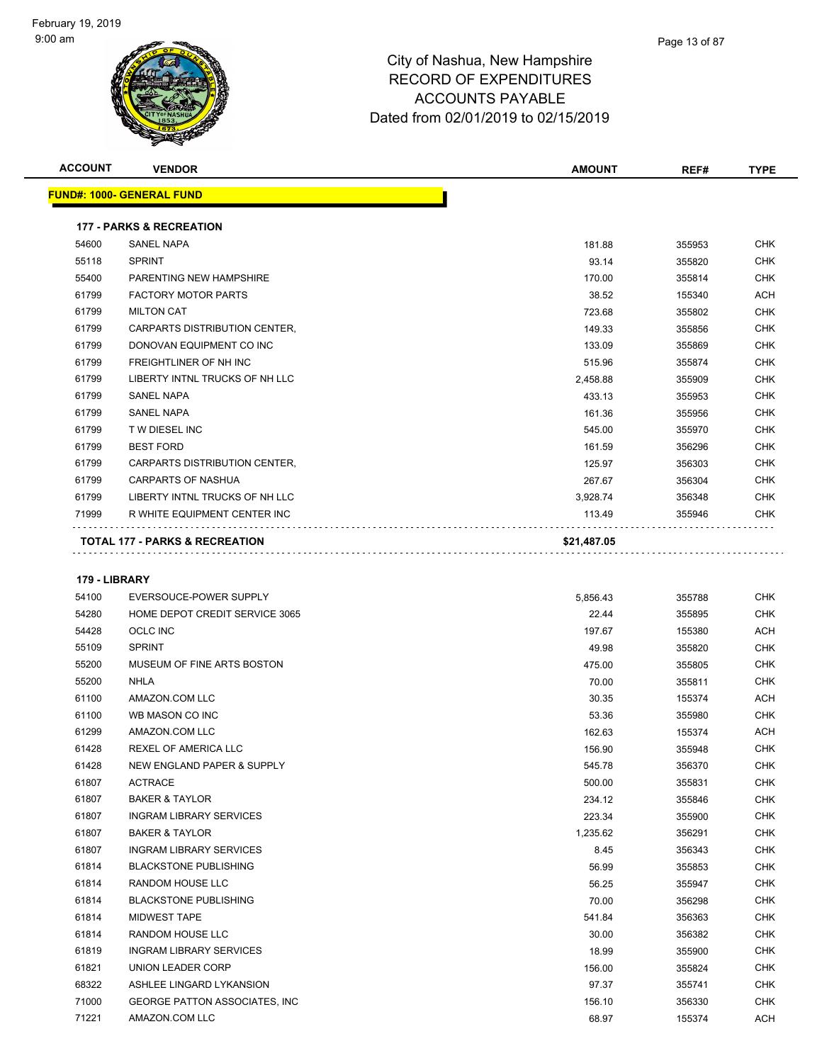# City of Nashua, New Hampshire
## RECORD OF EXPENDITURES
## ACCOUNTS PAYABLE
## Dated from 02/01/2019 to 02/15/2019

February 19, 2019
9:00 am

| ACCOUNT | VENDOR | AMOUNT | REF# | TYPE |
|---|---|---|---|---|
| **FUND#: 1000- GENERAL FUND** | | | | |
| **177 - PARKS & RECREATION** | | | | |
| 54600 | SANEL NAPA | 181.88 | 355953 | CHK |
| 55118 | SPRINT | 93.14 | 355820 | CHK |
| 55400 | PARENTING NEW HAMPSHIRE | 170.00 | 355814 | CHK |
| 61799 | FACTORY MOTOR PARTS | 38.52 | 155340 | ACH |
| 61799 | MILTON CAT | 723.68 | 355802 | CHK |
| 61799 | CARPARTS DISTRIBUTION CENTER, | 149.33 | 355856 | CHK |
| 61799 | DONOVAN EQUIPMENT CO INC | 133.09 | 355869 | CHK |
| 61799 | FREIGHTLINER OF NH INC | 515.96 | 355874 | CHK |
| 61799 | LIBERTY INTNL TRUCKS OF NH LLC | 2,458.88 | 355909 | CHK |
| 61799 | SANEL NAPA | 433.13 | 355953 | CHK |
| 61799 | SANEL NAPA | 161.36 | 355956 | CHK |
| 61799 | T W DIESEL INC | 545.00 | 355970 | CHK |
| 61799 | BEST FORD | 161.59 | 356296 | CHK |
| 61799 | CARPARTS DISTRIBUTION CENTER, | 125.97 | 356303 | CHK |
| 61799 | CARPARTS OF NASHUA | 267.67 | 356304 | CHK |
| 61799 | LIBERTY INTNL TRUCKS OF NH LLC | 3,928.74 | 356348 | CHK |
| 71999 | R WHITE EQUIPMENT CENTER INC | 113.49 | 355946 | CHK |
| **TOTAL 177 - PARKS & RECREATION** | | **$21,487.05** | | |
| **179 - LIBRARY** | | | | |
| 54100 | EVERSOUCE-POWER SUPPLY | 5,856.43 | 355788 | CHK |
| 54280 | HOME DEPOT CREDIT SERVICE 3065 | 22.44 | 355895 | CHK |
| 54428 | OCLC INC | 197.67 | 155380 | ACH |
| 55109 | SPRINT | 49.98 | 355820 | CHK |
| 55200 | MUSEUM OF FINE ARTS BOSTON | 475.00 | 355805 | CHK |
| 55200 | NHLA | 70.00 | 355811 | CHK |
| 61100 | AMAZON.COM LLC | 30.35 | 155374 | ACH |
| 61100 | WB MASON CO INC | 53.36 | 355980 | CHK |
| 61299 | AMAZON.COM LLC | 162.63 | 155374 | ACH |
| 61428 | REXEL OF AMERICA LLC | 156.90 | 355948 | CHK |
| 61428 | NEW ENGLAND PAPER & SUPPLY | 545.78 | 356370 | CHK |
| 61807 | ACTRACE | 500.00 | 355831 | CHK |
| 61807 | BAKER & TAYLOR | 234.12 | 355846 | CHK |
| 61807 | INGRAM LIBRARY SERVICES | 223.34 | 355900 | CHK |
| 61807 | BAKER & TAYLOR | 1,235.62 | 356291 | CHK |
| 61807 | INGRAM LIBRARY SERVICES | 8.45 | 356343 | CHK |
| 61814 | BLACKSTONE PUBLISHING | 56.99 | 355853 | CHK |
| 61814 | RANDOM HOUSE LLC | 56.25 | 355947 | CHK |
| 61814 | BLACKSTONE PUBLISHING | 70.00 | 356298 | CHK |
| 61814 | MIDWEST TAPE | 541.84 | 356363 | CHK |
| 61814 | RANDOM HOUSE LLC | 30.00 | 356382 | CHK |
| 61819 | INGRAM LIBRARY SERVICES | 18.99 | 355900 | CHK |
| 61821 | UNION LEADER CORP | 156.00 | 355824 | CHK |
| 68322 | ASHLEE LINGARD LYKANSION | 97.37 | 355741 | CHK |
| 71000 | GEORGE PATTON ASSOCIATES, INC | 156.10 | 356330 | CHK |
| 71221 | AMAZON.COM LLC | 68.97 | 155374 | ACH |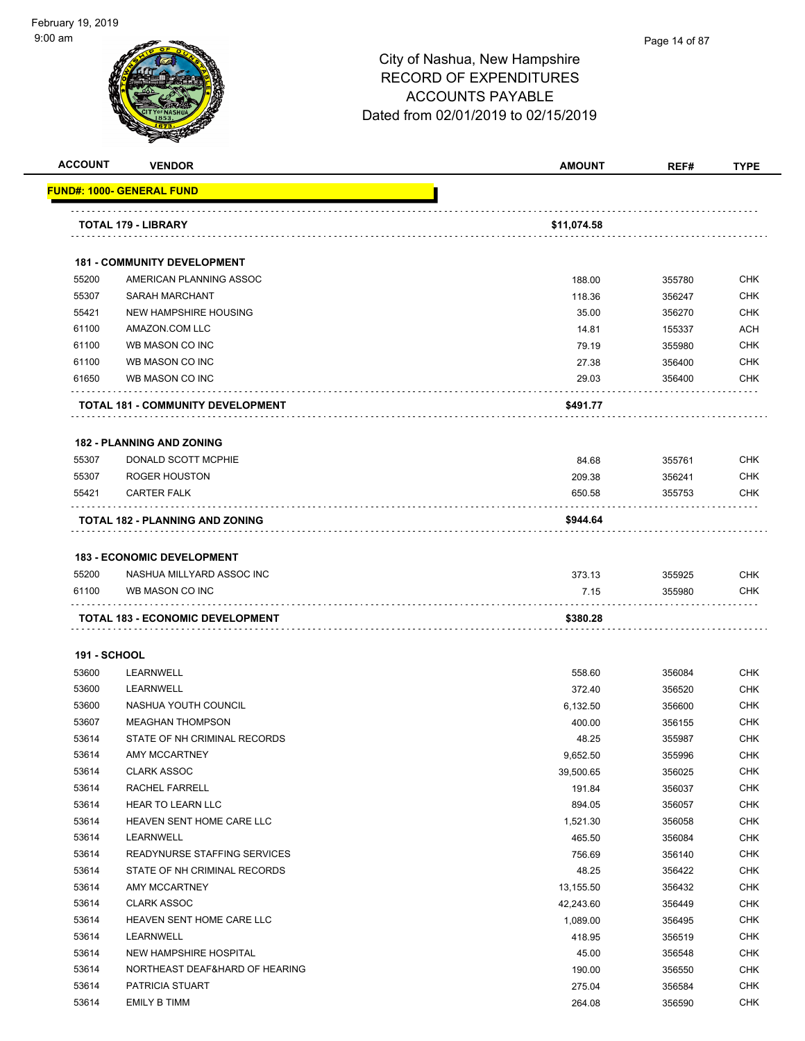City of Nashua, New Hampshire
RECORD OF EXPENDITURES
ACCOUNTS PAYABLE
Dated from 02/01/2019 to 02/15/2019

| ACCOUNT | VENDOR | AMOUNT | REF# | TYPE |
|---|---|---|---|---|
| **FUND#: 1000- GENERAL FUND** | | | | |
| **TOTAL 179 - LIBRARY** | | **$11,074.58** | | |
| **181 - COMMUNITY DEVELOPMENT** | | | | |
| 55200 | AMERICAN PLANNING ASSOC | 188.00 | 355780 | CHK |
| 55307 | SARAH MARCHANT | 118.36 | 356247 | CHK |
| 55421 | NEW HAMPSHIRE HOUSING | 35.00 | 356270 | CHK |
| 61100 | AMAZON.COM LLC | 14.81 | 155337 | ACH |
| 61100 | WB MASON CO INC | 79.19 | 355980 | CHK |
| 61100 | WB MASON CO INC | 27.38 | 356400 | CHK |
| 61650 | WB MASON CO INC | 29.03 | 356400 | CHK |
| **TOTAL 181 - COMMUNITY DEVELOPMENT** | | **$491.77** | | |
| **182 - PLANNING AND ZONING** | | | | |
| 55307 | DONALD SCOTT MCPHIE | 84.68 | 355761 | CHK |
| 55307 | ROGER HOUSTON | 209.38 | 356241 | CHK |
| 55421 | CARTER FALK | 650.58 | 355753 | CHK |
| **TOTAL 182 - PLANNING AND ZONING** | | **$944.64** | | |
| **183 - ECONOMIC DEVELOPMENT** | | | | |
| 55200 | NASHUA MILLYARD ASSOC INC | 373.13 | 355925 | CHK |
| 61100 | WB MASON CO INC | 7.15 | 355980 | CHK |
| **TOTAL 183 - ECONOMIC DEVELOPMENT** | | **$380.28** | | |
| **191 - SCHOOL** | | | | |
| 53600 | LEARNWELL | 558.60 | 356084 | CHK |
| 53600 | LEARNWELL | 372.40 | 356520 | CHK |
| 53600 | NASHUA YOUTH COUNCIL | 6,132.50 | 356600 | CHK |
| 53607 | MEAGHAN THOMPSON | 400.00 | 356155 | CHK |
| 53614 | STATE OF NH CRIMINAL RECORDS | 48.25 | 355987 | CHK |
| 53614 | AMY MCCARTNEY | 9,652.50 | 355996 | CHK |
| 53614 | CLARK ASSOC | 39,500.65 | 356025 | CHK |
| 53614 | RACHEL FARRELL | 191.84 | 356037 | CHK |
| 53614 | HEAR TO LEARN LLC | 894.05 | 356057 | CHK |
| 53614 | HEAVEN SENT HOME CARE LLC | 1,521.30 | 356058 | CHK |
| 53614 | LEARNWELL | 465.50 | 356084 | CHK |
| 53614 | READYNURSE STAFFING SERVICES | 756.69 | 356140 | CHK |
| 53614 | STATE OF NH CRIMINAL RECORDS | 48.25 | 356422 | CHK |
| 53614 | AMY MCCARTNEY | 13,155.50 | 356432 | CHK |
| 53614 | CLARK ASSOC | 42,243.60 | 356449 | CHK |
| 53614 | HEAVEN SENT HOME CARE LLC | 1,089.00 | 356495 | CHK |
| 53614 | LEARNWELL | 418.95 | 356519 | CHK |
| 53614 | NEW HAMPSHIRE HOSPITAL | 45.00 | 356548 | CHK |
| 53614 | NORTHEAST DEAF&HARD OF HEARING | 190.00 | 356550 | CHK |
| 53614 | PATRICIA STUART | 275.04 | 356584 | CHK |
| 53614 | EMILY B TIMM | 264.08 | 356590 | CHK |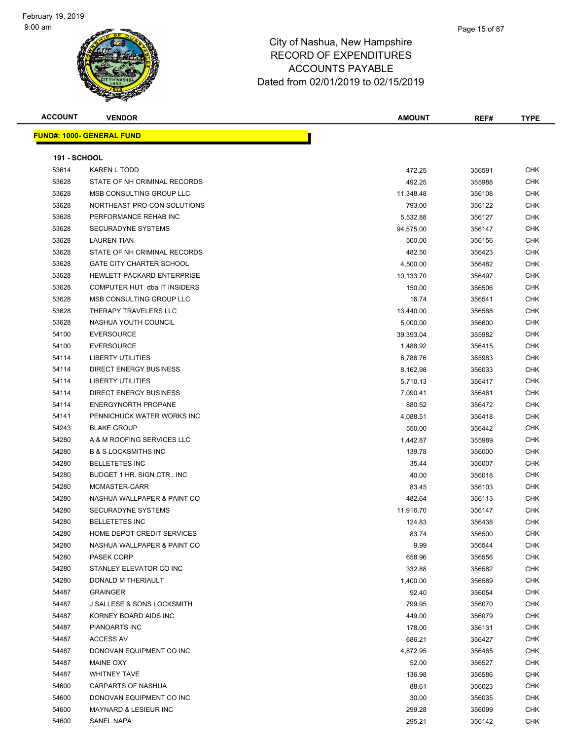# City of Nashua, New Hampshire
## RECORD OF EXPENDITURES
## ACCOUNTS PAYABLE
## Dated from 02/01/2019 to 02/15/2019

| ACCOUNT | VENDOR | AMOUNT | REF# | TYPE |
|---|---|---|---|---|

**FUND#: 1000- GENERAL FUND**

**191 - SCHOOL**

| ACCOUNT | VENDOR | AMOUNT | REF# | TYPE |
|---|---|---|---|---|
| 53614 | KAREN L TODD | 472.25 | 356591 | CHK |
| 53628 | STATE OF NH CRIMINAL RECORDS | 492.25 | 355988 | CHK |
| 53628 | MSB CONSULTING GROUP LLC | 11,348.48 | 356108 | CHK |
| 53628 | NORTHEAST PRO-CON SOLUTIONS | 793.00 | 356122 | CHK |
| 53628 | PERFORMANCE REHAB INC | 5,532.88 | 356127 | CHK |
| 53628 | SECURADYNE SYSTEMS | 94,575.00 | 356147 | CHK |
| 53628 | LAUREN TIAN | 500.00 | 356156 | CHK |
| 53628 | STATE OF NH CRIMINAL RECORDS | 482.50 | 356423 | CHK |
| 53628 | GATE CITY CHARTER SCHOOL | 4,500.00 | 356482 | CHK |
| 53628 | HEWLETT PACKARD ENTERPRISE | 10,133.70 | 356497 | CHK |
| 53628 | COMPUTER HUT dba IT INSIDERS | 150.00 | 356506 | CHK |
| 53628 | MSB CONSULTING GROUP LLC | 16.74 | 356541 | CHK |
| 53628 | THERAPY TRAVELERS LLC | 13,440.00 | 356588 | CHK |
| 53628 | NASHUA YOUTH COUNCIL | 5,000.00 | 356600 | CHK |
| 54100 | EVERSOURCE | 39,393.04 | 355982 | CHK |
| 54100 | EVERSOURCE | 1,488.92 | 356415 | CHK |
| 54114 | LIBERTY UTILITIES | 6,786.76 | 355983 | CHK |
| 54114 | DIRECT ENERGY BUSINESS | 8,162.98 | 356033 | CHK |
| 54114 | LIBERTY UTILITIES | 5,710.13 | 356417 | CHK |
| 54114 | DIRECT ENERGY BUSINESS | 7,090.41 | 356461 | CHK |
| 54114 | ENERGYNORTH PROPANE | 880.52 | 356472 | CHK |
| 54141 | PENNICHUCK WATER WORKS INC | 4,088.51 | 356418 | CHK |
| 54243 | BLAKE GROUP | 550.00 | 356442 | CHK |
| 54280 | A & M ROOFING SERVICES LLC | 1,442.87 | 355989 | CHK |
| 54280 | B & S LOCKSMITHS INC | 139.78 | 356000 | CHK |
| 54280 | BELLETETES INC | 35.44 | 356007 | CHK |
| 54280 | BUDGET 1 HR. SIGN CTR., INC | 40.00 | 356018 | CHK |
| 54280 | MCMASTER-CARR | 83.45 | 356103 | CHK |
| 54280 | NASHUA WALLPAPER & PAINT CO | 482.64 | 356113 | CHK |
| 54280 | SECURADYNE SYSTEMS | 11,916.70 | 356147 | CHK |
| 54280 | BELLETETES INC | 124.83 | 356438 | CHK |
| 54280 | HOME DEPOT CREDIT SERVICES | 83.74 | 356500 | CHK |
| 54280 | NASHUA WALLPAPER & PAINT CO | 9.99 | 356544 | CHK |
| 54280 | PASEK CORP | 658.96 | 356556 | CHK |
| 54280 | STANLEY ELEVATOR CO INC | 332.88 | 356582 | CHK |
| 54280 | DONALD M THERIAULT | 1,400.00 | 356589 | CHK |
| 54487 | GRAINGER | 92.40 | 356054 | CHK |
| 54487 | J SALLESE & SONS LOCKSMITH | 799.95 | 356070 | CHK |
| 54487 | KORNEY BOARD AIDS INC | 449.00 | 356079 | CHK |
| 54487 | PIANOARTS INC | 178.00 | 356131 | CHK |
| 54487 | ACCESS AV | 686.21 | 356427 | CHK |
| 54487 | DONOVAN EQUIPMENT CO INC | 4,872.95 | 356465 | CHK |
| 54487 | MAINE OXY | 52.00 | 356527 | CHK |
| 54487 | WHITNEY TAVE | 136.98 | 356586 | CHK |
| 54600 | CARPARTS OF NASHUA | 88.61 | 356023 | CHK |
| 54600 | DONOVAN EQUIPMENT CO INC | 30.00 | 356035 | CHK |
| 54600 | MAYNARD & LESIEUR INC | 299.28 | 356099 | CHK |
| 54600 | SANEL NAPA | 295.21 | 356142 | CHK |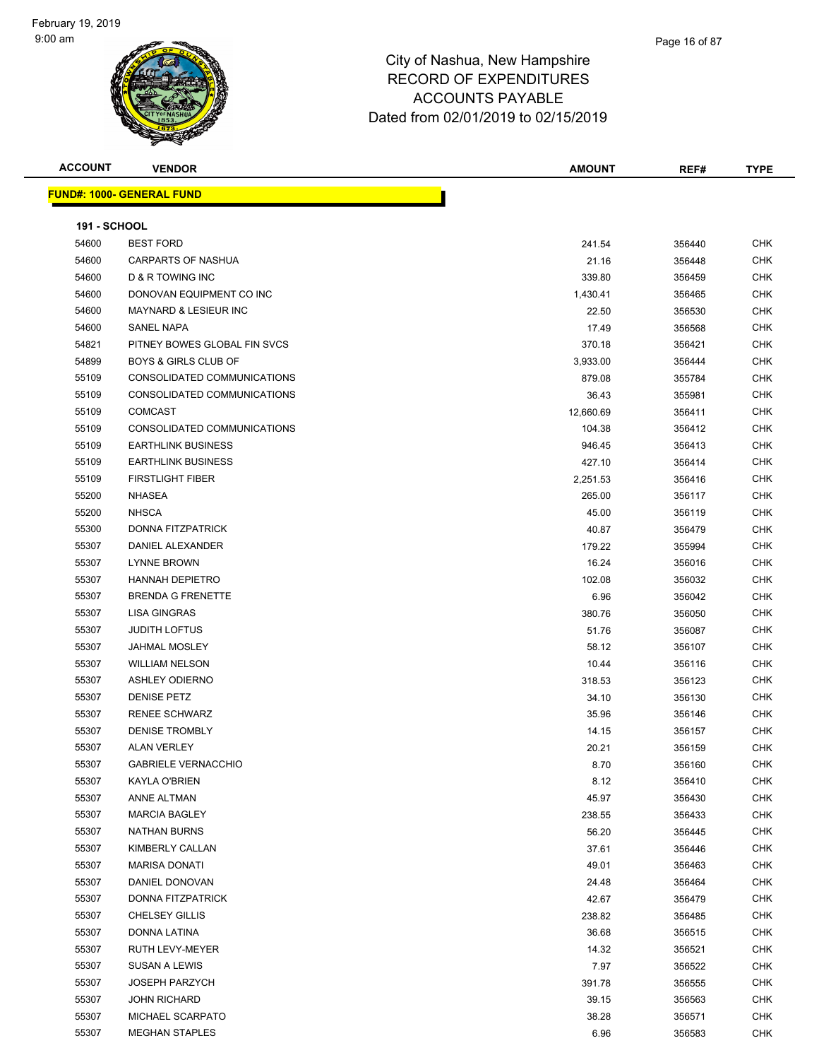# City of Nashua, New Hampshire
## RECORD OF EXPENDITURES
## ACCOUNTS PAYABLE
## Dated from 02/01/2019 to 02/15/2019

| ACCOUNT | VENDOR | AMOUNT | REF# | TYPE |
|---|---|---|---|---|

**FUND#: 1000- GENERAL FUND**

**191 - SCHOOL**

| ACCOUNT | VENDOR | AMOUNT | REF# | TYPE |
|---|---|---|---|---|
| 54600 | BEST FORD | 241.54 | 356440 | CHK |
| 54600 | CARPARTS OF NASHUA | 21.16 | 356448 | CHK |
| 54600 | D & R TOWING INC | 339.80 | 356459 | CHK |
| 54600 | DONOVAN EQUIPMENT CO INC | 1,430.41 | 356465 | CHK |
| 54600 | MAYNARD & LESIEUR INC | 22.50 | 356530 | CHK |
| 54600 | SANEL NAPA | 17.49 | 356568 | CHK |
| 54821 | PITNEY BOWES GLOBAL FIN SVCS | 370.18 | 356421 | CHK |
| 54899 | BOYS & GIRLS CLUB OF | 3,933.00 | 356444 | CHK |
| 55109 | CONSOLIDATED COMMUNICATIONS | 879.08 | 355784 | CHK |
| 55109 | CONSOLIDATED COMMUNICATIONS | 36.43 | 355981 | CHK |
| 55109 | COMCAST | 12,660.69 | 356411 | CHK |
| 55109 | CONSOLIDATED COMMUNICATIONS | 104.38 | 356412 | CHK |
| 55109 | EARTHLINK BUSINESS | 946.45 | 356413 | CHK |
| 55109 | EARTHLINK BUSINESS | 427.10 | 356414 | CHK |
| 55109 | FIRSTLIGHT FIBER | 2,251.53 | 356416 | CHK |
| 55200 | NHASEA | 265.00 | 356117 | CHK |
| 55200 | NHSCA | 45.00 | 356119 | CHK |
| 55300 | DONNA FITZPATRICK | 40.87 | 356479 | CHK |
| 55307 | DANIEL ALEXANDER | 179.22 | 355994 | CHK |
| 55307 | LYNNE BROWN | 16.24 | 356016 | CHK |
| 55307 | HANNAH DEPIETRO | 102.08 | 356032 | CHK |
| 55307 | BRENDA G FRENETTE | 6.96 | 356042 | CHK |
| 55307 | LISA GINGRAS | 380.76 | 356050 | CHK |
| 55307 | JUDITH LOFTUS | 51.76 | 356087 | CHK |
| 55307 | JAHMAL MOSLEY | 58.12 | 356107 | CHK |
| 55307 | WILLIAM NELSON | 10.44 | 356116 | CHK |
| 55307 | ASHLEY ODIERNO | 318.53 | 356123 | CHK |
| 55307 | DENISE PETZ | 34.10 | 356130 | CHK |
| 55307 | RENEE SCHWARZ | 35.96 | 356146 | CHK |
| 55307 | DENISE TROMBLY | 14.15 | 356157 | CHK |
| 55307 | ALAN VERLEY | 20.21 | 356159 | CHK |
| 55307 | GABRIELE VERNACCHIO | 8.70 | 356160 | CHK |
| 55307 | KAYLA O'BRIEN | 8.12 | 356410 | CHK |
| 55307 | ANNE ALTMAN | 45.97 | 356430 | CHK |
| 55307 | MARCIA BAGLEY | 238.55 | 356433 | CHK |
| 55307 | NATHAN BURNS | 56.20 | 356445 | CHK |
| 55307 | KIMBERLY CALLAN | 37.61 | 356446 | CHK |
| 55307 | MARISA DONATI | 49.01 | 356463 | CHK |
| 55307 | DANIEL DONOVAN | 24.48 | 356464 | CHK |
| 55307 | DONNA FITZPATRICK | 42.67 | 356479 | CHK |
| 55307 | CHELSEY GILLIS | 238.82 | 356485 | CHK |
| 55307 | DONNA LATINA | 36.68 | 356515 | CHK |
| 55307 | RUTH LEVY-MEYER | 14.32 | 356521 | CHK |
| 55307 | SUSAN A LEWIS | 7.97 | 356522 | CHK |
| 55307 | JOSEPH PARZYCH | 391.78 | 356555 | CHK |
| 55307 | JOHN RICHARD | 39.15 | 356563 | CHK |
| 55307 | MICHAEL SCARPATO | 38.28 | 356571 | CHK |
| 55307 | MEGHAN STAPLES | 6.96 | 356583 | CHK |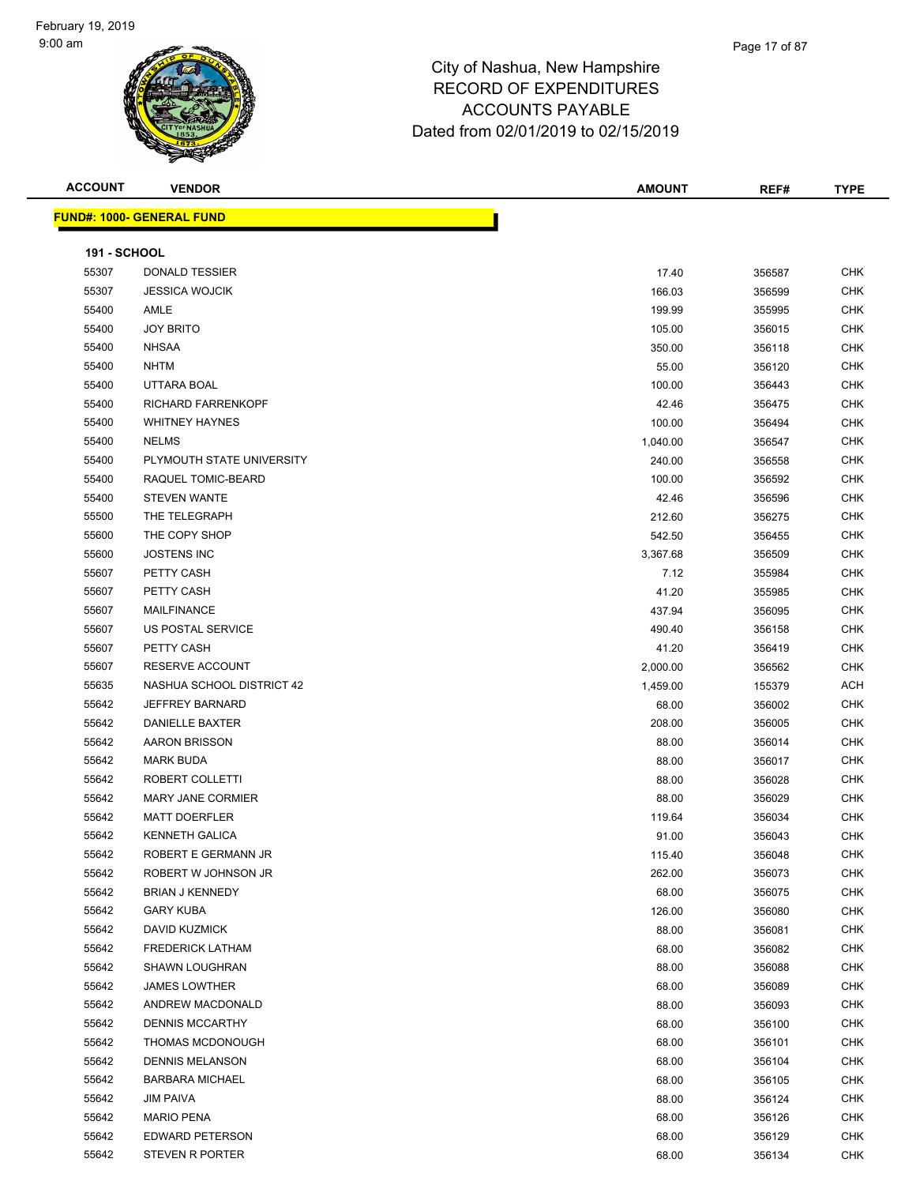# City of Nashua, New Hampshire
# RECORD OF EXPENDITURES
# ACCOUNTS PAYABLE
# Dated from 02/01/2019 to 02/15/2019

| ACCOUNT | VENDOR | AMOUNT | REF# | TYPE |
|---|---|---|---|---|

**FUND#: 1000- GENERAL FUND**

**191 - SCHOOL**

| ACCOUNT | VENDOR | AMOUNT | REF# | TYPE |
|---|---|---|---|---|
| 55307 | DONALD TESSIER | 17.40 | 356587 | CHK |
| 55307 | JESSICA WOJCIK | 166.03 | 356599 | CHK |
| 55400 | AMLE | 199.99 | 355995 | CHK |
| 55400 | JOY BRITO | 105.00 | 356015 | CHK |
| 55400 | NHSAA | 350.00 | 356118 | CHK |
| 55400 | NHTM | 55.00 | 356120 | CHK |
| 55400 | UTTARA BOAL | 100.00 | 356443 | CHK |
| 55400 | RICHARD FARRENKOPF | 42.46 | 356475 | CHK |
| 55400 | WHITNEY HAYNES | 100.00 | 356494 | CHK |
| 55400 | NELMS | 1,040.00 | 356547 | CHK |
| 55400 | PLYMOUTH STATE UNIVERSITY | 240.00 | 356558 | CHK |
| 55400 | RAQUEL TOMIC-BEARD | 100.00 | 356592 | CHK |
| 55400 | STEVEN WANTE | 42.46 | 356596 | CHK |
| 55500 | THE TELEGRAPH | 212.60 | 356275 | CHK |
| 55600 | THE COPY SHOP | 542.50 | 356455 | CHK |
| 55600 | JOSTENS INC | 3,367.68 | 356509 | CHK |
| 55607 | PETTY CASH | 7.12 | 355984 | CHK |
| 55607 | PETTY CASH | 41.20 | 355985 | CHK |
| 55607 | MAILFINANCE | 437.94 | 356095 | CHK |
| 55607 | US POSTAL SERVICE | 490.40 | 356158 | CHK |
| 55607 | PETTY CASH | 41.20 | 356419 | CHK |
| 55607 | RESERVE ACCOUNT | 2,000.00 | 356562 | CHK |
| 55635 | NASHUA SCHOOL DISTRICT 42 | 1,459.00 | 155379 | ACH |
| 55642 | JEFFREY BARNARD | 68.00 | 356002 | CHK |
| 55642 | DANIELLE BAXTER | 208.00 | 356005 | CHK |
| 55642 | AARON BRISSON | 88.00 | 356014 | CHK |
| 55642 | MARK BUDA | 88.00 | 356017 | CHK |
| 55642 | ROBERT COLLETTI | 88.00 | 356028 | CHK |
| 55642 | MARY JANE CORMIER | 88.00 | 356029 | CHK |
| 55642 | MATT DOERFLER | 119.64 | 356034 | CHK |
| 55642 | KENNETH GALICA | 91.00 | 356043 | CHK |
| 55642 | ROBERT E GERMANN JR | 115.40 | 356048 | CHK |
| 55642 | ROBERT W JOHNSON JR | 262.00 | 356073 | CHK |
| 55642 | BRIAN J KENNEDY | 68.00 | 356075 | CHK |
| 55642 | GARY KUBA | 126.00 | 356080 | CHK |
| 55642 | DAVID KUZMICK | 88.00 | 356081 | CHK |
| 55642 | FREDERICK LATHAM | 68.00 | 356082 | CHK |
| 55642 | SHAWN LOUGHRAN | 88.00 | 356088 | CHK |
| 55642 | JAMES LOWTHER | 68.00 | 356089 | CHK |
| 55642 | ANDREW MACDONALD | 88.00 | 356093 | CHK |
| 55642 | DENNIS MCCARTHY | 68.00 | 356100 | CHK |
| 55642 | THOMAS MCDONOUGH | 68.00 | 356101 | CHK |
| 55642 | DENNIS MELANSON | 68.00 | 356104 | CHK |
| 55642 | BARBARA MICHAEL | 68.00 | 356105 | CHK |
| 55642 | JIM PAIVA | 88.00 | 356124 | CHK |
| 55642 | MARIO PENA | 68.00 | 356126 | CHK |
| 55642 | EDWARD PETERSON | 68.00 | 356129 | CHK |
| 55642 | STEVEN R PORTER | 68.00 | 356134 | CHK |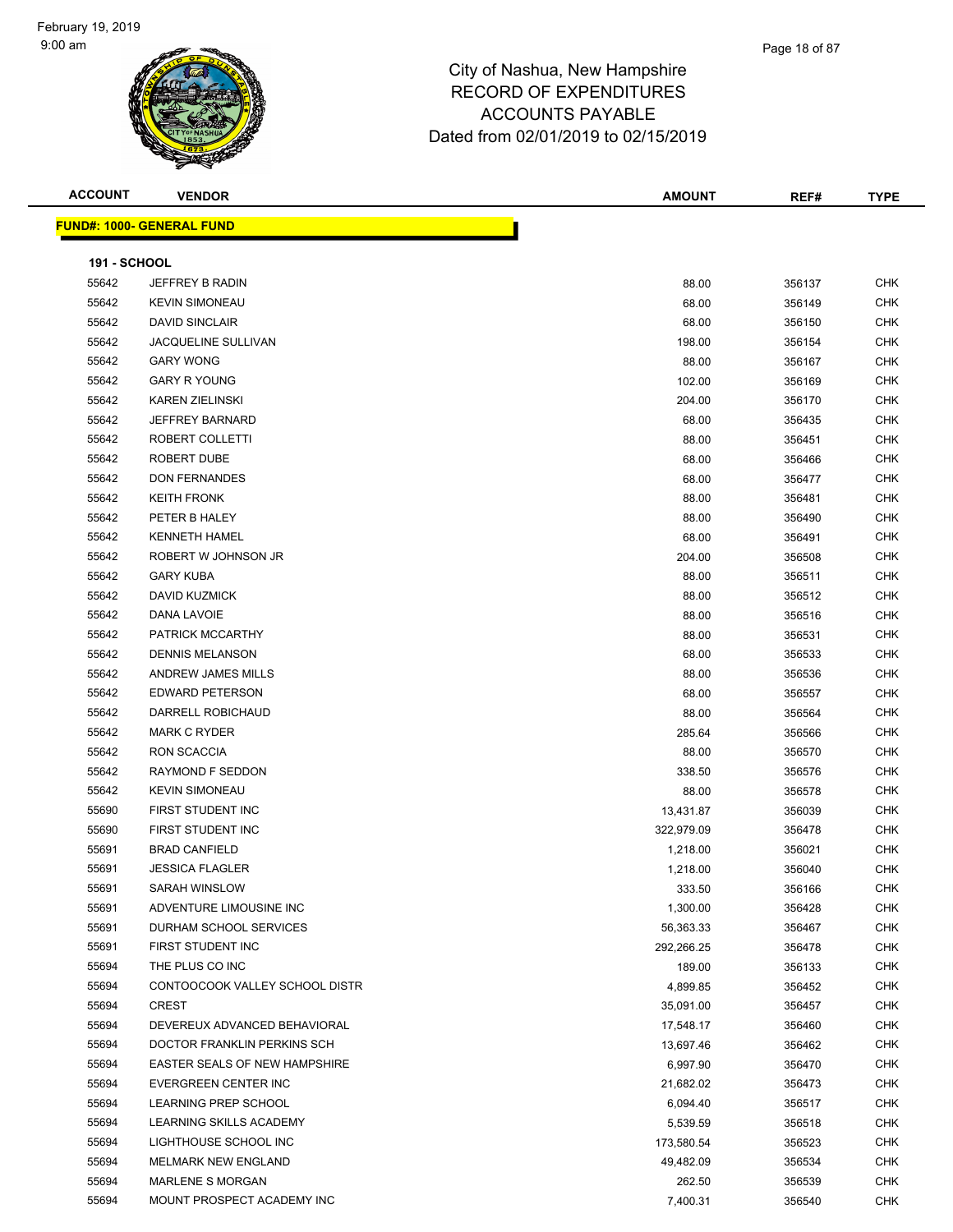City of Nashua, New Hampshire
RECORD OF EXPENDITURES
ACCOUNTS PAYABLE
Dated from 02/01/2019 to 02/15/2019

**FUND#: 1000- GENERAL FUND**

**191 - SCHOOL**

| ACCOUNT | VENDOR | AMOUNT | REF# | TYPE |
|---|---|---|---|---|
| 55642 | JEFFREY B RADIN | 88.00 | 356137 | CHK |
| 55642 | KEVIN SIMONEAU | 68.00 | 356149 | CHK |
| 55642 | DAVID SINCLAIR | 68.00 | 356150 | CHK |
| 55642 | JACQUELINE SULLIVAN | 198.00 | 356154 | CHK |
| 55642 | GARY WONG | 88.00 | 356167 | CHK |
| 55642 | GARY R YOUNG | 102.00 | 356169 | CHK |
| 55642 | KAREN ZIELINSKI | 204.00 | 356170 | CHK |
| 55642 | JEFFREY BARNARD | 68.00 | 356435 | CHK |
| 55642 | ROBERT COLLETTI | 88.00 | 356451 | CHK |
| 55642 | ROBERT DUBE | 68.00 | 356466 | CHK |
| 55642 | DON FERNANDES | 68.00 | 356477 | CHK |
| 55642 | KEITH FRONK | 88.00 | 356481 | CHK |
| 55642 | PETER B HALEY | 88.00 | 356490 | CHK |
| 55642 | KENNETH HAMEL | 68.00 | 356491 | CHK |
| 55642 | ROBERT W JOHNSON JR | 204.00 | 356508 | CHK |
| 55642 | GARY KUBA | 88.00 | 356511 | CHK |
| 55642 | DAVID KUZMICK | 88.00 | 356512 | CHK |
| 55642 | DANA LAVOIE | 88.00 | 356516 | CHK |
| 55642 | PATRICK MCCARTHY | 88.00 | 356531 | CHK |
| 55642 | DENNIS MELANSON | 68.00 | 356533 | CHK |
| 55642 | ANDREW JAMES MILLS | 88.00 | 356536 | CHK |
| 55642 | EDWARD PETERSON | 68.00 | 356557 | CHK |
| 55642 | DARRELL ROBICHAUD | 88.00 | 356564 | CHK |
| 55642 | MARK C RYDER | 285.64 | 356566 | CHK |
| 55642 | RON SCACCIA | 88.00 | 356570 | CHK |
| 55642 | RAYMOND F SEDDON | 338.50 | 356576 | CHK |
| 55642 | KEVIN SIMONEAU | 88.00 | 356578 | CHK |
| 55690 | FIRST STUDENT INC | 13,431.87 | 356039 | CHK |
| 55690 | FIRST STUDENT INC | 322,979.09 | 356478 | CHK |
| 55691 | BRAD CANFIELD | 1,218.00 | 356021 | CHK |
| 55691 | JESSICA FLAGLER | 1,218.00 | 356040 | CHK |
| 55691 | SARAH WINSLOW | 333.50 | 356166 | CHK |
| 55691 | ADVENTURE LIMOUSINE INC | 1,300.00 | 356428 | CHK |
| 55691 | DURHAM SCHOOL SERVICES | 56,363.33 | 356467 | CHK |
| 55691 | FIRST STUDENT INC | 292,266.25 | 356478 | CHK |
| 55694 | THE PLUS CO INC | 189.00 | 356133 | CHK |
| 55694 | CONTOOCOOK VALLEY SCHOOL DISTR | 4,899.85 | 356452 | CHK |
| 55694 | CREST | 35,091.00 | 356457 | CHK |
| 55694 | DEVEREUX ADVANCED BEHAVIORAL | 17,548.17 | 356460 | CHK |
| 55694 | DOCTOR FRANKLIN PERKINS SCH | 13,697.46 | 356462 | CHK |
| 55694 | EASTER SEALS OF NEW HAMPSHIRE | 6,997.90 | 356470 | CHK |
| 55694 | EVERGREEN CENTER INC | 21,682.02 | 356473 | CHK |
| 55694 | LEARNING PREP SCHOOL | 6,094.40 | 356517 | CHK |
| 55694 | LEARNING SKILLS ACADEMY | 5,539.59 | 356518 | CHK |
| 55694 | LIGHTHOUSE SCHOOL INC | 173,580.54 | 356523 | CHK |
| 55694 | MELMARK NEW ENGLAND | 49,482.09 | 356534 | CHK |
| 55694 | MARLENE S MORGAN | 262.50 | 356539 | CHK |
| 55694 | MOUNT PROSPECT ACADEMY INC | 7,400.31 | 356540 | CHK |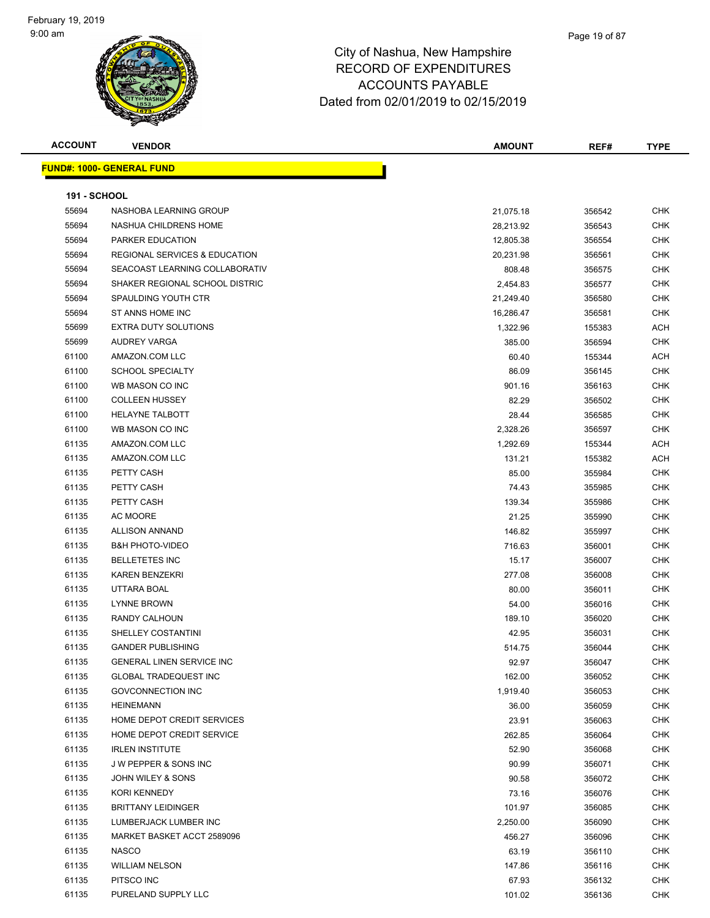# City of Nashua, New Hampshire
## RECORD OF EXPENDITURES
## ACCOUNTS PAYABLE
## Dated from 02/01/2019 to 02/15/2019

**FUND#: 1000- GENERAL FUND**

**191 - SCHOOL**

| ACCOUNT | VENDOR | AMOUNT | REF# | TYPE |
|---|---|---|---|---|
| 55694 | NASHOBA LEARNING GROUP | 21,075.18 | 356542 | CHK |
| 55694 | NASHUA CHILDRENS HOME | 28,213.92 | 356543 | CHK |
| 55694 | PARKER EDUCATION | 12,805.38 | 356554 | CHK |
| 55694 | REGIONAL SERVICES & EDUCATION | 20,231.98 | 356561 | CHK |
| 55694 | SEACOAST LEARNING COLLABORATIV | 808.48 | 356575 | CHK |
| 55694 | SHAKER REGIONAL SCHOOL DISTRIC | 2,454.83 | 356577 | CHK |
| 55694 | SPAULDING YOUTH CTR | 21,249.40 | 356580 | CHK |
| 55694 | ST ANNS HOME INC | 16,286.47 | 356581 | CHK |
| 55699 | EXTRA DUTY SOLUTIONS | 1,322.96 | 155383 | ACH |
| 55699 | AUDREY VARGA | 385.00 | 356594 | CHK |
| 61100 | AMAZON.COM LLC | 60.40 | 155344 | ACH |
| 61100 | SCHOOL SPECIALTY | 86.09 | 356145 | CHK |
| 61100 | WB MASON CO INC | 901.16 | 356163 | CHK |
| 61100 | COLLEEN HUSSEY | 82.29 | 356502 | CHK |
| 61100 | HELAYNE TALBOTT | 28.44 | 356585 | CHK |
| 61100 | WB MASON CO INC | 2,328.26 | 356597 | CHK |
| 61135 | AMAZON.COM LLC | 1,292.69 | 155344 | ACH |
| 61135 | AMAZON.COM LLC | 131.21 | 155382 | ACH |
| 61135 | PETTY CASH | 85.00 | 355984 | CHK |
| 61135 | PETTY CASH | 74.43 | 355985 | CHK |
| 61135 | PETTY CASH | 139.34 | 355986 | CHK |
| 61135 | AC MOORE | 21.25 | 355990 | CHK |
| 61135 | ALLISON ANNAND | 146.82 | 355997 | CHK |
| 61135 | B&H PHOTO-VIDEO | 716.63 | 356001 | CHK |
| 61135 | BELLETETES INC | 15.17 | 356007 | CHK |
| 61135 | KAREN BENZEKRI | 277.08 | 356008 | CHK |
| 61135 | UTTARA BOAL | 80.00 | 356011 | CHK |
| 61135 | LYNNE BROWN | 54.00 | 356016 | CHK |
| 61135 | RANDY CALHOUN | 189.10 | 356020 | CHK |
| 61135 | SHELLEY COSTANTINI | 42.95 | 356031 | CHK |
| 61135 | GANDER PUBLISHING | 514.75 | 356044 | CHK |
| 61135 | GENERAL LINEN SERVICE INC | 92.97 | 356047 | CHK |
| 61135 | GLOBAL TRADEQUEST INC | 162.00 | 356052 | CHK |
| 61135 | GOVCONNECTION INC | 1,919.40 | 356053 | CHK |
| 61135 | HEINEMANN | 36.00 | 356059 | CHK |
| 61135 | HOME DEPOT CREDIT SERVICES | 23.91 | 356063 | CHK |
| 61135 | HOME DEPOT CREDIT SERVICE | 262.85 | 356064 | CHK |
| 61135 | IRLEN INSTITUTE | 52.90 | 356068 | CHK |
| 61135 | J W PEPPER & SONS INC | 90.99 | 356071 | CHK |
| 61135 | JOHN WILEY & SONS | 90.58 | 356072 | CHK |
| 61135 | KORI KENNEDY | 73.16 | 356076 | CHK |
| 61135 | BRITTANY LEIDINGER | 101.97 | 356085 | CHK |
| 61135 | LUMBERJACK LUMBER INC | 2,250.00 | 356090 | CHK |
| 61135 | MARKET BASKET ACCT 2589096 | 456.27 | 356096 | CHK |
| 61135 | NASCO | 63.19 | 356110 | CHK |
| 61135 | WILLIAM NELSON | 147.86 | 356116 | CHK |
| 61135 | PITSCO INC | 67.93 | 356132 | CHK |
| 61135 | PURELAND SUPPLY LLC | 101.02 | 356136 | CHK |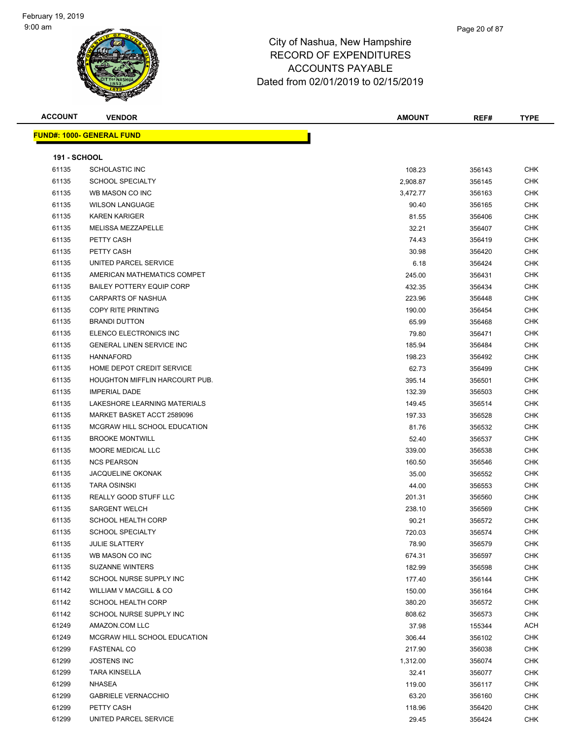# City of Nashua, New Hampshire
## RECORD OF EXPENDITURES
## ACCOUNTS PAYABLE
## Dated from 02/01/2019 to 02/15/2019

February 19, 2019
9:00 am

| ACCOUNT | VENDOR | AMOUNT | REF# | TYPE |
|---|---|---|---|---|

**FUND#: 1000- GENERAL FUND**

**191 - SCHOOL**

| ACCOUNT | VENDOR | AMOUNT | REF# | TYPE |
|---|---|---|---|---|
| 61135 | SCHOLASTIC INC | 108.23 | 356143 | CHK |
| 61135 | SCHOOL SPECIALTY | 2,908.87 | 356145 | CHK |
| 61135 | WB MASON CO INC | 3,472.77 | 356163 | CHK |
| 61135 | WILSON LANGUAGE | 90.40 | 356165 | CHK |
| 61135 | KAREN KARIGER | 81.55 | 356406 | CHK |
| 61135 | MELISSA MEZZAPELLE | 32.21 | 356407 | CHK |
| 61135 | PETTY CASH | 74.43 | 356419 | CHK |
| 61135 | PETTY CASH | 30.98 | 356420 | CHK |
| 61135 | UNITED PARCEL SERVICE | 6.18 | 356424 | CHK |
| 61135 | AMERICAN MATHEMATICS COMPET | 245.00 | 356431 | CHK |
| 61135 | BAILEY POTTERY EQUIP CORP | 432.35 | 356434 | CHK |
| 61135 | CARPARTS OF NASHUA | 223.96 | 356448 | CHK |
| 61135 | COPY RITE PRINTING | 190.00 | 356454 | CHK |
| 61135 | BRANDI DUTTON | 65.99 | 356468 | CHK |
| 61135 | ELENCO ELECTRONICS INC | 79.80 | 356471 | CHK |
| 61135 | GENERAL LINEN SERVICE INC | 185.94 | 356484 | CHK |
| 61135 | HANNAFORD | 198.23 | 356492 | CHK |
| 61135 | HOME DEPOT CREDIT SERVICE | 62.73 | 356499 | CHK |
| 61135 | HOUGHTON MIFFLIN HARCOURT PUB. | 395.14 | 356501 | CHK |
| 61135 | IMPERIAL DADE | 132.39 | 356503 | CHK |
| 61135 | LAKESHORE LEARNING MATERIALS | 149.45 | 356514 | CHK |
| 61135 | MARKET BASKET ACCT 2589096 | 197.33 | 356528 | CHK |
| 61135 | MCGRAW HILL SCHOOL EDUCATION | 81.76 | 356532 | CHK |
| 61135 | BROOKE MONTWILL | 52.40 | 356537 | CHK |
| 61135 | MOORE MEDICAL LLC | 339.00 | 356538 | CHK |
| 61135 | NCS PEARSON | 160.50 | 356546 | CHK |
| 61135 | JACQUELINE OKONAK | 35.00 | 356552 | CHK |
| 61135 | TARA OSINSKI | 44.00 | 356553 | CHK |
| 61135 | REALLY GOOD STUFF LLC | 201.31 | 356560 | CHK |
| 61135 | SARGENT WELCH | 238.10 | 356569 | CHK |
| 61135 | SCHOOL HEALTH CORP | 90.21 | 356572 | CHK |
| 61135 | SCHOOL SPECIALTY | 720.03 | 356574 | CHK |
| 61135 | JULIE SLATTERY | 78.90 | 356579 | CHK |
| 61135 | WB MASON CO INC | 674.31 | 356597 | CHK |
| 61135 | SUZANNE WINTERS | 182.99 | 356598 | CHK |
| 61142 | SCHOOL NURSE SUPPLY INC | 177.40 | 356144 | CHK |
| 61142 | WILLIAM V MACGILL & CO | 150.00 | 356164 | CHK |
| 61142 | SCHOOL HEALTH CORP | 380.20 | 356572 | CHK |
| 61142 | SCHOOL NURSE SUPPLY INC | 808.62 | 356573 | CHK |
| 61249 | AMAZON.COM LLC | 37.98 | 155344 | ACH |
| 61249 | MCGRAW HILL SCHOOL EDUCATION | 306.44 | 356102 | CHK |
| 61299 | FASTENAL CO | 217.90 | 356038 | CHK |
| 61299 | JOSTENS INC | 1,312.00 | 356074 | CHK |
| 61299 | TARA KINSELLA | 32.41 | 356077 | CHK |
| 61299 | NHASEA | 119.00 | 356117 | CHK |
| 61299 | GABRIELE VERNACCHIO | 63.20 | 356160 | CHK |
| 61299 | PETTY CASH | 118.96 | 356420 | CHK |
| 61299 | UNITED PARCEL SERVICE | 29.45 | 356424 | CHK |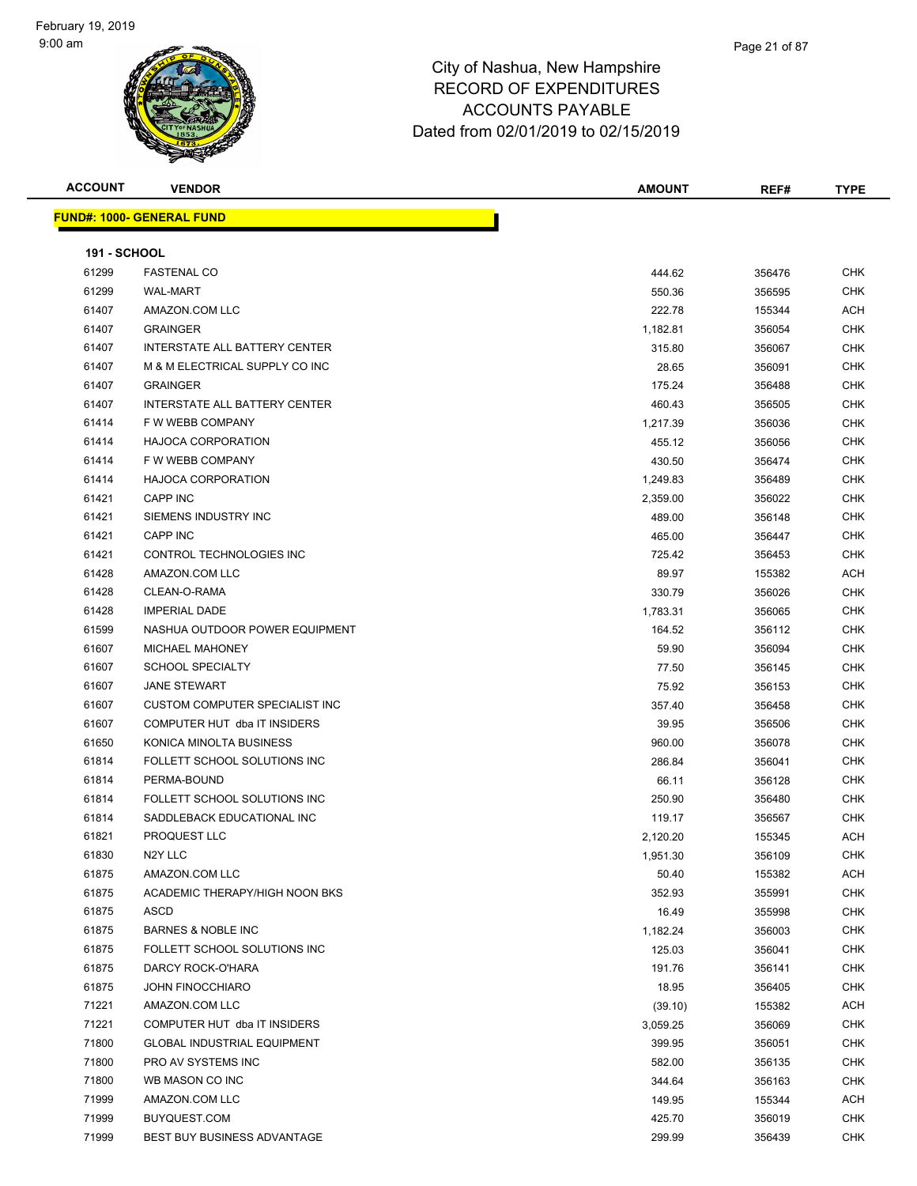# City of Nashua, New Hampshire
# RECORD OF EXPENDITURES
# ACCOUNTS PAYABLE
# Dated from 02/01/2019 to 02/15/2019

| ACCOUNT | VENDOR | AMOUNT | REF# | TYPE |
|---|---|---|---|---|

**FUND#: 1000- GENERAL FUND**

**191 - SCHOOL**

| ACCOUNT | VENDOR | AMOUNT | REF# | TYPE |
|---|---|---|---|---|
| 61299 | FASTENAL CO | 444.62 | 356476 | CHK |
| 61299 | WAL-MART | 550.36 | 356595 | CHK |
| 61407 | AMAZON.COM LLC | 222.78 | 155344 | ACH |
| 61407 | GRAINGER | 1,182.81 | 356054 | CHK |
| 61407 | INTERSTATE ALL BATTERY CENTER | 315.80 | 356067 | CHK |
| 61407 | M & M ELECTRICAL SUPPLY CO INC | 28.65 | 356091 | CHK |
| 61407 | GRAINGER | 175.24 | 356488 | CHK |
| 61407 | INTERSTATE ALL BATTERY CENTER | 460.43 | 356505 | CHK |
| 61414 | F W WEBB COMPANY | 1,217.39 | 356036 | CHK |
| 61414 | HAJOCA CORPORATION | 455.12 | 356056 | CHK |
| 61414 | F W WEBB COMPANY | 430.50 | 356474 | CHK |
| 61414 | HAJOCA CORPORATION | 1,249.83 | 356489 | CHK |
| 61421 | CAPP INC | 2,359.00 | 356022 | CHK |
| 61421 | SIEMENS INDUSTRY INC | 489.00 | 356148 | CHK |
| 61421 | CAPP INC | 465.00 | 356447 | CHK |
| 61421 | CONTROL TECHNOLOGIES INC | 725.42 | 356453 | CHK |
| 61428 | AMAZON.COM LLC | 89.97 | 155382 | ACH |
| 61428 | CLEAN-O-RAMA | 330.79 | 356026 | CHK |
| 61428 | IMPERIAL DADE | 1,783.31 | 356065 | CHK |
| 61599 | NASHUA OUTDOOR POWER EQUIPMENT | 164.52 | 356112 | CHK |
| 61607 | MICHAEL MAHONEY | 59.90 | 356094 | CHK |
| 61607 | SCHOOL SPECIALTY | 77.50 | 356145 | CHK |
| 61607 | JANE STEWART | 75.92 | 356153 | CHK |
| 61607 | CUSTOM COMPUTER SPECIALIST INC | 357.40 | 356458 | CHK |
| 61607 | COMPUTER HUT dba IT INSIDERS | 39.95 | 356506 | CHK |
| 61650 | KONICA MINOLTA BUSINESS | 960.00 | 356078 | CHK |
| 61814 | FOLLETT SCHOOL SOLUTIONS INC | 286.84 | 356041 | CHK |
| 61814 | PERMA-BOUND | 66.11 | 356128 | CHK |
| 61814 | FOLLETT SCHOOL SOLUTIONS INC | 250.90 | 356480 | CHK |
| 61814 | SADDLEBACK EDUCATIONAL INC | 119.17 | 356567 | CHK |
| 61821 | PROQUEST LLC | 2,120.20 | 155345 | ACH |
| 61830 | N2Y LLC | 1,951.30 | 356109 | CHK |
| 61875 | AMAZON.COM LLC | 50.40 | 155382 | ACH |
| 61875 | ACADEMIC THERAPY/HIGH NOON BKS | 352.93 | 355991 | CHK |
| 61875 | ASCD | 16.49 | 355998 | CHK |
| 61875 | BARNES & NOBLE INC | 1,182.24 | 356003 | CHK |
| 61875 | FOLLETT SCHOOL SOLUTIONS INC | 125.03 | 356041 | CHK |
| 61875 | DARCY ROCK-O'HARA | 191.76 | 356141 | CHK |
| 61875 | JOHN FINOCCHIARO | 18.95 | 356405 | CHK |
| 71221 | AMAZON.COM LLC | (39.10) | 155382 | ACH |
| 71221 | COMPUTER HUT dba IT INSIDERS | 3,059.25 | 356069 | CHK |
| 71800 | GLOBAL INDUSTRIAL EQUIPMENT | 399.95 | 356051 | CHK |
| 71800 | PRO AV SYSTEMS INC | 582.00 | 356135 | CHK |
| 71800 | WB MASON CO INC | 344.64 | 356163 | CHK |
| 71999 | AMAZON.COM LLC | 149.95 | 155344 | ACH |
| 71999 | BUYQUEST.COM | 425.70 | 356019 | CHK |
| 71999 | BEST BUY BUSINESS ADVANTAGE | 299.99 | 356439 | CHK |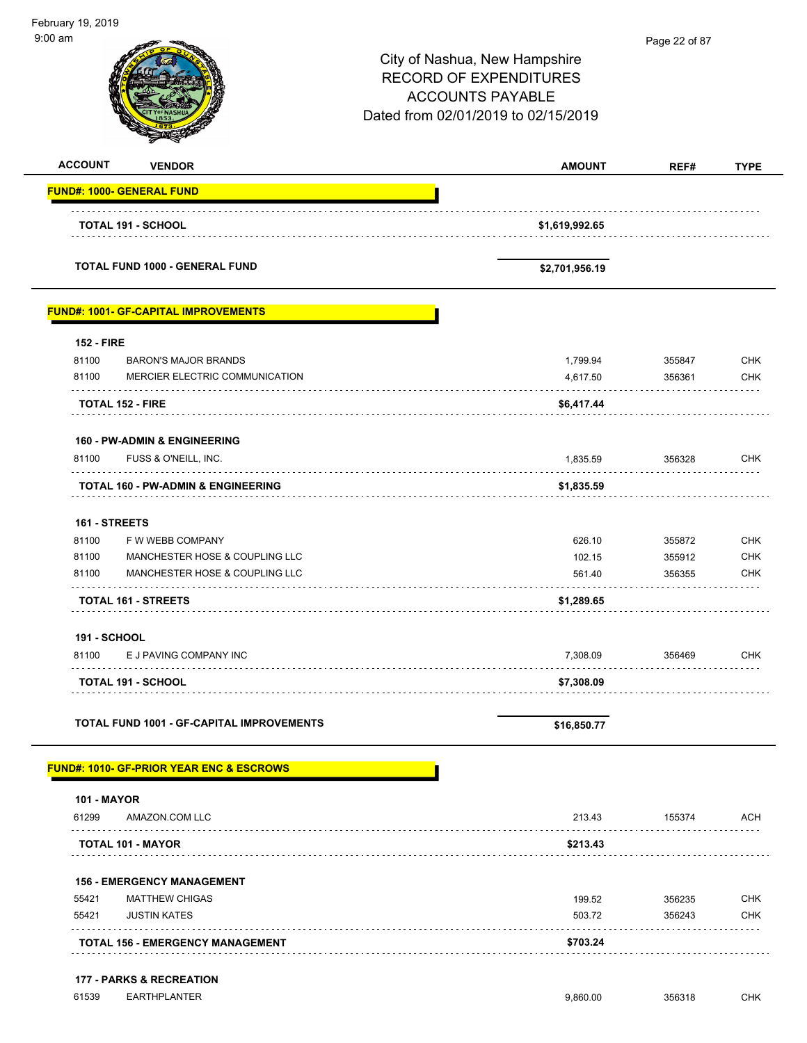City of Nashua, New Hampshire
RECORD OF EXPENDITURES
ACCOUNTS PAYABLE
Dated from 02/01/2019 to 02/15/2019

| ACCOUNT | VENDOR | AMOUNT | REF# | TYPE |
|---|---|---|---|---|
| **FUND#: 1000- GENERAL FUND** | | | | |
| | **TOTAL 191 - SCHOOL** | **$1,619,992.65** | | |
| | **TOTAL FUND 1000 - GENERAL FUND** | **$2,701,956.19** | | |
| **FUND#: 1001- GF-CAPITAL IMPROVEMENTS** | | | | |
| **152 - FIRE** | | | | |
| 81100 | BARON'S MAJOR BRANDS | 1,799.94 | 355847 | CHK |
| 81100 | MERCIER ELECTRIC COMMUNICATION | 4,617.50 | 356361 | CHK |
| | **TOTAL 152 - FIRE** | **$6,417.44** | | |
| **160 - PW-ADMIN & ENGINEERING** | | | | |
| 81100 | FUSS & O'NEILL, INC. | 1,835.59 | 356328 | CHK |
| | **TOTAL 160 - PW-ADMIN & ENGINEERING** | **$1,835.59** | | |
| **161 - STREETS** | | | | |
| 81100 | F W WEBB COMPANY | 626.10 | 355872 | CHK |
| 81100 | MANCHESTER HOSE & COUPLING LLC | 102.15 | 355912 | CHK |
| 81100 | MANCHESTER HOSE & COUPLING LLC | 561.40 | 356355 | CHK |
| | **TOTAL 161 - STREETS** | **$1,289.65** | | |
| **191 - SCHOOL** | | | | |
| 81100 | E J PAVING COMPANY INC | 7,308.09 | 356469 | CHK |
| | **TOTAL 191 - SCHOOL** | **$7,308.09** | | |
| | **TOTAL FUND 1001 - GF-CAPITAL IMPROVEMENTS** | **$16,850.77** | | |
| **FUND#: 1010- GF-PRIOR YEAR ENC & ESCROWS** | | | | |
| **101 - MAYOR** | | | | |
| 61299 | AMAZON.COM LLC | 213.43 | 155374 | ACH |
| | **TOTAL 101 - MAYOR** | **$213.43** | | |
| **156 - EMERGENCY MANAGEMENT** | | | | |
| 55421 | MATTHEW CHIGAS | 199.52 | 356235 | CHK |
| 55421 | JUSTIN KATES | 503.72 | 356243 | CHK |
| | **TOTAL 156 - EMERGENCY MANAGEMENT** | **$703.24** | | |
| **177 - PARKS & RECREATION** | | | | |
| 61539 | EARTHPLANTER | 9,860.00 | 356318 | CHK |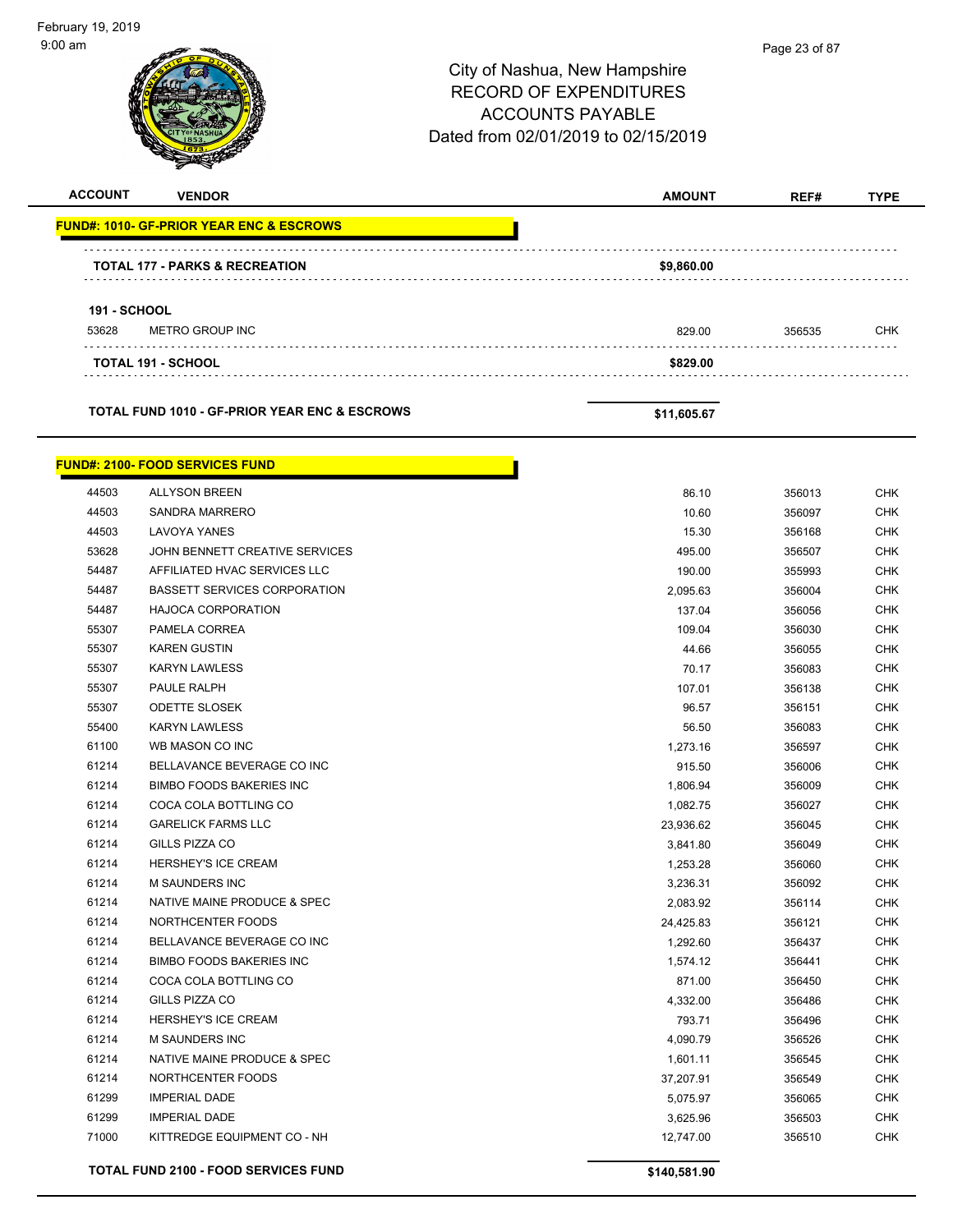City of Nashua, New Hampshire
RECORD OF EXPENDITURES
ACCOUNTS PAYABLE
Dated from 02/01/2019 to 02/15/2019

| ACCOUNT | VENDOR | AMOUNT | REF# | TYPE |
|---|---|---|---|---|
| **FUND#: 1010- GF-PRIOR YEAR ENC & ESCROWS** | | | | |
| | **TOTAL 177 - PARKS & RECREATION** | **$9,860.00** | | |
| **191 - SCHOOL** | | | | |
| 53628 | METRO GROUP INC | 829.00 | 356535 | CHK |
| | **TOTAL 191 - SCHOOL** | **$829.00** | | |
| | **TOTAL FUND 1010 - GF-PRIOR YEAR ENC & ESCROWS** | **$11,605.67** | | |
| **FUND#: 2100- FOOD SERVICES FUND** | | | | |
| 44503 | ALLYSON BREEN | 86.10 | 356013 | CHK |
| 44503 | SANDRA MARRERO | 10.60 | 356097 | CHK |
| 44503 | LAVOYA YANES | 15.30 | 356168 | CHK |
| 53628 | JOHN BENNETT CREATIVE SERVICES | 495.00 | 356507 | CHK |
| 54487 | AFFILIATED HVAC SERVICES LLC | 190.00 | 355993 | CHK |
| 54487 | BASSETT SERVICES CORPORATION | 2,095.63 | 356004 | CHK |
| 54487 | HAJOCA CORPORATION | 137.04 | 356056 | CHK |
| 55307 | PAMELA CORREA | 109.04 | 356030 | CHK |
| 55307 | KAREN GUSTIN | 44.66 | 356055 | CHK |
| 55307 | KARYN LAWLESS | 70.17 | 356083 | CHK |
| 55307 | PAULE RALPH | 107.01 | 356138 | CHK |
| 55307 | ODETTE SLOSEK | 96.57 | 356151 | CHK |
| 55400 | KARYN LAWLESS | 56.50 | 356083 | CHK |
| 61100 | WB MASON CO INC | 1,273.16 | 356597 | CHK |
| 61214 | BELLAVANCE BEVERAGE CO INC | 915.50 | 356006 | CHK |
| 61214 | BIMBO FOODS BAKERIES INC | 1,806.94 | 356009 | CHK |
| 61214 | COCA COLA BOTTLING CO | 1,082.75 | 356027 | CHK |
| 61214 | GARELICK FARMS LLC | 23,936.62 | 356045 | CHK |
| 61214 | GILLS PIZZA CO | 3,841.80 | 356049 | CHK |
| 61214 | HERSHEY'S ICE CREAM | 1,253.28 | 356060 | CHK |
| 61214 | M SAUNDERS INC | 3,236.31 | 356092 | CHK |
| 61214 | NATIVE MAINE PRODUCE & SPEC | 2,083.92 | 356114 | CHK |
| 61214 | NORTHCENTER FOODS | 24,425.83 | 356121 | CHK |
| 61214 | BELLAVANCE BEVERAGE CO INC | 1,292.60 | 356437 | CHK |
| 61214 | BIMBO FOODS BAKERIES INC | 1,574.12 | 356441 | CHK |
| 61214 | COCA COLA BOTTLING CO | 871.00 | 356450 | CHK |
| 61214 | GILLS PIZZA CO | 4,332.00 | 356486 | CHK |
| 61214 | HERSHEY'S ICE CREAM | 793.71 | 356496 | CHK |
| 61214 | M SAUNDERS INC | 4,090.79 | 356526 | CHK |
| 61214 | NATIVE MAINE PRODUCE & SPEC | 1,601.11 | 356545 | CHK |
| 61214 | NORTHCENTER FOODS | 37,207.91 | 356549 | CHK |
| 61299 | IMPERIAL DADE | 5,075.97 | 356065 | CHK |
| 61299 | IMPERIAL DADE | 3,625.96 | 356503 | CHK |
| 71000 | KITTREDGE EQUIPMENT CO - NH | 12,747.00 | 356510 | CHK |
| | **TOTAL FUND 2100 - FOOD SERVICES FUND** | **$140,581.90** | | |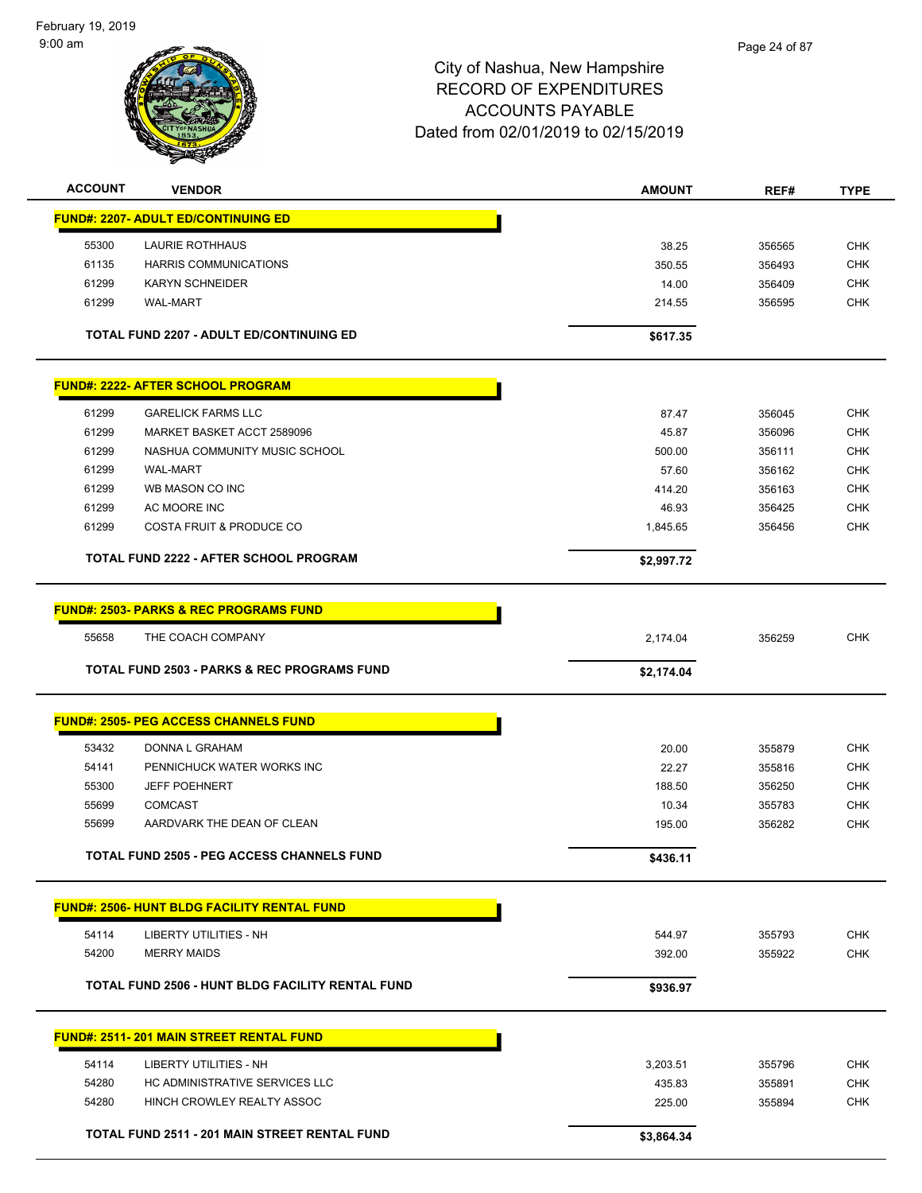# City of Nashua, New Hampshire
## RECORD OF EXPENDITURES
## ACCOUNTS PAYABLE
### Dated from 02/01/2019 to 02/15/2019

February 19, 2019
9:00 am

| ACCOUNT | VENDOR | AMOUNT | REF# | TYPE |
|---|---|---|---|---|
| **FUND#: 2207- ADULT ED/CONTINUING ED** | | | | |
| 55300 | LAURIE ROTHHAUS | 38.25 | 356565 | CHK |
| 61135 | HARRIS COMMUNICATIONS | 350.55 | 356493 | CHK |
| 61299 | KARYN SCHNEIDER | 14.00 | 356409 | CHK |
| 61299 | WAL-MART | 214.55 | 356595 | CHK |
| | **TOTAL FUND 2207 - ADULT ED/CONTINUING ED** | **$617.35** | | |
| **FUND#: 2222- AFTER SCHOOL PROGRAM** | | | | |
| 61299 | GARELICK FARMS LLC | 87.47 | 356045 | CHK |
| 61299 | MARKET BASKET ACCT 2589096 | 45.87 | 356096 | CHK |
| 61299 | NASHUA COMMUNITY MUSIC SCHOOL | 500.00 | 356111 | CHK |
| 61299 | WAL-MART | 57.60 | 356162 | CHK |
| 61299 | WB MASON CO INC | 414.20 | 356163 | CHK |
| 61299 | AC MOORE INC | 46.93 | 356425 | CHK |
| 61299 | COSTA FRUIT & PRODUCE CO | 1,845.65 | 356456 | CHK |
| | **TOTAL FUND 2222 - AFTER SCHOOL PROGRAM** | **$2,997.72** | | |
| **FUND#: 2503- PARKS & REC PROGRAMS FUND** | | | | |
| 55658 | THE COACH COMPANY | 2,174.04 | 356259 | CHK |
| | **TOTAL FUND 2503 - PARKS & REC PROGRAMS FUND** | **$2,174.04** | | |
| **FUND#: 2505- PEG ACCESS CHANNELS FUND** | | | | |
| 53432 | DONNA L GRAHAM | 20.00 | 355879 | CHK |
| 54141 | PENNICHUCK WATER WORKS INC | 22.27 | 355816 | CHK |
| 55300 | JEFF POEHNERT | 188.50 | 356250 | CHK |
| 55699 | COMCAST | 10.34 | 355783 | CHK |
| 55699 | AARDVARK THE DEAN OF CLEAN | 195.00 | 356282 | CHK |
| | **TOTAL FUND 2505 - PEG ACCESS CHANNELS FUND** | **$436.11** | | |
| **FUND#: 2506- HUNT BLDG FACILITY RENTAL FUND** | | | | |
| 54114 | LIBERTY UTILITIES - NH | 544.97 | 355793 | CHK |
| 54200 | MERRY MAIDS | 392.00 | 355922 | CHK |
| | **TOTAL FUND 2506 - HUNT BLDG FACILITY RENTAL FUND** | **$936.97** | | |
| **FUND#: 2511- 201 MAIN STREET RENTAL FUND** | | | | |
| 54114 | LIBERTY UTILITIES - NH | 3,203.51 | 355796 | CHK |
| 54280 | HC ADMINISTRATIVE SERVICES LLC | 435.83 | 355891 | CHK |
| 54280 | HINCH CROWLEY REALTY ASSOC | 225.00 | 355894 | CHK |
| | **TOTAL FUND 2511 - 201 MAIN STREET RENTAL FUND** | **$3,864.34** | | |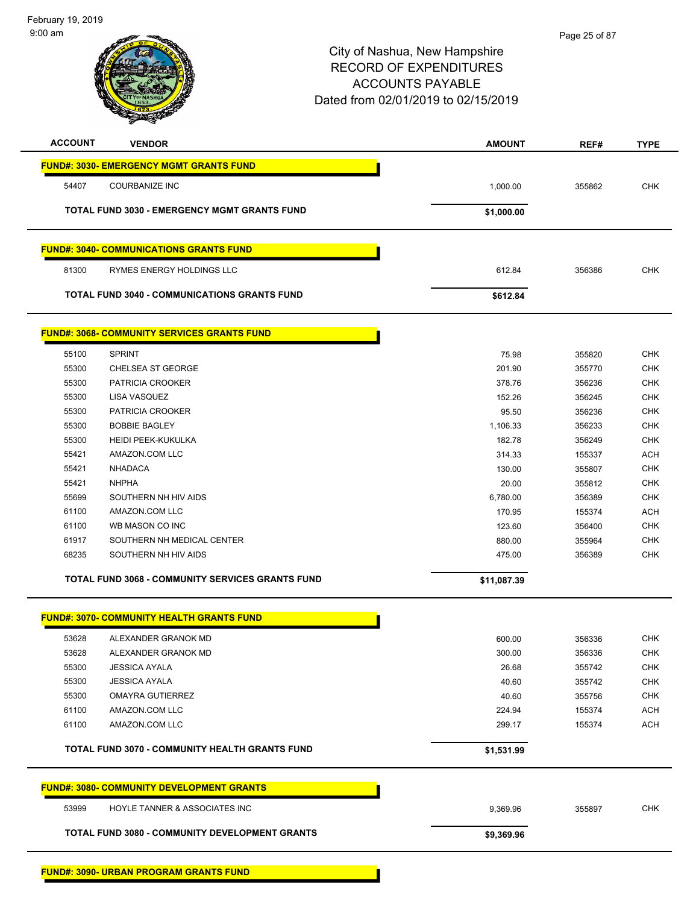City of Nashua, New Hampshire
RECORD OF EXPENDITURES
ACCOUNTS PAYABLE
Dated from 02/01/2019 to 02/15/2019

| ACCOUNT | VENDOR | AMOUNT | REF# | TYPE |
|---|---|---|---|---|
| **FUND#: 3030- EMERGENCY MGMT GRANTS FUND** | | | | |
| 54407 | COURBANIZE INC | 1,000.00 | 355862 | CHK |
| **TOTAL FUND 3030 - EMERGENCY MGMT GRANTS FUND** | | **$1,000.00** | | |
| **FUND#: 3040- COMMUNICATIONS GRANTS FUND** | | | | |
| 81300 | RYMES ENERGY HOLDINGS LLC | 612.84 | 356386 | CHK |
| **TOTAL FUND 3040 - COMMUNICATIONS GRANTS FUND** | | **$612.84** | | |
| **FUND#: 3068- COMMUNITY SERVICES GRANTS FUND** | | | | |
| 55100 | SPRINT | 75.98 | 355820 | CHK |
| 55300 | CHELSEA ST GEORGE | 201.90 | 355770 | CHK |
| 55300 | PATRICIA CROOKER | 378.76 | 356236 | CHK |
| 55300 | LISA VASQUEZ | 152.26 | 356245 | CHK |
| 55300 | PATRICIA CROOKER | 95.50 | 356236 | CHK |
| 55300 | BOBBIE BAGLEY | 1,106.33 | 356233 | CHK |
| 55300 | HEIDI PEEK-KUKULKA | 182.78 | 356249 | CHK |
| 55421 | AMAZON.COM LLC | 314.33 | 155337 | ACH |
| 55421 | NHADACA | 130.00 | 355807 | CHK |
| 55421 | NHPHA | 20.00 | 355812 | CHK |
| 55699 | SOUTHERN NH HIV AIDS | 6,780.00 | 356389 | CHK |
| 61100 | AMAZON.COM LLC | 170.95 | 155374 | ACH |
| 61100 | WB MASON CO INC | 123.60 | 356400 | CHK |
| 61917 | SOUTHERN NH MEDICAL CENTER | 880.00 | 355964 | CHK |
| 68235 | SOUTHERN NH HIV AIDS | 475.00 | 356389 | CHK |
| **TOTAL FUND 3068 - COMMUNITY SERVICES GRANTS FUND** | | **$11,087.39** | | |
| **FUND#: 3070- COMMUNITY HEALTH GRANTS FUND** | | | | |
| 53628 | ALEXANDER GRANOK MD | 600.00 | 356336 | CHK |
| 53628 | ALEXANDER GRANOK MD | 300.00 | 356336 | CHK |
| 55300 | JESSICA AYALA | 26.68 | 355742 | CHK |
| 55300 | JESSICA AYALA | 40.60 | 355742 | CHK |
| 55300 | OMAYRA GUTIERREZ | 40.60 | 355756 | CHK |
| 61100 | AMAZON.COM LLC | 224.94 | 155374 | ACH |
| 61100 | AMAZON.COM LLC | 299.17 | 155374 | ACH |
| **TOTAL FUND 3070 - COMMUNITY HEALTH GRANTS FUND** | | **$1,531.99** | | |
| **FUND#: 3080- COMMUNITY DEVELOPMENT GRANTS** | | | | |
| 53999 | HOYLE TANNER & ASSOCIATES INC | 9,369.96 | 355897 | CHK |
| **TOTAL FUND 3080 - COMMUNITY DEVELOPMENT GRANTS** | | **$9,369.96** | | |
| **FUND#: 3090- URBAN PROGRAM GRANTS FUND** | | | | |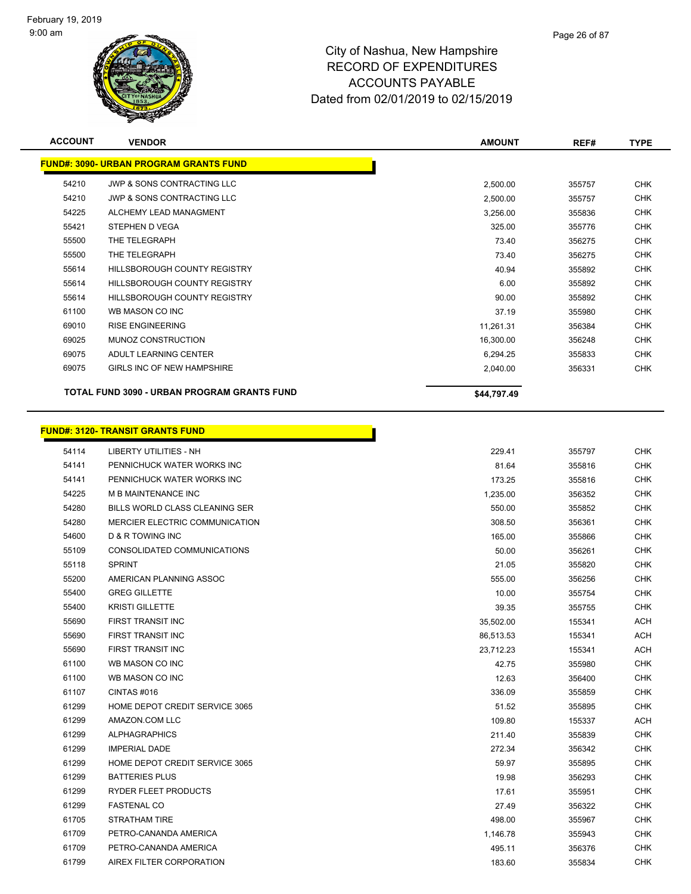# City of Nashua, New Hampshire
## RECORD OF EXPENDITURES
## ACCOUNTS PAYABLE
## Dated from 02/01/2019 to 02/15/2019

| ACCOUNT | VENDOR | AMOUNT | REF# | TYPE |
|---|---|---|---|---|
| **FUND#: 3090- URBAN PROGRAM GRANTS FUND** | | | | |
| 54210 | JWP & SONS CONTRACTING LLC | 2,500.00 | 355757 | CHK |
| 54210 | JWP & SONS CONTRACTING LLC | 2,500.00 | 355757 | CHK |
| 54225 | ALCHEMY LEAD MANAGMENT | 3,256.00 | 355836 | CHK |
| 55421 | STEPHEN D VEGA | 325.00 | 355776 | CHK |
| 55500 | THE TELEGRAPH | 73.40 | 356275 | CHK |
| 55500 | THE TELEGRAPH | 73.40 | 356275 | CHK |
| 55614 | HILLSBOROUGH COUNTY REGISTRY | 40.94 | 355892 | CHK |
| 55614 | HILLSBOROUGH COUNTY REGISTRY | 6.00 | 355892 | CHK |
| 55614 | HILLSBOROUGH COUNTY REGISTRY | 90.00 | 355892 | CHK |
| 61100 | WB MASON CO INC | 37.19 | 355980 | CHK |
| 69010 | RISE ENGINEERING | 11,261.31 | 356384 | CHK |
| 69025 | MUNOZ CONSTRUCTION | 16,300.00 | 356248 | CHK |
| 69075 | ADULT LEARNING CENTER | 6,294.25 | 355833 | CHK |
| 69075 | GIRLS INC OF NEW HAMPSHIRE | 2,040.00 | 356331 | CHK |
| **TOTAL FUND 3090 - URBAN PROGRAM GRANTS FUND** | | **$44,797.49** | | |

| ACCOUNT | VENDOR | AMOUNT | REF# | TYPE |
|---|---|---|---|---|
| **FUND#: 3120- TRANSIT GRANTS FUND** | | | | |
| 54114 | LIBERTY UTILITIES - NH | 229.41 | 355797 | CHK |
| 54141 | PENNICHUCK WATER WORKS INC | 81.64 | 355816 | CHK |
| 54141 | PENNICHUCK WATER WORKS INC | 173.25 | 355816 | CHK |
| 54225 | M B MAINTENANCE INC | 1,235.00 | 356352 | CHK |
| 54280 | BILLS WORLD CLASS CLEANING SER | 550.00 | 355852 | CHK |
| 54280 | MERCIER ELECTRIC COMMUNICATION | 308.50 | 356361 | CHK |
| 54600 | D & R TOWING INC | 165.00 | 355866 | CHK |
| 55109 | CONSOLIDATED COMMUNICATIONS | 50.00 | 356261 | CHK |
| 55118 | SPRINT | 21.05 | 355820 | CHK |
| 55200 | AMERICAN PLANNING ASSOC | 555.00 | 356256 | CHK |
| 55400 | GREG GILLETTE | 10.00 | 355754 | CHK |
| 55400 | KRISTI GILLETTE | 39.35 | 355755 | CHK |
| 55690 | FIRST TRANSIT INC | 35,502.00 | 155341 | ACH |
| 55690 | FIRST TRANSIT INC | 86,513.53 | 155341 | ACH |
| 55690 | FIRST TRANSIT INC | 23,712.23 | 155341 | ACH |
| 61100 | WB MASON CO INC | 42.75 | 355980 | CHK |
| 61100 | WB MASON CO INC | 12.63 | 356400 | CHK |
| 61107 | CINTAS #016 | 336.09 | 355859 | CHK |
| 61299 | HOME DEPOT CREDIT SERVICE 3065 | 51.52 | 355895 | CHK |
| 61299 | AMAZON.COM LLC | 109.80 | 155337 | ACH |
| 61299 | ALPHAGRAPHICS | 211.40 | 355839 | CHK |
| 61299 | IMPERIAL DADE | 272.34 | 356342 | CHK |
| 61299 | HOME DEPOT CREDIT SERVICE 3065 | 59.97 | 355895 | CHK |
| 61299 | BATTERIES PLUS | 19.98 | 356293 | CHK |
| 61299 | RYDER FLEET PRODUCTS | 17.61 | 355951 | CHK |
| 61299 | FASTENAL CO | 27.49 | 356322 | CHK |
| 61705 | STRATHAM TIRE | 498.00 | 355967 | CHK |
| 61709 | PETRO-CANANDA AMERICA | 1,146.78 | 355943 | CHK |
| 61709 | PETRO-CANANDA AMERICA | 495.11 | 356376 | CHK |
| 61799 | AIREX FILTER CORPORATION | 183.60 | 355834 | CHK |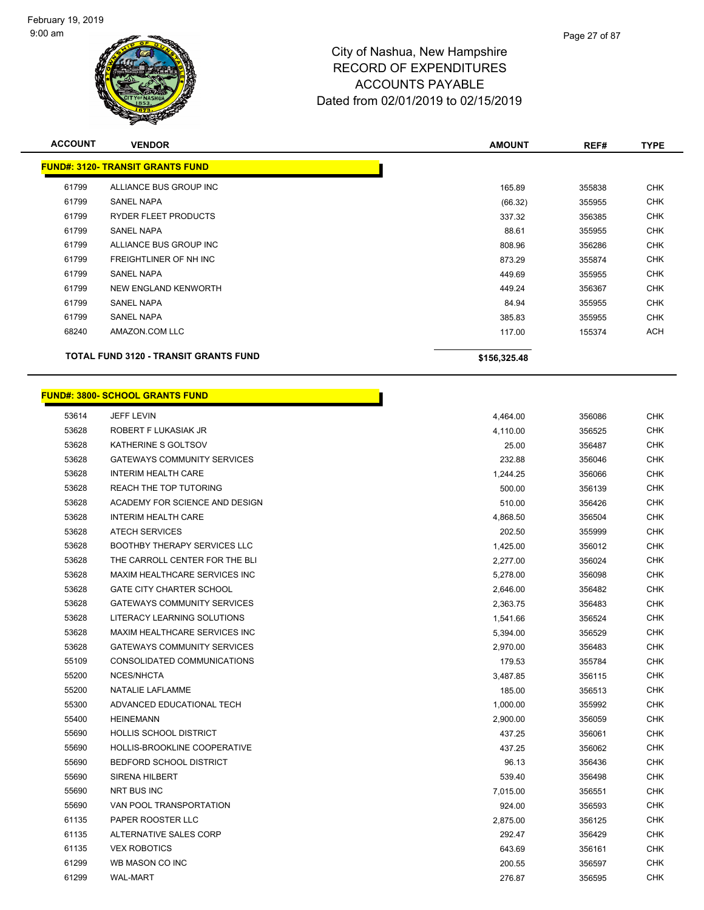February 19, 2019
9:00 am

# City of Nashua, New Hampshire
## RECORD OF EXPENDITURES
## ACCOUNTS PAYABLE
## Dated from 02/01/2019 to 02/15/2019

| ACCOUNT | VENDOR | AMOUNT | REF# | TYPE |
|---|---|---|---|---|
| **FUND#: 3120- TRANSIT GRANTS FUND** | | | | |
| 61799 | ALLIANCE BUS GROUP INC | 165.89 | 355838 | CHK |
| 61799 | SANEL NAPA | (66.32) | 355955 | CHK |
| 61799 | RYDER FLEET PRODUCTS | 337.32 | 356385 | CHK |
| 61799 | SANEL NAPA | 88.61 | 355955 | CHK |
| 61799 | ALLIANCE BUS GROUP INC | 808.96 | 356286 | CHK |
| 61799 | FREIGHTLINER OF NH INC | 873.29 | 355874 | CHK |
| 61799 | SANEL NAPA | 449.69 | 355955 | CHK |
| 61799 | NEW ENGLAND KENWORTH | 449.24 | 356367 | CHK |
| 61799 | SANEL NAPA | 84.94 | 355955 | CHK |
| 61799 | SANEL NAPA | 385.83 | 355955 | CHK |
| 68240 | AMAZON.COM LLC | 117.00 | 155374 | ACH |
| **TOTAL FUND 3120 - TRANSIT GRANTS FUND** | | **$156,325.48** | | |
| **FUND#: 3800- SCHOOL GRANTS FUND** | | | | |
| 53614 | JEFF LEVIN | 4,464.00 | 356086 | CHK |
| 53628 | ROBERT F LUKASIAK JR | 4,110.00 | 356525 | CHK |
| 53628 | KATHERINE S GOLTSOV | 25.00 | 356487 | CHK |
| 53628 | GATEWAYS COMMUNITY SERVICES | 232.88 | 356046 | CHK |
| 53628 | INTERIM HEALTH CARE | 1,244.25 | 356066 | CHK |
| 53628 | REACH THE TOP TUTORING | 500.00 | 356139 | CHK |
| 53628 | ACADEMY FOR SCIENCE AND DESIGN | 510.00 | 356426 | CHK |
| 53628 | INTERIM HEALTH CARE | 4,868.50 | 356504 | CHK |
| 53628 | ATECH SERVICES | 202.50 | 355999 | CHK |
| 53628 | BOOTHBY THERAPY SERVICES LLC | 1,425.00 | 356012 | CHK |
| 53628 | THE CARROLL CENTER FOR THE BLI | 2,277.00 | 356024 | CHK |
| 53628 | MAXIM HEALTHCARE SERVICES INC | 5,278.00 | 356098 | CHK |
| 53628 | GATE CITY CHARTER SCHOOL | 2,646.00 | 356482 | CHK |
| 53628 | GATEWAYS COMMUNITY SERVICES | 2,363.75 | 356483 | CHK |
| 53628 | LITERACY LEARNING SOLUTIONS | 1,541.66 | 356524 | CHK |
| 53628 | MAXIM HEALTHCARE SERVICES INC | 5,394.00 | 356529 | CHK |
| 53628 | GATEWAYS COMMUNITY SERVICES | 2,970.00 | 356483 | CHK |
| 55109 | CONSOLIDATED COMMUNICATIONS | 179.53 | 355784 | CHK |
| 55200 | NCES/NHCTA | 3,487.85 | 356115 | CHK |
| 55200 | NATALIE LAFLAMME | 185.00 | 356513 | CHK |
| 55300 | ADVANCED EDUCATIONAL TECH | 1,000.00 | 355992 | CHK |
| 55400 | HEINEMANN | 2,900.00 | 356059 | CHK |
| 55690 | HOLLIS SCHOOL DISTRICT | 437.25 | 356061 | CHK |
| 55690 | HOLLIS-BROOKLINE COOPERATIVE | 437.25 | 356062 | CHK |
| 55690 | BEDFORD SCHOOL DISTRICT | 96.13 | 356436 | CHK |
| 55690 | SIRENA HILBERT | 539.40 | 356498 | CHK |
| 55690 | NRT BUS INC | 7,015.00 | 356551 | CHK |
| 55690 | VAN POOL TRANSPORTATION | 924.00 | 356593 | CHK |
| 61135 | PAPER ROOSTER LLC | 2,875.00 | 356125 | CHK |
| 61135 | ALTERNATIVE SALES CORP | 292.47 | 356429 | CHK |
| 61135 | VEX ROBOTICS | 643.69 | 356161 | CHK |
| 61299 | WB MASON CO INC | 200.55 | 356597 | CHK |
| 61299 | WAL-MART | 276.87 | 356595 | CHK |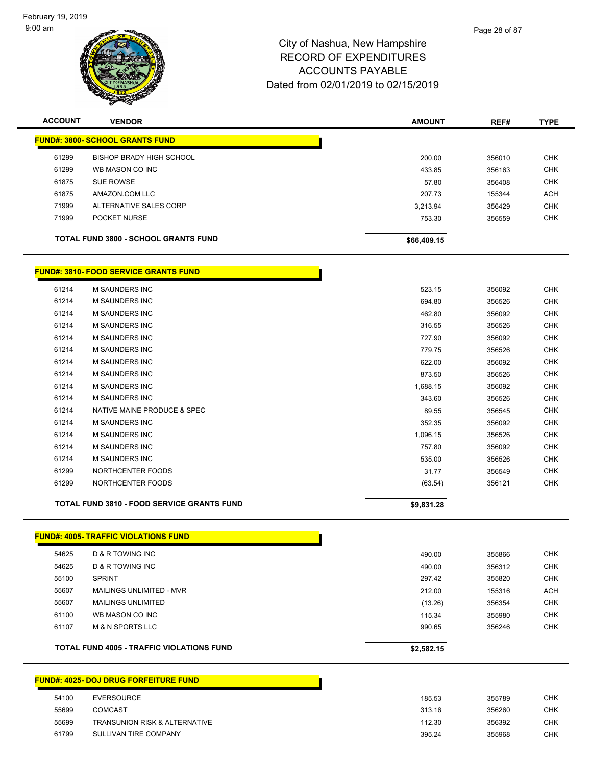City of Nashua, New Hampshire
RECORD OF EXPENDITURES
ACCOUNTS PAYABLE
Dated from 02/01/2019 to 02/15/2019

| ACCOUNT | VENDOR | AMOUNT | REF# | TYPE |
|---|---|---|---|---|
| **FUND#: 3800- SCHOOL GRANTS FUND** | | | | |
| 61299 | BISHOP BRADY HIGH SCHOOL | 200.00 | 356010 | CHK |
| 61299 | WB MASON CO INC | 433.85 | 356163 | CHK |
| 61875 | SUE ROWSE | 57.80 | 356408 | CHK |
| 61875 | AMAZON.COM LLC | 207.73 | 155344 | ACH |
| 71999 | ALTERNATIVE SALES CORP | 3,213.94 | 356429 | CHK |
| 71999 | POCKET NURSE | 753.30 | 356559 | CHK |
| | **TOTAL FUND 3800 - SCHOOL GRANTS FUND** | **$66,409.15** | | |

| ACCOUNT | VENDOR | AMOUNT | REF# | TYPE |
|---|---|---|---|---|
| **FUND#: 3810- FOOD SERVICE GRANTS FUND** | | | | |
| 61214 | M SAUNDERS INC | 523.15 | 356092 | CHK |
| 61214 | M SAUNDERS INC | 694.80 | 356526 | CHK |
| 61214 | M SAUNDERS INC | 462.80 | 356092 | CHK |
| 61214 | M SAUNDERS INC | 316.55 | 356526 | CHK |
| 61214 | M SAUNDERS INC | 727.90 | 356092 | CHK |
| 61214 | M SAUNDERS INC | 779.75 | 356526 | CHK |
| 61214 | M SAUNDERS INC | 622.00 | 356092 | CHK |
| 61214 | M SAUNDERS INC | 873.50 | 356526 | CHK |
| 61214 | M SAUNDERS INC | 1,688.15 | 356092 | CHK |
| 61214 | M SAUNDERS INC | 343.60 | 356526 | CHK |
| 61214 | NATIVE MAINE PRODUCE & SPEC | 89.55 | 356545 | CHK |
| 61214 | M SAUNDERS INC | 352.35 | 356092 | CHK |
| 61214 | M SAUNDERS INC | 1,096.15 | 356526 | CHK |
| 61214 | M SAUNDERS INC | 757.80 | 356092 | CHK |
| 61214 | M SAUNDERS INC | 535.00 | 356526 | CHK |
| 61299 | NORTHCENTER FOODS | 31.77 | 356549 | CHK |
| 61299 | NORTHCENTER FOODS | (63.54) | 356121 | CHK |
| | **TOTAL FUND 3810 - FOOD SERVICE GRANTS FUND** | **$9,831.28** | | |

| ACCOUNT | VENDOR | AMOUNT | REF# | TYPE |
|---|---|---|---|---|
| **FUND#: 4005- TRAFFIC VIOLATIONS FUND** | | | | |
| 54625 | D & R TOWING INC | 490.00 | 355866 | CHK |
| 54625 | D & R TOWING INC | 490.00 | 356312 | CHK |
| 55100 | SPRINT | 297.42 | 355820 | CHK |
| 55607 | MAILINGS UNLIMITED - MVR | 212.00 | 155316 | ACH |
| 55607 | MAILINGS UNLIMITED | (13.26) | 356354 | CHK |
| 61100 | WB MASON CO INC | 115.34 | 355980 | CHK |
| 61107 | M & N SPORTS LLC | 990.65 | 356246 | CHK |
| | **TOTAL FUND 4005 - TRAFFIC VIOLATIONS FUND** | **$2,582.15** | | |

| ACCOUNT | VENDOR | AMOUNT | REF# | TYPE |
|---|---|---|---|---|
| **FUND#: 4025- DOJ DRUG FORFEITURE FUND** | | | | |
| 54100 | EVERSOURCE | 185.53 | 355789 | CHK |
| 55699 | COMCAST | 313.16 | 356260 | CHK |
| 55699 | TRANSUNION RISK & ALTERNATIVE | 112.30 | 356392 | CHK |
| 61799 | SULLIVAN TIRE COMPANY | 395.24 | 355968 | CHK |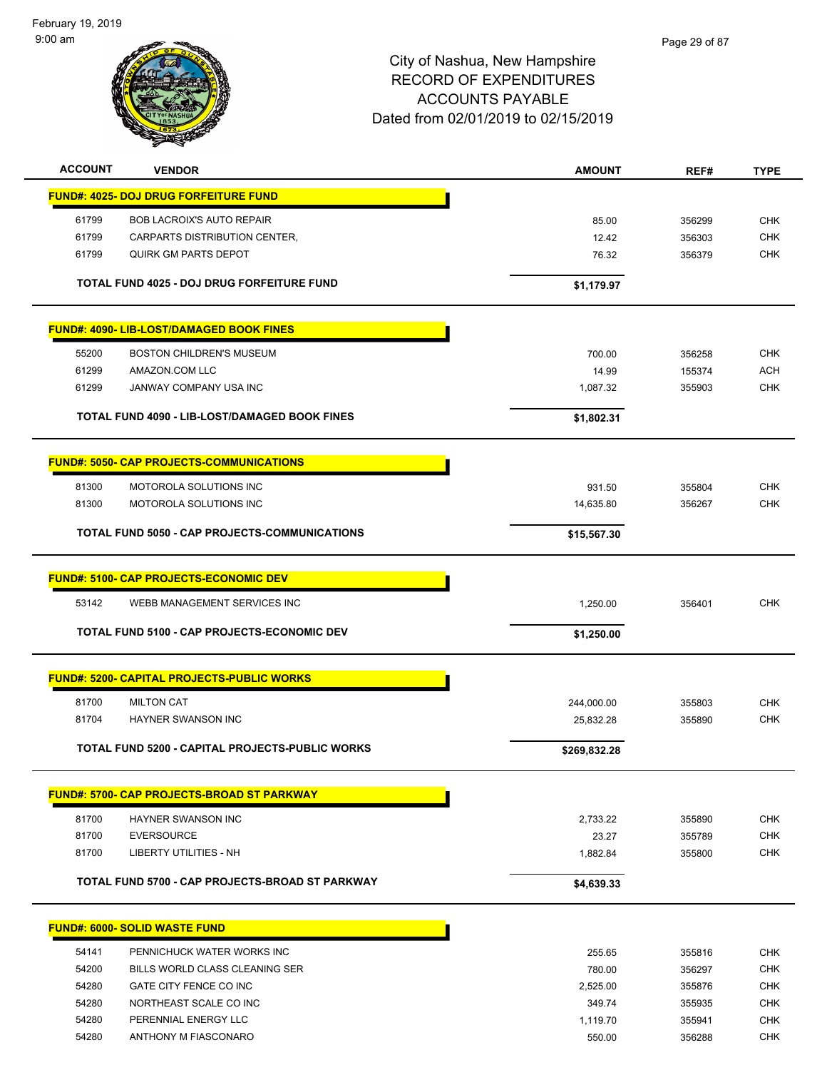City of Nashua, New Hampshire
RECORD OF EXPENDITURES
ACCOUNTS PAYABLE
Dated from 02/01/2019 to 02/15/2019

| ACCOUNT | VENDOR | AMOUNT | REF# | TYPE |
|---|---|---|---|---|
| **FUND#: 4025- DOJ DRUG FORFEITURE FUND** | | | | |
| 61799 | BOB LACROIX'S AUTO REPAIR | 85.00 | 356299 | CHK |
| 61799 | CARPARTS DISTRIBUTION CENTER, | 12.42 | 356303 | CHK |
| 61799 | QUIRK GM PARTS DEPOT | 76.32 | 356379 | CHK |
| | **TOTAL FUND 4025 - DOJ DRUG FORFEITURE FUND** | **$1,179.97** | | |
| **FUND#: 4090- LIB-LOST/DAMAGED BOOK FINES** | | | | |
| 55200 | BOSTON CHILDREN'S MUSEUM | 700.00 | 356258 | CHK |
| 61299 | AMAZON.COM LLC | 14.99 | 155374 | ACH |
| 61299 | JANWAY COMPANY USA INC | 1,087.32 | 355903 | CHK |
| | **TOTAL FUND 4090 - LIB-LOST/DAMAGED BOOK FINES** | **$1,802.31** | | |
| **FUND#: 5050- CAP PROJECTS-COMMUNICATIONS** | | | | |
| 81300 | MOTOROLA SOLUTIONS INC | 931.50 | 355804 | CHK |
| 81300 | MOTOROLA SOLUTIONS INC | 14,635.80 | 356267 | CHK |
| | **TOTAL FUND 5050 - CAP PROJECTS-COMMUNICATIONS** | **$15,567.30** | | |
| **FUND#: 5100- CAP PROJECTS-ECONOMIC DEV** | | | | |
| 53142 | WEBB MANAGEMENT SERVICES INC | 1,250.00 | 356401 | CHK |
| | **TOTAL FUND 5100 - CAP PROJECTS-ECONOMIC DEV** | **$1,250.00** | | |
| **FUND#: 5200- CAPITAL PROJECTS-PUBLIC WORKS** | | | | |
| 81700 | MILTON CAT | 244,000.00 | 355803 | CHK |
| 81704 | HAYNER SWANSON INC | 25,832.28 | 355890 | CHK |
| | **TOTAL FUND 5200 - CAPITAL PROJECTS-PUBLIC WORKS** | **$269,832.28** | | |
| **FUND#: 5700- CAP PROJECTS-BROAD ST PARKWAY** | | | | |
| 81700 | HAYNER SWANSON INC | 2,733.22 | 355890 | CHK |
| 81700 | EVERSOURCE | 23.27 | 355789 | CHK |
| 81700 | LIBERTY UTILITIES - NH | 1,882.84 | 355800 | CHK |
| | **TOTAL FUND 5700 - CAP PROJECTS-BROAD ST PARKWAY** | **$4,639.33** | | |
| **FUND#: 6000- SOLID WASTE FUND** | | | | |
| 54141 | PENNICHUCK WATER WORKS INC | 255.65 | 355816 | CHK |
| 54200 | BILLS WORLD CLASS CLEANING SER | 780.00 | 356297 | CHK |
| 54280 | GATE CITY FENCE CO INC | 2,525.00 | 355876 | CHK |
| 54280 | NORTHEAST SCALE CO INC | 349.74 | 355935 | CHK |
| 54280 | PERENNIAL ENERGY LLC | 1,119.70 | 355941 | CHK |
| 54280 | ANTHONY M FIASCONARO | 550.00 | 356288 | CHK |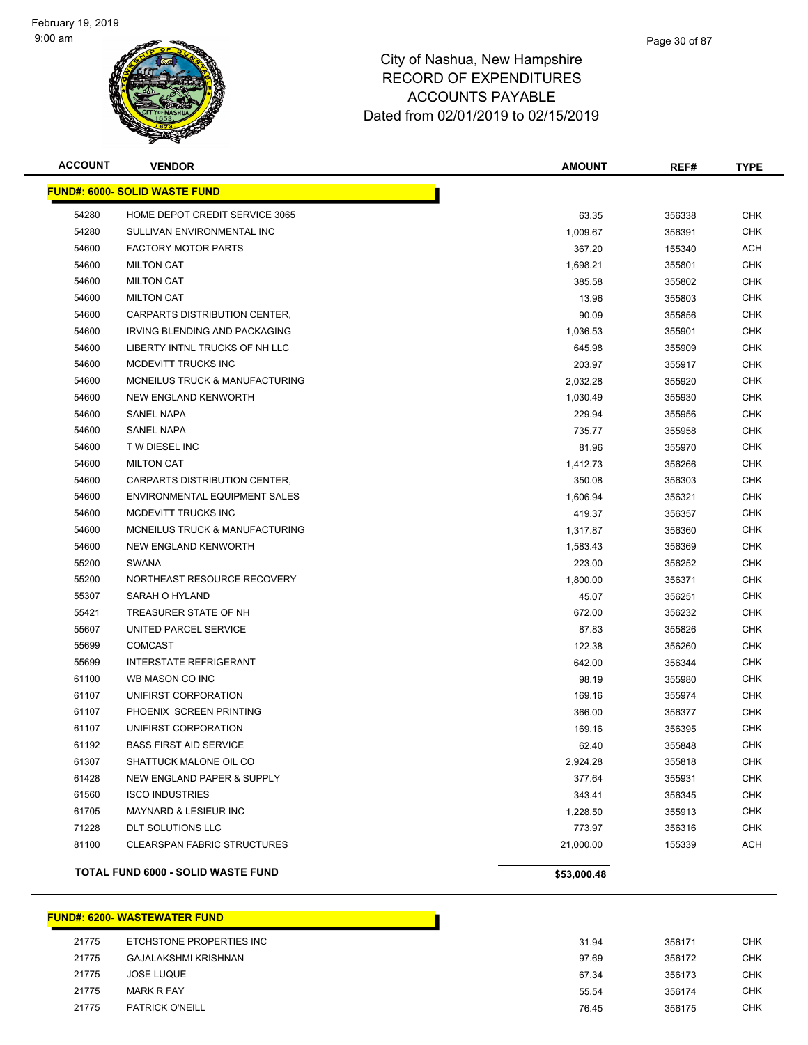# City of Nashua, New Hampshire
## RECORD OF EXPENDITURES
## ACCOUNTS PAYABLE
## Dated from 02/01/2019 to 02/15/2019

| ACCOUNT | VENDOR | AMOUNT | REF# | TYPE |
|---|---|---|---|---|
| **FUND#: 6000- SOLID WASTE FUND** | | | | |
| 54280 | HOME DEPOT CREDIT SERVICE 3065 | 63.35 | 356338 | CHK |
| 54280 | SULLIVAN ENVIRONMENTAL INC | 1,009.67 | 356391 | CHK |
| 54600 | FACTORY MOTOR PARTS | 367.20 | 155340 | ACH |
| 54600 | MILTON CAT | 1,698.21 | 355801 | CHK |
| 54600 | MILTON CAT | 385.58 | 355802 | CHK |
| 54600 | MILTON CAT | 13.96 | 355803 | CHK |
| 54600 | CARPARTS DISTRIBUTION CENTER, | 90.09 | 355856 | CHK |
| 54600 | IRVING BLENDING AND PACKAGING | 1,036.53 | 355901 | CHK |
| 54600 | LIBERTY INTNL TRUCKS OF NH LLC | 645.98 | 355909 | CHK |
| 54600 | MCDEVITT TRUCKS INC | 203.97 | 355917 | CHK |
| 54600 | MCNEILUS TRUCK & MANUFACTURING | 2,032.28 | 355920 | CHK |
| 54600 | NEW ENGLAND KENWORTH | 1,030.49 | 355930 | CHK |
| 54600 | SANEL NAPA | 229.94 | 355956 | CHK |
| 54600 | SANEL NAPA | 735.77 | 355958 | CHK |
| 54600 | T W DIESEL INC | 81.96 | 355970 | CHK |
| 54600 | MILTON CAT | 1,412.73 | 356266 | CHK |
| 54600 | CARPARTS DISTRIBUTION CENTER, | 350.08 | 356303 | CHK |
| 54600 | ENVIRONMENTAL EQUIPMENT SALES | 1,606.94 | 356321 | CHK |
| 54600 | MCDEVITT TRUCKS INC | 419.37 | 356357 | CHK |
| 54600 | MCNEILUS TRUCK & MANUFACTURING | 1,317.87 | 356360 | CHK |
| 54600 | NEW ENGLAND KENWORTH | 1,583.43 | 356369 | CHK |
| 55200 | SWANA | 223.00 | 356252 | CHK |
| 55200 | NORTHEAST RESOURCE RECOVERY | 1,800.00 | 356371 | CHK |
| 55307 | SARAH O HYLAND | 45.07 | 356251 | CHK |
| 55421 | TREASURER STATE OF NH | 672.00 | 356232 | CHK |
| 55607 | UNITED PARCEL SERVICE | 87.83 | 355826 | CHK |
| 55699 | COMCAST | 122.38 | 356260 | CHK |
| 55699 | INTERSTATE REFRIGERANT | 642.00 | 356344 | CHK |
| 61100 | WB MASON CO INC | 98.19 | 355980 | CHK |
| 61107 | UNIFIRST CORPORATION | 169.16 | 355974 | CHK |
| 61107 | PHOENIX SCREEN PRINTING | 366.00 | 356377 | CHK |
| 61107 | UNIFIRST CORPORATION | 169.16 | 356395 | CHK |
| 61192 | BASS FIRST AID SERVICE | 62.40 | 355848 | CHK |
| 61307 | SHATTUCK MALONE OIL CO | 2,924.28 | 355818 | CHK |
| 61428 | NEW ENGLAND PAPER & SUPPLY | 377.64 | 355931 | CHK |
| 61560 | ISCO INDUSTRIES | 343.41 | 356345 | CHK |
| 61705 | MAYNARD & LESIEUR INC | 1,228.50 | 355913 | CHK |
| 71228 | DLT SOLUTIONS LLC | 773.97 | 356316 | CHK |
| 81100 | CLEARSPAN FABRIC STRUCTURES | 21,000.00 | 155339 | ACH |
| **TOTAL FUND 6000 - SOLID WASTE FUND** | | **$53,000.48** | | |

| ACCOUNT | VENDOR | AMOUNT | REF# | TYPE |
|---|---|---|---|---|
| **FUND#: 6200- WASTEWATER FUND** | | | | |
| 21775 | ETCHSTONE PROPERTIES INC | 31.94 | 356171 | CHK |
| 21775 | GAJALAKSHMI KRISHNAN | 97.69 | 356172 | CHK |
| 21775 | JOSE LUQUE | 67.34 | 356173 | CHK |
| 21775 | MARK R FAY | 55.54 | 356174 | CHK |
| 21775 | PATRICK O'NEILL | 76.45 | 356175 | CHK |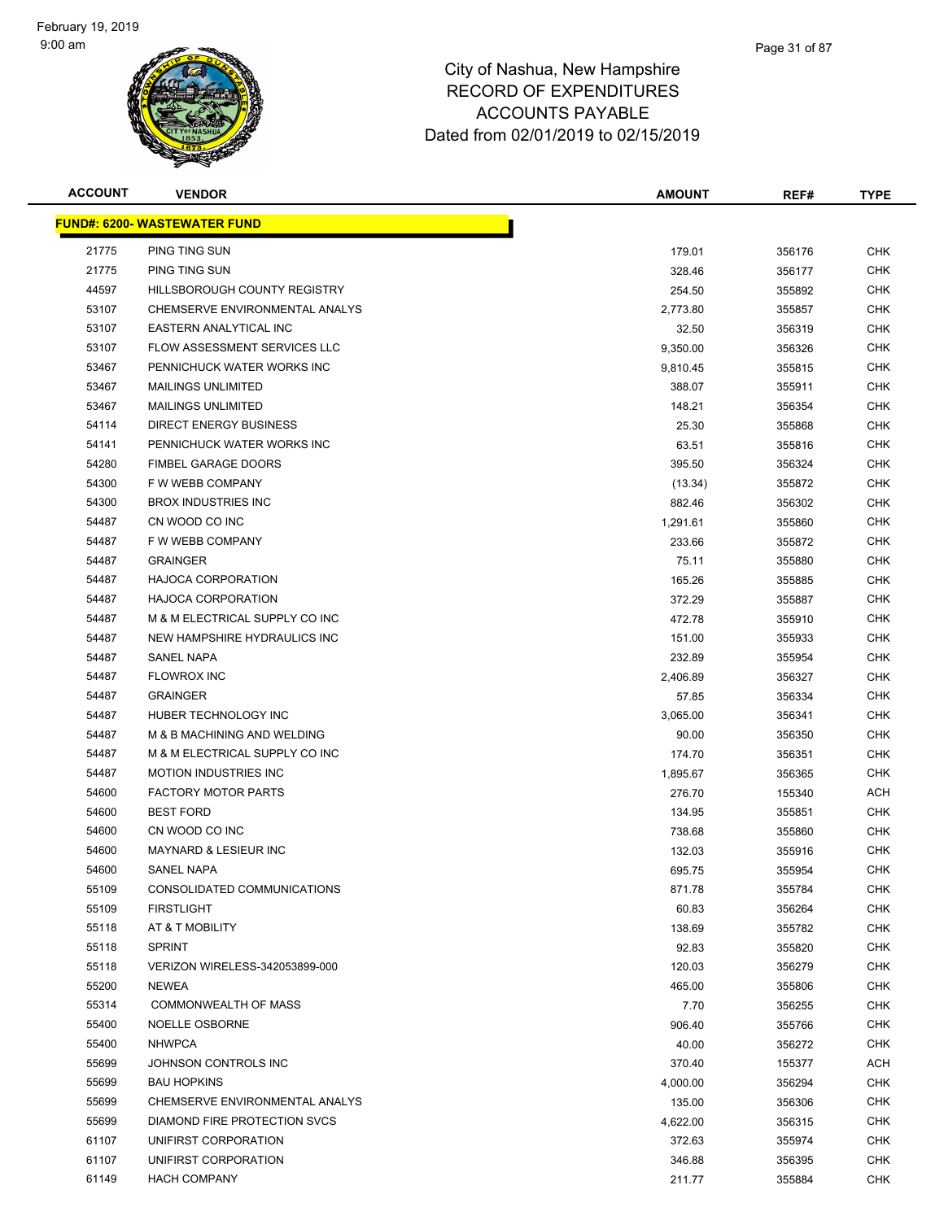February 19, 2019
9:00 am

# City of Nashua, New Hampshire
## RECORD OF EXPENDITURES
## ACCOUNTS PAYABLE
## Dated from 02/01/2019 to 02/15/2019

| ACCOUNT | VENDOR | AMOUNT | REF# | TYPE |
|---|---|---|---|---|
| **FUND#: 6200- WASTEWATER FUND** | | | | |
| 21775 | PING TING SUN | 179.01 | 356176 | CHK |
| 21775 | PING TING SUN | 328.46 | 356177 | CHK |
| 44597 | HILLSBOROUGH COUNTY REGISTRY | 254.50 | 355892 | CHK |
| 53107 | CHEMSERVE ENVIRONMENTAL ANALYS | 2,773.80 | 355857 | CHK |
| 53107 | EASTERN ANALYTICAL INC | 32.50 | 356319 | CHK |
| 53107 | FLOW ASSESSMENT SERVICES LLC | 9,350.00 | 356326 | CHK |
| 53467 | PENNICHUCK WATER WORKS INC | 9,810.45 | 355815 | CHK |
| 53467 | MAILINGS UNLIMITED | 388.07 | 355911 | CHK |
| 53467 | MAILINGS UNLIMITED | 148.21 | 356354 | CHK |
| 54114 | DIRECT ENERGY BUSINESS | 25.30 | 355868 | CHK |
| 54141 | PENNICHUCK WATER WORKS INC | 63.51 | 355816 | CHK |
| 54280 | FIMBEL GARAGE DOORS | 395.50 | 356324 | CHK |
| 54300 | F W WEBB COMPANY | (13.34) | 355872 | CHK |
| 54300 | BROX INDUSTRIES INC | 882.46 | 356302 | CHK |
| 54487 | CN WOOD CO INC | 1,291.61 | 355860 | CHK |
| 54487 | F W WEBB COMPANY | 233.66 | 355872 | CHK |
| 54487 | GRAINGER | 75.11 | 355880 | CHK |
| 54487 | HAJOCA CORPORATION | 165.26 | 355885 | CHK |
| 54487 | HAJOCA CORPORATION | 372.29 | 355887 | CHK |
| 54487 | M & M ELECTRICAL SUPPLY CO INC | 472.78 | 355910 | CHK |
| 54487 | NEW HAMPSHIRE HYDRAULICS INC | 151.00 | 355933 | CHK |
| 54487 | SANEL NAPA | 232.89 | 355954 | CHK |
| 54487 | FLOWROX INC | 2,406.89 | 356327 | CHK |
| 54487 | GRAINGER | 57.85 | 356334 | CHK |
| 54487 | HUBER TECHNOLOGY INC | 3,065.00 | 356341 | CHK |
| 54487 | M & B MACHINING AND WELDING | 90.00 | 356350 | CHK |
| 54487 | M & M ELECTRICAL SUPPLY CO INC | 174.70 | 356351 | CHK |
| 54487 | MOTION INDUSTRIES INC | 1,895.67 | 356365 | CHK |
| 54600 | FACTORY MOTOR PARTS | 276.70 | 155340 | ACH |
| 54600 | BEST FORD | 134.95 | 355851 | CHK |
| 54600 | CN WOOD CO INC | 738.68 | 355860 | CHK |
| 54600 | MAYNARD & LESIEUR INC | 132.03 | 355916 | CHK |
| 54600 | SANEL NAPA | 695.75 | 355954 | CHK |
| 55109 | CONSOLIDATED COMMUNICATIONS | 871.78 | 355784 | CHK |
| 55109 | FIRSTLIGHT | 60.83 | 356264 | CHK |
| 55118 | AT & T MOBILITY | 138.69 | 355782 | CHK |
| 55118 | SPRINT | 92.83 | 355820 | CHK |
| 55118 | VERIZON WIRELESS-342053899-000 | 120.03 | 356279 | CHK |
| 55200 | NEWEA | 465.00 | 355806 | CHK |
| 55314 | COMMONWEALTH OF MASS | 7.70 | 356255 | CHK |
| 55400 | NOELLE OSBORNE | 906.40 | 355766 | CHK |
| 55400 | NHWPCA | 40.00 | 356272 | CHK |
| 55699 | JOHNSON CONTROLS INC | 370.40 | 155377 | ACH |
| 55699 | BAU HOPKINS | 4,000.00 | 356294 | CHK |
| 55699 | CHEMSERVE ENVIRONMENTAL ANALYS | 135.00 | 356306 | CHK |
| 55699 | DIAMOND FIRE PROTECTION SVCS | 4,622.00 | 356315 | CHK |
| 61107 | UNIFIRST CORPORATION | 372.63 | 355974 | CHK |
| 61107 | UNIFIRST CORPORATION | 346.88 | 356395 | CHK |
| 61149 | HACH COMPANY | 211.77 | 355884 | CHK |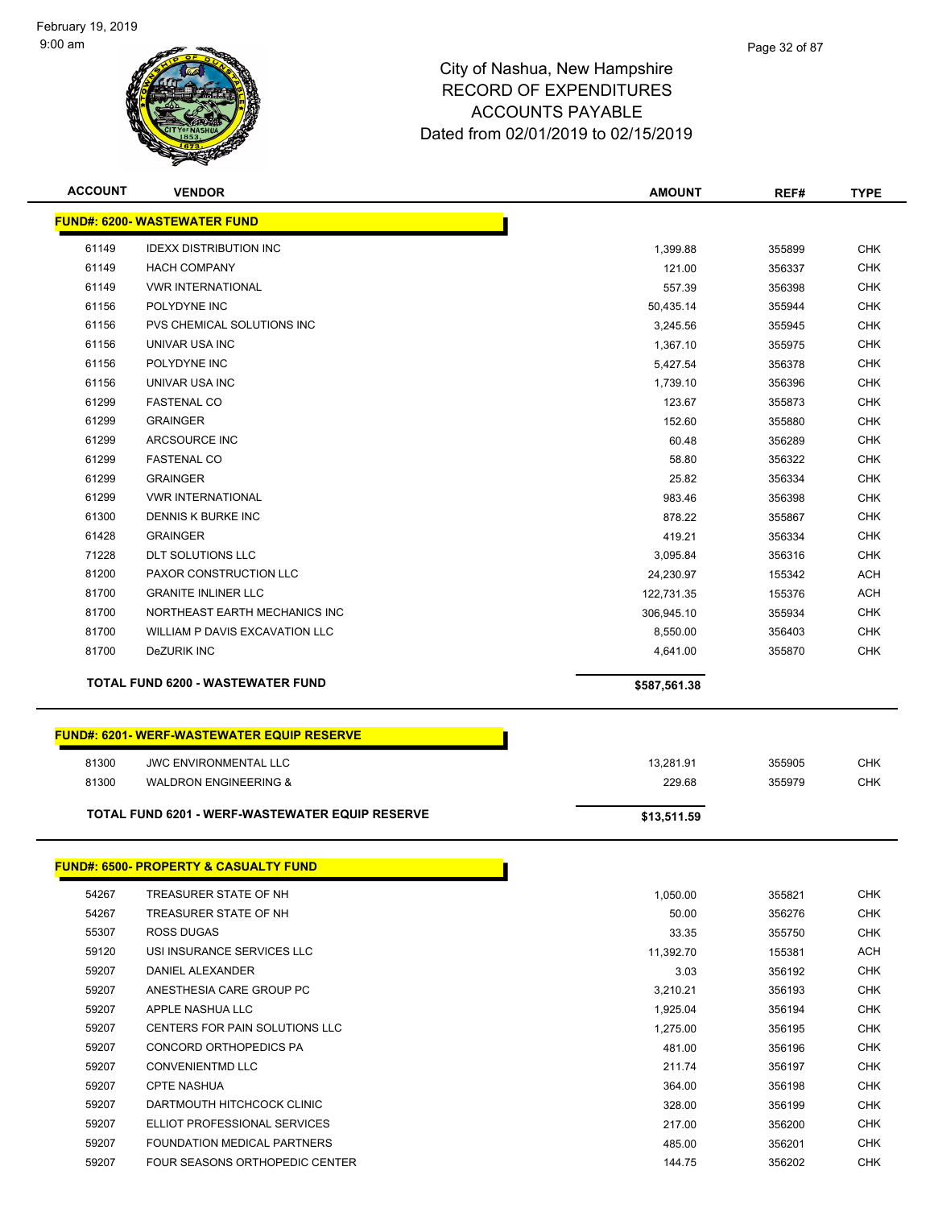February 19, 2019
9:00 am

# City of Nashua, New Hampshire
## RECORD OF EXPENDITURES
## ACCOUNTS PAYABLE
## Dated from 02/01/2019 to 02/15/2019

### FUND#: 6200- WASTEWATER FUND

| ACCOUNT | VENDOR | AMOUNT | REF# | TYPE |
|---|---|---|---|---|
| 61149 | IDEXX DISTRIBUTION INC | 1,399.88 | 355899 | CHK |
| 61149 | HACH COMPANY | 121.00 | 356337 | CHK |
| 61149 | VWR INTERNATIONAL | 557.39 | 356398 | CHK |
| 61156 | POLYDYNE INC | 50,435.14 | 355944 | CHK |
| 61156 | PVS CHEMICAL SOLUTIONS INC | 3,245.56 | 355945 | CHK |
| 61156 | UNIVAR USA INC | 1,367.10 | 355975 | CHK |
| 61156 | POLYDYNE INC | 5,427.54 | 356378 | CHK |
| 61156 | UNIVAR USA INC | 1,739.10 | 356396 | CHK |
| 61299 | FASTENAL CO | 123.67 | 355873 | CHK |
| 61299 | GRAINGER | 152.60 | 355880 | CHK |
| 61299 | ARCSOURCE INC | 60.48 | 356289 | CHK |
| 61299 | FASTENAL CO | 58.80 | 356322 | CHK |
| 61299 | GRAINGER | 25.82 | 356334 | CHK |
| 61299 | VWR INTERNATIONAL | 983.46 | 356398 | CHK |
| 61300 | DENNIS K BURKE INC | 878.22 | 355867 | CHK |
| 61428 | GRAINGER | 419.21 | 356334 | CHK |
| 71228 | DLT SOLUTIONS LLC | 3,095.84 | 356316 | CHK |
| 81200 | PAXOR CONSTRUCTION LLC | 24,230.97 | 155342 | ACH |
| 81700 | GRANITE INLINER LLC | 122,731.35 | 155376 | ACH |
| 81700 | NORTHEAST EARTH MECHANICS INC | 306,945.10 | 355934 | CHK |
| 81700 | WILLIAM P DAVIS EXCAVATION LLC | 8,550.00 | 356403 | CHK |
| 81700 | DeZURIK INC | 4,641.00 | 355870 | CHK |
| | **TOTAL FUND 6200 - WASTEWATER FUND** | **$587,561.38** | | |

### FUND#: 6201- WERF-WASTEWATER EQUIP RESERVE

| ACCOUNT | VENDOR | AMOUNT | REF# | TYPE |
|---|---|---|---|---|
| 81300 | JWC ENVIRONMENTAL LLC | 13,281.91 | 355905 | CHK |
| 81300 | WALDRON ENGINEERING & | 229.68 | 355979 | CHK |
| | **TOTAL FUND 6201 - WERF-WASTEWATER EQUIP RESERVE** | **$13,511.59** | | |

### FUND#: 6500- PROPERTY & CASUALTY FUND

| ACCOUNT | VENDOR | AMOUNT | REF# | TYPE |
|---|---|---|---|---|
| 54267 | TREASURER STATE OF NH | 1,050.00 | 355821 | CHK |
| 54267 | TREASURER STATE OF NH | 50.00 | 356276 | CHK |
| 55307 | ROSS DUGAS | 33.35 | 355750 | CHK |
| 59120 | USI INSURANCE SERVICES LLC | 11,392.70 | 155381 | ACH |
| 59207 | DANIEL ALEXANDER | 3.03 | 356192 | CHK |
| 59207 | ANESTHESIA CARE GROUP PC | 3,210.21 | 356193 | CHK |
| 59207 | APPLE NASHUA LLC | 1,925.04 | 356194 | CHK |
| 59207 | CENTERS FOR PAIN SOLUTIONS LLC | 1,275.00 | 356195 | CHK |
| 59207 | CONCORD ORTHOPEDICS PA | 481.00 | 356196 | CHK |
| 59207 | CONVENIENTMD LLC | 211.74 | 356197 | CHK |
| 59207 | CPTE NASHUA | 364.00 | 356198 | CHK |
| 59207 | DARTMOUTH HITCHCOCK CLINIC | 328.00 | 356199 | CHK |
| 59207 | ELLIOT PROFESSIONAL SERVICES | 217.00 | 356200 | CHK |
| 59207 | FOUNDATION MEDICAL PARTNERS | 485.00 | 356201 | CHK |
| 59207 | FOUR SEASONS ORTHOPEDIC CENTER | 144.75 | 356202 | CHK |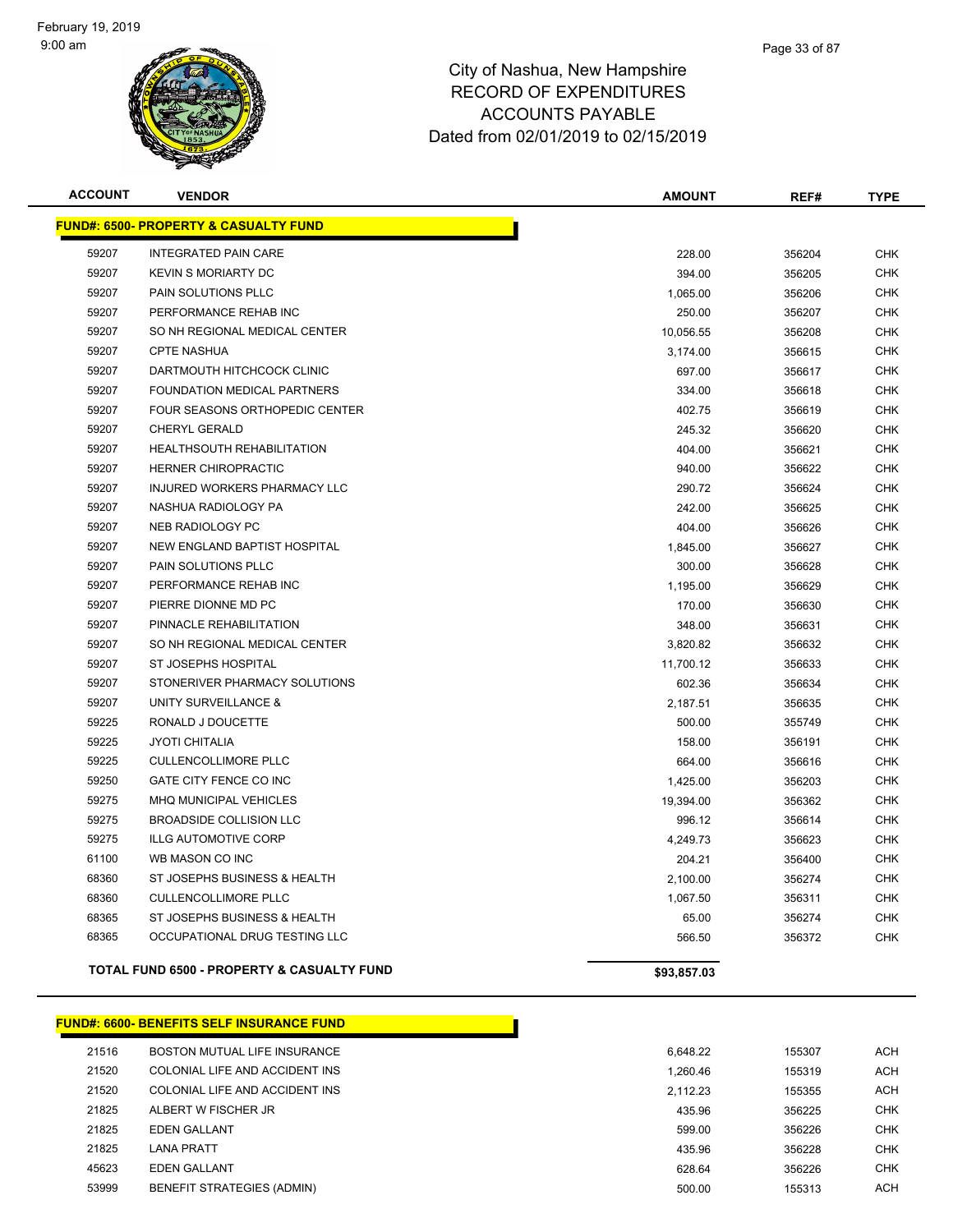City of Nashua, New Hampshire
RECORD OF EXPENDITURES
ACCOUNTS PAYABLE
Dated from 02/01/2019 to 02/15/2019

| ACCOUNT | VENDOR | AMOUNT | REF# | TYPE |
|---|---|---|---|---|
| **FUND#: 6500- PROPERTY & CASUALTY FUND** | | | | |
| 59207 | INTEGRATED PAIN CARE | 228.00 | 356204 | CHK |
| 59207 | KEVIN S MORIARTY DC | 394.00 | 356205 | CHK |
| 59207 | PAIN SOLUTIONS PLLC | 1,065.00 | 356206 | CHK |
| 59207 | PERFORMANCE REHAB INC | 250.00 | 356207 | CHK |
| 59207 | SO NH REGIONAL MEDICAL CENTER | 10,056.55 | 356208 | CHK |
| 59207 | CPTE NASHUA | 3,174.00 | 356615 | CHK |
| 59207 | DARTMOUTH HITCHCOCK CLINIC | 697.00 | 356617 | CHK |
| 59207 | FOUNDATION MEDICAL PARTNERS | 334.00 | 356618 | CHK |
| 59207 | FOUR SEASONS ORTHOPEDIC CENTER | 402.75 | 356619 | CHK |
| 59207 | CHERYL GERALD | 245.32 | 356620 | CHK |
| 59207 | HEALTHSOUTH REHABILITATION | 404.00 | 356621 | CHK |
| 59207 | HERNER CHIROPRACTIC | 940.00 | 356622 | CHK |
| 59207 | INJURED WORKERS PHARMACY LLC | 290.72 | 356624 | CHK |
| 59207 | NASHUA RADIOLOGY PA | 242.00 | 356625 | CHK |
| 59207 | NEB RADIOLOGY PC | 404.00 | 356626 | CHK |
| 59207 | NEW ENGLAND BAPTIST HOSPITAL | 1,845.00 | 356627 | CHK |
| 59207 | PAIN SOLUTIONS PLLC | 300.00 | 356628 | CHK |
| 59207 | PERFORMANCE REHAB INC | 1,195.00 | 356629 | CHK |
| 59207 | PIERRE DIONNE MD PC | 170.00 | 356630 | CHK |
| 59207 | PINNACLE REHABILITATION | 348.00 | 356631 | CHK |
| 59207 | SO NH REGIONAL MEDICAL CENTER | 3,820.82 | 356632 | CHK |
| 59207 | ST JOSEPHS HOSPITAL | 11,700.12 | 356633 | CHK |
| 59207 | STONERIVER PHARMACY SOLUTIONS | 602.36 | 356634 | CHK |
| 59207 | UNITY SURVEILLANCE & | 2,187.51 | 356635 | CHK |
| 59225 | RONALD J DOUCETTE | 500.00 | 355749 | CHK |
| 59225 | JYOTI CHITALIA | 158.00 | 356191 | CHK |
| 59225 | CULLENCOLLIMORE PLLC | 664.00 | 356616 | CHK |
| 59250 | GATE CITY FENCE CO INC | 1,425.00 | 356203 | CHK |
| 59275 | MHQ MUNICIPAL VEHICLES | 19,394.00 | 356362 | CHK |
| 59275 | BROADSIDE COLLISION LLC | 996.12 | 356614 | CHK |
| 59275 | ILLG AUTOMOTIVE CORP | 4,249.73 | 356623 | CHK |
| 61100 | WB MASON CO INC | 204.21 | 356400 | CHK |
| 68360 | ST JOSEPHS BUSINESS & HEALTH | 2,100.00 | 356274 | CHK |
| 68360 | CULLENCOLLIMORE PLLC | 1,067.50 | 356311 | CHK |
| 68365 | ST JOSEPHS BUSINESS & HEALTH | 65.00 | 356274 | CHK |
| 68365 | OCCUPATIONAL DRUG TESTING LLC | 566.50 | 356372 | CHK |
| | **TOTAL FUND 6500 - PROPERTY & CASUALTY FUND** | **$93,857.03** | | |

| ACCOUNT | VENDOR | AMOUNT | REF# | TYPE |
|---|---|---|---|---|
| **FUND#: 6600- BENEFITS SELF INSURANCE FUND** | | | | |
| 21516 | BOSTON MUTUAL LIFE INSURANCE | 6,648.22 | 155307 | ACH |
| 21520 | COLONIAL LIFE AND ACCIDENT INS | 1,260.46 | 155319 | ACH |
| 21520 | COLONIAL LIFE AND ACCIDENT INS | 2,112.23 | 155355 | ACH |
| 21825 | ALBERT W FISCHER JR | 435.96 | 356225 | CHK |
| 21825 | EDEN GALLANT | 599.00 | 356226 | CHK |
| 21825 | LANA PRATT | 435.96 | 356228 | CHK |
| 45623 | EDEN GALLANT | 628.64 | 356226 | CHK |
| 53999 | BENEFIT STRATEGIES (ADMIN) | 500.00 | 155313 | ACH |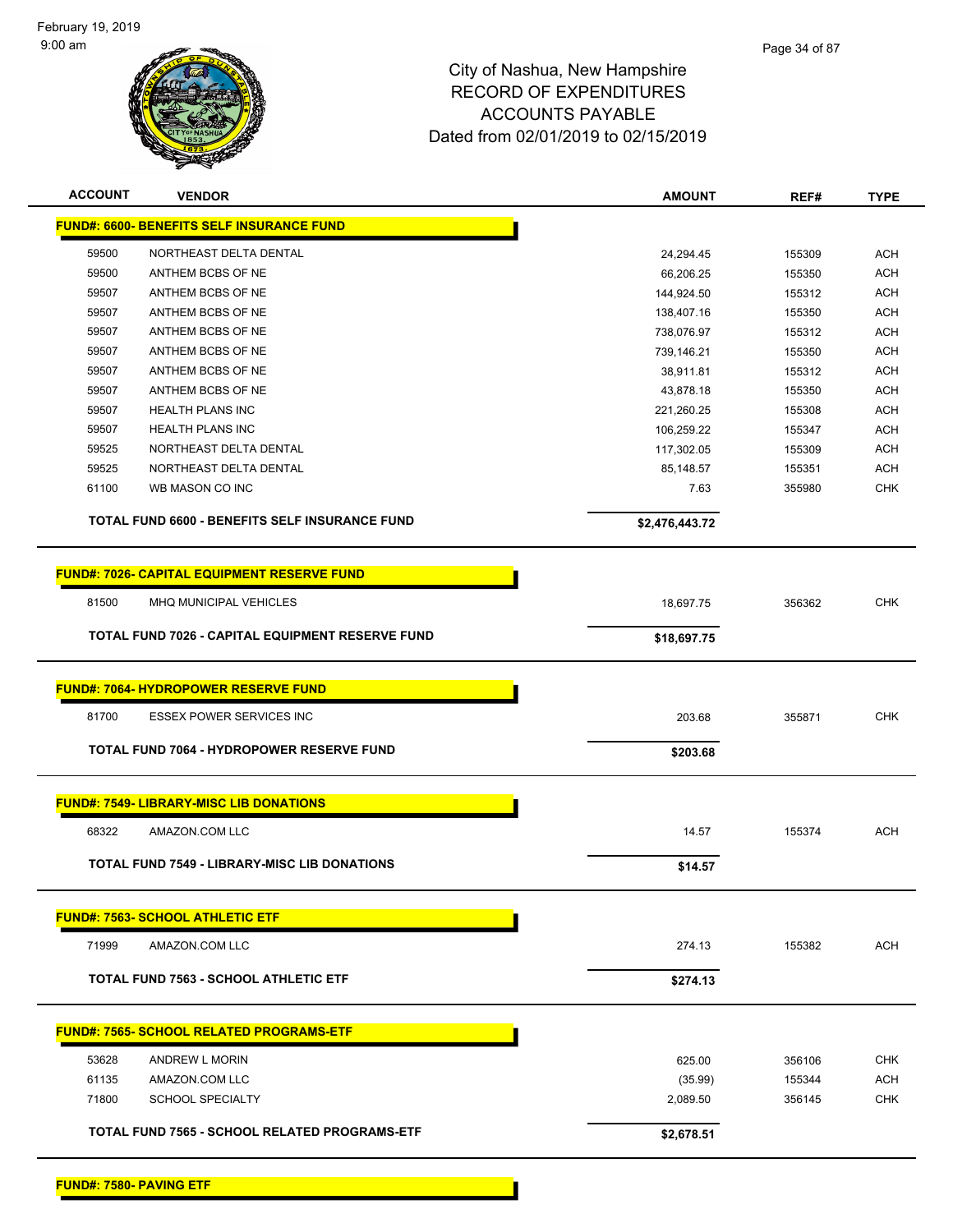City of Nashua, New Hampshire
RECORD OF EXPENDITURES
ACCOUNTS PAYABLE
Dated from 02/01/2019 to 02/15/2019

| ACCOUNT | VENDOR | AMOUNT | REF# | TYPE |
|---|---|---|---|---|
| **FUND#: 6600- BENEFITS SELF INSURANCE FUND** | | | | |
| 59500 | NORTHEAST DELTA DENTAL | 24,294.45 | 155309 | ACH |
| 59500 | ANTHEM BCBS OF NE | 66,206.25 | 155350 | ACH |
| 59507 | ANTHEM BCBS OF NE | 144,924.50 | 155312 | ACH |
| 59507 | ANTHEM BCBS OF NE | 138,407.16 | 155350 | ACH |
| 59507 | ANTHEM BCBS OF NE | 738,076.97 | 155312 | ACH |
| 59507 | ANTHEM BCBS OF NE | 739,146.21 | 155350 | ACH |
| 59507 | ANTHEM BCBS OF NE | 38,911.81 | 155312 | ACH |
| 59507 | ANTHEM BCBS OF NE | 43,878.18 | 155350 | ACH |
| 59507 | HEALTH PLANS INC | 221,260.25 | 155308 | ACH |
| 59507 | HEALTH PLANS INC | 106,259.22 | 155347 | ACH |
| 59525 | NORTHEAST DELTA DENTAL | 117,302.05 | 155309 | ACH |
| 59525 | NORTHEAST DELTA DENTAL | 85,148.57 | 155351 | ACH |
| 61100 | WB MASON CO INC | 7.63 | 355980 | CHK |
| | **TOTAL FUND 6600 - BENEFITS SELF INSURANCE FUND** | **$2,476,443.72** | | |
| **FUND#: 7026- CAPITAL EQUIPMENT RESERVE FUND** | | | | |
| 81500 | MHQ MUNICIPAL VEHICLES | 18,697.75 | 356362 | CHK |
| | **TOTAL FUND 7026 - CAPITAL EQUIPMENT RESERVE FUND** | **$18,697.75** | | |
| **FUND#: 7064- HYDROPOWER RESERVE FUND** | | | | |
| 81700 | ESSEX POWER SERVICES INC | 203.68 | 355871 | CHK |
| | **TOTAL FUND 7064 - HYDROPOWER RESERVE FUND** | **$203.68** | | |
| **FUND#: 7549- LIBRARY-MISC LIB DONATIONS** | | | | |
| 68322 | AMAZON.COM LLC | 14.57 | 155374 | ACH |
| | **TOTAL FUND 7549 - LIBRARY-MISC LIB DONATIONS** | **$14.57** | | |
| **FUND#: 7563- SCHOOL ATHLETIC ETF** | | | | |
| 71999 | AMAZON.COM LLC | 274.13 | 155382 | ACH |
| | **TOTAL FUND 7563 - SCHOOL ATHLETIC ETF** | **$274.13** | | |
| **FUND#: 7565- SCHOOL RELATED PROGRAMS-ETF** | | | | |
| 53628 | ANDREW L MORIN | 625.00 | 356106 | CHK |
| 61135 | AMAZON.COM LLC | (35.99) | 155344 | ACH |
| 71800 | SCHOOL SPECIALTY | 2,089.50 | 356145 | CHK |
| | **TOTAL FUND 7565 - SCHOOL RELATED PROGRAMS-ETF** | **$2,678.51** | | |
| **FUND#: 7580- PAVING ETF** | | | | |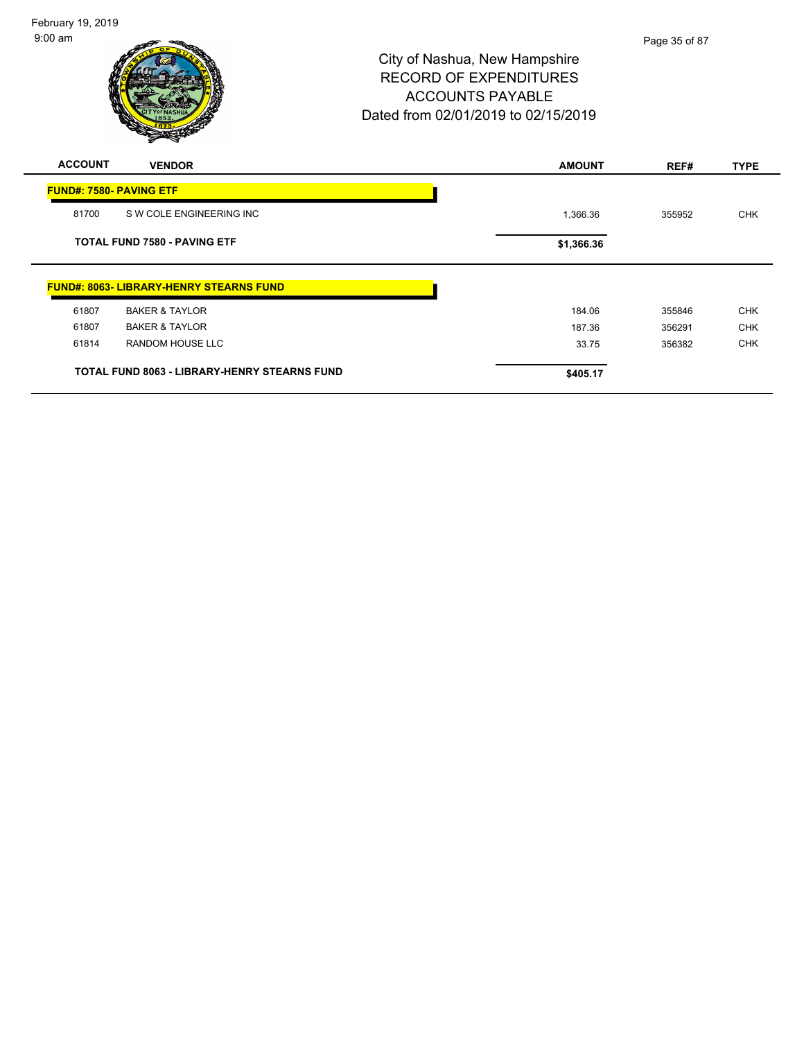City of Nashua, New Hampshire
RECORD OF EXPENDITURES
ACCOUNTS PAYABLE
Dated from 02/01/2019 to 02/15/2019

| ACCOUNT | VENDOR | AMOUNT | REF# | TYPE |
| --- | --- | --- | --- | --- |
| **FUND#: 7580- PAVING ETF** | | | | |
| 81700 | S W COLE ENGINEERING INC | 1,366.36 | 355952 | CHK |
| | **TOTAL FUND 7580 - PAVING ETF** | **$1,366.36** | | |
| **FUND#: 8063- LIBRARY-HENRY STEARNS FUND** | | | | |
| 61807 | BAKER & TAYLOR | 184.06 | 355846 | CHK |
| 61807 | BAKER & TAYLOR | 187.36 | 356291 | CHK |
| 61814 | RANDOM HOUSE LLC | 33.75 | 356382 | CHK |
| | **TOTAL FUND 8063 - LIBRARY-HENRY STEARNS FUND** | **$405.17** | | |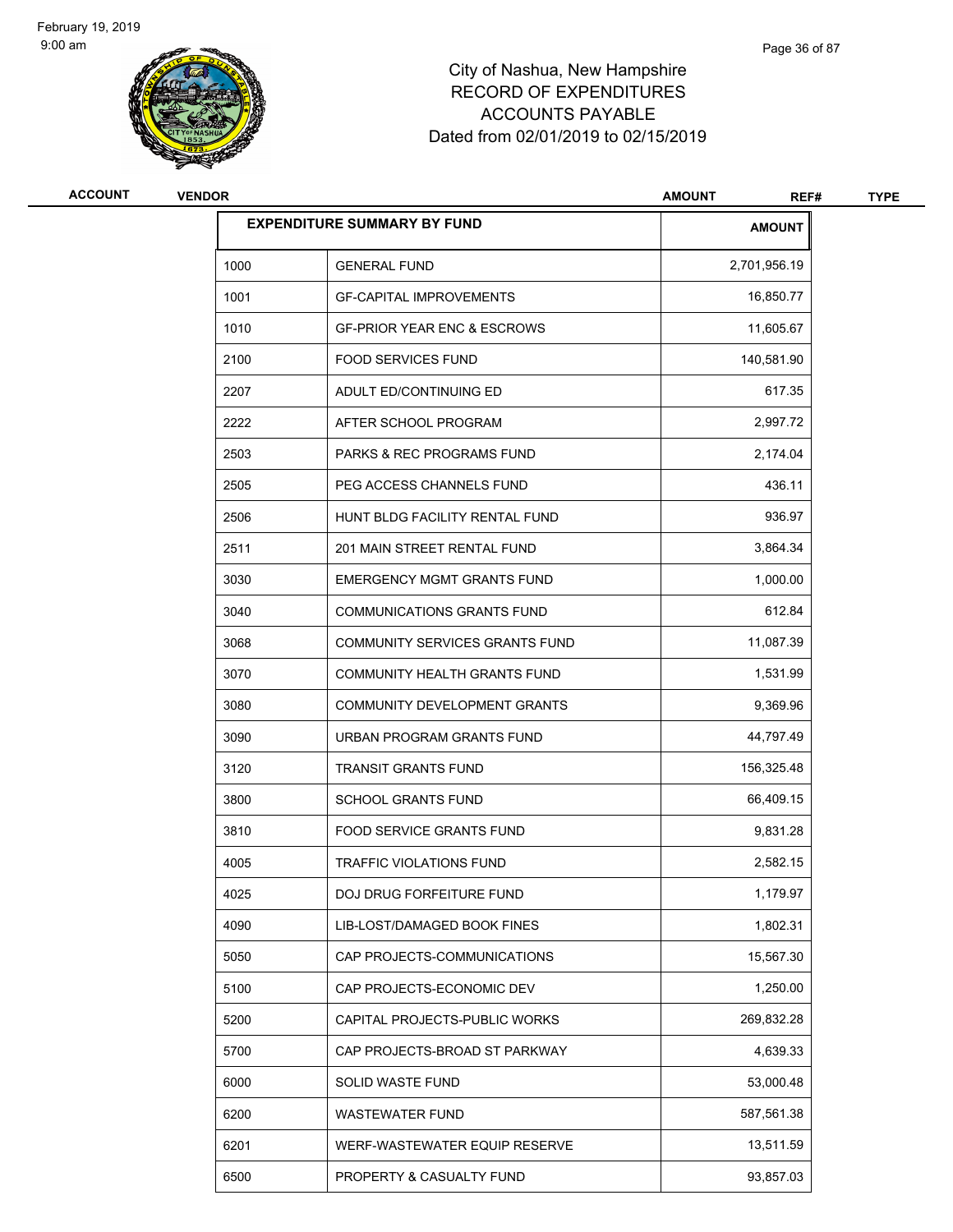# City of Nashua, New Hampshire
# RECORD OF EXPENDITURES
# ACCOUNTS PAYABLE
# Dated from 02/01/2019 to 02/15/2019

| ACCOUNT | VENDOR | AMOUNT | REF# | TYPE |
|---|---|---|---|---|

| EXPENDITURE SUMMARY BY FUND | | AMOUNT |
|---|---|---|
| 1000 | GENERAL FUND | 2,701,956.19 |
| 1001 | GF-CAPITAL IMPROVEMENTS | 16,850.77 |
| 1010 | GF-PRIOR YEAR ENC & ESCROWS | 11,605.67 |
| 2100 | FOOD SERVICES FUND | 140,581.90 |
| 2207 | ADULT ED/CONTINUING ED | 617.35 |
| 2222 | AFTER SCHOOL PROGRAM | 2,997.72 |
| 2503 | PARKS & REC PROGRAMS FUND | 2,174.04 |
| 2505 | PEG ACCESS CHANNELS FUND | 436.11 |
| 2506 | HUNT BLDG FACILITY RENTAL FUND | 936.97 |
| 2511 | 201 MAIN STREET RENTAL FUND | 3,864.34 |
| 3030 | EMERGENCY MGMT GRANTS FUND | 1,000.00 |
| 3040 | COMMUNICATIONS GRANTS FUND | 612.84 |
| 3068 | COMMUNITY SERVICES GRANTS FUND | 11,087.39 |
| 3070 | COMMUNITY HEALTH GRANTS FUND | 1,531.99 |
| 3080 | COMMUNITY DEVELOPMENT GRANTS | 9,369.96 |
| 3090 | URBAN PROGRAM GRANTS FUND | 44,797.49 |
| 3120 | TRANSIT GRANTS FUND | 156,325.48 |
| 3800 | SCHOOL GRANTS FUND | 66,409.15 |
| 3810 | FOOD SERVICE GRANTS FUND | 9,831.28 |
| 4005 | TRAFFIC VIOLATIONS FUND | 2,582.15 |
| 4025 | DOJ DRUG FORFEITURE FUND | 1,179.97 |
| 4090 | LIB-LOST/DAMAGED BOOK FINES | 1,802.31 |
| 5050 | CAP PROJECTS-COMMUNICATIONS | 15,567.30 |
| 5100 | CAP PROJECTS-ECONOMIC DEV | 1,250.00 |
| 5200 | CAPITAL PROJECTS-PUBLIC WORKS | 269,832.28 |
| 5700 | CAP PROJECTS-BROAD ST PARKWAY | 4,639.33 |
| 6000 | SOLID WASTE FUND | 53,000.48 |
| 6200 | WASTEWATER FUND | 587,561.38 |
| 6201 | WERF-WASTEWATER EQUIP RESERVE | 13,511.59 |
| 6500 | PROPERTY & CASUALTY FUND | 93,857.03 |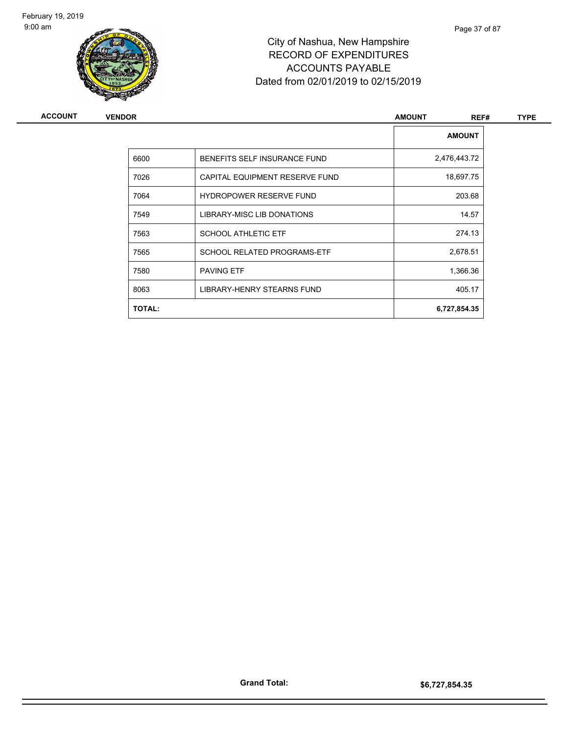| ACCOUNT | VENDOR | AMOUNT |
|---|---|---|
| 6600 | BENEFITS SELF INSURANCE FUND | 2,476,443.72 |
| 7026 | CAPITAL EQUIPMENT RESERVE FUND | 18,697.75 |
| 7064 | HYDROPOWER RESERVE FUND | 203.68 |
| 7549 | LIBRARY-MISC LIB DONATIONS | 14.57 |
| 7563 | SCHOOL ATHLETIC ETF | 274.13 |
| 7565 | SCHOOL RELATED PROGRAMS-ETF | 2,678.51 |
| 7580 | PAVING ETF | 1,366.36 |
| 8063 | LIBRARY-HENRY STEARNS FUND | 405.17 |
| **TOTAL:** | | **6,727,854.35** |

**Grand Total:** **$6,727,854.35**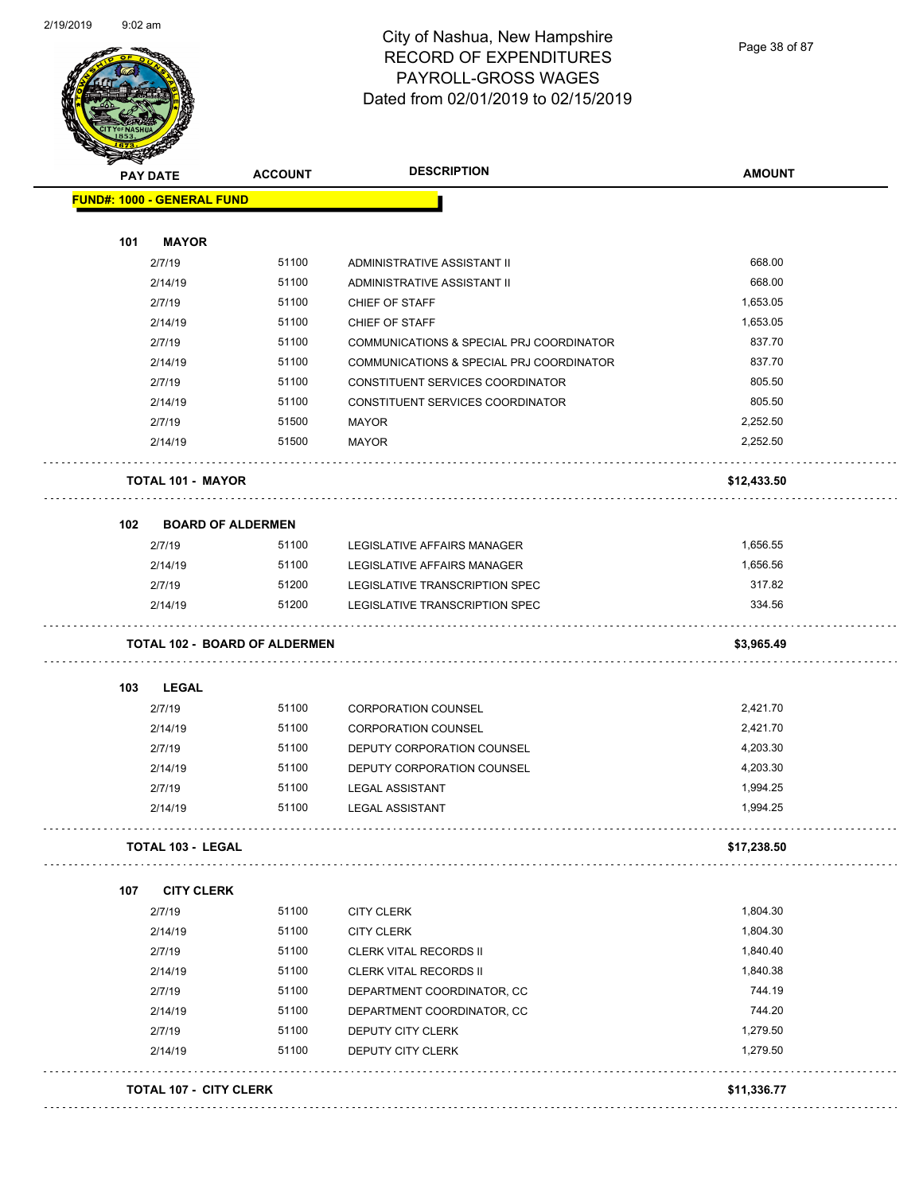# City of Nashua, New Hampshire
## RECORD OF EXPENDITURES
## PAYROLL-GROSS WAGES
## Dated from 02/01/2019 to 02/15/2019

| PAY DATE | ACCOUNT | DESCRIPTION | AMOUNT |
|---|---|---|---|
| **FUND#: 1000 - GENERAL FUND** | | | |
| **101 MAYOR** | | | |
| 2/7/19 | 51100 | ADMINISTRATIVE ASSISTANT II | 668.00 |
| 2/14/19 | 51100 | ADMINISTRATIVE ASSISTANT II | 668.00 |
| 2/7/19 | 51100 | CHIEF OF STAFF | 1,653.05 |
| 2/14/19 | 51100 | CHIEF OF STAFF | 1,653.05 |
| 2/7/19 | 51100 | COMMUNICATIONS & SPECIAL PRJ COORDINATOR | 837.70 |
| 2/14/19 | 51100 | COMMUNICATIONS & SPECIAL PRJ COORDINATOR | 837.70 |
| 2/7/19 | 51100 | CONSTITUENT SERVICES COORDINATOR | 805.50 |
| 2/14/19 | 51100 | CONSTITUENT SERVICES COORDINATOR | 805.50 |
| 2/7/19 | 51500 | MAYOR | 2,252.50 |
| 2/14/19 | 51500 | MAYOR | 2,252.50 |
| **TOTAL 101 - MAYOR** | | | **$12,433.50** |
| **102 BOARD OF ALDERMEN** | | | |
| 2/7/19 | 51100 | LEGISLATIVE AFFAIRS MANAGER | 1,656.55 |
| 2/14/19 | 51100 | LEGISLATIVE AFFAIRS MANAGER | 1,656.56 |
| 2/7/19 | 51200 | LEGISLATIVE TRANSCRIPTION SPEC | 317.82 |
| 2/14/19 | 51200 | LEGISLATIVE TRANSCRIPTION SPEC | 334.56 |
| **TOTAL 102 - BOARD OF ALDERMEN** | | | **$3,965.49** |
| **103 LEGAL** | | | |
| 2/7/19 | 51100 | CORPORATION COUNSEL | 2,421.70 |
| 2/14/19 | 51100 | CORPORATION COUNSEL | 2,421.70 |
| 2/7/19 | 51100 | DEPUTY CORPORATION COUNSEL | 4,203.30 |
| 2/14/19 | 51100 | DEPUTY CORPORATION COUNSEL | 4,203.30 |
| 2/7/19 | 51100 | LEGAL ASSISTANT | 1,994.25 |
| 2/14/19 | 51100 | LEGAL ASSISTANT | 1,994.25 |
| **TOTAL 103 - LEGAL** | | | **$17,238.50** |
| **107 CITY CLERK** | | | |
| 2/7/19 | 51100 | CITY CLERK | 1,804.30 |
| 2/14/19 | 51100 | CITY CLERK | 1,804.30 |
| 2/7/19 | 51100 | CLERK VITAL RECORDS II | 1,840.40 |
| 2/14/19 | 51100 | CLERK VITAL RECORDS II | 1,840.38 |
| 2/7/19 | 51100 | DEPARTMENT COORDINATOR, CC | 744.19 |
| 2/14/19 | 51100 | DEPARTMENT COORDINATOR, CC | 744.20 |
| 2/7/19 | 51100 | DEPUTY CITY CLERK | 1,279.50 |
| 2/14/19 | 51100 | DEPUTY CITY CLERK | 1,279.50 |
| **TOTAL 107 - CITY CLERK** | | | **$11,336.77** |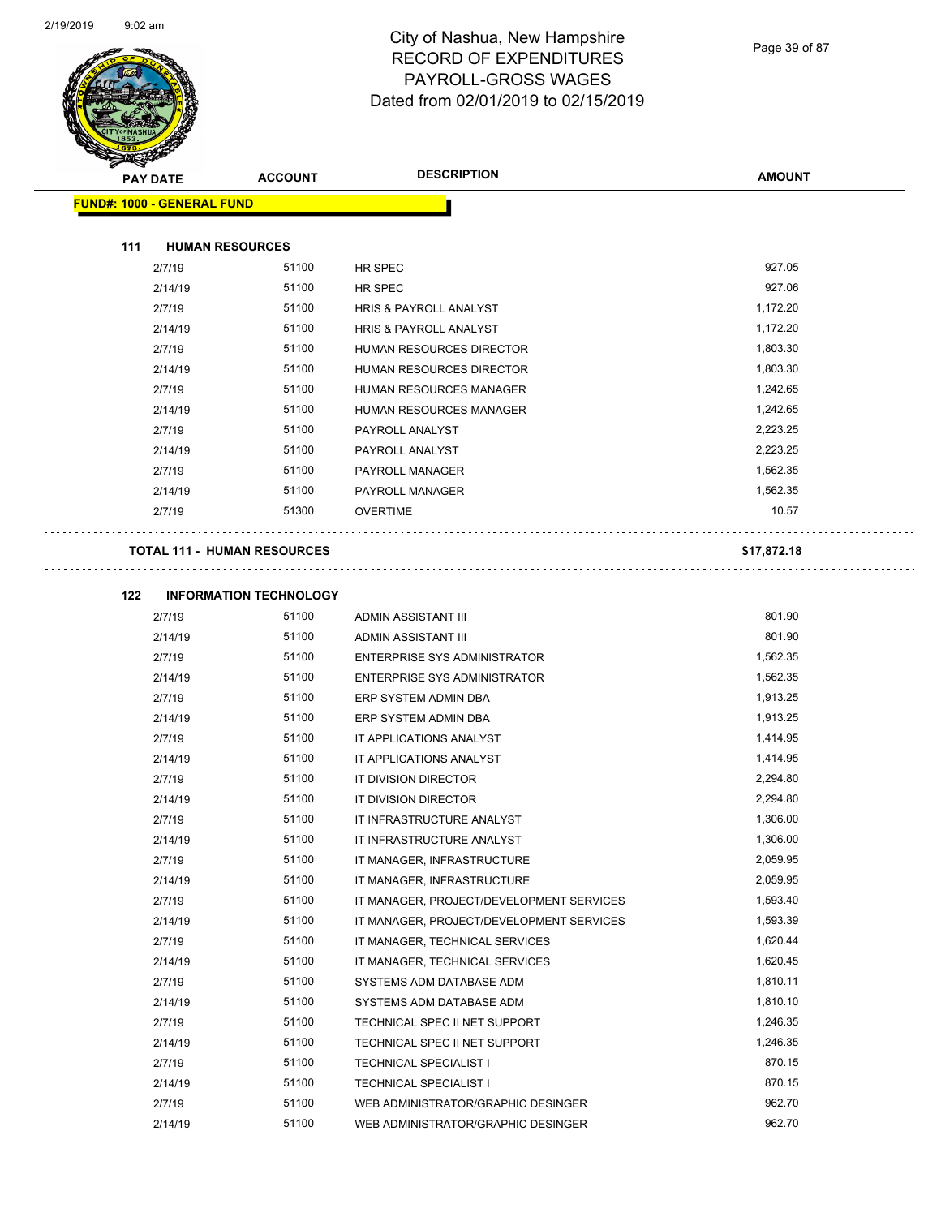# City of Nashua, New Hampshire
## RECORD OF EXPENDITURES
## PAYROLL-GROSS WAGES
## Dated from 02/01/2019 to 02/15/2019

| PAY DATE | ACCOUNT | DESCRIPTION | AMOUNT |
|---|---|---|---|
| **FUND#: 1000 - GENERAL FUND** | | | |
| **111 HUMAN RESOURCES** | | | |
| 2/7/19 | 51100 | HR SPEC | 927.05 |
| 2/14/19 | 51100 | HR SPEC | 927.06 |
| 2/7/19 | 51100 | HRIS & PAYROLL ANALYST | 1,172.20 |
| 2/14/19 | 51100 | HRIS & PAYROLL ANALYST | 1,172.20 |
| 2/7/19 | 51100 | HUMAN RESOURCES DIRECTOR | 1,803.30 |
| 2/14/19 | 51100 | HUMAN RESOURCES DIRECTOR | 1,803.30 |
| 2/7/19 | 51100 | HUMAN RESOURCES MANAGER | 1,242.65 |
| 2/14/19 | 51100 | HUMAN RESOURCES MANAGER | 1,242.65 |
| 2/7/19 | 51100 | PAYROLL ANALYST | 2,223.25 |
| 2/14/19 | 51100 | PAYROLL ANALYST | 2,223.25 |
| 2/7/19 | 51100 | PAYROLL MANAGER | 1,562.35 |
| 2/14/19 | 51100 | PAYROLL MANAGER | 1,562.35 |
| 2/7/19 | 51300 | OVERTIME | 10.57 |
| **TOTAL 111 - HUMAN RESOURCES** | | | **$17,872.18** |
| **122 INFORMATION TECHNOLOGY** | | | |
| 2/7/19 | 51100 | ADMIN ASSISTANT III | 801.90 |
| 2/14/19 | 51100 | ADMIN ASSISTANT III | 801.90 |
| 2/7/19 | 51100 | ENTERPRISE SYS ADMINISTRATOR | 1,562.35 |
| 2/14/19 | 51100 | ENTERPRISE SYS ADMINISTRATOR | 1,562.35 |
| 2/7/19 | 51100 | ERP SYSTEM ADMIN DBA | 1,913.25 |
| 2/14/19 | 51100 | ERP SYSTEM ADMIN DBA | 1,913.25 |
| 2/7/19 | 51100 | IT APPLICATIONS ANALYST | 1,414.95 |
| 2/14/19 | 51100 | IT APPLICATIONS ANALYST | 1,414.95 |
| 2/7/19 | 51100 | IT DIVISION DIRECTOR | 2,294.80 |
| 2/14/19 | 51100 | IT DIVISION DIRECTOR | 2,294.80 |
| 2/7/19 | 51100 | IT INFRASTRUCTURE ANALYST | 1,306.00 |
| 2/14/19 | 51100 | IT INFRASTRUCTURE ANALYST | 1,306.00 |
| 2/7/19 | 51100 | IT MANAGER, INFRASTRUCTURE | 2,059.95 |
| 2/14/19 | 51100 | IT MANAGER, INFRASTRUCTURE | 2,059.95 |
| 2/7/19 | 51100 | IT MANAGER, PROJECT/DEVELOPMENT SERVICES | 1,593.40 |
| 2/14/19 | 51100 | IT MANAGER, PROJECT/DEVELOPMENT SERVICES | 1,593.39 |
| 2/7/19 | 51100 | IT MANAGER, TECHNICAL SERVICES | 1,620.44 |
| 2/14/19 | 51100 | IT MANAGER, TECHNICAL SERVICES | 1,620.45 |
| 2/7/19 | 51100 | SYSTEMS ADM DATABASE ADM | 1,810.11 |
| 2/14/19 | 51100 | SYSTEMS ADM DATABASE ADM | 1,810.10 |
| 2/7/19 | 51100 | TECHNICAL SPEC II NET SUPPORT | 1,246.35 |
| 2/14/19 | 51100 | TECHNICAL SPEC II NET SUPPORT | 1,246.35 |
| 2/7/19 | 51100 | TECHNICAL SPECIALIST I | 870.15 |
| 2/14/19 | 51100 | TECHNICAL SPECIALIST I | 870.15 |
| 2/7/19 | 51100 | WEB ADMINISTRATOR/GRAPHIC DESINGER | 962.70 |
| 2/14/19 | 51100 | WEB ADMINISTRATOR/GRAPHIC DESINGER | 962.70 |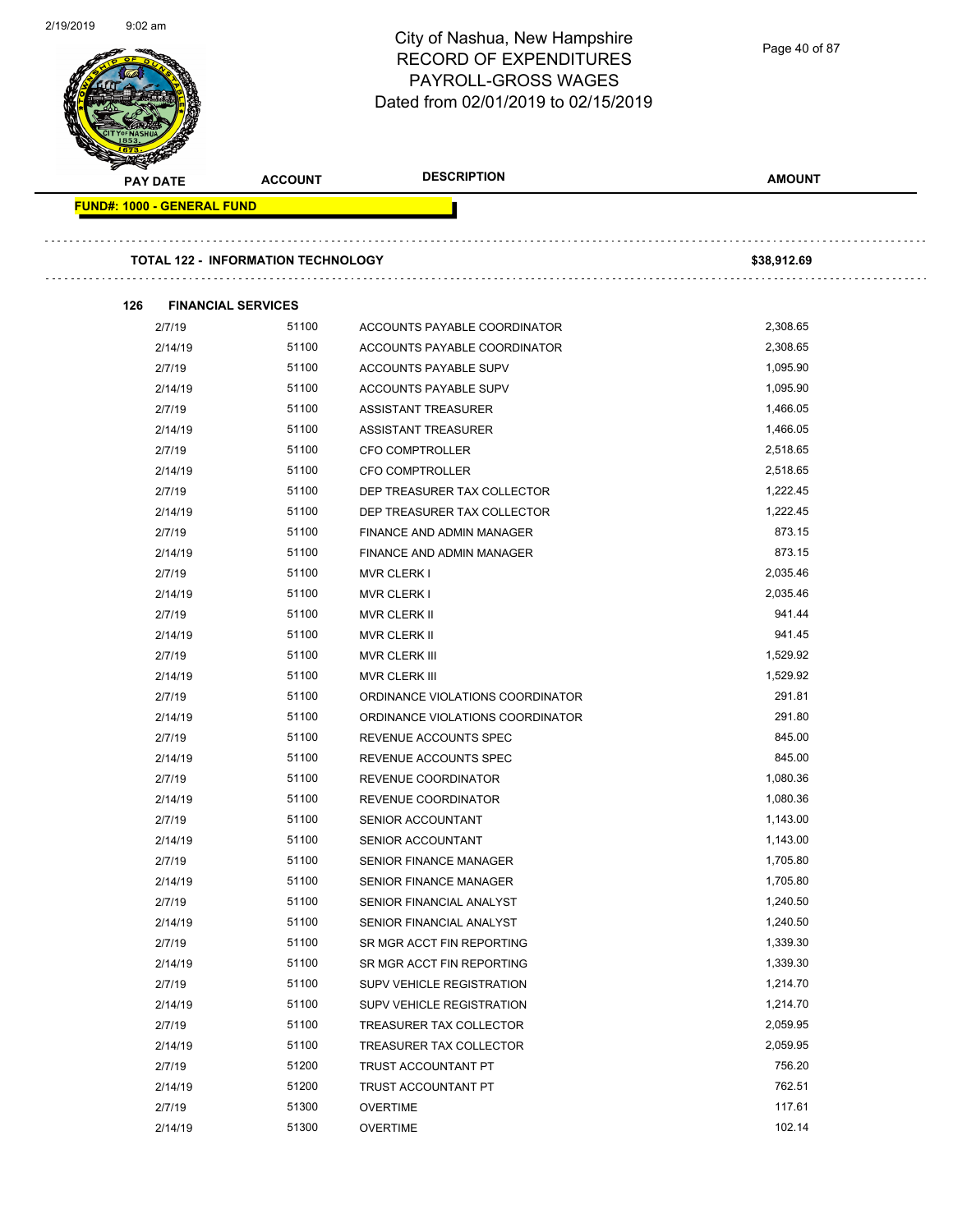# City of Nashua, New Hampshire
# RECORD OF EXPENDITURES
# PAYROLL-GROSS WAGES
# Dated from 02/01/2019 to 02/15/2019

| PAY DATE | ACCOUNT | DESCRIPTION | AMOUNT |
|---|---|---|---|

**FUND#: 1000 - GENERAL FUND**

**TOTAL 122 - INFORMATION TECHNOLOGY** **$38,912.69**

**126 FINANCIAL SERVICES**

| PAY DATE | ACCOUNT | DESCRIPTION | AMOUNT |
|---|---|---|---|
| 2/7/19 | 51100 | ACCOUNTS PAYABLE COORDINATOR | 2,308.65 |
| 2/14/19 | 51100 | ACCOUNTS PAYABLE COORDINATOR | 2,308.65 |
| 2/7/19 | 51100 | ACCOUNTS PAYABLE SUPV | 1,095.90 |
| 2/14/19 | 51100 | ACCOUNTS PAYABLE SUPV | 1,095.90 |
| 2/7/19 | 51100 | ASSISTANT TREASURER | 1,466.05 |
| 2/14/19 | 51100 | ASSISTANT TREASURER | 1,466.05 |
| 2/7/19 | 51100 | CFO COMPTROLLER | 2,518.65 |
| 2/14/19 | 51100 | CFO COMPTROLLER | 2,518.65 |
| 2/7/19 | 51100 | DEP TREASURER TAX COLLECTOR | 1,222.45 |
| 2/14/19 | 51100 | DEP TREASURER TAX COLLECTOR | 1,222.45 |
| 2/7/19 | 51100 | FINANCE AND ADMIN MANAGER | 873.15 |
| 2/14/19 | 51100 | FINANCE AND ADMIN MANAGER | 873.15 |
| 2/7/19 | 51100 | MVR CLERK I | 2,035.46 |
| 2/14/19 | 51100 | MVR CLERK I | 2,035.46 |
| 2/7/19 | 51100 | MVR CLERK II | 941.44 |
| 2/14/19 | 51100 | MVR CLERK II | 941.45 |
| 2/7/19 | 51100 | MVR CLERK III | 1,529.92 |
| 2/14/19 | 51100 | MVR CLERK III | 1,529.92 |
| 2/7/19 | 51100 | ORDINANCE VIOLATIONS COORDINATOR | 291.81 |
| 2/14/19 | 51100 | ORDINANCE VIOLATIONS COORDINATOR | 291.80 |
| 2/7/19 | 51100 | REVENUE ACCOUNTS SPEC | 845.00 |
| 2/14/19 | 51100 | REVENUE ACCOUNTS SPEC | 845.00 |
| 2/7/19 | 51100 | REVENUE COORDINATOR | 1,080.36 |
| 2/14/19 | 51100 | REVENUE COORDINATOR | 1,080.36 |
| 2/7/19 | 51100 | SENIOR ACCOUNTANT | 1,143.00 |
| 2/14/19 | 51100 | SENIOR ACCOUNTANT | 1,143.00 |
| 2/7/19 | 51100 | SENIOR FINANCE MANAGER | 1,705.80 |
| 2/14/19 | 51100 | SENIOR FINANCE MANAGER | 1,705.80 |
| 2/7/19 | 51100 | SENIOR FINANCIAL ANALYST | 1,240.50 |
| 2/14/19 | 51100 | SENIOR FINANCIAL ANALYST | 1,240.50 |
| 2/7/19 | 51100 | SR MGR ACCT FIN REPORTING | 1,339.30 |
| 2/14/19 | 51100 | SR MGR ACCT FIN REPORTING | 1,339.30 |
| 2/7/19 | 51100 | SUPV VEHICLE REGISTRATION | 1,214.70 |
| 2/14/19 | 51100 | SUPV VEHICLE REGISTRATION | 1,214.70 |
| 2/7/19 | 51100 | TREASURER TAX COLLECTOR | 2,059.95 |
| 2/14/19 | 51100 | TREASURER TAX COLLECTOR | 2,059.95 |
| 2/7/19 | 51200 | TRUST ACCOUNTANT PT | 756.20 |
| 2/14/19 | 51200 | TRUST ACCOUNTANT PT | 762.51 |
| 2/7/19 | 51300 | OVERTIME | 117.61 |
| 2/14/19 | 51300 | OVERTIME | 102.14 |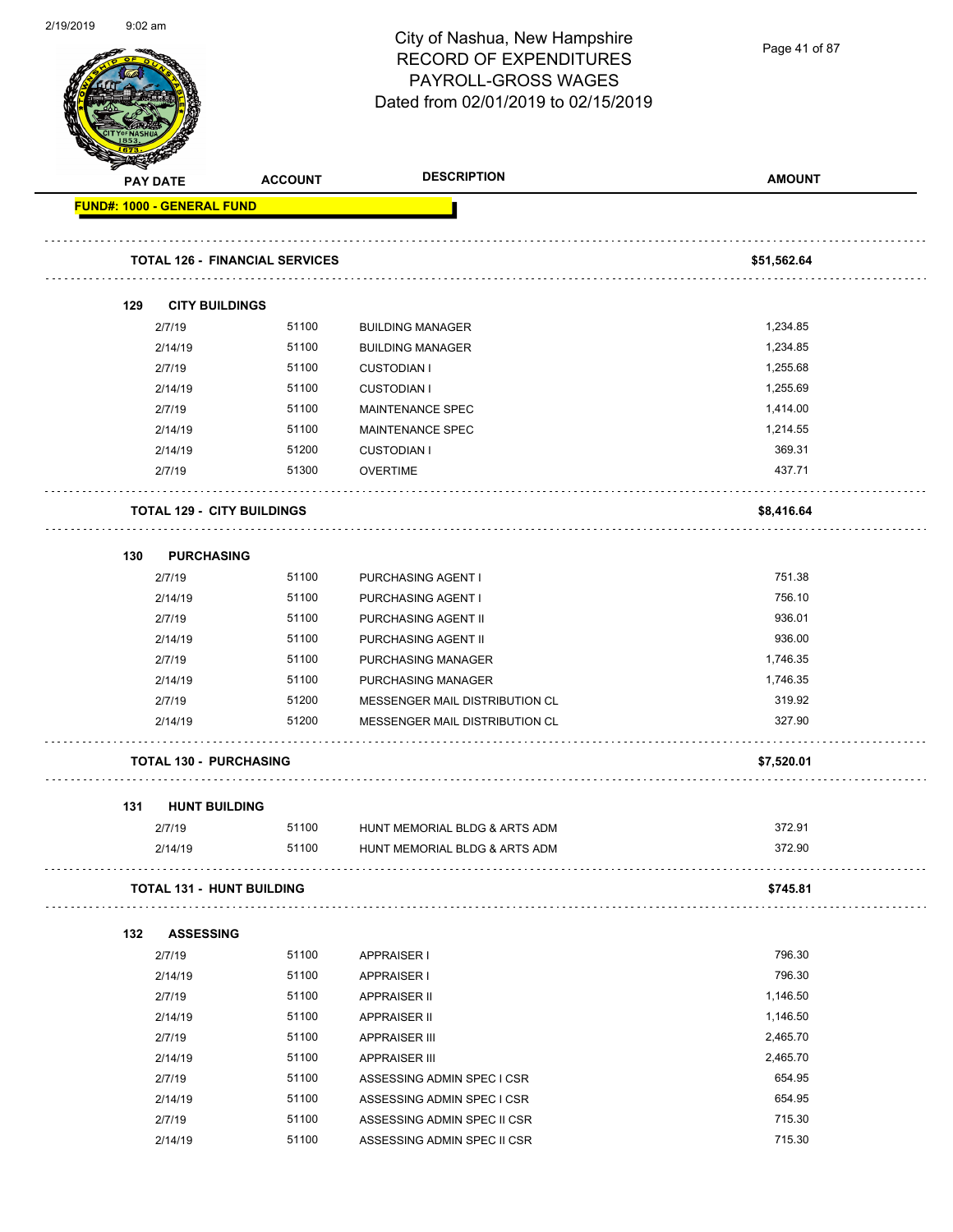# City of Nashua, New Hampshire
## RECORD OF EXPENDITURES
## PAYROLL-GROSS WAGES
## Dated from 02/01/2019 to 02/15/2019

| PAY DATE | ACCOUNT | DESCRIPTION | AMOUNT |
|---|---|---|---|
| **FUND#: 1000 - GENERAL FUND** | | | |
| **TOTAL 126 - FINANCIAL SERVICES** | | | **$51,562.64** |
| **129 CITY BUILDINGS** | | | |
| 2/7/19 | 51100 | BUILDING MANAGER | 1,234.85 |
| 2/14/19 | 51100 | BUILDING MANAGER | 1,234.85 |
| 2/7/19 | 51100 | CUSTODIAN I | 1,255.68 |
| 2/14/19 | 51100 | CUSTODIAN I | 1,255.69 |
| 2/7/19 | 51100 | MAINTENANCE SPEC | 1,414.00 |
| 2/14/19 | 51100 | MAINTENANCE SPEC | 1,214.55 |
| 2/14/19 | 51200 | CUSTODIAN I | 369.31 |
| 2/7/19 | 51300 | OVERTIME | 437.71 |
| **TOTAL 129 - CITY BUILDINGS** | | | **$8,416.64** |
| **130 PURCHASING** | | | |
| 2/7/19 | 51100 | PURCHASING AGENT I | 751.38 |
| 2/14/19 | 51100 | PURCHASING AGENT I | 756.10 |
| 2/7/19 | 51100 | PURCHASING AGENT II | 936.01 |
| 2/14/19 | 51100 | PURCHASING AGENT II | 936.00 |
| 2/7/19 | 51100 | PURCHASING MANAGER | 1,746.35 |
| 2/14/19 | 51100 | PURCHASING MANAGER | 1,746.35 |
| 2/7/19 | 51200 | MESSENGER MAIL DISTRIBUTION CL | 319.92 |
| 2/14/19 | 51200 | MESSENGER MAIL DISTRIBUTION CL | 327.90 |
| **TOTAL 130 - PURCHASING** | | | **$7,520.01** |
| **131 HUNT BUILDING** | | | |
| 2/7/19 | 51100 | HUNT MEMORIAL BLDG & ARTS ADM | 372.91 |
| 2/14/19 | 51100 | HUNT MEMORIAL BLDG & ARTS ADM | 372.90 |
| **TOTAL 131 - HUNT BUILDING** | | | **$745.81** |
| **132 ASSESSING** | | | |
| 2/7/19 | 51100 | APPRAISER I | 796.30 |
| 2/14/19 | 51100 | APPRAISER I | 796.30 |
| 2/7/19 | 51100 | APPRAISER II | 1,146.50 |
| 2/14/19 | 51100 | APPRAISER II | 1,146.50 |
| 2/7/19 | 51100 | APPRAISER III | 2,465.70 |
| 2/14/19 | 51100 | APPRAISER III | 2,465.70 |
| 2/7/19 | 51100 | ASSESSING ADMIN SPEC I CSR | 654.95 |
| 2/14/19 | 51100 | ASSESSING ADMIN SPEC I CSR | 654.95 |
| 2/7/19 | 51100 | ASSESSING ADMIN SPEC II CSR | 715.30 |
| 2/14/19 | 51100 | ASSESSING ADMIN SPEC II CSR | 715.30 |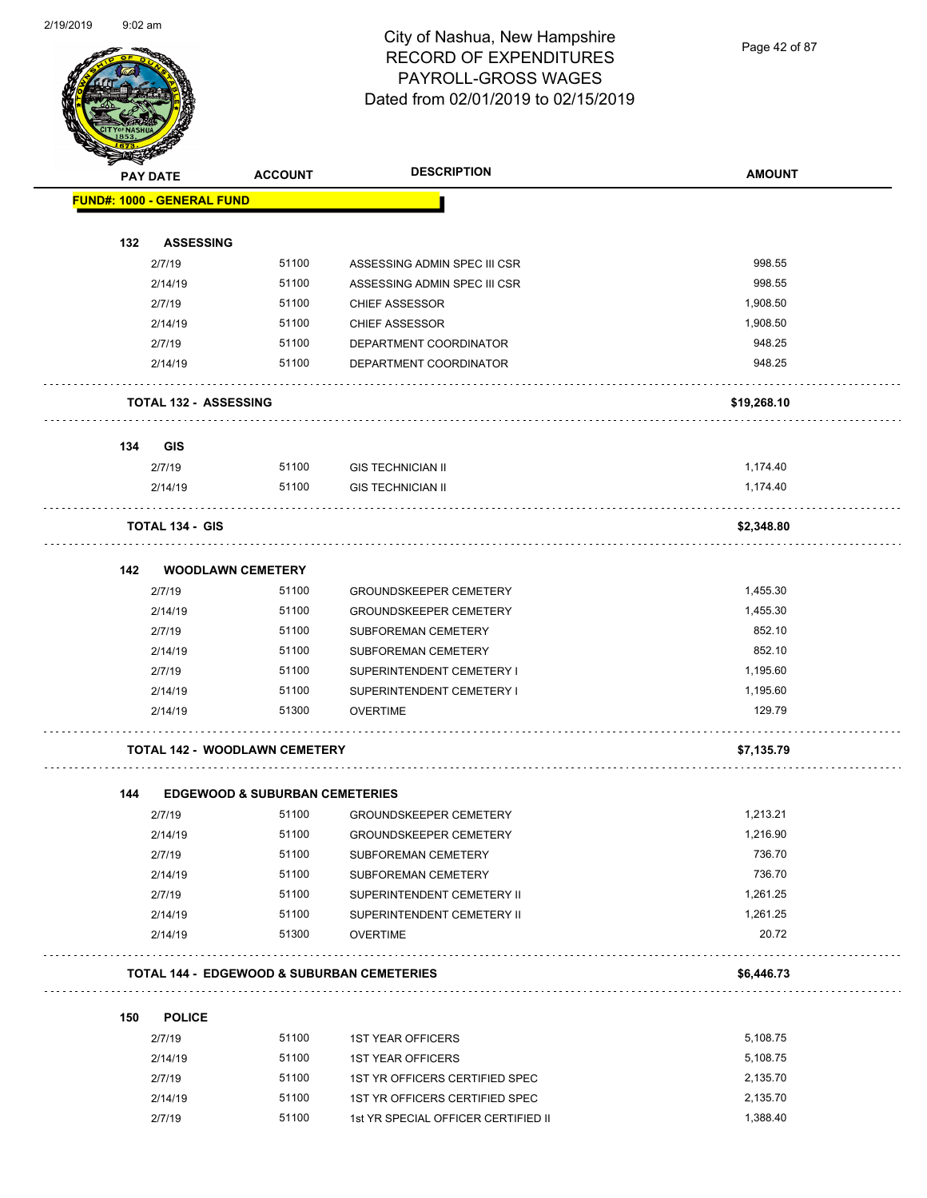# City of Nashua, New Hampshire
## RECORD OF EXPENDITURES
## PAYROLL-GROSS WAGES
## Dated from 02/01/2019 to 02/15/2019

| PAY DATE | ACCOUNT | DESCRIPTION | AMOUNT |
|---|---|---|---|
| **FUND#: 1000 - GENERAL FUND** | | | |
| **132 ASSESSING** | | | |
| 2/7/19 | 51100 | ASSESSING ADMIN SPEC III CSR | 998.55 |
| 2/14/19 | 51100 | ASSESSING ADMIN SPEC III CSR | 998.55 |
| 2/7/19 | 51100 | CHIEF ASSESSOR | 1,908.50 |
| 2/14/19 | 51100 | CHIEF ASSESSOR | 1,908.50 |
| 2/7/19 | 51100 | DEPARTMENT COORDINATOR | 948.25 |
| 2/14/19 | 51100 | DEPARTMENT COORDINATOR | 948.25 |
| **TOTAL 132 - ASSESSING** | | | **$19,268.10** |
| **134 GIS** | | | |
| 2/7/19 | 51100 | GIS TECHNICIAN II | 1,174.40 |
| 2/14/19 | 51100 | GIS TECHNICIAN II | 1,174.40 |
| **TOTAL 134 - GIS** | | | **$2,348.80** |
| **142 WOODLAWN CEMETERY** | | | |
| 2/7/19 | 51100 | GROUNDSKEEPER CEMETERY | 1,455.30 |
| 2/14/19 | 51100 | GROUNDSKEEPER CEMETERY | 1,455.30 |
| 2/7/19 | 51100 | SUBFOREMAN CEMETERY | 852.10 |
| 2/14/19 | 51100 | SUBFOREMAN CEMETERY | 852.10 |
| 2/7/19 | 51100 | SUPERINTENDENT CEMETERY I | 1,195.60 |
| 2/14/19 | 51100 | SUPERINTENDENT CEMETERY I | 1,195.60 |
| 2/14/19 | 51300 | OVERTIME | 129.79 |
| **TOTAL 142 - WOODLAWN CEMETERY** | | | **$7,135.79** |
| **144 EDGEWOOD & SUBURBAN CEMETERIES** | | | |
| 2/7/19 | 51100 | GROUNDSKEEPER CEMETERY | 1,213.21 |
| 2/14/19 | 51100 | GROUNDSKEEPER CEMETERY | 1,216.90 |
| 2/7/19 | 51100 | SUBFOREMAN CEMETERY | 736.70 |
| 2/14/19 | 51100 | SUBFOREMAN CEMETERY | 736.70 |
| 2/7/19 | 51100 | SUPERINTENDENT CEMETERY II | 1,261.25 |
| 2/14/19 | 51100 | SUPERINTENDENT CEMETERY II | 1,261.25 |
| 2/14/19 | 51300 | OVERTIME | 20.72 |
| **TOTAL 144 - EDGEWOOD & SUBURBAN CEMETERIES** | | | **$6,446.73** |
| **150 POLICE** | | | |
| 2/7/19 | 51100 | 1ST YEAR OFFICERS | 5,108.75 |
| 2/14/19 | 51100 | 1ST YEAR OFFICERS | 5,108.75 |
| 2/7/19 | 51100 | 1ST YR OFFICERS CERTIFIED SPEC | 2,135.70 |
| 2/14/19 | 51100 | 1ST YR OFFICERS CERTIFIED SPEC | 2,135.70 |
| 2/7/19 | 51100 | 1st YR SPECIAL OFFICER CERTIFIED II | 1,388.40 |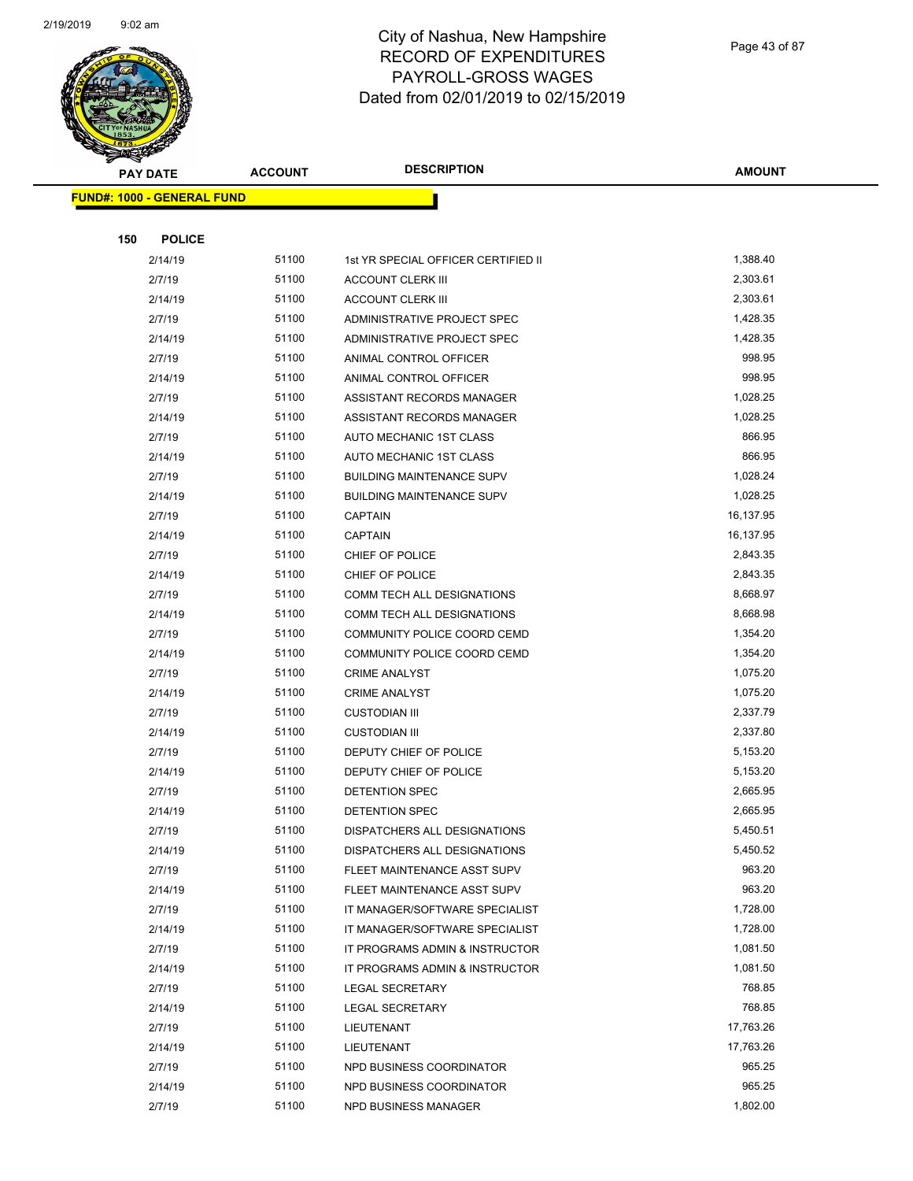# City of Nashua, New Hampshire
# RECORD OF EXPENDITURES
# PAYROLL-GROSS WAGES
# Dated from 02/01/2019 to 02/15/2019

**FUND#: 1000 - GENERAL FUND**

**150 POLICE**

| PAY DATE | ACCOUNT | DESCRIPTION | AMOUNT |
|---|---|---|---|
| 2/14/19 | 51100 | 1st YR SPECIAL OFFICER CERTIFIED II | 1,388.40 |
| 2/7/19 | 51100 | ACCOUNT CLERK III | 2,303.61 |
| 2/14/19 | 51100 | ACCOUNT CLERK III | 2,303.61 |
| 2/7/19 | 51100 | ADMINISTRATIVE PROJECT SPEC | 1,428.35 |
| 2/14/19 | 51100 | ADMINISTRATIVE PROJECT SPEC | 1,428.35 |
| 2/7/19 | 51100 | ANIMAL CONTROL OFFICER | 998.95 |
| 2/14/19 | 51100 | ANIMAL CONTROL OFFICER | 998.95 |
| 2/7/19 | 51100 | ASSISTANT RECORDS MANAGER | 1,028.25 |
| 2/14/19 | 51100 | ASSISTANT RECORDS MANAGER | 1,028.25 |
| 2/7/19 | 51100 | AUTO MECHANIC 1ST CLASS | 866.95 |
| 2/14/19 | 51100 | AUTO MECHANIC 1ST CLASS | 866.95 |
| 2/7/19 | 51100 | BUILDING MAINTENANCE SUPV | 1,028.24 |
| 2/14/19 | 51100 | BUILDING MAINTENANCE SUPV | 1,028.25 |
| 2/7/19 | 51100 | CAPTAIN | 16,137.95 |
| 2/14/19 | 51100 | CAPTAIN | 16,137.95 |
| 2/7/19 | 51100 | CHIEF OF POLICE | 2,843.35 |
| 2/14/19 | 51100 | CHIEF OF POLICE | 2,843.35 |
| 2/7/19 | 51100 | COMM TECH ALL DESIGNATIONS | 8,668.97 |
| 2/14/19 | 51100 | COMM TECH ALL DESIGNATIONS | 8,668.98 |
| 2/7/19 | 51100 | COMMUNITY POLICE COORD CEMD | 1,354.20 |
| 2/14/19 | 51100 | COMMUNITY POLICE COORD CEMD | 1,354.20 |
| 2/7/19 | 51100 | CRIME ANALYST | 1,075.20 |
| 2/14/19 | 51100 | CRIME ANALYST | 1,075.20 |
| 2/7/19 | 51100 | CUSTODIAN III | 2,337.79 |
| 2/14/19 | 51100 | CUSTODIAN III | 2,337.80 |
| 2/7/19 | 51100 | DEPUTY CHIEF OF POLICE | 5,153.20 |
| 2/14/19 | 51100 | DEPUTY CHIEF OF POLICE | 5,153.20 |
| 2/7/19 | 51100 | DETENTION SPEC | 2,665.95 |
| 2/14/19 | 51100 | DETENTION SPEC | 2,665.95 |
| 2/7/19 | 51100 | DISPATCHERS ALL DESIGNATIONS | 5,450.51 |
| 2/14/19 | 51100 | DISPATCHERS ALL DESIGNATIONS | 5,450.52 |
| 2/7/19 | 51100 | FLEET MAINTENANCE ASST SUPV | 963.20 |
| 2/14/19 | 51100 | FLEET MAINTENANCE ASST SUPV | 963.20 |
| 2/7/19 | 51100 | IT MANAGER/SOFTWARE SPECIALIST | 1,728.00 |
| 2/14/19 | 51100 | IT MANAGER/SOFTWARE SPECIALIST | 1,728.00 |
| 2/7/19 | 51100 | IT PROGRAMS ADMIN & INSTRUCTOR | 1,081.50 |
| 2/14/19 | 51100 | IT PROGRAMS ADMIN & INSTRUCTOR | 1,081.50 |
| 2/7/19 | 51100 | LEGAL SECRETARY | 768.85 |
| 2/14/19 | 51100 | LEGAL SECRETARY | 768.85 |
| 2/7/19 | 51100 | LIEUTENANT | 17,763.26 |
| 2/14/19 | 51100 | LIEUTENANT | 17,763.26 |
| 2/7/19 | 51100 | NPD BUSINESS COORDINATOR | 965.25 |
| 2/14/19 | 51100 | NPD BUSINESS COORDINATOR | 965.25 |
| 2/7/19 | 51100 | NPD BUSINESS MANAGER | 1,802.00 |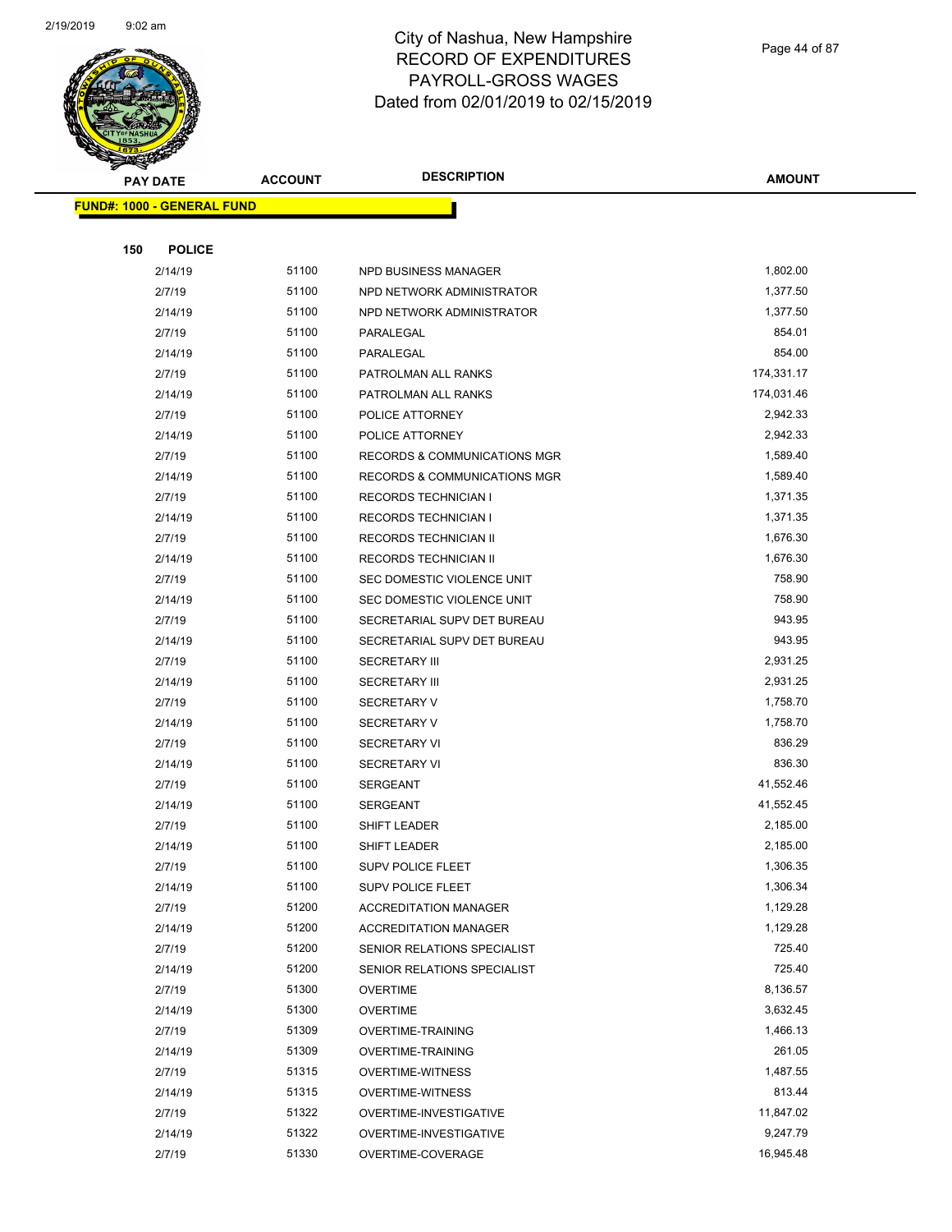# City of Nashua, New Hampshire
## RECORD OF EXPENDITURES
## PAYROLL-GROSS WAGES
## Dated from 02/01/2019 to 02/15/2019

| PAY DATE | ACCOUNT | DESCRIPTION | AMOUNT |
|---|---|---|---|

**FUND#: 1000 - GENERAL FUND**

**150 POLICE**

| PAY DATE | ACCOUNT | DESCRIPTION | AMOUNT |
|---|---|---|---|
| 2/14/19 | 51100 | NPD BUSINESS MANAGER | 1,802.00 |
| 2/7/19 | 51100 | NPD NETWORK ADMINISTRATOR | 1,377.50 |
| 2/14/19 | 51100 | NPD NETWORK ADMINISTRATOR | 1,377.50 |
| 2/7/19 | 51100 | PARALEGAL | 854.01 |
| 2/14/19 | 51100 | PARALEGAL | 854.00 |
| 2/7/19 | 51100 | PATROLMAN ALL RANKS | 174,331.17 |
| 2/14/19 | 51100 | PATROLMAN ALL RANKS | 174,031.46 |
| 2/7/19 | 51100 | POLICE ATTORNEY | 2,942.33 |
| 2/14/19 | 51100 | POLICE ATTORNEY | 2,942.33 |
| 2/7/19 | 51100 | RECORDS & COMMUNICATIONS MGR | 1,589.40 |
| 2/14/19 | 51100 | RECORDS & COMMUNICATIONS MGR | 1,589.40 |
| 2/7/19 | 51100 | RECORDS TECHNICIAN I | 1,371.35 |
| 2/14/19 | 51100 | RECORDS TECHNICIAN I | 1,371.35 |
| 2/7/19 | 51100 | RECORDS TECHNICIAN II | 1,676.30 |
| 2/14/19 | 51100 | RECORDS TECHNICIAN II | 1,676.30 |
| 2/7/19 | 51100 | SEC DOMESTIC VIOLENCE UNIT | 758.90 |
| 2/14/19 | 51100 | SEC DOMESTIC VIOLENCE UNIT | 758.90 |
| 2/7/19 | 51100 | SECRETARIAL SUPV DET BUREAU | 943.95 |
| 2/14/19 | 51100 | SECRETARIAL SUPV DET BUREAU | 943.95 |
| 2/7/19 | 51100 | SECRETARY III | 2,931.25 |
| 2/14/19 | 51100 | SECRETARY III | 2,931.25 |
| 2/7/19 | 51100 | SECRETARY V | 1,758.70 |
| 2/14/19 | 51100 | SECRETARY V | 1,758.70 |
| 2/7/19 | 51100 | SECRETARY VI | 836.29 |
| 2/14/19 | 51100 | SECRETARY VI | 836.30 |
| 2/7/19 | 51100 | SERGEANT | 41,552.46 |
| 2/14/19 | 51100 | SERGEANT | 41,552.45 |
| 2/7/19 | 51100 | SHIFT LEADER | 2,185.00 |
| 2/14/19 | 51100 | SHIFT LEADER | 2,185.00 |
| 2/7/19 | 51100 | SUPV POLICE FLEET | 1,306.35 |
| 2/14/19 | 51100 | SUPV POLICE FLEET | 1,306.34 |
| 2/7/19 | 51200 | ACCREDITATION MANAGER | 1,129.28 |
| 2/14/19 | 51200 | ACCREDITATION MANAGER | 1,129.28 |
| 2/7/19 | 51200 | SENIOR RELATIONS SPECIALIST | 725.40 |
| 2/14/19 | 51200 | SENIOR RELATIONS SPECIALIST | 725.40 |
| 2/7/19 | 51300 | OVERTIME | 8,136.57 |
| 2/14/19 | 51300 | OVERTIME | 3,632.45 |
| 2/7/19 | 51309 | OVERTIME-TRAINING | 1,466.13 |
| 2/14/19 | 51309 | OVERTIME-TRAINING | 261.05 |
| 2/7/19 | 51315 | OVERTIME-WITNESS | 1,487.55 |
| 2/14/19 | 51315 | OVERTIME-WITNESS | 813.44 |
| 2/7/19 | 51322 | OVERTIME-INVESTIGATIVE | 11,847.02 |
| 2/14/19 | 51322 | OVERTIME-INVESTIGATIVE | 9,247.79 |
| 2/7/19 | 51330 | OVERTIME-COVERAGE | 16,945.48 |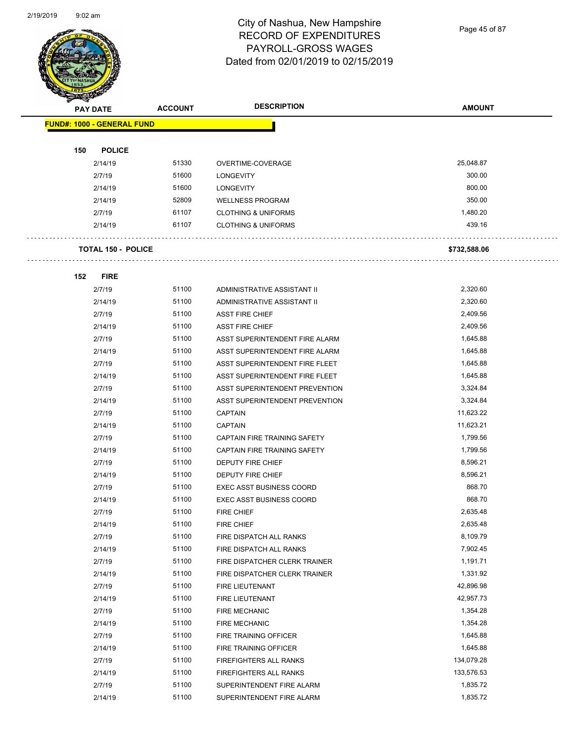# City of Nashua, New Hampshire
## RECORD OF EXPENDITURES
## PAYROLL-GROSS WAGES
## Dated from 02/01/2019 to 02/15/2019

| PAY DATE | ACCOUNT | DESCRIPTION | AMOUNT |
|---|---|---|---|
| **FUND#: 1000 - GENERAL FUND** | | | |
| **150 POLICE** | | | |
| 2/14/19 | 51330 | OVERTIME-COVERAGE | 25,048.87 |
| 2/7/19 | 51600 | LONGEVITY | 300.00 |
| 2/14/19 | 51600 | LONGEVITY | 800.00 |
| 2/14/19 | 52809 | WELLNESS PROGRAM | 350.00 |
| 2/7/19 | 61107 | CLOTHING & UNIFORMS | 1,480.20 |
| 2/14/19 | 61107 | CLOTHING & UNIFORMS | 439.16 |
| **TOTAL 150 - POLICE** | | | **$732,588.06** |
| **152 FIRE** | | | |
| 2/7/19 | 51100 | ADMINISTRATIVE ASSISTANT II | 2,320.60 |
| 2/14/19 | 51100 | ADMINISTRATIVE ASSISTANT II | 2,320.60 |
| 2/7/19 | 51100 | ASST FIRE CHIEF | 2,409.56 |
| 2/14/19 | 51100 | ASST FIRE CHIEF | 2,409.56 |
| 2/7/19 | 51100 | ASST SUPERINTENDENT FIRE ALARM | 1,645.88 |
| 2/14/19 | 51100 | ASST SUPERINTENDENT FIRE ALARM | 1,645.88 |
| 2/7/19 | 51100 | ASST SUPERINTENDENT FIRE FLEET | 1,645.88 |
| 2/14/19 | 51100 | ASST SUPERINTENDENT FIRE FLEET | 1,645.88 |
| 2/7/19 | 51100 | ASST SUPERINTENDENT PREVENTION | 3,324.84 |
| 2/14/19 | 51100 | ASST SUPERINTENDENT PREVENTION | 3,324.84 |
| 2/7/19 | 51100 | CAPTAIN | 11,623.22 |
| 2/14/19 | 51100 | CAPTAIN | 11,623.21 |
| 2/7/19 | 51100 | CAPTAIN FIRE TRAINING SAFETY | 1,799.56 |
| 2/14/19 | 51100 | CAPTAIN FIRE TRAINING SAFETY | 1,799.56 |
| 2/7/19 | 51100 | DEPUTY FIRE CHIEF | 8,596.21 |
| 2/14/19 | 51100 | DEPUTY FIRE CHIEF | 8,596.21 |
| 2/7/19 | 51100 | EXEC ASST BUSINESS COORD | 868.70 |
| 2/14/19 | 51100 | EXEC ASST BUSINESS COORD | 868.70 |
| 2/7/19 | 51100 | FIRE CHIEF | 2,635.48 |
| 2/14/19 | 51100 | FIRE CHIEF | 2,635.48 |
| 2/7/19 | 51100 | FIRE DISPATCH ALL RANKS | 8,109.79 |
| 2/14/19 | 51100 | FIRE DISPATCH ALL RANKS | 7,902.45 |
| 2/7/19 | 51100 | FIRE DISPATCHER CLERK TRAINER | 1,191.71 |
| 2/14/19 | 51100 | FIRE DISPATCHER CLERK TRAINER | 1,331.92 |
| 2/7/19 | 51100 | FIRE LIEUTENANT | 42,896.98 |
| 2/14/19 | 51100 | FIRE LIEUTENANT | 42,957.73 |
| 2/7/19 | 51100 | FIRE MECHANIC | 1,354.28 |
| 2/14/19 | 51100 | FIRE MECHANIC | 1,354.28 |
| 2/7/19 | 51100 | FIRE TRAINING OFFICER | 1,645.88 |
| 2/14/19 | 51100 | FIRE TRAINING OFFICER | 1,645.88 |
| 2/7/19 | 51100 | FIREFIGHTERS ALL RANKS | 134,079.28 |
| 2/14/19 | 51100 | FIREFIGHTERS ALL RANKS | 133,576.53 |
| 2/7/19 | 51100 | SUPERINTENDENT FIRE ALARM | 1,835.72 |
| 2/14/19 | 51100 | SUPERINTENDENT FIRE ALARM | 1,835.72 |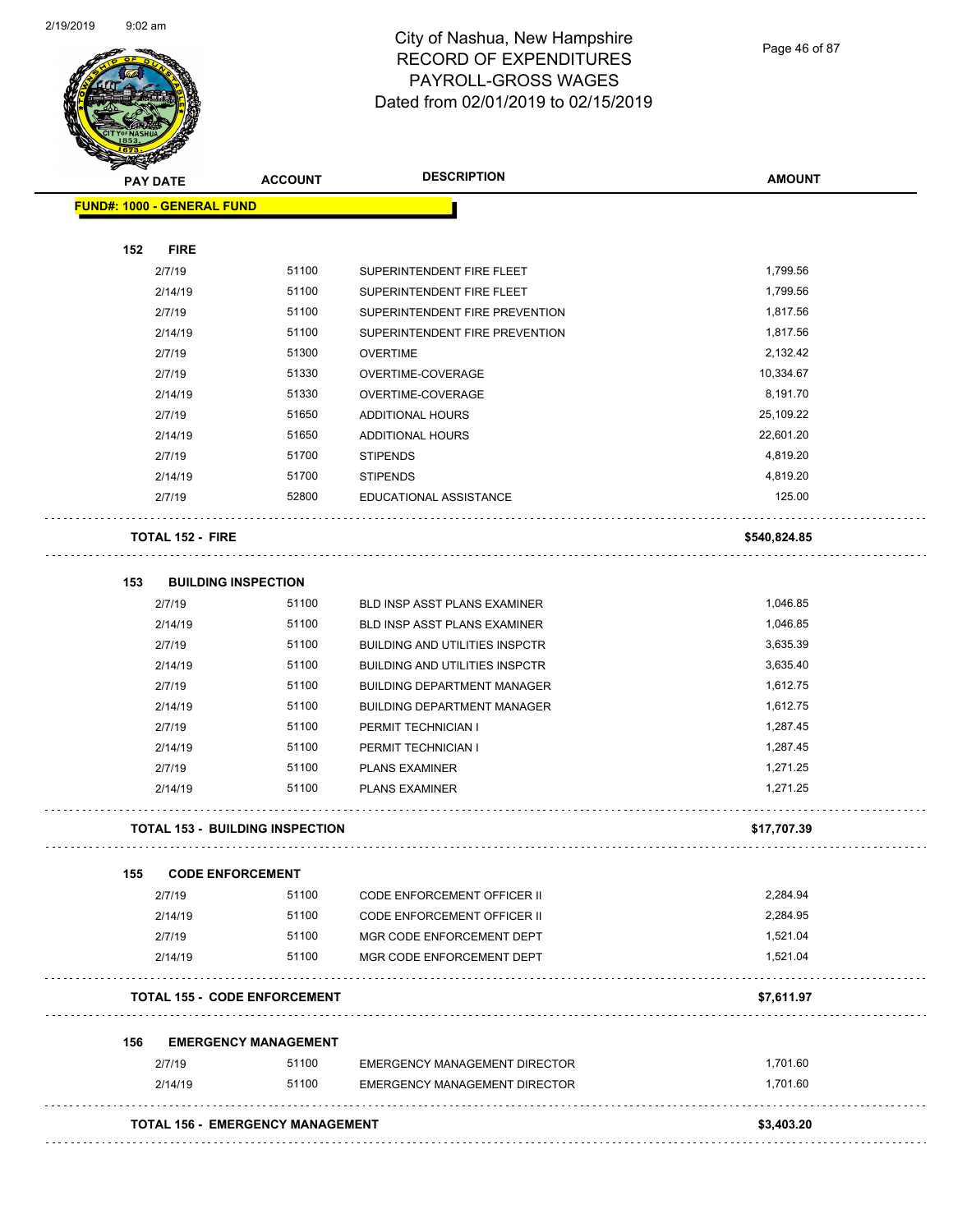# City of Nashua, New Hampshire
## RECORD OF EXPENDITURES
## PAYROLL-GROSS WAGES
## Dated from 02/01/2019 to 02/15/2019

| PAY DATE | ACCOUNT | DESCRIPTION | AMOUNT |
|---|---|---|---|
| **FUND#: 1000 - GENERAL FUND** | | | |
| **152 FIRE** | | | |
| 2/7/19 | 51100 | SUPERINTENDENT FIRE FLEET | 1,799.56 |
| 2/14/19 | 51100 | SUPERINTENDENT FIRE FLEET | 1,799.56 |
| 2/7/19 | 51100 | SUPERINTENDENT FIRE PREVENTION | 1,817.56 |
| 2/14/19 | 51100 | SUPERINTENDENT FIRE PREVENTION | 1,817.56 |
| 2/7/19 | 51300 | OVERTIME | 2,132.42 |
| 2/7/19 | 51330 | OVERTIME-COVERAGE | 10,334.67 |
| 2/14/19 | 51330 | OVERTIME-COVERAGE | 8,191.70 |
| 2/7/19 | 51650 | ADDITIONAL HOURS | 25,109.22 |
| 2/14/19 | 51650 | ADDITIONAL HOURS | 22,601.20 |
| 2/7/19 | 51700 | STIPENDS | 4,819.20 |
| 2/14/19 | 51700 | STIPENDS | 4,819.20 |
| 2/7/19 | 52800 | EDUCATIONAL ASSISTANCE | 125.00 |
| **TOTAL 152 - FIRE** | | | **$540,824.85** |
| **153 BUILDING INSPECTION** | | | |
| 2/7/19 | 51100 | BLD INSP ASST PLANS EXAMINER | 1,046.85 |
| 2/14/19 | 51100 | BLD INSP ASST PLANS EXAMINER | 1,046.85 |
| 2/7/19 | 51100 | BUILDING AND UTILITIES INSPCTR | 3,635.39 |
| 2/14/19 | 51100 | BUILDING AND UTILITIES INSPCTR | 3,635.40 |
| 2/7/19 | 51100 | BUILDING DEPARTMENT MANAGER | 1,612.75 |
| 2/14/19 | 51100 | BUILDING DEPARTMENT MANAGER | 1,612.75 |
| 2/7/19 | 51100 | PERMIT TECHNICIAN I | 1,287.45 |
| 2/14/19 | 51100 | PERMIT TECHNICIAN I | 1,287.45 |
| 2/7/19 | 51100 | PLANS EXAMINER | 1,271.25 |
| 2/14/19 | 51100 | PLANS EXAMINER | 1,271.25 |
| **TOTAL 153 - BUILDING INSPECTION** | | | **$17,707.39** |
| **155 CODE ENFORCEMENT** | | | |
| 2/7/19 | 51100 | CODE ENFORCEMENT OFFICER II | 2,284.94 |
| 2/14/19 | 51100 | CODE ENFORCEMENT OFFICER II | 2,284.95 |
| 2/7/19 | 51100 | MGR CODE ENFORCEMENT DEPT | 1,521.04 |
| 2/14/19 | 51100 | MGR CODE ENFORCEMENT DEPT | 1,521.04 |
| **TOTAL 155 - CODE ENFORCEMENT** | | | **$7,611.97** |
| **156 EMERGENCY MANAGEMENT** | | | |
| 2/7/19 | 51100 | EMERGENCY MANAGEMENT DIRECTOR | 1,701.60 |
| 2/14/19 | 51100 | EMERGENCY MANAGEMENT DIRECTOR | 1,701.60 |
| **TOTAL 156 - EMERGENCY MANAGEMENT** | | | **$3,403.20** |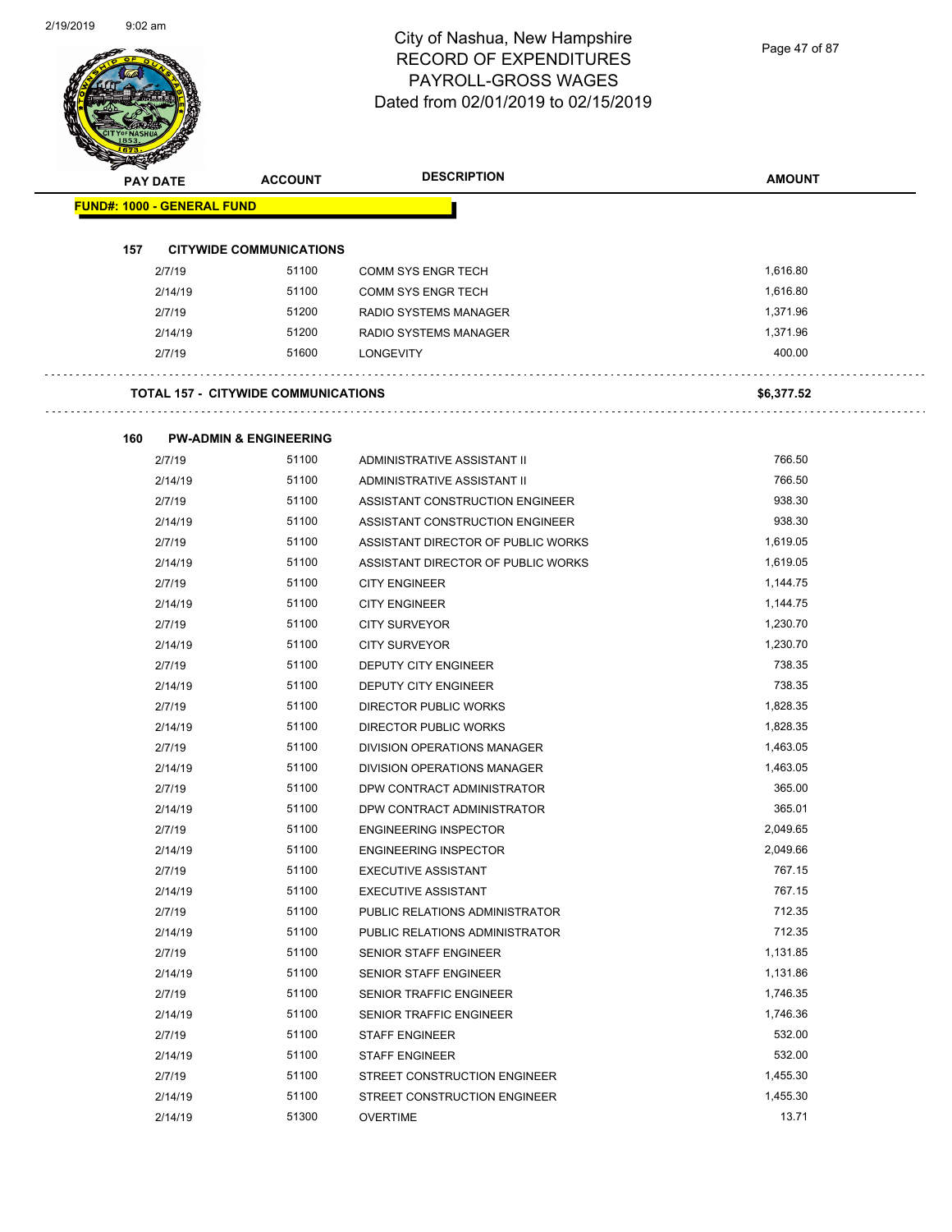# City of Nashua, New Hampshire
## RECORD OF EXPENDITURES
## PAYROLL-GROSS WAGES
## Dated from 02/01/2019 to 02/15/2019

2/19/2019 9:02 am

**FUND#: 1000 - GENERAL FUND**

**157 CITYWIDE COMMUNICATIONS**

| PAY DATE | ACCOUNT | DESCRIPTION | AMOUNT |
|---|---|---|---|
| 2/7/19 | 51100 | COMM SYS ENGR TECH | 1,616.80 |
| 2/14/19 | 51100 | COMM SYS ENGR TECH | 1,616.80 |
| 2/7/19 | 51200 | RADIO SYSTEMS MANAGER | 1,371.96 |
| 2/14/19 | 51200 | RADIO SYSTEMS MANAGER | 1,371.96 |
| 2/7/19 | 51600 | LONGEVITY | 400.00 |

**TOTAL 157 - CITYWIDE COMMUNICATIONS** **$6,377.52**

**160 PW-ADMIN & ENGINEERING**

| PAY DATE | ACCOUNT | DESCRIPTION | AMOUNT |
|---|---|---|---|
| 2/7/19 | 51100 | ADMINISTRATIVE ASSISTANT II | 766.50 |
| 2/14/19 | 51100 | ADMINISTRATIVE ASSISTANT II | 766.50 |
| 2/7/19 | 51100 | ASSISTANT CONSTRUCTION ENGINEER | 938.30 |
| 2/14/19 | 51100 | ASSISTANT CONSTRUCTION ENGINEER | 938.30 |
| 2/7/19 | 51100 | ASSISTANT DIRECTOR OF PUBLIC WORKS | 1,619.05 |
| 2/14/19 | 51100 | ASSISTANT DIRECTOR OF PUBLIC WORKS | 1,619.05 |
| 2/7/19 | 51100 | CITY ENGINEER | 1,144.75 |
| 2/14/19 | 51100 | CITY ENGINEER | 1,144.75 |
| 2/7/19 | 51100 | CITY SURVEYOR | 1,230.70 |
| 2/14/19 | 51100 | CITY SURVEYOR | 1,230.70 |
| 2/7/19 | 51100 | DEPUTY CITY ENGINEER | 738.35 |
| 2/14/19 | 51100 | DEPUTY CITY ENGINEER | 738.35 |
| 2/7/19 | 51100 | DIRECTOR PUBLIC WORKS | 1,828.35 |
| 2/14/19 | 51100 | DIRECTOR PUBLIC WORKS | 1,828.35 |
| 2/7/19 | 51100 | DIVISION OPERATIONS MANAGER | 1,463.05 |
| 2/14/19 | 51100 | DIVISION OPERATIONS MANAGER | 1,463.05 |
| 2/7/19 | 51100 | DPW CONTRACT ADMINISTRATOR | 365.00 |
| 2/14/19 | 51100 | DPW CONTRACT ADMINISTRATOR | 365.01 |
| 2/7/19 | 51100 | ENGINEERING INSPECTOR | 2,049.65 |
| 2/14/19 | 51100 | ENGINEERING INSPECTOR | 2,049.66 |
| 2/7/19 | 51100 | EXECUTIVE ASSISTANT | 767.15 |
| 2/14/19 | 51100 | EXECUTIVE ASSISTANT | 767.15 |
| 2/7/19 | 51100 | PUBLIC RELATIONS ADMINISTRATOR | 712.35 |
| 2/14/19 | 51100 | PUBLIC RELATIONS ADMINISTRATOR | 712.35 |
| 2/7/19 | 51100 | SENIOR STAFF ENGINEER | 1,131.85 |
| 2/14/19 | 51100 | SENIOR STAFF ENGINEER | 1,131.86 |
| 2/7/19 | 51100 | SENIOR TRAFFIC ENGINEER | 1,746.35 |
| 2/14/19 | 51100 | SENIOR TRAFFIC ENGINEER | 1,746.36 |
| 2/7/19 | 51100 | STAFF ENGINEER | 532.00 |
| 2/14/19 | 51100 | STAFF ENGINEER | 532.00 |
| 2/7/19 | 51100 | STREET CONSTRUCTION ENGINEER | 1,455.30 |
| 2/14/19 | 51100 | STREET CONSTRUCTION ENGINEER | 1,455.30 |
| 2/14/19 | 51300 | OVERTIME | 13.71 |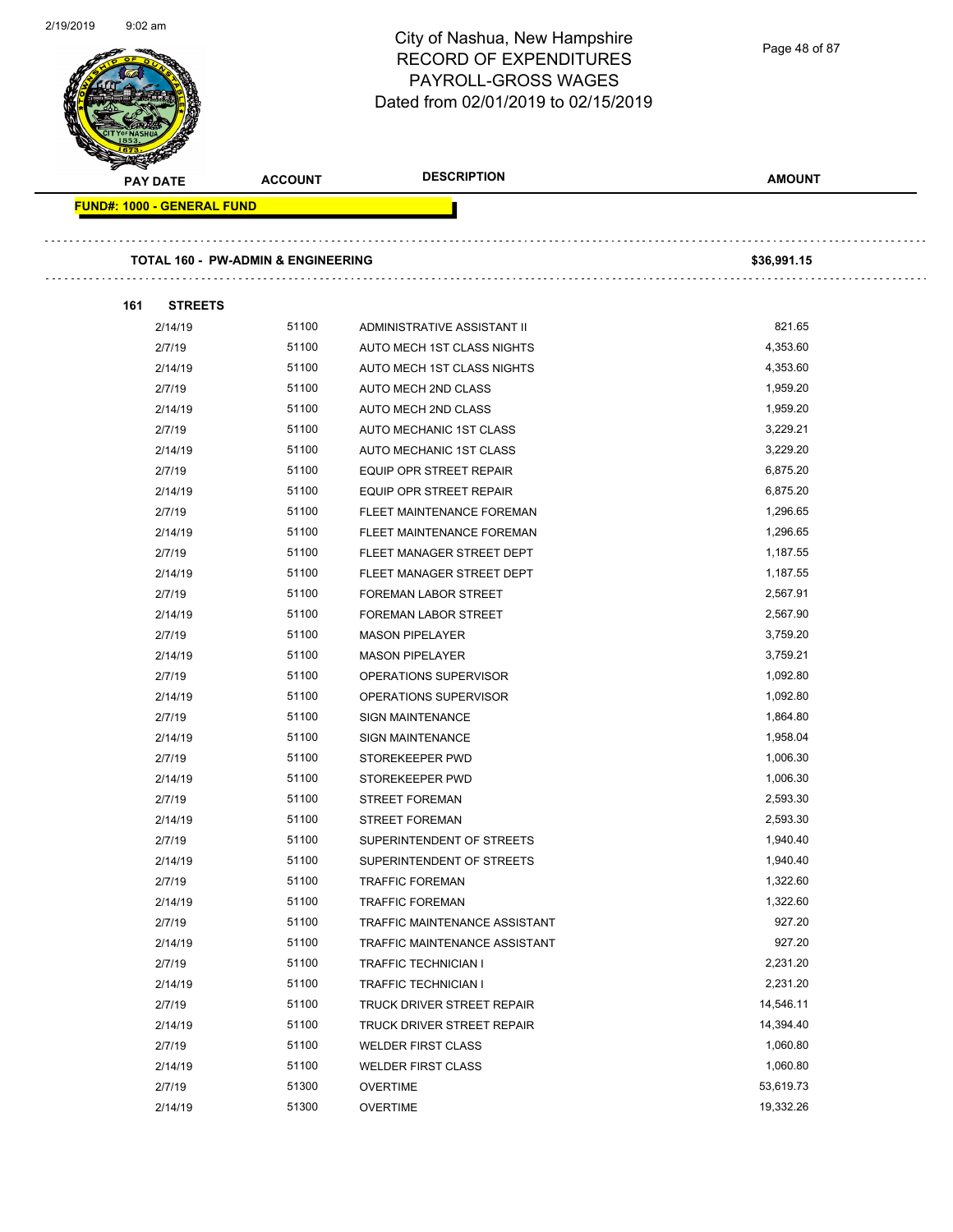City of Nashua, New Hampshire
RECORD OF EXPENDITURES
PAYROLL-GROSS WAGES
Dated from 02/01/2019 to 02/15/2019

**FUND#: 1000 - GENERAL FUND**

**TOTAL 160 - PW-ADMIN & ENGINEERING** **$36,991.15**

**161 STREETS**

| PAY DATE | ACCOUNT | DESCRIPTION | AMOUNT |
|---|---|---|---|
| 2/14/19 | 51100 | ADMINISTRATIVE ASSISTANT II | 821.65 |
| 2/7/19 | 51100 | AUTO MECH 1ST CLASS NIGHTS | 4,353.60 |
| 2/14/19 | 51100 | AUTO MECH 1ST CLASS NIGHTS | 4,353.60 |
| 2/7/19 | 51100 | AUTO MECH 2ND CLASS | 1,959.20 |
| 2/14/19 | 51100 | AUTO MECH 2ND CLASS | 1,959.20 |
| 2/7/19 | 51100 | AUTO MECHANIC 1ST CLASS | 3,229.21 |
| 2/14/19 | 51100 | AUTO MECHANIC 1ST CLASS | 3,229.20 |
| 2/7/19 | 51100 | EQUIP OPR STREET REPAIR | 6,875.20 |
| 2/14/19 | 51100 | EQUIP OPR STREET REPAIR | 6,875.20 |
| 2/7/19 | 51100 | FLEET MAINTENANCE FOREMAN | 1,296.65 |
| 2/14/19 | 51100 | FLEET MAINTENANCE FOREMAN | 1,296.65 |
| 2/7/19 | 51100 | FLEET MANAGER STREET DEPT | 1,187.55 |
| 2/14/19 | 51100 | FLEET MANAGER STREET DEPT | 1,187.55 |
| 2/7/19 | 51100 | FOREMAN LABOR STREET | 2,567.91 |
| 2/14/19 | 51100 | FOREMAN LABOR STREET | 2,567.90 |
| 2/7/19 | 51100 | MASON PIPELAYER | 3,759.20 |
| 2/14/19 | 51100 | MASON PIPELAYER | 3,759.21 |
| 2/7/19 | 51100 | OPERATIONS SUPERVISOR | 1,092.80 |
| 2/14/19 | 51100 | OPERATIONS SUPERVISOR | 1,092.80 |
| 2/7/19 | 51100 | SIGN MAINTENANCE | 1,864.80 |
| 2/14/19 | 51100 | SIGN MAINTENANCE | 1,958.04 |
| 2/7/19 | 51100 | STOREKEEPER PWD | 1,006.30 |
| 2/14/19 | 51100 | STOREKEEPER PWD | 1,006.30 |
| 2/7/19 | 51100 | STREET FOREMAN | 2,593.30 |
| 2/14/19 | 51100 | STREET FOREMAN | 2,593.30 |
| 2/7/19 | 51100 | SUPERINTENDENT OF STREETS | 1,940.40 |
| 2/14/19 | 51100 | SUPERINTENDENT OF STREETS | 1,940.40 |
| 2/7/19 | 51100 | TRAFFIC FOREMAN | 1,322.60 |
| 2/14/19 | 51100 | TRAFFIC FOREMAN | 1,322.60 |
| 2/7/19 | 51100 | TRAFFIC MAINTENANCE ASSISTANT | 927.20 |
| 2/14/19 | 51100 | TRAFFIC MAINTENANCE ASSISTANT | 927.20 |
| 2/7/19 | 51100 | TRAFFIC TECHNICIAN I | 2,231.20 |
| 2/14/19 | 51100 | TRAFFIC TECHNICIAN I | 2,231.20 |
| 2/7/19 | 51100 | TRUCK DRIVER STREET REPAIR | 14,546.11 |
| 2/14/19 | 51100 | TRUCK DRIVER STREET REPAIR | 14,394.40 |
| 2/7/19 | 51100 | WELDER FIRST CLASS | 1,060.80 |
| 2/14/19 | 51100 | WELDER FIRST CLASS | 1,060.80 |
| 2/7/19 | 51300 | OVERTIME | 53,619.73 |
| 2/14/19 | 51300 | OVERTIME | 19,332.26 |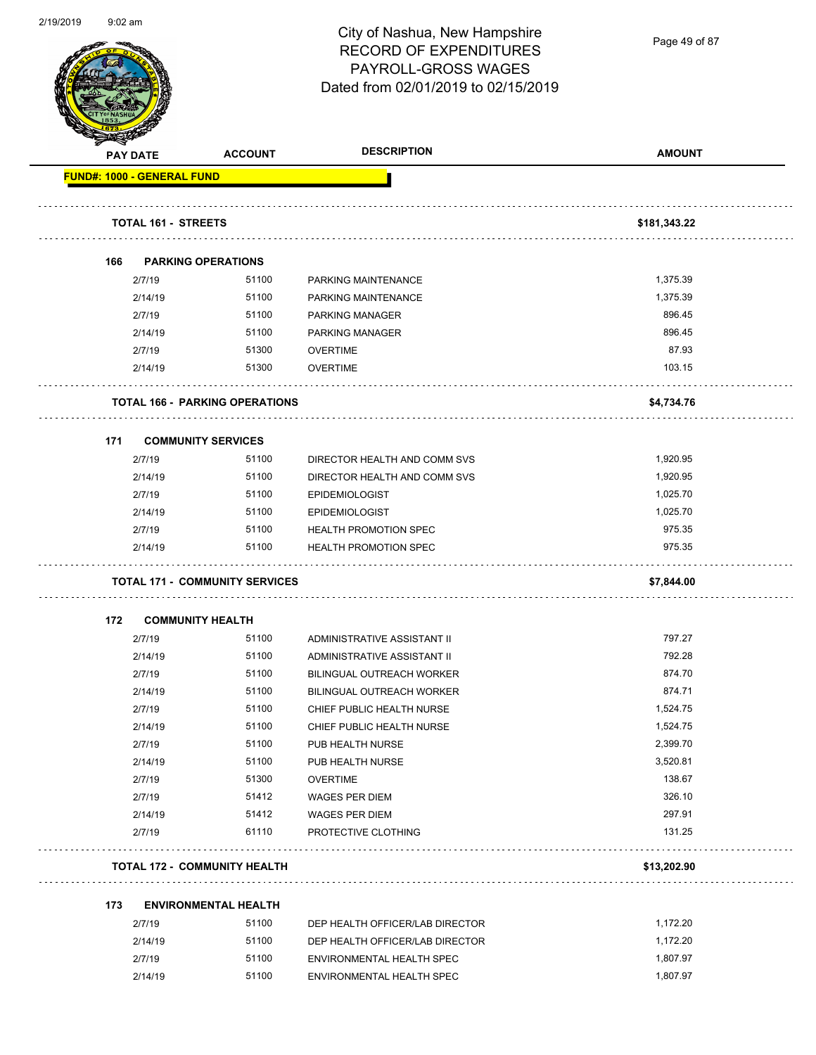City of Nashua, New Hampshire
RECORD OF EXPENDITURES
PAYROLL-GROSS WAGES
Dated from 02/01/2019 to 02/15/2019

| PAY DATE | ACCOUNT | DESCRIPTION | AMOUNT |
|---|---|---|---|
| **FUND#: 1000 - GENERAL FUND** | | | |
| **TOTAL 161 - STREETS** | | | **$181,343.22** |
| **166 PARKING OPERATIONS** | | | |
| 2/7/19 | 51100 | PARKING MAINTENANCE | 1,375.39 |
| 2/14/19 | 51100 | PARKING MAINTENANCE | 1,375.39 |
| 2/7/19 | 51100 | PARKING MANAGER | 896.45 |
| 2/14/19 | 51100 | PARKING MANAGER | 896.45 |
| 2/7/19 | 51300 | OVERTIME | 87.93 |
| 2/14/19 | 51300 | OVERTIME | 103.15 |
| **TOTAL 166 - PARKING OPERATIONS** | | | **$4,734.76** |
| **171 COMMUNITY SERVICES** | | | |
| 2/7/19 | 51100 | DIRECTOR HEALTH AND COMM SVS | 1,920.95 |
| 2/14/19 | 51100 | DIRECTOR HEALTH AND COMM SVS | 1,920.95 |
| 2/7/19 | 51100 | EPIDEMIOLOGIST | 1,025.70 |
| 2/14/19 | 51100 | EPIDEMIOLOGIST | 1,025.70 |
| 2/7/19 | 51100 | HEALTH PROMOTION SPEC | 975.35 |
| 2/14/19 | 51100 | HEALTH PROMOTION SPEC | 975.35 |
| **TOTAL 171 - COMMUNITY SERVICES** | | | **$7,844.00** |
| **172 COMMUNITY HEALTH** | | | |
| 2/7/19 | 51100 | ADMINISTRATIVE ASSISTANT II | 797.27 |
| 2/14/19 | 51100 | ADMINISTRATIVE ASSISTANT II | 792.28 |
| 2/7/19 | 51100 | BILINGUAL OUTREACH WORKER | 874.70 |
| 2/14/19 | 51100 | BILINGUAL OUTREACH WORKER | 874.71 |
| 2/7/19 | 51100 | CHIEF PUBLIC HEALTH NURSE | 1,524.75 |
| 2/14/19 | 51100 | CHIEF PUBLIC HEALTH NURSE | 1,524.75 |
| 2/7/19 | 51100 | PUB HEALTH NURSE | 2,399.70 |
| 2/14/19 | 51100 | PUB HEALTH NURSE | 3,520.81 |
| 2/7/19 | 51300 | OVERTIME | 138.67 |
| 2/7/19 | 51412 | WAGES PER DIEM | 326.10 |
| 2/14/19 | 51412 | WAGES PER DIEM | 297.91 |
| 2/7/19 | 61110 | PROTECTIVE CLOTHING | 131.25 |
| **TOTAL 172 - COMMUNITY HEALTH** | | | **$13,202.90** |
| **173 ENVIRONMENTAL HEALTH** | | | |
| 2/7/19 | 51100 | DEP HEALTH OFFICER/LAB DIRECTOR | 1,172.20 |
| 2/14/19 | 51100 | DEP HEALTH OFFICER/LAB DIRECTOR | 1,172.20 |
| 2/7/19 | 51100 | ENVIRONMENTAL HEALTH SPEC | 1,807.97 |
| 2/14/19 | 51100 | ENVIRONMENTAL HEALTH SPEC | 1,807.97 |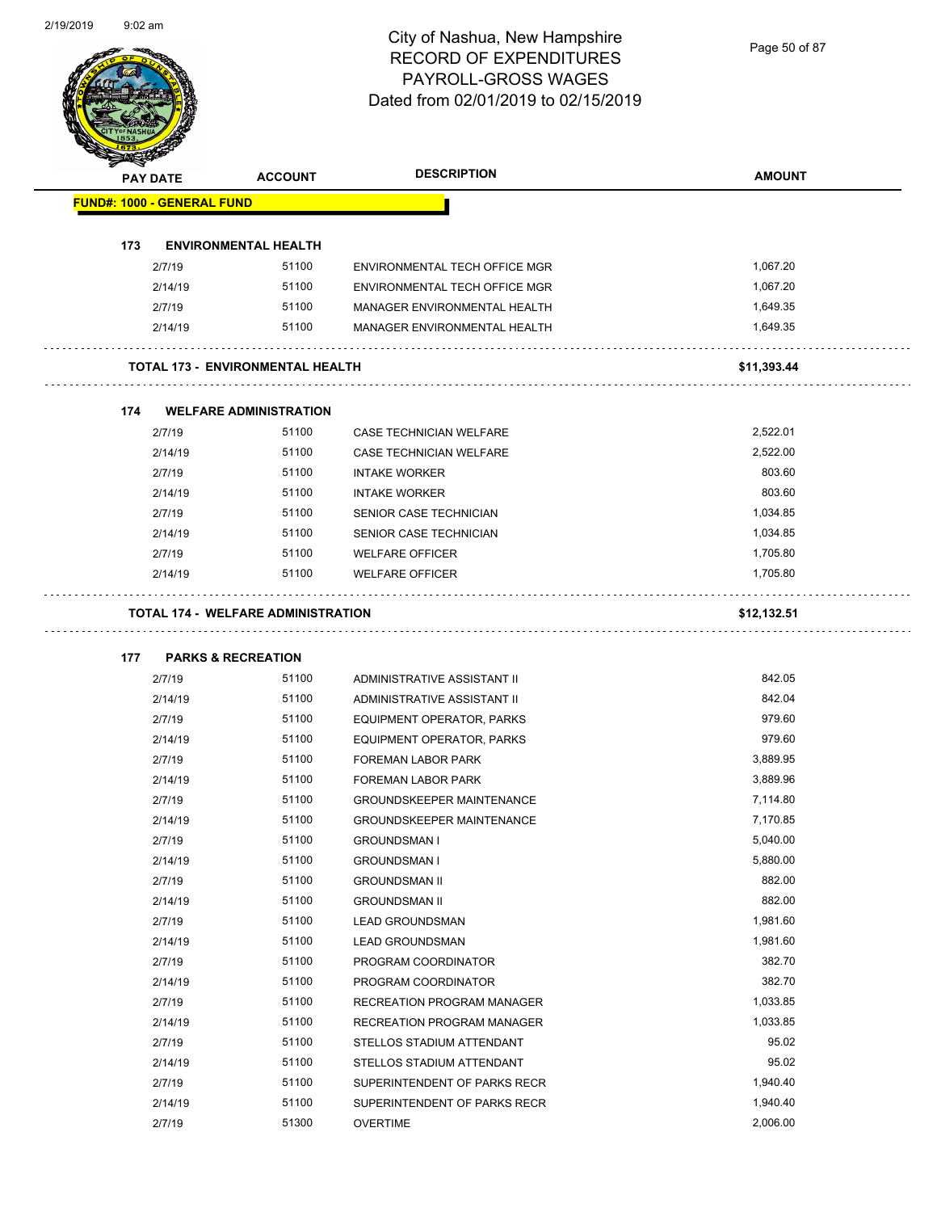# City of Nashua, New Hampshire
## RECORD OF EXPENDITURES
## PAYROLL-GROSS WAGES
## Dated from 02/01/2019 to 02/15/2019

| PAY DATE | ACCOUNT | DESCRIPTION | AMOUNT |
|---|---|---|---|
| **FUND#: 1000 - GENERAL FUND** | | | |
| **173 ENVIRONMENTAL HEALTH** | | | |
| 2/7/19 | 51100 | ENVIRONMENTAL TECH OFFICE MGR | 1,067.20 |
| 2/14/19 | 51100 | ENVIRONMENTAL TECH OFFICE MGR | 1,067.20 |
| 2/7/19 | 51100 | MANAGER ENVIRONMENTAL HEALTH | 1,649.35 |
| 2/14/19 | 51100 | MANAGER ENVIRONMENTAL HEALTH | 1,649.35 |
| **TOTAL 173 - ENVIRONMENTAL HEALTH** | | | **$11,393.44** |
| **174 WELFARE ADMINISTRATION** | | | |
| 2/7/19 | 51100 | CASE TECHNICIAN WELFARE | 2,522.01 |
| 2/14/19 | 51100 | CASE TECHNICIAN WELFARE | 2,522.00 |
| 2/7/19 | 51100 | INTAKE WORKER | 803.60 |
| 2/14/19 | 51100 | INTAKE WORKER | 803.60 |
| 2/7/19 | 51100 | SENIOR CASE TECHNICIAN | 1,034.85 |
| 2/14/19 | 51100 | SENIOR CASE TECHNICIAN | 1,034.85 |
| 2/7/19 | 51100 | WELFARE OFFICER | 1,705.80 |
| 2/14/19 | 51100 | WELFARE OFFICER | 1,705.80 |
| **TOTAL 174 - WELFARE ADMINISTRATION** | | | **$12,132.51** |
| **177 PARKS & RECREATION** | | | |
| 2/7/19 | 51100 | ADMINISTRATIVE ASSISTANT II | 842.05 |
| 2/14/19 | 51100 | ADMINISTRATIVE ASSISTANT II | 842.04 |
| 2/7/19 | 51100 | EQUIPMENT OPERATOR, PARKS | 979.60 |
| 2/14/19 | 51100 | EQUIPMENT OPERATOR, PARKS | 979.60 |
| 2/7/19 | 51100 | FOREMAN LABOR PARK | 3,889.95 |
| 2/14/19 | 51100 | FOREMAN LABOR PARK | 3,889.96 |
| 2/7/19 | 51100 | GROUNDSKEEPER MAINTENANCE | 7,114.80 |
| 2/14/19 | 51100 | GROUNDSKEEPER MAINTENANCE | 7,170.85 |
| 2/7/19 | 51100 | GROUNDSMAN I | 5,040.00 |
| 2/14/19 | 51100 | GROUNDSMAN I | 5,880.00 |
| 2/7/19 | 51100 | GROUNDSMAN II | 882.00 |
| 2/14/19 | 51100 | GROUNDSMAN II | 882.00 |
| 2/7/19 | 51100 | LEAD GROUNDSMAN | 1,981.60 |
| 2/14/19 | 51100 | LEAD GROUNDSMAN | 1,981.60 |
| 2/7/19 | 51100 | PROGRAM COORDINATOR | 382.70 |
| 2/14/19 | 51100 | PROGRAM COORDINATOR | 382.70 |
| 2/7/19 | 51100 | RECREATION PROGRAM MANAGER | 1,033.85 |
| 2/14/19 | 51100 | RECREATION PROGRAM MANAGER | 1,033.85 |
| 2/7/19 | 51100 | STELLOS STADIUM ATTENDANT | 95.02 |
| 2/14/19 | 51100 | STELLOS STADIUM ATTENDANT | 95.02 |
| 2/7/19 | 51100 | SUPERINTENDENT OF PARKS RECR | 1,940.40 |
| 2/14/19 | 51100 | SUPERINTENDENT OF PARKS RECR | 1,940.40 |
| 2/7/19 | 51300 | OVERTIME | 2,006.00 |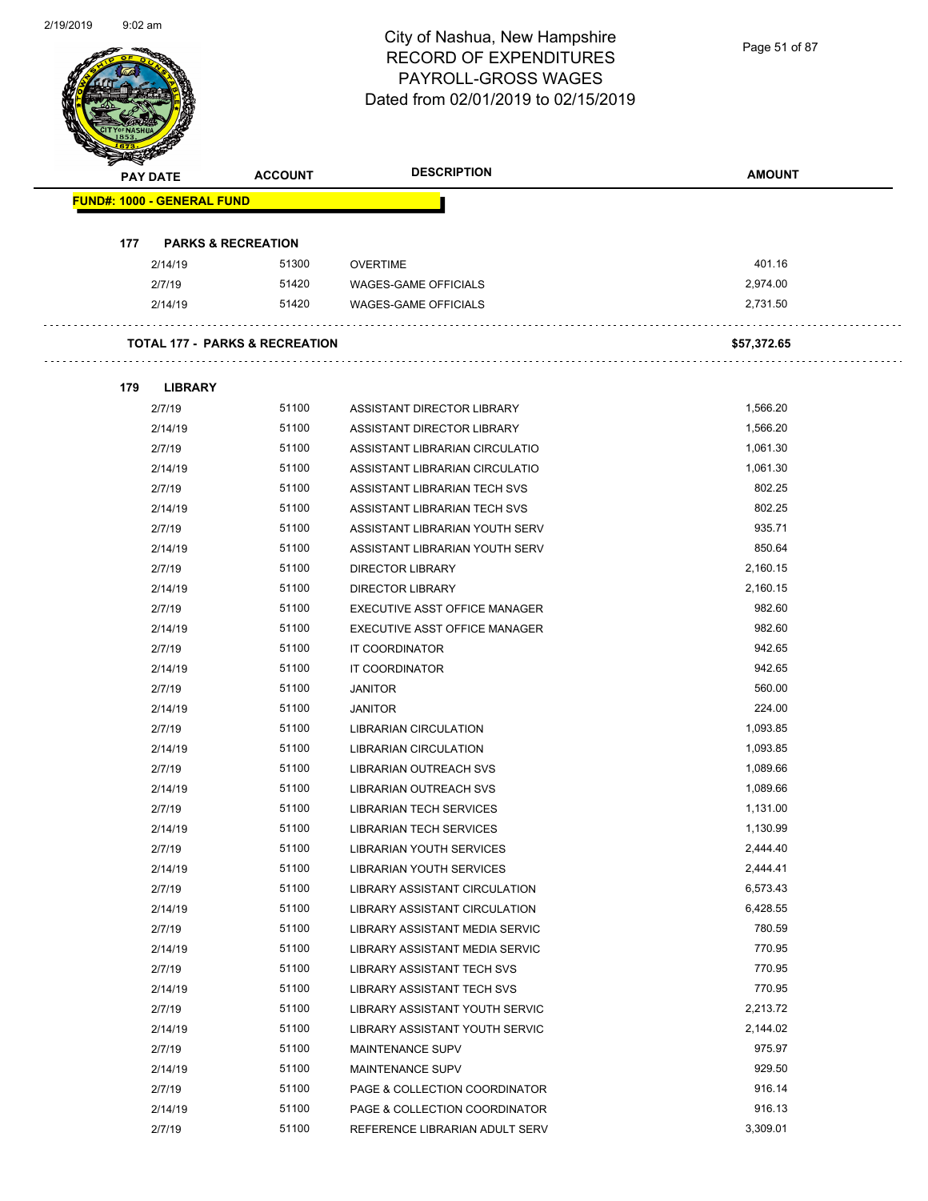# City of Nashua, New Hampshire
## RECORD OF EXPENDITURES
## PAYROLL-GROSS WAGES
## Dated from 02/01/2019 to 02/15/2019

| PAY DATE | ACCOUNT | DESCRIPTION | AMOUNT |
|---|---|---|---|
| **FUND#: 1000 - GENERAL FUND** | | | |
| **177 PARKS & RECREATION** | | | |
| 2/14/19 | 51300 | OVERTIME | 401.16 |
| 2/7/19 | 51420 | WAGES-GAME OFFICIALS | 2,974.00 |
| 2/14/19 | 51420 | WAGES-GAME OFFICIALS | 2,731.50 |
| **TOTAL 177 - PARKS & RECREATION** | | | **$57,372.65** |
| **179 LIBRARY** | | | |
| 2/7/19 | 51100 | ASSISTANT DIRECTOR LIBRARY | 1,566.20 |
| 2/14/19 | 51100 | ASSISTANT DIRECTOR LIBRARY | 1,566.20 |
| 2/7/19 | 51100 | ASSISTANT LIBRARIAN CIRCULATIO | 1,061.30 |
| 2/14/19 | 51100 | ASSISTANT LIBRARIAN CIRCULATIO | 1,061.30 |
| 2/7/19 | 51100 | ASSISTANT LIBRARIAN TECH SVS | 802.25 |
| 2/14/19 | 51100 | ASSISTANT LIBRARIAN TECH SVS | 802.25 |
| 2/7/19 | 51100 | ASSISTANT LIBRARIAN YOUTH SERV | 935.71 |
| 2/14/19 | 51100 | ASSISTANT LIBRARIAN YOUTH SERV | 850.64 |
| 2/7/19 | 51100 | DIRECTOR LIBRARY | 2,160.15 |
| 2/14/19 | 51100 | DIRECTOR LIBRARY | 2,160.15 |
| 2/7/19 | 51100 | EXECUTIVE ASST OFFICE MANAGER | 982.60 |
| 2/14/19 | 51100 | EXECUTIVE ASST OFFICE MANAGER | 982.60 |
| 2/7/19 | 51100 | IT COORDINATOR | 942.65 |
| 2/14/19 | 51100 | IT COORDINATOR | 942.65 |
| 2/7/19 | 51100 | JANITOR | 560.00 |
| 2/14/19 | 51100 | JANITOR | 224.00 |
| 2/7/19 | 51100 | LIBRARIAN CIRCULATION | 1,093.85 |
| 2/14/19 | 51100 | LIBRARIAN CIRCULATION | 1,093.85 |
| 2/7/19 | 51100 | LIBRARIAN OUTREACH SVS | 1,089.66 |
| 2/14/19 | 51100 | LIBRARIAN OUTREACH SVS | 1,089.66 |
| 2/7/19 | 51100 | LIBRARIAN TECH SERVICES | 1,131.00 |
| 2/14/19 | 51100 | LIBRARIAN TECH SERVICES | 1,130.99 |
| 2/7/19 | 51100 | LIBRARIAN YOUTH SERVICES | 2,444.40 |
| 2/14/19 | 51100 | LIBRARIAN YOUTH SERVICES | 2,444.41 |
| 2/7/19 | 51100 | LIBRARY ASSISTANT CIRCULATION | 6,573.43 |
| 2/14/19 | 51100 | LIBRARY ASSISTANT CIRCULATION | 6,428.55 |
| 2/7/19 | 51100 | LIBRARY ASSISTANT MEDIA SERVIC | 780.59 |
| 2/14/19 | 51100 | LIBRARY ASSISTANT MEDIA SERVIC | 770.95 |
| 2/7/19 | 51100 | LIBRARY ASSISTANT TECH SVS | 770.95 |
| 2/14/19 | 51100 | LIBRARY ASSISTANT TECH SVS | 770.95 |
| 2/7/19 | 51100 | LIBRARY ASSISTANT YOUTH SERVIC | 2,213.72 |
| 2/14/19 | 51100 | LIBRARY ASSISTANT YOUTH SERVIC | 2,144.02 |
| 2/7/19 | 51100 | MAINTENANCE SUPV | 975.97 |
| 2/14/19 | 51100 | MAINTENANCE SUPV | 929.50 |
| 2/7/19 | 51100 | PAGE & COLLECTION COORDINATOR | 916.14 |
| 2/14/19 | 51100 | PAGE & COLLECTION COORDINATOR | 916.13 |
| 2/7/19 | 51100 | REFERENCE LIBRARIAN ADULT SERV | 3,309.01 |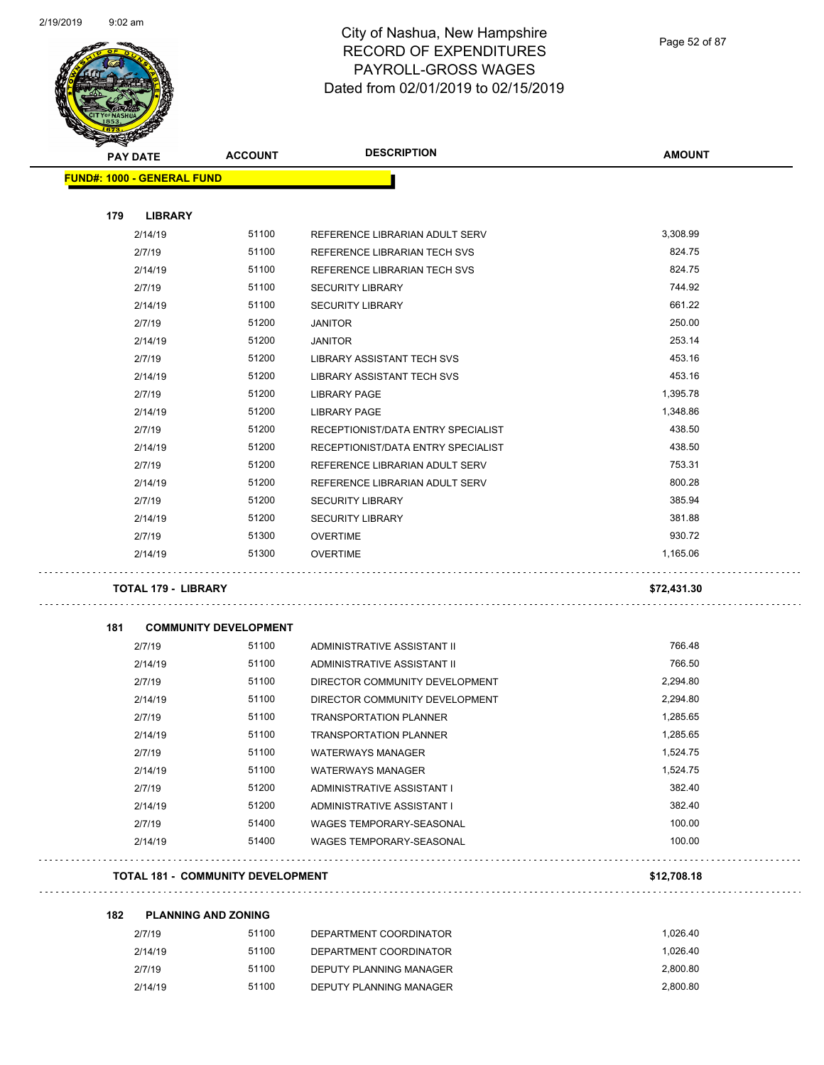# City of Nashua, New Hampshire
# RECORD OF EXPENDITURES
# PAYROLL-GROSS WAGES
# Dated from 02/01/2019 to 02/15/2019

| PAY DATE | ACCOUNT | DESCRIPTION | AMOUNT |
|---|---|---|---|
| **FUND#: 1000 - GENERAL FUND** | | | |
| **179 LIBRARY** | | | |
| 2/14/19 | 51100 | REFERENCE LIBRARIAN ADULT SERV | 3,308.99 |
| 2/7/19 | 51100 | REFERENCE LIBRARIAN TECH SVS | 824.75 |
| 2/14/19 | 51100 | REFERENCE LIBRARIAN TECH SVS | 824.75 |
| 2/7/19 | 51100 | SECURITY LIBRARY | 744.92 |
| 2/14/19 | 51100 | SECURITY LIBRARY | 661.22 |
| 2/7/19 | 51200 | JANITOR | 250.00 |
| 2/14/19 | 51200 | JANITOR | 253.14 |
| 2/7/19 | 51200 | LIBRARY ASSISTANT TECH SVS | 453.16 |
| 2/14/19 | 51200 | LIBRARY ASSISTANT TECH SVS | 453.16 |
| 2/7/19 | 51200 | LIBRARY PAGE | 1,395.78 |
| 2/14/19 | 51200 | LIBRARY PAGE | 1,348.86 |
| 2/7/19 | 51200 | RECEPTIONIST/DATA ENTRY SPECIALIST | 438.50 |
| 2/14/19 | 51200 | RECEPTIONIST/DATA ENTRY SPECIALIST | 438.50 |
| 2/7/19 | 51200 | REFERENCE LIBRARIAN ADULT SERV | 753.31 |
| 2/14/19 | 51200 | REFERENCE LIBRARIAN ADULT SERV | 800.28 |
| 2/7/19 | 51200 | SECURITY LIBRARY | 385.94 |
| 2/14/19 | 51200 | SECURITY LIBRARY | 381.88 |
| 2/7/19 | 51300 | OVERTIME | 930.72 |
| 2/14/19 | 51300 | OVERTIME | 1,165.06 |
| **TOTAL 179 - LIBRARY** | | | **$72,431.30** |
| **181 COMMUNITY DEVELOPMENT** | | | |
| 2/7/19 | 51100 | ADMINISTRATIVE ASSISTANT II | 766.48 |
| 2/14/19 | 51100 | ADMINISTRATIVE ASSISTANT II | 766.50 |
| 2/7/19 | 51100 | DIRECTOR COMMUNITY DEVELOPMENT | 2,294.80 |
| 2/14/19 | 51100 | DIRECTOR COMMUNITY DEVELOPMENT | 2,294.80 |
| 2/7/19 | 51100 | TRANSPORTATION PLANNER | 1,285.65 |
| 2/14/19 | 51100 | TRANSPORTATION PLANNER | 1,285.65 |
| 2/7/19 | 51100 | WATERWAYS MANAGER | 1,524.75 |
| 2/14/19 | 51100 | WATERWAYS MANAGER | 1,524.75 |
| 2/7/19 | 51200 | ADMINISTRATIVE ASSISTANT I | 382.40 |
| 2/14/19 | 51200 | ADMINISTRATIVE ASSISTANT I | 382.40 |
| 2/7/19 | 51400 | WAGES TEMPORARY-SEASONAL | 100.00 |
| 2/14/19 | 51400 | WAGES TEMPORARY-SEASONAL | 100.00 |
| **TOTAL 181 - COMMUNITY DEVELOPMENT** | | | **$12,708.18** |
| **182 PLANNING AND ZONING** | | | |
| 2/7/19 | 51100 | DEPARTMENT COORDINATOR | 1,026.40 |
| 2/14/19 | 51100 | DEPARTMENT COORDINATOR | 1,026.40 |
| 2/7/19 | 51100 | DEPUTY PLANNING MANAGER | 2,800.80 |
| 2/14/19 | 51100 | DEPUTY PLANNING MANAGER | 2,800.80 |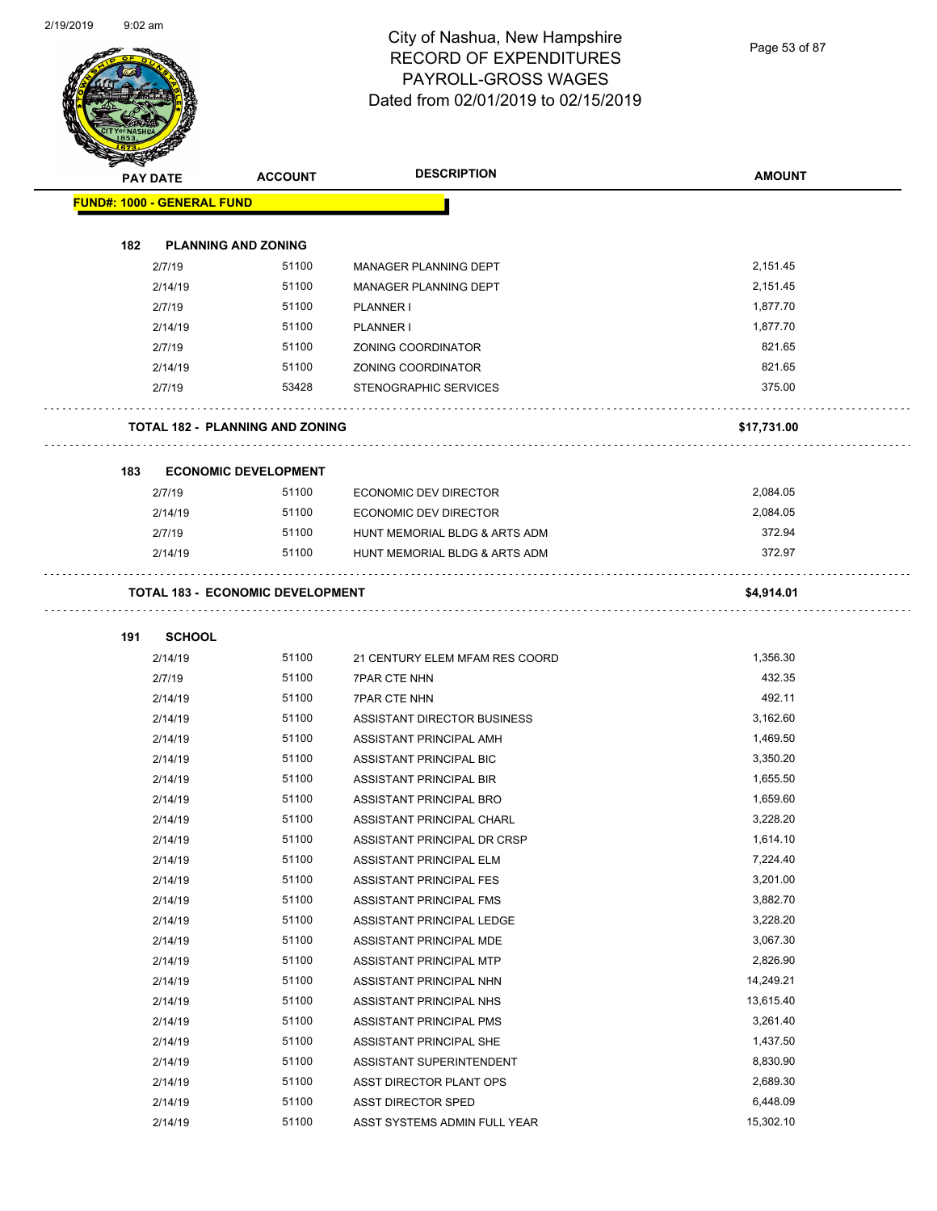# City of Nashua, New Hampshire
## RECORD OF EXPENDITURES
## PAYROLL-GROSS WAGES
## Dated from 02/01/2019 to 02/15/2019

| PAY DATE | ACCOUNT | DESCRIPTION | AMOUNT |
|---|---|---|---|
| **FUND#: 1000 - GENERAL FUND** | | | |
| **182 PLANNING AND ZONING** | | | |
| 2/7/19 | 51100 | MANAGER PLANNING DEPT | 2,151.45 |
| 2/14/19 | 51100 | MANAGER PLANNING DEPT | 2,151.45 |
| 2/7/19 | 51100 | PLANNER I | 1,877.70 |
| 2/14/19 | 51100 | PLANNER I | 1,877.70 |
| 2/7/19 | 51100 | ZONING COORDINATOR | 821.65 |
| 2/14/19 | 51100 | ZONING COORDINATOR | 821.65 |
| 2/7/19 | 53428 | STENOGRAPHIC SERVICES | 375.00 |
| **TOTAL 182 - PLANNING AND ZONING** | | | **$17,731.00** |
| **183 ECONOMIC DEVELOPMENT** | | | |
| 2/7/19 | 51100 | ECONOMIC DEV DIRECTOR | 2,084.05 |
| 2/14/19 | 51100 | ECONOMIC DEV DIRECTOR | 2,084.05 |
| 2/7/19 | 51100 | HUNT MEMORIAL BLDG & ARTS ADM | 372.94 |
| 2/14/19 | 51100 | HUNT MEMORIAL BLDG & ARTS ADM | 372.97 |
| **TOTAL 183 - ECONOMIC DEVELOPMENT** | | | **$4,914.01** |
| **191 SCHOOL** | | | |
| 2/14/19 | 51100 | 21 CENTURY ELEM MFAM RES COORD | 1,356.30 |
| 2/7/19 | 51100 | 7PAR CTE NHN | 432.35 |
| 2/14/19 | 51100 | 7PAR CTE NHN | 492.11 |
| 2/14/19 | 51100 | ASSISTANT DIRECTOR BUSINESS | 3,162.60 |
| 2/14/19 | 51100 | ASSISTANT PRINCIPAL AMH | 1,469.50 |
| 2/14/19 | 51100 | ASSISTANT PRINCIPAL BIC | 3,350.20 |
| 2/14/19 | 51100 | ASSISTANT PRINCIPAL BIR | 1,655.50 |
| 2/14/19 | 51100 | ASSISTANT PRINCIPAL BRO | 1,659.60 |
| 2/14/19 | 51100 | ASSISTANT PRINCIPAL CHARL | 3,228.20 |
| 2/14/19 | 51100 | ASSISTANT PRINCIPAL DR CRSP | 1,614.10 |
| 2/14/19 | 51100 | ASSISTANT PRINCIPAL ELM | 7,224.40 |
| 2/14/19 | 51100 | ASSISTANT PRINCIPAL FES | 3,201.00 |
| 2/14/19 | 51100 | ASSISTANT PRINCIPAL FMS | 3,882.70 |
| 2/14/19 | 51100 | ASSISTANT PRINCIPAL LEDGE | 3,228.20 |
| 2/14/19 | 51100 | ASSISTANT PRINCIPAL MDE | 3,067.30 |
| 2/14/19 | 51100 | ASSISTANT PRINCIPAL MTP | 2,826.90 |
| 2/14/19 | 51100 | ASSISTANT PRINCIPAL NHN | 14,249.21 |
| 2/14/19 | 51100 | ASSISTANT PRINCIPAL NHS | 13,615.40 |
| 2/14/19 | 51100 | ASSISTANT PRINCIPAL PMS | 3,261.40 |
| 2/14/19 | 51100 | ASSISTANT PRINCIPAL SHE | 1,437.50 |
| 2/14/19 | 51100 | ASSISTANT SUPERINTENDENT | 8,830.90 |
| 2/14/19 | 51100 | ASST DIRECTOR PLANT OPS | 2,689.30 |
| 2/14/19 | 51100 | ASST DIRECTOR SPED | 6,448.09 |
| 2/14/19 | 51100 | ASST SYSTEMS ADMIN FULL YEAR | 15,302.10 |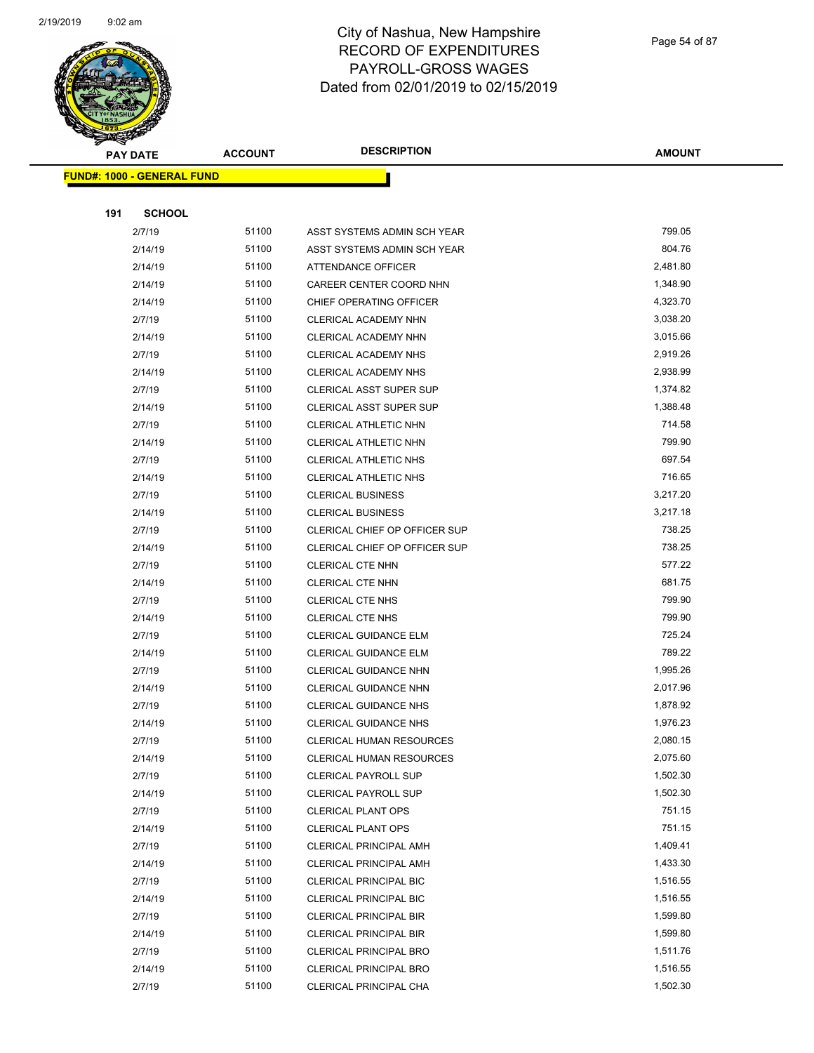# City of Nashua, New Hampshire
## RECORD OF EXPENDITURES
## PAYROLL-GROSS WAGES
## Dated from 02/01/2019 to 02/15/2019

| PAY DATE | ACCOUNT | DESCRIPTION | AMOUNT |
|---|---|---|---|

**FUND#: 1000 - GENERAL FUND**

**191 SCHOOL**

| PAY DATE | ACCOUNT | DESCRIPTION | AMOUNT |
|---|---|---|---|
| 2/7/19 | 51100 | ASST SYSTEMS ADMIN SCH YEAR | 799.05 |
| 2/14/19 | 51100 | ASST SYSTEMS ADMIN SCH YEAR | 804.76 |
| 2/14/19 | 51100 | ATTENDANCE OFFICER | 2,481.80 |
| 2/14/19 | 51100 | CAREER CENTER COORD NHN | 1,348.90 |
| 2/14/19 | 51100 | CHIEF OPERATING OFFICER | 4,323.70 |
| 2/7/19 | 51100 | CLERICAL ACADEMY NHN | 3,038.20 |
| 2/14/19 | 51100 | CLERICAL ACADEMY NHN | 3,015.66 |
| 2/7/19 | 51100 | CLERICAL ACADEMY NHS | 2,919.26 |
| 2/14/19 | 51100 | CLERICAL ACADEMY NHS | 2,938.99 |
| 2/7/19 | 51100 | CLERICAL ASST SUPER SUP | 1,374.82 |
| 2/14/19 | 51100 | CLERICAL ASST SUPER SUP | 1,388.48 |
| 2/7/19 | 51100 | CLERICAL ATHLETIC NHN | 714.58 |
| 2/14/19 | 51100 | CLERICAL ATHLETIC NHN | 799.90 |
| 2/7/19 | 51100 | CLERICAL ATHLETIC NHS | 697.54 |
| 2/14/19 | 51100 | CLERICAL ATHLETIC NHS | 716.65 |
| 2/7/19 | 51100 | CLERICAL BUSINESS | 3,217.20 |
| 2/14/19 | 51100 | CLERICAL BUSINESS | 3,217.18 |
| 2/7/19 | 51100 | CLERICAL CHIEF OP OFFICER SUP | 738.25 |
| 2/14/19 | 51100 | CLERICAL CHIEF OP OFFICER SUP | 738.25 |
| 2/7/19 | 51100 | CLERICAL CTE NHN | 577.22 |
| 2/14/19 | 51100 | CLERICAL CTE NHN | 681.75 |
| 2/7/19 | 51100 | CLERICAL CTE NHS | 799.90 |
| 2/14/19 | 51100 | CLERICAL CTE NHS | 799.90 |
| 2/7/19 | 51100 | CLERICAL GUIDANCE ELM | 725.24 |
| 2/14/19 | 51100 | CLERICAL GUIDANCE ELM | 789.22 |
| 2/7/19 | 51100 | CLERICAL GUIDANCE NHN | 1,995.26 |
| 2/14/19 | 51100 | CLERICAL GUIDANCE NHN | 2,017.96 |
| 2/7/19 | 51100 | CLERICAL GUIDANCE NHS | 1,878.92 |
| 2/14/19 | 51100 | CLERICAL GUIDANCE NHS | 1,976.23 |
| 2/7/19 | 51100 | CLERICAL HUMAN RESOURCES | 2,080.15 |
| 2/14/19 | 51100 | CLERICAL HUMAN RESOURCES | 2,075.60 |
| 2/7/19 | 51100 | CLERICAL PAYROLL SUP | 1,502.30 |
| 2/14/19 | 51100 | CLERICAL PAYROLL SUP | 1,502.30 |
| 2/7/19 | 51100 | CLERICAL PLANT OPS | 751.15 |
| 2/14/19 | 51100 | CLERICAL PLANT OPS | 751.15 |
| 2/7/19 | 51100 | CLERICAL PRINCIPAL AMH | 1,409.41 |
| 2/14/19 | 51100 | CLERICAL PRINCIPAL AMH | 1,433.30 |
| 2/7/19 | 51100 | CLERICAL PRINCIPAL BIC | 1,516.55 |
| 2/14/19 | 51100 | CLERICAL PRINCIPAL BIC | 1,516.55 |
| 2/7/19 | 51100 | CLERICAL PRINCIPAL BIR | 1,599.80 |
| 2/14/19 | 51100 | CLERICAL PRINCIPAL BIR | 1,599.80 |
| 2/7/19 | 51100 | CLERICAL PRINCIPAL BRO | 1,511.76 |
| 2/14/19 | 51100 | CLERICAL PRINCIPAL BRO | 1,516.55 |
| 2/7/19 | 51100 | CLERICAL PRINCIPAL CHA | 1,502.30 |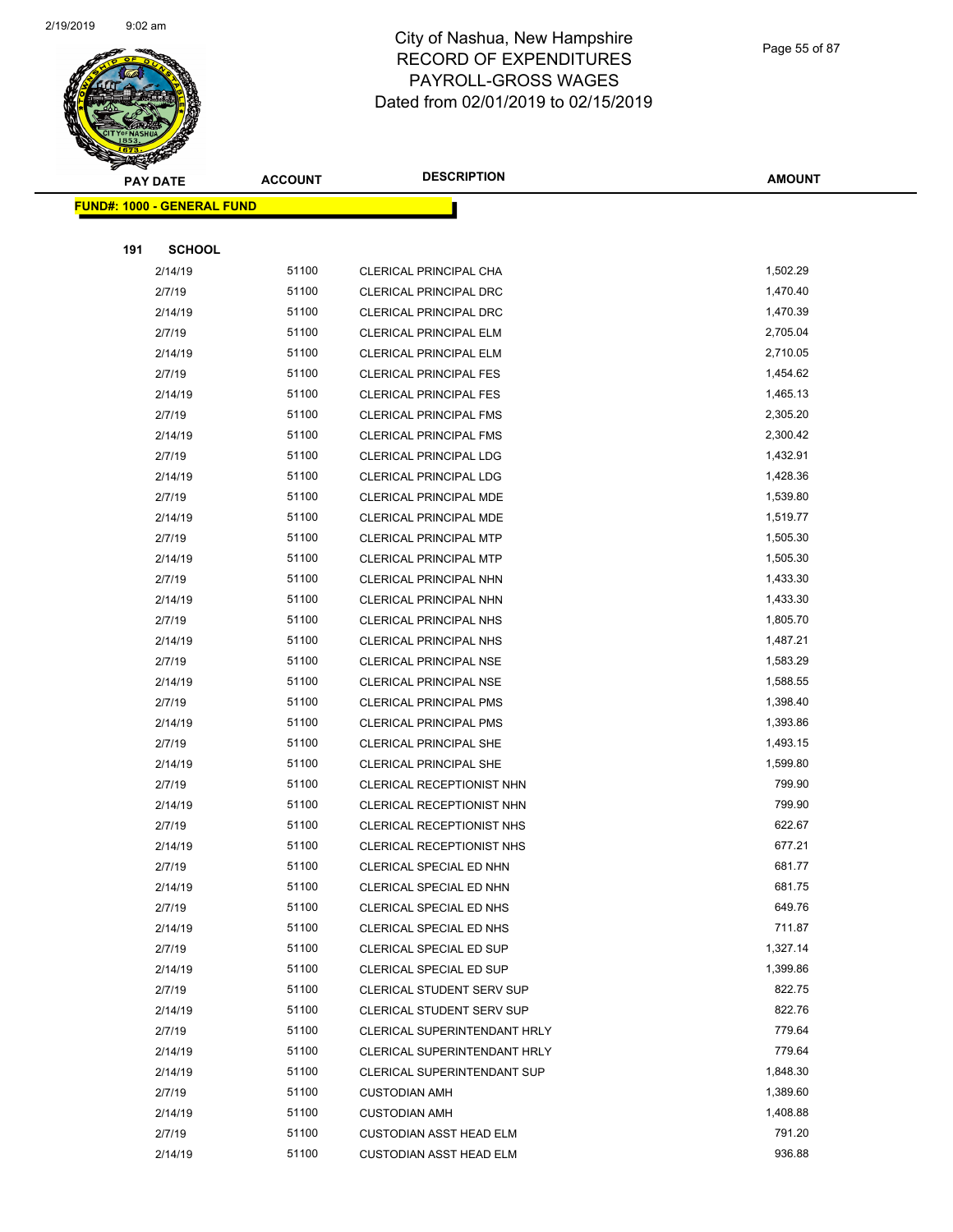# City of Nashua, New Hampshire
# RECORD OF EXPENDITURES
# PAYROLL-GROSS WAGES
# Dated from 02/01/2019 to 02/15/2019

| PAY DATE | ACCOUNT | DESCRIPTION | AMOUNT |
|---|---|---|---|

**FUND#: 1000 - GENERAL FUND**

**191 SCHOOL**

| PAY DATE | ACCOUNT | DESCRIPTION | AMOUNT |
|---|---|---|---|
| 2/14/19 | 51100 | CLERICAL PRINCIPAL CHA | 1,502.29 |
| 2/7/19 | 51100 | CLERICAL PRINCIPAL DRC | 1,470.40 |
| 2/14/19 | 51100 | CLERICAL PRINCIPAL DRC | 1,470.39 |
| 2/7/19 | 51100 | CLERICAL PRINCIPAL ELM | 2,705.04 |
| 2/14/19 | 51100 | CLERICAL PRINCIPAL ELM | 2,710.05 |
| 2/7/19 | 51100 | CLERICAL PRINCIPAL FES | 1,454.62 |
| 2/14/19 | 51100 | CLERICAL PRINCIPAL FES | 1,465.13 |
| 2/7/19 | 51100 | CLERICAL PRINCIPAL FMS | 2,305.20 |
| 2/14/19 | 51100 | CLERICAL PRINCIPAL FMS | 2,300.42 |
| 2/7/19 | 51100 | CLERICAL PRINCIPAL LDG | 1,432.91 |
| 2/14/19 | 51100 | CLERICAL PRINCIPAL LDG | 1,428.36 |
| 2/7/19 | 51100 | CLERICAL PRINCIPAL MDE | 1,539.80 |
| 2/14/19 | 51100 | CLERICAL PRINCIPAL MDE | 1,519.77 |
| 2/7/19 | 51100 | CLERICAL PRINCIPAL MTP | 1,505.30 |
| 2/14/19 | 51100 | CLERICAL PRINCIPAL MTP | 1,505.30 |
| 2/7/19 | 51100 | CLERICAL PRINCIPAL NHN | 1,433.30 |
| 2/14/19 | 51100 | CLERICAL PRINCIPAL NHN | 1,433.30 |
| 2/7/19 | 51100 | CLERICAL PRINCIPAL NHS | 1,805.70 |
| 2/14/19 | 51100 | CLERICAL PRINCIPAL NHS | 1,487.21 |
| 2/7/19 | 51100 | CLERICAL PRINCIPAL NSE | 1,583.29 |
| 2/14/19 | 51100 | CLERICAL PRINCIPAL NSE | 1,588.55 |
| 2/7/19 | 51100 | CLERICAL PRINCIPAL PMS | 1,398.40 |
| 2/14/19 | 51100 | CLERICAL PRINCIPAL PMS | 1,393.86 |
| 2/7/19 | 51100 | CLERICAL PRINCIPAL SHE | 1,493.15 |
| 2/14/19 | 51100 | CLERICAL PRINCIPAL SHE | 1,599.80 |
| 2/7/19 | 51100 | CLERICAL RECEPTIONIST NHN | 799.90 |
| 2/14/19 | 51100 | CLERICAL RECEPTIONIST NHN | 799.90 |
| 2/7/19 | 51100 | CLERICAL RECEPTIONIST NHS | 622.67 |
| 2/14/19 | 51100 | CLERICAL RECEPTIONIST NHS | 677.21 |
| 2/7/19 | 51100 | CLERICAL SPECIAL ED NHN | 681.77 |
| 2/14/19 | 51100 | CLERICAL SPECIAL ED NHN | 681.75 |
| 2/7/19 | 51100 | CLERICAL SPECIAL ED NHS | 649.76 |
| 2/14/19 | 51100 | CLERICAL SPECIAL ED NHS | 711.87 |
| 2/7/19 | 51100 | CLERICAL SPECIAL ED SUP | 1,327.14 |
| 2/14/19 | 51100 | CLERICAL SPECIAL ED SUP | 1,399.86 |
| 2/7/19 | 51100 | CLERICAL STUDENT SERV SUP | 822.75 |
| 2/14/19 | 51100 | CLERICAL STUDENT SERV SUP | 822.76 |
| 2/7/19 | 51100 | CLERICAL SUPERINTENDANT HRLY | 779.64 |
| 2/14/19 | 51100 | CLERICAL SUPERINTENDANT HRLY | 779.64 |
| 2/14/19 | 51100 | CLERICAL SUPERINTENDANT SUP | 1,848.30 |
| 2/7/19 | 51100 | CUSTODIAN AMH | 1,389.60 |
| 2/14/19 | 51100 | CUSTODIAN AMH | 1,408.88 |
| 2/7/19 | 51100 | CUSTODIAN ASST HEAD ELM | 791.20 |
| 2/14/19 | 51100 | CUSTODIAN ASST HEAD ELM | 936.88 |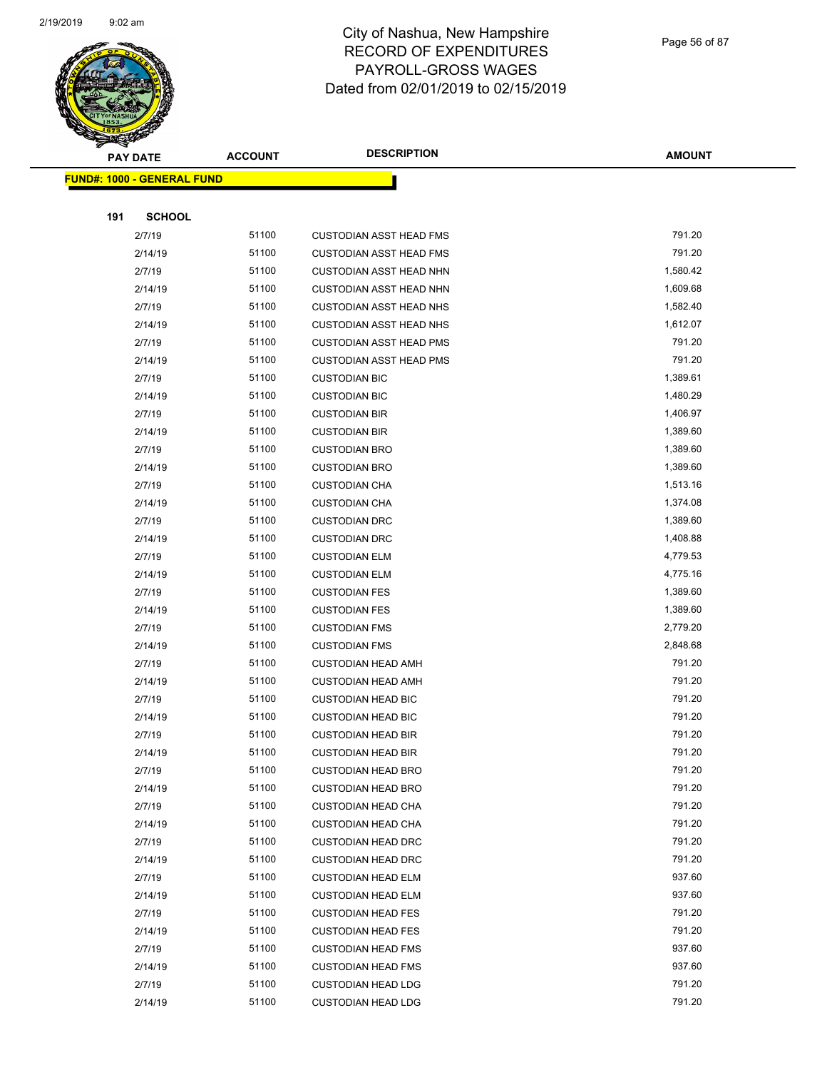# City of Nashua, New Hampshire
## RECORD OF EXPENDITURES
## PAYROLL-GROSS WAGES
## Dated from 02/01/2019 to 02/15/2019

| PAY DATE | ACCOUNT | DESCRIPTION | AMOUNT |
|---|---|---|---|
| **FUND#: 1000 - GENERAL FUND** | | | |
| **191 SCHOOL** | | | |
| 2/7/19 | 51100 | CUSTODIAN ASST HEAD FMS | 791.20 |
| 2/14/19 | 51100 | CUSTODIAN ASST HEAD FMS | 791.20 |
| 2/7/19 | 51100 | CUSTODIAN ASST HEAD NHN | 1,580.42 |
| 2/14/19 | 51100 | CUSTODIAN ASST HEAD NHN | 1,609.68 |
| 2/7/19 | 51100 | CUSTODIAN ASST HEAD NHS | 1,582.40 |
| 2/14/19 | 51100 | CUSTODIAN ASST HEAD NHS | 1,612.07 |
| 2/7/19 | 51100 | CUSTODIAN ASST HEAD PMS | 791.20 |
| 2/14/19 | 51100 | CUSTODIAN ASST HEAD PMS | 791.20 |
| 2/7/19 | 51100 | CUSTODIAN BIC | 1,389.61 |
| 2/14/19 | 51100 | CUSTODIAN BIC | 1,480.29 |
| 2/7/19 | 51100 | CUSTODIAN BIR | 1,406.97 |
| 2/14/19 | 51100 | CUSTODIAN BIR | 1,389.60 |
| 2/7/19 | 51100 | CUSTODIAN BRO | 1,389.60 |
| 2/14/19 | 51100 | CUSTODIAN BRO | 1,389.60 |
| 2/7/19 | 51100 | CUSTODIAN CHA | 1,513.16 |
| 2/14/19 | 51100 | CUSTODIAN CHA | 1,374.08 |
| 2/7/19 | 51100 | CUSTODIAN DRC | 1,389.60 |
| 2/14/19 | 51100 | CUSTODIAN DRC | 1,408.88 |
| 2/7/19 | 51100 | CUSTODIAN ELM | 4,779.53 |
| 2/14/19 | 51100 | CUSTODIAN ELM | 4,775.16 |
| 2/7/19 | 51100 | CUSTODIAN FES | 1,389.60 |
| 2/14/19 | 51100 | CUSTODIAN FES | 1,389.60 |
| 2/7/19 | 51100 | CUSTODIAN FMS | 2,779.20 |
| 2/14/19 | 51100 | CUSTODIAN FMS | 2,848.68 |
| 2/7/19 | 51100 | CUSTODIAN HEAD AMH | 791.20 |
| 2/14/19 | 51100 | CUSTODIAN HEAD AMH | 791.20 |
| 2/7/19 | 51100 | CUSTODIAN HEAD BIC | 791.20 |
| 2/14/19 | 51100 | CUSTODIAN HEAD BIC | 791.20 |
| 2/7/19 | 51100 | CUSTODIAN HEAD BIR | 791.20 |
| 2/14/19 | 51100 | CUSTODIAN HEAD BIR | 791.20 |
| 2/7/19 | 51100 | CUSTODIAN HEAD BRO | 791.20 |
| 2/14/19 | 51100 | CUSTODIAN HEAD BRO | 791.20 |
| 2/7/19 | 51100 | CUSTODIAN HEAD CHA | 791.20 |
| 2/14/19 | 51100 | CUSTODIAN HEAD CHA | 791.20 |
| 2/7/19 | 51100 | CUSTODIAN HEAD DRC | 791.20 |
| 2/14/19 | 51100 | CUSTODIAN HEAD DRC | 791.20 |
| 2/7/19 | 51100 | CUSTODIAN HEAD ELM | 937.60 |
| 2/14/19 | 51100 | CUSTODIAN HEAD ELM | 937.60 |
| 2/7/19 | 51100 | CUSTODIAN HEAD FES | 791.20 |
| 2/14/19 | 51100 | CUSTODIAN HEAD FES | 791.20 |
| 2/7/19 | 51100 | CUSTODIAN HEAD FMS | 937.60 |
| 2/14/19 | 51100 | CUSTODIAN HEAD FMS | 937.60 |
| 2/7/19 | 51100 | CUSTODIAN HEAD LDG | 791.20 |
| 2/14/19 | 51100 | CUSTODIAN HEAD LDG | 791.20 |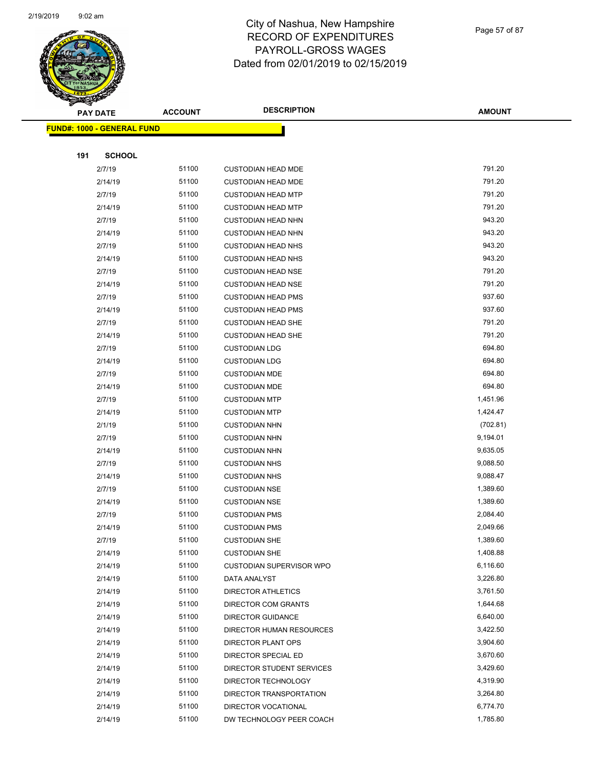# City of Nashua, New Hampshire
# RECORD OF EXPENDITURES
# PAYROLL-GROSS WAGES
# Dated from 02/01/2019 to 02/15/2019

| PAY DATE | ACCOUNT | DESCRIPTION | AMOUNT |
|---|---|---|---|
| **FUND#: 1000 - GENERAL FUND** | | | |
| **191 SCHOOL** | | | |
| 2/7/19 | 51100 | CUSTODIAN HEAD MDE | 791.20 |
| 2/14/19 | 51100 | CUSTODIAN HEAD MDE | 791.20 |
| 2/7/19 | 51100 | CUSTODIAN HEAD MTP | 791.20 |
| 2/14/19 | 51100 | CUSTODIAN HEAD MTP | 791.20 |
| 2/7/19 | 51100 | CUSTODIAN HEAD NHN | 943.20 |
| 2/14/19 | 51100 | CUSTODIAN HEAD NHN | 943.20 |
| 2/7/19 | 51100 | CUSTODIAN HEAD NHS | 943.20 |
| 2/14/19 | 51100 | CUSTODIAN HEAD NHS | 943.20 |
| 2/7/19 | 51100 | CUSTODIAN HEAD NSE | 791.20 |
| 2/14/19 | 51100 | CUSTODIAN HEAD NSE | 791.20 |
| 2/7/19 | 51100 | CUSTODIAN HEAD PMS | 937.60 |
| 2/14/19 | 51100 | CUSTODIAN HEAD PMS | 937.60 |
| 2/7/19 | 51100 | CUSTODIAN HEAD SHE | 791.20 |
| 2/14/19 | 51100 | CUSTODIAN HEAD SHE | 791.20 |
| 2/7/19 | 51100 | CUSTODIAN LDG | 694.80 |
| 2/14/19 | 51100 | CUSTODIAN LDG | 694.80 |
| 2/7/19 | 51100 | CUSTODIAN MDE | 694.80 |
| 2/14/19 | 51100 | CUSTODIAN MDE | 694.80 |
| 2/7/19 | 51100 | CUSTODIAN MTP | 1,451.96 |
| 2/14/19 | 51100 | CUSTODIAN MTP | 1,424.47 |
| 2/1/19 | 51100 | CUSTODIAN NHN | (702.81) |
| 2/7/19 | 51100 | CUSTODIAN NHN | 9,194.01 |
| 2/14/19 | 51100 | CUSTODIAN NHN | 9,635.05 |
| 2/7/19 | 51100 | CUSTODIAN NHS | 9,088.50 |
| 2/14/19 | 51100 | CUSTODIAN NHS | 9,088.47 |
| 2/7/19 | 51100 | CUSTODIAN NSE | 1,389.60 |
| 2/14/19 | 51100 | CUSTODIAN NSE | 1,389.60 |
| 2/7/19 | 51100 | CUSTODIAN PMS | 2,084.40 |
| 2/14/19 | 51100 | CUSTODIAN PMS | 2,049.66 |
| 2/7/19 | 51100 | CUSTODIAN SHE | 1,389.60 |
| 2/14/19 | 51100 | CUSTODIAN SHE | 1,408.88 |
| 2/14/19 | 51100 | CUSTODIAN SUPERVISOR WPO | 6,116.60 |
| 2/14/19 | 51100 | DATA ANALYST | 3,226.80 |
| 2/14/19 | 51100 | DIRECTOR ATHLETICS | 3,761.50 |
| 2/14/19 | 51100 | DIRECTOR COM GRANTS | 1,644.68 |
| 2/14/19 | 51100 | DIRECTOR GUIDANCE | 6,640.00 |
| 2/14/19 | 51100 | DIRECTOR HUMAN RESOURCES | 3,422.50 |
| 2/14/19 | 51100 | DIRECTOR PLANT OPS | 3,904.60 |
| 2/14/19 | 51100 | DIRECTOR SPECIAL ED | 3,670.60 |
| 2/14/19 | 51100 | DIRECTOR STUDENT SERVICES | 3,429.60 |
| 2/14/19 | 51100 | DIRECTOR TECHNOLOGY | 4,319.90 |
| 2/14/19 | 51100 | DIRECTOR TRANSPORTATION | 3,264.80 |
| 2/14/19 | 51100 | DIRECTOR VOCATIONAL | 6,774.70 |
| 2/14/19 | 51100 | DW TECHNOLOGY PEER COACH | 1,785.80 |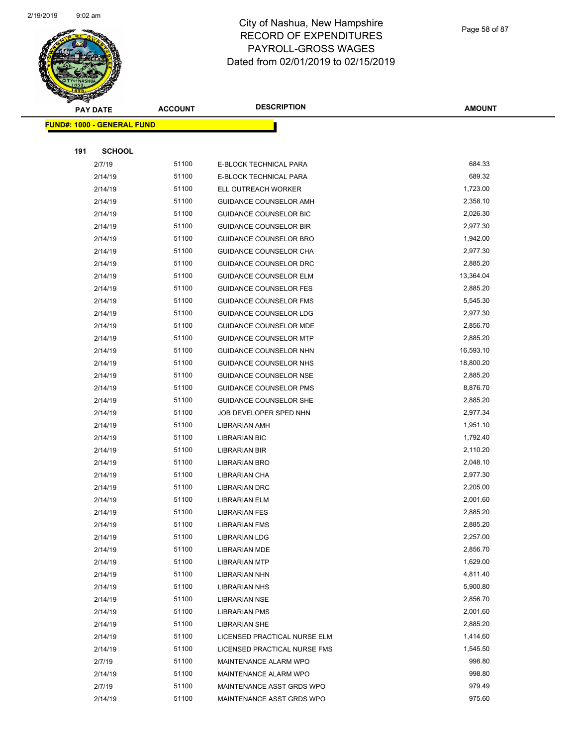# City of Nashua, New Hampshire
# RECORD OF EXPENDITURES
# PAYROLL-GROSS WAGES
# Dated from 02/01/2019 to 02/15/2019

| PAY DATE | ACCOUNT | DESCRIPTION | AMOUNT |
|---|---|---|---|

**FUND#: 1000 - GENERAL FUND**

**191 SCHOOL**

| PAY DATE | ACCOUNT | DESCRIPTION | AMOUNT |
|---|---|---|---|
| 2/7/19 | 51100 | E-BLOCK TECHNICAL PARA | 684.33 |
| 2/14/19 | 51100 | E-BLOCK TECHNICAL PARA | 689.32 |
| 2/14/19 | 51100 | ELL OUTREACH WORKER | 1,723.00 |
| 2/14/19 | 51100 | GUIDANCE COUNSELOR AMH | 2,358.10 |
| 2/14/19 | 51100 | GUIDANCE COUNSELOR BIC | 2,026.30 |
| 2/14/19 | 51100 | GUIDANCE COUNSELOR BIR | 2,977.30 |
| 2/14/19 | 51100 | GUIDANCE COUNSELOR BRO | 1,942.00 |
| 2/14/19 | 51100 | GUIDANCE COUNSELOR CHA | 2,977.30 |
| 2/14/19 | 51100 | GUIDANCE COUNSELOR DRC | 2,885.20 |
| 2/14/19 | 51100 | GUIDANCE COUNSELOR ELM | 13,364.04 |
| 2/14/19 | 51100 | GUIDANCE COUNSELOR FES | 2,885.20 |
| 2/14/19 | 51100 | GUIDANCE COUNSELOR FMS | 5,545.30 |
| 2/14/19 | 51100 | GUIDANCE COUNSELOR LDG | 2,977.30 |
| 2/14/19 | 51100 | GUIDANCE COUNSELOR MDE | 2,856.70 |
| 2/14/19 | 51100 | GUIDANCE COUNSELOR MTP | 2,885.20 |
| 2/14/19 | 51100 | GUIDANCE COUNSELOR NHN | 16,593.10 |
| 2/14/19 | 51100 | GUIDANCE COUNSELOR NHS | 18,800.20 |
| 2/14/19 | 51100 | GUIDANCE COUNSELOR NSE | 2,885.20 |
| 2/14/19 | 51100 | GUIDANCE COUNSELOR PMS | 8,876.70 |
| 2/14/19 | 51100 | GUIDANCE COUNSELOR SHE | 2,885.20 |
| 2/14/19 | 51100 | JOB DEVELOPER SPED NHN | 2,977.34 |
| 2/14/19 | 51100 | LIBRARIAN AMH | 1,951.10 |
| 2/14/19 | 51100 | LIBRARIAN BIC | 1,792.40 |
| 2/14/19 | 51100 | LIBRARIAN BIR | 2,110.20 |
| 2/14/19 | 51100 | LIBRARIAN BRO | 2,048.10 |
| 2/14/19 | 51100 | LIBRARIAN CHA | 2,977.30 |
| 2/14/19 | 51100 | LIBRARIAN DRC | 2,205.00 |
| 2/14/19 | 51100 | LIBRARIAN ELM | 2,001.60 |
| 2/14/19 | 51100 | LIBRARIAN FES | 2,885.20 |
| 2/14/19 | 51100 | LIBRARIAN FMS | 2,885.20 |
| 2/14/19 | 51100 | LIBRARIAN LDG | 2,257.00 |
| 2/14/19 | 51100 | LIBRARIAN MDE | 2,856.70 |
| 2/14/19 | 51100 | LIBRARIAN MTP | 1,629.00 |
| 2/14/19 | 51100 | LIBRARIAN NHN | 4,811.40 |
| 2/14/19 | 51100 | LIBRARIAN NHS | 5,900.80 |
| 2/14/19 | 51100 | LIBRARIAN NSE | 2,856.70 |
| 2/14/19 | 51100 | LIBRARIAN PMS | 2,001.60 |
| 2/14/19 | 51100 | LIBRARIAN SHE | 2,885.20 |
| 2/14/19 | 51100 | LICENSED PRACTICAL NURSE ELM | 1,414.60 |
| 2/14/19 | 51100 | LICENSED PRACTICAL NURSE FMS | 1,545.50 |
| 2/7/19 | 51100 | MAINTENANCE ALARM WPO | 998.80 |
| 2/14/19 | 51100 | MAINTENANCE ALARM WPO | 998.80 |
| 2/7/19 | 51100 | MAINTENANCE ASST GRDS WPO | 979.49 |
| 2/14/19 | 51100 | MAINTENANCE ASST GRDS WPO | 975.60 |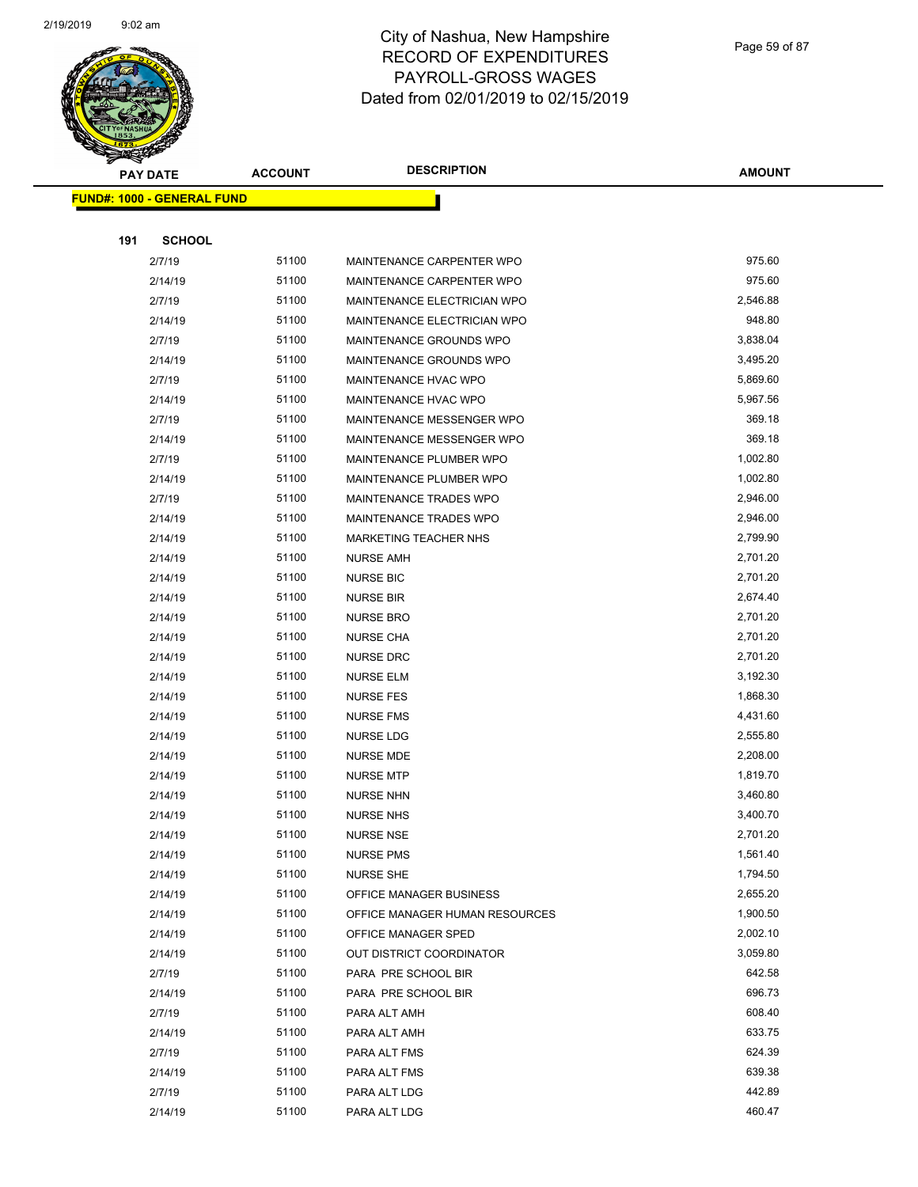# City of Nashua, New Hampshire
# RECORD OF EXPENDITURES
# PAYROLL-GROSS WAGES
# Dated from 02/01/2019 to 02/15/2019

**FUND#: 1000 - GENERAL FUND**

**191 SCHOOL**

| PAY DATE | ACCOUNT | DESCRIPTION | AMOUNT |
|---|---|---|---|
| 2/7/19 | 51100 | MAINTENANCE CARPENTER WPO | 975.60 |
| 2/14/19 | 51100 | MAINTENANCE CARPENTER WPO | 975.60 |
| 2/7/19 | 51100 | MAINTENANCE ELECTRICIAN WPO | 2,546.88 |
| 2/14/19 | 51100 | MAINTENANCE ELECTRICIAN WPO | 948.80 |
| 2/7/19 | 51100 | MAINTENANCE GROUNDS WPO | 3,838.04 |
| 2/14/19 | 51100 | MAINTENANCE GROUNDS WPO | 3,495.20 |
| 2/7/19 | 51100 | MAINTENANCE HVAC WPO | 5,869.60 |
| 2/14/19 | 51100 | MAINTENANCE HVAC WPO | 5,967.56 |
| 2/7/19 | 51100 | MAINTENANCE MESSENGER WPO | 369.18 |
| 2/14/19 | 51100 | MAINTENANCE MESSENGER WPO | 369.18 |
| 2/7/19 | 51100 | MAINTENANCE PLUMBER WPO | 1,002.80 |
| 2/14/19 | 51100 | MAINTENANCE PLUMBER WPO | 1,002.80 |
| 2/7/19 | 51100 | MAINTENANCE TRADES WPO | 2,946.00 |
| 2/14/19 | 51100 | MAINTENANCE TRADES WPO | 2,946.00 |
| 2/14/19 | 51100 | MARKETING TEACHER NHS | 2,799.90 |
| 2/14/19 | 51100 | NURSE AMH | 2,701.20 |
| 2/14/19 | 51100 | NURSE BIC | 2,701.20 |
| 2/14/19 | 51100 | NURSE BIR | 2,674.40 |
| 2/14/19 | 51100 | NURSE BRO | 2,701.20 |
| 2/14/19 | 51100 | NURSE CHA | 2,701.20 |
| 2/14/19 | 51100 | NURSE DRC | 2,701.20 |
| 2/14/19 | 51100 | NURSE ELM | 3,192.30 |
| 2/14/19 | 51100 | NURSE FES | 1,868.30 |
| 2/14/19 | 51100 | NURSE FMS | 4,431.60 |
| 2/14/19 | 51100 | NURSE LDG | 2,555.80 |
| 2/14/19 | 51100 | NURSE MDE | 2,208.00 |
| 2/14/19 | 51100 | NURSE MTP | 1,819.70 |
| 2/14/19 | 51100 | NURSE NHN | 3,460.80 |
| 2/14/19 | 51100 | NURSE NHS | 3,400.70 |
| 2/14/19 | 51100 | NURSE NSE | 2,701.20 |
| 2/14/19 | 51100 | NURSE PMS | 1,561.40 |
| 2/14/19 | 51100 | NURSE SHE | 1,794.50 |
| 2/14/19 | 51100 | OFFICE MANAGER BUSINESS | 2,655.20 |
| 2/14/19 | 51100 | OFFICE MANAGER HUMAN RESOURCES | 1,900.50 |
| 2/14/19 | 51100 | OFFICE MANAGER SPED | 2,002.10 |
| 2/14/19 | 51100 | OUT DISTRICT COORDINATOR | 3,059.80 |
| 2/7/19 | 51100 | PARA PRE SCHOOL BIR | 642.58 |
| 2/14/19 | 51100 | PARA PRE SCHOOL BIR | 696.73 |
| 2/7/19 | 51100 | PARA ALT AMH | 608.40 |
| 2/14/19 | 51100 | PARA ALT AMH | 633.75 |
| 2/7/19 | 51100 | PARA ALT FMS | 624.39 |
| 2/14/19 | 51100 | PARA ALT FMS | 639.38 |
| 2/7/19 | 51100 | PARA ALT LDG | 442.89 |
| 2/14/19 | 51100 | PARA ALT LDG | 460.47 |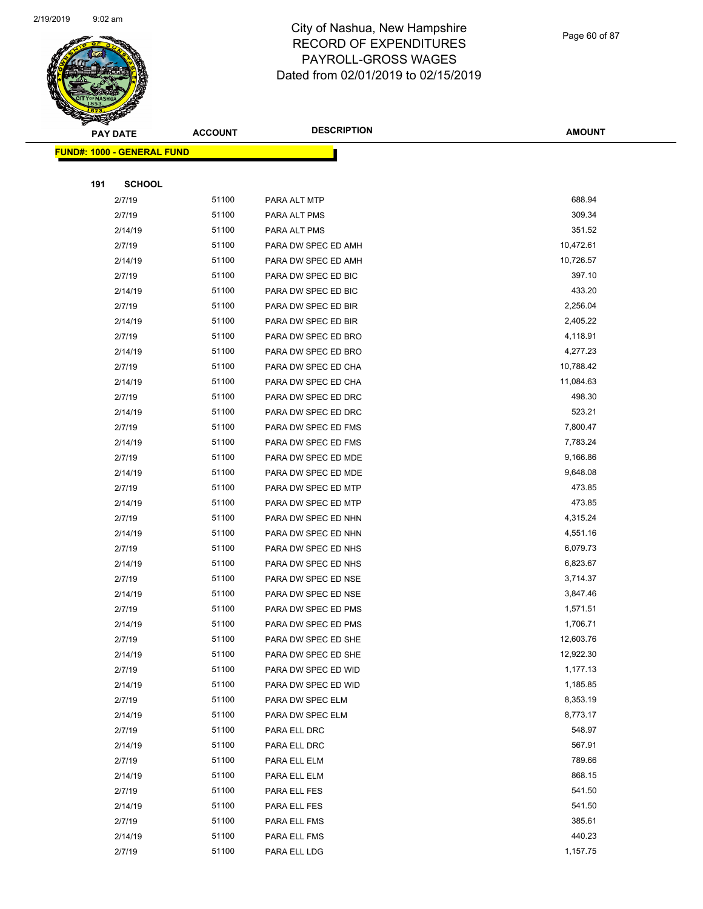# City of Nashua, New Hampshire
## RECORD OF EXPENDITURES
## PAYROLL-GROSS WAGES
## Dated from 02/01/2019 to 02/15/2019

| PAY DATE | ACCOUNT | DESCRIPTION | AMOUNT |
|---|---|---|---|

**FUND#: 1000 - GENERAL FUND**

**191 SCHOOL**

| PAY DATE | ACCOUNT | DESCRIPTION | AMOUNT |
|---|---|---|---|
| 2/7/19 | 51100 | PARA ALT MTP | 688.94 |
| 2/7/19 | 51100 | PARA ALT PMS | 309.34 |
| 2/14/19 | 51100 | PARA ALT PMS | 351.52 |
| 2/7/19 | 51100 | PARA DW SPEC ED AMH | 10,472.61 |
| 2/14/19 | 51100 | PARA DW SPEC ED AMH | 10,726.57 |
| 2/7/19 | 51100 | PARA DW SPEC ED BIC | 397.10 |
| 2/14/19 | 51100 | PARA DW SPEC ED BIC | 433.20 |
| 2/7/19 | 51100 | PARA DW SPEC ED BIR | 2,256.04 |
| 2/14/19 | 51100 | PARA DW SPEC ED BIR | 2,405.22 |
| 2/7/19 | 51100 | PARA DW SPEC ED BRO | 4,118.91 |
| 2/14/19 | 51100 | PARA DW SPEC ED BRO | 4,277.23 |
| 2/7/19 | 51100 | PARA DW SPEC ED CHA | 10,788.42 |
| 2/14/19 | 51100 | PARA DW SPEC ED CHA | 11,084.63 |
| 2/7/19 | 51100 | PARA DW SPEC ED DRC | 498.30 |
| 2/14/19 | 51100 | PARA DW SPEC ED DRC | 523.21 |
| 2/7/19 | 51100 | PARA DW SPEC ED FMS | 7,800.47 |
| 2/14/19 | 51100 | PARA DW SPEC ED FMS | 7,783.24 |
| 2/7/19 | 51100 | PARA DW SPEC ED MDE | 9,166.86 |
| 2/14/19 | 51100 | PARA DW SPEC ED MDE | 9,648.08 |
| 2/7/19 | 51100 | PARA DW SPEC ED MTP | 473.85 |
| 2/14/19 | 51100 | PARA DW SPEC ED MTP | 473.85 |
| 2/7/19 | 51100 | PARA DW SPEC ED NHN | 4,315.24 |
| 2/14/19 | 51100 | PARA DW SPEC ED NHN | 4,551.16 |
| 2/7/19 | 51100 | PARA DW SPEC ED NHS | 6,079.73 |
| 2/14/19 | 51100 | PARA DW SPEC ED NHS | 6,823.67 |
| 2/7/19 | 51100 | PARA DW SPEC ED NSE | 3,714.37 |
| 2/14/19 | 51100 | PARA DW SPEC ED NSE | 3,847.46 |
| 2/7/19 | 51100 | PARA DW SPEC ED PMS | 1,571.51 |
| 2/14/19 | 51100 | PARA DW SPEC ED PMS | 1,706.71 |
| 2/7/19 | 51100 | PARA DW SPEC ED SHE | 12,603.76 |
| 2/14/19 | 51100 | PARA DW SPEC ED SHE | 12,922.30 |
| 2/7/19 | 51100 | PARA DW SPEC ED WID | 1,177.13 |
| 2/14/19 | 51100 | PARA DW SPEC ED WID | 1,185.85 |
| 2/7/19 | 51100 | PARA DW SPEC ELM | 8,353.19 |
| 2/14/19 | 51100 | PARA DW SPEC ELM | 8,773.17 |
| 2/7/19 | 51100 | PARA ELL DRC | 548.97 |
| 2/14/19 | 51100 | PARA ELL DRC | 567.91 |
| 2/7/19 | 51100 | PARA ELL ELM | 789.66 |
| 2/14/19 | 51100 | PARA ELL ELM | 868.15 |
| 2/7/19 | 51100 | PARA ELL FES | 541.50 |
| 2/14/19 | 51100 | PARA ELL FES | 541.50 |
| 2/7/19 | 51100 | PARA ELL FMS | 385.61 |
| 2/14/19 | 51100 | PARA ELL FMS | 440.23 |
| 2/7/19 | 51100 | PARA ELL LDG | 1,157.75 |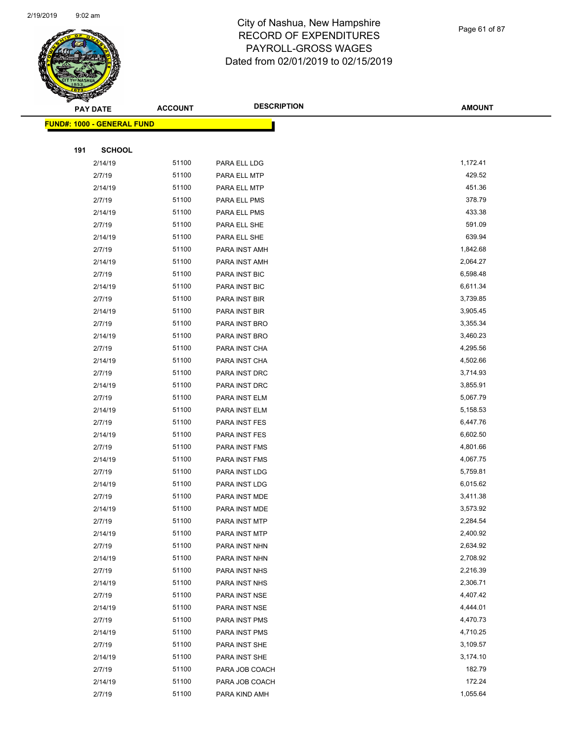# City of Nashua, New Hampshire
## RECORD OF EXPENDITURES
## PAYROLL-GROSS WAGES
## Dated from 02/01/2019 to 02/15/2019

| PAY DATE | ACCOUNT | DESCRIPTION | AMOUNT |
|---|---|---|---|

**FUND#: 1000 - GENERAL FUND**

**191 SCHOOL**

| PAY DATE | ACCOUNT | DESCRIPTION | AMOUNT |
|---|---|---|---|
| 2/14/19 | 51100 | PARA ELL LDG | 1,172.41 |
| 2/7/19 | 51100 | PARA ELL MTP | 429.52 |
| 2/14/19 | 51100 | PARA ELL MTP | 451.36 |
| 2/7/19 | 51100 | PARA ELL PMS | 378.79 |
| 2/14/19 | 51100 | PARA ELL PMS | 433.38 |
| 2/7/19 | 51100 | PARA ELL SHE | 591.09 |
| 2/14/19 | 51100 | PARA ELL SHE | 639.94 |
| 2/7/19 | 51100 | PARA INST AMH | 1,842.68 |
| 2/14/19 | 51100 | PARA INST AMH | 2,064.27 |
| 2/7/19 | 51100 | PARA INST BIC | 6,598.48 |
| 2/14/19 | 51100 | PARA INST BIC | 6,611.34 |
| 2/7/19 | 51100 | PARA INST BIR | 3,739.85 |
| 2/14/19 | 51100 | PARA INST BIR | 3,905.45 |
| 2/7/19 | 51100 | PARA INST BRO | 3,355.34 |
| 2/14/19 | 51100 | PARA INST BRO | 3,460.23 |
| 2/7/19 | 51100 | PARA INST CHA | 4,295.56 |
| 2/14/19 | 51100 | PARA INST CHA | 4,502.66 |
| 2/7/19 | 51100 | PARA INST DRC | 3,714.93 |
| 2/14/19 | 51100 | PARA INST DRC | 3,855.91 |
| 2/7/19 | 51100 | PARA INST ELM | 5,067.79 |
| 2/14/19 | 51100 | PARA INST ELM | 5,158.53 |
| 2/7/19 | 51100 | PARA INST FES | 6,447.76 |
| 2/14/19 | 51100 | PARA INST FES | 6,602.50 |
| 2/7/19 | 51100 | PARA INST FMS | 4,801.66 |
| 2/14/19 | 51100 | PARA INST FMS | 4,067.75 |
| 2/7/19 | 51100 | PARA INST LDG | 5,759.81 |
| 2/14/19 | 51100 | PARA INST LDG | 6,015.62 |
| 2/7/19 | 51100 | PARA INST MDE | 3,411.38 |
| 2/14/19 | 51100 | PARA INST MDE | 3,573.92 |
| 2/7/19 | 51100 | PARA INST MTP | 2,284.54 |
| 2/14/19 | 51100 | PARA INST MTP | 2,400.92 |
| 2/7/19 | 51100 | PARA INST NHN | 2,634.92 |
| 2/14/19 | 51100 | PARA INST NHN | 2,708.92 |
| 2/7/19 | 51100 | PARA INST NHS | 2,216.39 |
| 2/14/19 | 51100 | PARA INST NHS | 2,306.71 |
| 2/7/19 | 51100 | PARA INST NSE | 4,407.42 |
| 2/14/19 | 51100 | PARA INST NSE | 4,444.01 |
| 2/7/19 | 51100 | PARA INST PMS | 4,470.73 |
| 2/14/19 | 51100 | PARA INST PMS | 4,710.25 |
| 2/7/19 | 51100 | PARA INST SHE | 3,109.57 |
| 2/14/19 | 51100 | PARA INST SHE | 3,174.10 |
| 2/7/19 | 51100 | PARA JOB COACH | 182.79 |
| 2/14/19 | 51100 | PARA JOB COACH | 172.24 |
| 2/7/19 | 51100 | PARA KIND AMH | 1,055.64 |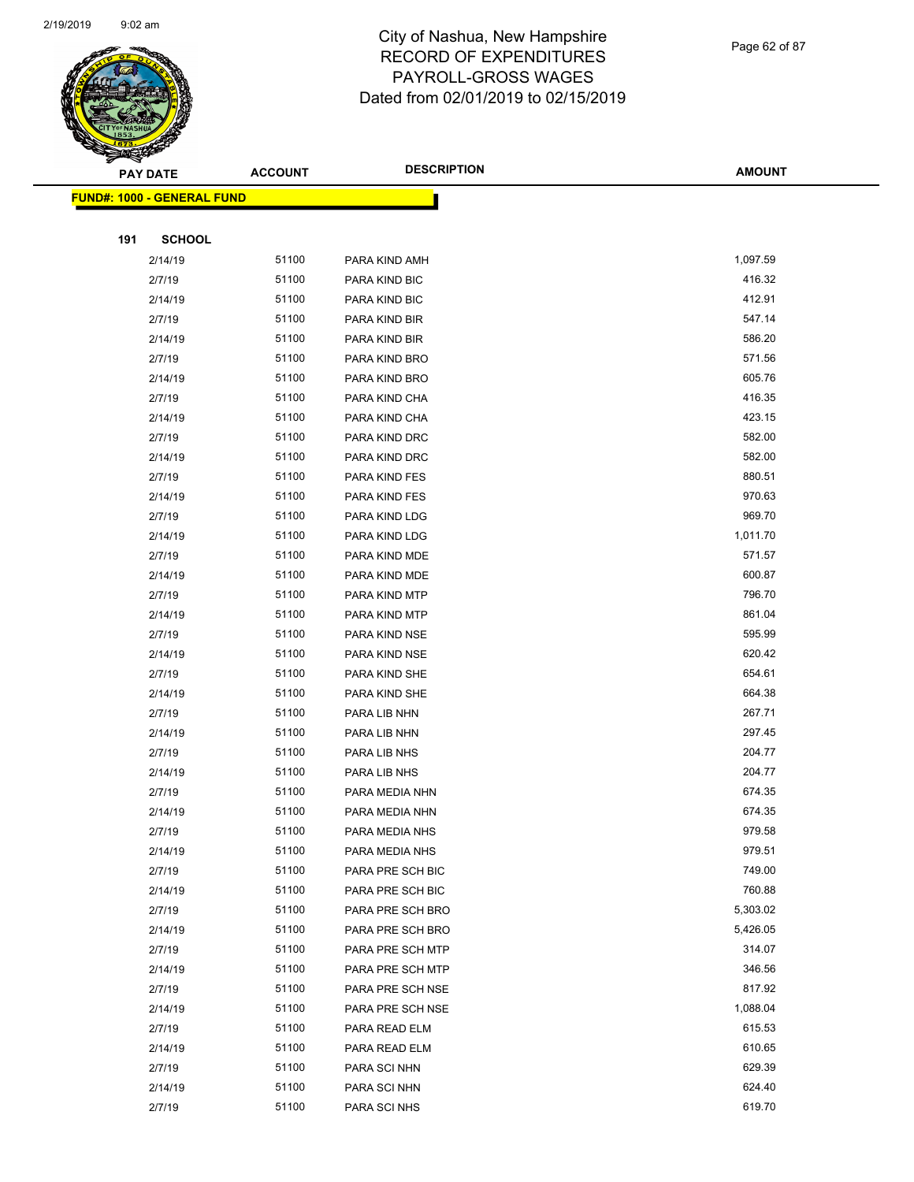# City of Nashua, New Hampshire
# RECORD OF EXPENDITURES
# PAYROLL-GROSS WAGES
# Dated from 02/01/2019 to 02/15/2019

| PAY DATE | ACCOUNT | DESCRIPTION | AMOUNT |
|---|---|---|---|

**FUND#: 1000 - GENERAL FUND**

**191 SCHOOL**

| PAY DATE | ACCOUNT | DESCRIPTION | AMOUNT |
|---|---|---|---|
| 2/14/19 | 51100 | PARA KIND AMH | 1,097.59 |
| 2/7/19 | 51100 | PARA KIND BIC | 416.32 |
| 2/14/19 | 51100 | PARA KIND BIC | 412.91 |
| 2/7/19 | 51100 | PARA KIND BIR | 547.14 |
| 2/14/19 | 51100 | PARA KIND BIR | 586.20 |
| 2/7/19 | 51100 | PARA KIND BRO | 571.56 |
| 2/14/19 | 51100 | PARA KIND BRO | 605.76 |
| 2/7/19 | 51100 | PARA KIND CHA | 416.35 |
| 2/14/19 | 51100 | PARA KIND CHA | 423.15 |
| 2/7/19 | 51100 | PARA KIND DRC | 582.00 |
| 2/14/19 | 51100 | PARA KIND DRC | 582.00 |
| 2/7/19 | 51100 | PARA KIND FES | 880.51 |
| 2/14/19 | 51100 | PARA KIND FES | 970.63 |
| 2/7/19 | 51100 | PARA KIND LDG | 969.70 |
| 2/14/19 | 51100 | PARA KIND LDG | 1,011.70 |
| 2/7/19 | 51100 | PARA KIND MDE | 571.57 |
| 2/14/19 | 51100 | PARA KIND MDE | 600.87 |
| 2/7/19 | 51100 | PARA KIND MTP | 796.70 |
| 2/14/19 | 51100 | PARA KIND MTP | 861.04 |
| 2/7/19 | 51100 | PARA KIND NSE | 595.99 |
| 2/14/19 | 51100 | PARA KIND NSE | 620.42 |
| 2/7/19 | 51100 | PARA KIND SHE | 654.61 |
| 2/14/19 | 51100 | PARA KIND SHE | 664.38 |
| 2/7/19 | 51100 | PARA LIB NHN | 267.71 |
| 2/14/19 | 51100 | PARA LIB NHN | 297.45 |
| 2/7/19 | 51100 | PARA LIB NHS | 204.77 |
| 2/14/19 | 51100 | PARA LIB NHS | 204.77 |
| 2/7/19 | 51100 | PARA MEDIA NHN | 674.35 |
| 2/14/19 | 51100 | PARA MEDIA NHN | 674.35 |
| 2/7/19 | 51100 | PARA MEDIA NHS | 979.58 |
| 2/14/19 | 51100 | PARA MEDIA NHS | 979.51 |
| 2/7/19 | 51100 | PARA PRE SCH BIC | 749.00 |
| 2/14/19 | 51100 | PARA PRE SCH BIC | 760.88 |
| 2/7/19 | 51100 | PARA PRE SCH BRO | 5,303.02 |
| 2/14/19 | 51100 | PARA PRE SCH BRO | 5,426.05 |
| 2/7/19 | 51100 | PARA PRE SCH MTP | 314.07 |
| 2/14/19 | 51100 | PARA PRE SCH MTP | 346.56 |
| 2/7/19 | 51100 | PARA PRE SCH NSE | 817.92 |
| 2/14/19 | 51100 | PARA PRE SCH NSE | 1,088.04 |
| 2/7/19 | 51100 | PARA READ ELM | 615.53 |
| 2/14/19 | 51100 | PARA READ ELM | 610.65 |
| 2/7/19 | 51100 | PARA SCI NHN | 629.39 |
| 2/14/19 | 51100 | PARA SCI NHN | 624.40 |
| 2/7/19 | 51100 | PARA SCI NHS | 619.70 |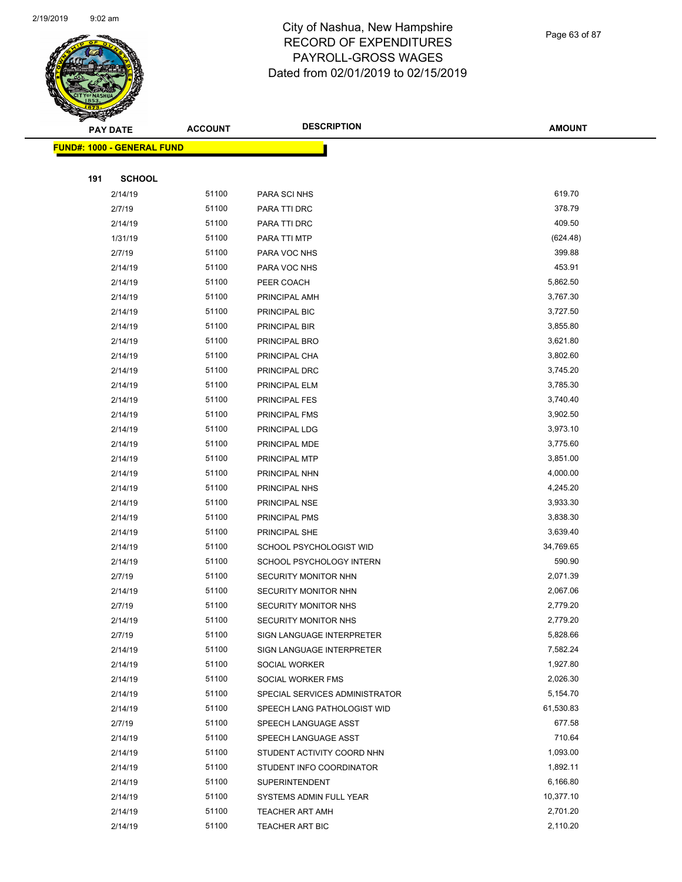# City of Nashua, New Hampshire
## RECORD OF EXPENDITURES
## PAYROLL-GROSS WAGES
## Dated from 02/01/2019 to 02/15/2019

| PAY DATE | ACCOUNT | DESCRIPTION | AMOUNT |
|---|---|---|---|
| **FUND#: 1000 - GENERAL FUND** | | | |
| **191 SCHOOL** | | | |
| 2/14/19 | 51100 | PARA SCI NHS | 619.70 |
| 2/7/19 | 51100 | PARA TTI DRC | 378.79 |
| 2/14/19 | 51100 | PARA TTI DRC | 409.50 |
| 1/31/19 | 51100 | PARA TTI MTP | (624.48) |
| 2/7/19 | 51100 | PARA VOC NHS | 399.88 |
| 2/14/19 | 51100 | PARA VOC NHS | 453.91 |
| 2/14/19 | 51100 | PEER COACH | 5,862.50 |
| 2/14/19 | 51100 | PRINCIPAL AMH | 3,767.30 |
| 2/14/19 | 51100 | PRINCIPAL BIC | 3,727.50 |
| 2/14/19 | 51100 | PRINCIPAL BIR | 3,855.80 |
| 2/14/19 | 51100 | PRINCIPAL BRO | 3,621.80 |
| 2/14/19 | 51100 | PRINCIPAL CHA | 3,802.60 |
| 2/14/19 | 51100 | PRINCIPAL DRC | 3,745.20 |
| 2/14/19 | 51100 | PRINCIPAL ELM | 3,785.30 |
| 2/14/19 | 51100 | PRINCIPAL FES | 3,740.40 |
| 2/14/19 | 51100 | PRINCIPAL FMS | 3,902.50 |
| 2/14/19 | 51100 | PRINCIPAL LDG | 3,973.10 |
| 2/14/19 | 51100 | PRINCIPAL MDE | 3,775.60 |
| 2/14/19 | 51100 | PRINCIPAL MTP | 3,851.00 |
| 2/14/19 | 51100 | PRINCIPAL NHN | 4,000.00 |
| 2/14/19 | 51100 | PRINCIPAL NHS | 4,245.20 |
| 2/14/19 | 51100 | PRINCIPAL NSE | 3,933.30 |
| 2/14/19 | 51100 | PRINCIPAL PMS | 3,838.30 |
| 2/14/19 | 51100 | PRINCIPAL SHE | 3,639.40 |
| 2/14/19 | 51100 | SCHOOL PSYCHOLOGIST WID | 34,769.65 |
| 2/14/19 | 51100 | SCHOOL PSYCHOLOGY INTERN | 590.90 |
| 2/7/19 | 51100 | SECURITY MONITOR NHN | 2,071.39 |
| 2/14/19 | 51100 | SECURITY MONITOR NHN | 2,067.06 |
| 2/7/19 | 51100 | SECURITY MONITOR NHS | 2,779.20 |
| 2/14/19 | 51100 | SECURITY MONITOR NHS | 2,779.20 |
| 2/7/19 | 51100 | SIGN LANGUAGE INTERPRETER | 5,828.66 |
| 2/14/19 | 51100 | SIGN LANGUAGE INTERPRETER | 7,582.24 |
| 2/14/19 | 51100 | SOCIAL WORKER | 1,927.80 |
| 2/14/19 | 51100 | SOCIAL WORKER FMS | 2,026.30 |
| 2/14/19 | 51100 | SPECIAL SERVICES ADMINISTRATOR | 5,154.70 |
| 2/14/19 | 51100 | SPEECH LANG PATHOLOGIST WID | 61,530.83 |
| 2/7/19 | 51100 | SPEECH LANGUAGE ASST | 677.58 |
| 2/14/19 | 51100 | SPEECH LANGUAGE ASST | 710.64 |
| 2/14/19 | 51100 | STUDENT ACTIVITY COORD NHN | 1,093.00 |
| 2/14/19 | 51100 | STUDENT INFO COORDINATOR | 1,892.11 |
| 2/14/19 | 51100 | SUPERINTENDENT | 6,166.80 |
| 2/14/19 | 51100 | SYSTEMS ADMIN FULL YEAR | 10,377.10 |
| 2/14/19 | 51100 | TEACHER ART AMH | 2,701.20 |
| 2/14/19 | 51100 | TEACHER ART BIC | 2,110.20 |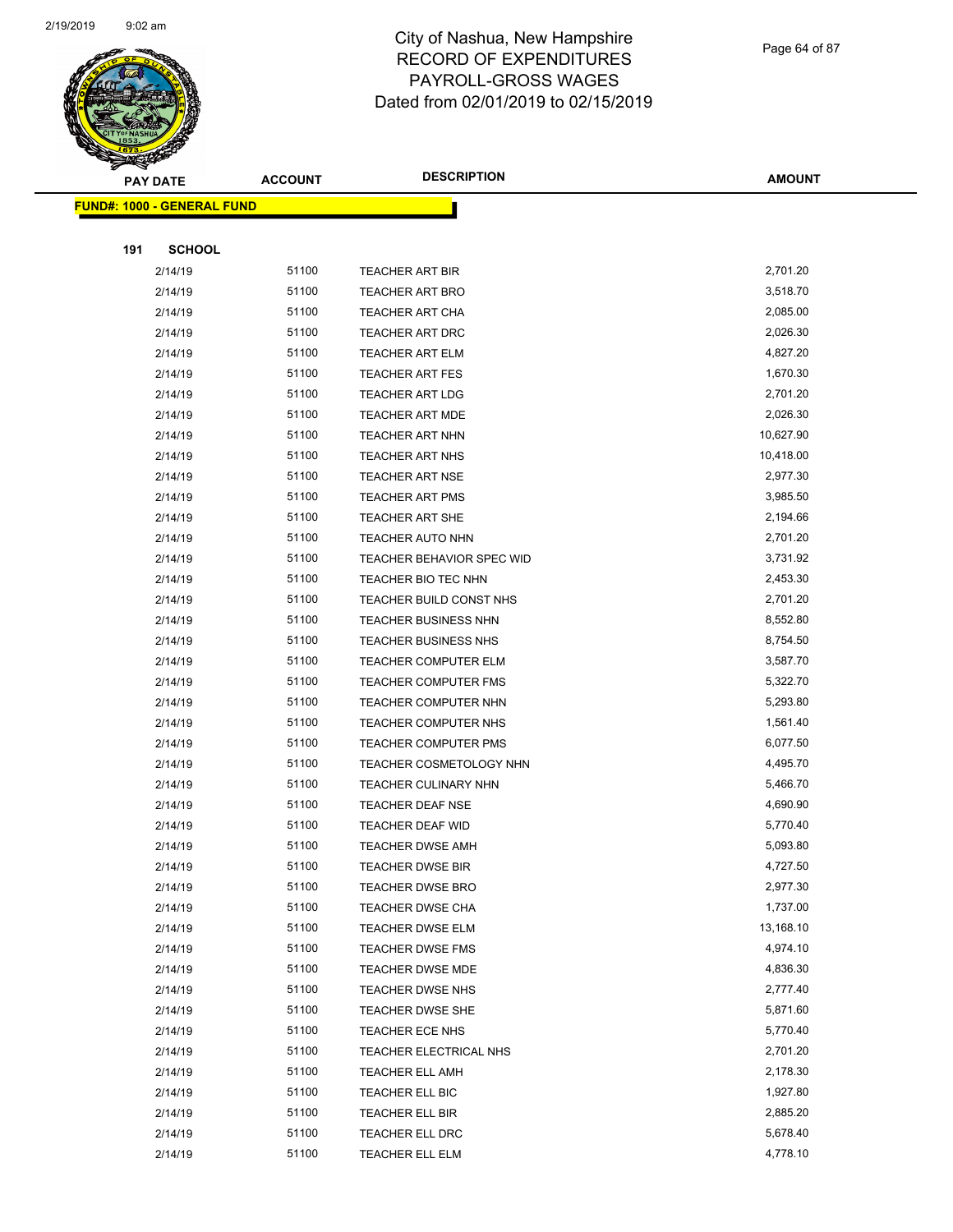# City of Nashua, New Hampshire
## RECORD OF EXPENDITURES
## PAYROLL-GROSS WAGES
## Dated from 02/01/2019 to 02/15/2019

**FUND#: 1000 - GENERAL FUND**

**191 SCHOOL**

| PAY DATE | ACCOUNT | DESCRIPTION | AMOUNT |
|---|---|---|---|
| 2/14/19 | 51100 | TEACHER ART BIR | 2,701.20 |
| 2/14/19 | 51100 | TEACHER ART BRO | 3,518.70 |
| 2/14/19 | 51100 | TEACHER ART CHA | 2,085.00 |
| 2/14/19 | 51100 | TEACHER ART DRC | 2,026.30 |
| 2/14/19 | 51100 | TEACHER ART ELM | 4,827.20 |
| 2/14/19 | 51100 | TEACHER ART FES | 1,670.30 |
| 2/14/19 | 51100 | TEACHER ART LDG | 2,701.20 |
| 2/14/19 | 51100 | TEACHER ART MDE | 2,026.30 |
| 2/14/19 | 51100 | TEACHER ART NHN | 10,627.90 |
| 2/14/19 | 51100 | TEACHER ART NHS | 10,418.00 |
| 2/14/19 | 51100 | TEACHER ART NSE | 2,977.30 |
| 2/14/19 | 51100 | TEACHER ART PMS | 3,985.50 |
| 2/14/19 | 51100 | TEACHER ART SHE | 2,194.66 |
| 2/14/19 | 51100 | TEACHER AUTO NHN | 2,701.20 |
| 2/14/19 | 51100 | TEACHER BEHAVIOR SPEC WID | 3,731.92 |
| 2/14/19 | 51100 | TEACHER BIO TEC NHN | 2,453.30 |
| 2/14/19 | 51100 | TEACHER BUILD CONST NHS | 2,701.20 |
| 2/14/19 | 51100 | TEACHER BUSINESS NHN | 8,552.80 |
| 2/14/19 | 51100 | TEACHER BUSINESS NHS | 8,754.50 |
| 2/14/19 | 51100 | TEACHER COMPUTER ELM | 3,587.70 |
| 2/14/19 | 51100 | TEACHER COMPUTER FMS | 5,322.70 |
| 2/14/19 | 51100 | TEACHER COMPUTER NHN | 5,293.80 |
| 2/14/19 | 51100 | TEACHER COMPUTER NHS | 1,561.40 |
| 2/14/19 | 51100 | TEACHER COMPUTER PMS | 6,077.50 |
| 2/14/19 | 51100 | TEACHER COSMETOLOGY NHN | 4,495.70 |
| 2/14/19 | 51100 | TEACHER CULINARY NHN | 5,466.70 |
| 2/14/19 | 51100 | TEACHER DEAF NSE | 4,690.90 |
| 2/14/19 | 51100 | TEACHER DEAF WID | 5,770.40 |
| 2/14/19 | 51100 | TEACHER DWSE AMH | 5,093.80 |
| 2/14/19 | 51100 | TEACHER DWSE BIR | 4,727.50 |
| 2/14/19 | 51100 | TEACHER DWSE BRO | 2,977.30 |
| 2/14/19 | 51100 | TEACHER DWSE CHA | 1,737.00 |
| 2/14/19 | 51100 | TEACHER DWSE ELM | 13,168.10 |
| 2/14/19 | 51100 | TEACHER DWSE FMS | 4,974.10 |
| 2/14/19 | 51100 | TEACHER DWSE MDE | 4,836.30 |
| 2/14/19 | 51100 | TEACHER DWSE NHS | 2,777.40 |
| 2/14/19 | 51100 | TEACHER DWSE SHE | 5,871.60 |
| 2/14/19 | 51100 | TEACHER ECE NHS | 5,770.40 |
| 2/14/19 | 51100 | TEACHER ELECTRICAL NHS | 2,701.20 |
| 2/14/19 | 51100 | TEACHER ELL AMH | 2,178.30 |
| 2/14/19 | 51100 | TEACHER ELL BIC | 1,927.80 |
| 2/14/19 | 51100 | TEACHER ELL BIR | 2,885.20 |
| 2/14/19 | 51100 | TEACHER ELL DRC | 5,678.40 |
| 2/14/19 | 51100 | TEACHER ELL ELM | 4,778.10 |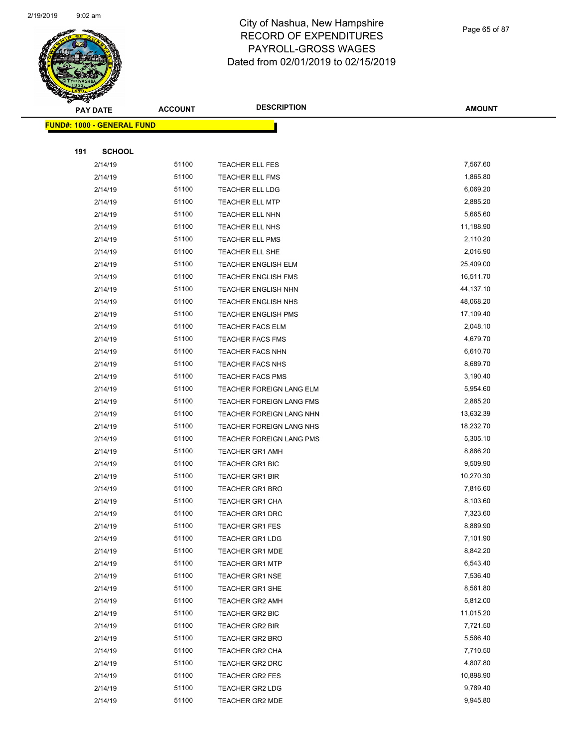# City of Nashua, New Hampshire
# RECORD OF EXPENDITURES
# PAYROLL-GROSS WAGES
# Dated from 02/01/2019 to 02/15/2019

2/19/2019 9:02 am

**FUND#: 1000 - GENERAL FUND**

**191 SCHOOL**

| PAY DATE | ACCOUNT | DESCRIPTION | AMOUNT |
|---|---|---|---|
| 2/14/19 | 51100 | TEACHER ELL FES | 7,567.60 |
| 2/14/19 | 51100 | TEACHER ELL FMS | 1,865.80 |
| 2/14/19 | 51100 | TEACHER ELL LDG | 6,069.20 |
| 2/14/19 | 51100 | TEACHER ELL MTP | 2,885.20 |
| 2/14/19 | 51100 | TEACHER ELL NHN | 5,665.60 |
| 2/14/19 | 51100 | TEACHER ELL NHS | 11,188.90 |
| 2/14/19 | 51100 | TEACHER ELL PMS | 2,110.20 |
| 2/14/19 | 51100 | TEACHER ELL SHE | 2,016.90 |
| 2/14/19 | 51100 | TEACHER ENGLISH ELM | 25,409.00 |
| 2/14/19 | 51100 | TEACHER ENGLISH FMS | 16,511.70 |
| 2/14/19 | 51100 | TEACHER ENGLISH NHN | 44,137.10 |
| 2/14/19 | 51100 | TEACHER ENGLISH NHS | 48,068.20 |
| 2/14/19 | 51100 | TEACHER ENGLISH PMS | 17,109.40 |
| 2/14/19 | 51100 | TEACHER FACS ELM | 2,048.10 |
| 2/14/19 | 51100 | TEACHER FACS FMS | 4,679.70 |
| 2/14/19 | 51100 | TEACHER FACS NHN | 6,610.70 |
| 2/14/19 | 51100 | TEACHER FACS NHS | 8,689.70 |
| 2/14/19 | 51100 | TEACHER FACS PMS | 3,190.40 |
| 2/14/19 | 51100 | TEACHER FOREIGN LANG ELM | 5,954.60 |
| 2/14/19 | 51100 | TEACHER FOREIGN LANG FMS | 2,885.20 |
| 2/14/19 | 51100 | TEACHER FOREIGN LANG NHN | 13,632.39 |
| 2/14/19 | 51100 | TEACHER FOREIGN LANG NHS | 18,232.70 |
| 2/14/19 | 51100 | TEACHER FOREIGN LANG PMS | 5,305.10 |
| 2/14/19 | 51100 | TEACHER GR1 AMH | 8,886.20 |
| 2/14/19 | 51100 | TEACHER GR1 BIC | 9,509.90 |
| 2/14/19 | 51100 | TEACHER GR1 BIR | 10,270.30 |
| 2/14/19 | 51100 | TEACHER GR1 BRO | 7,816.60 |
| 2/14/19 | 51100 | TEACHER GR1 CHA | 8,103.60 |
| 2/14/19 | 51100 | TEACHER GR1 DRC | 7,323.60 |
| 2/14/19 | 51100 | TEACHER GR1 FES | 8,889.90 |
| 2/14/19 | 51100 | TEACHER GR1 LDG | 7,101.90 |
| 2/14/19 | 51100 | TEACHER GR1 MDE | 8,842.20 |
| 2/14/19 | 51100 | TEACHER GR1 MTP | 6,543.40 |
| 2/14/19 | 51100 | TEACHER GR1 NSE | 7,536.40 |
| 2/14/19 | 51100 | TEACHER GR1 SHE | 8,561.80 |
| 2/14/19 | 51100 | TEACHER GR2 AMH | 5,812.00 |
| 2/14/19 | 51100 | TEACHER GR2 BIC | 11,015.20 |
| 2/14/19 | 51100 | TEACHER GR2 BIR | 7,721.50 |
| 2/14/19 | 51100 | TEACHER GR2 BRO | 5,586.40 |
| 2/14/19 | 51100 | TEACHER GR2 CHA | 7,710.50 |
| 2/14/19 | 51100 | TEACHER GR2 DRC | 4,807.80 |
| 2/14/19 | 51100 | TEACHER GR2 FES | 10,898.90 |
| 2/14/19 | 51100 | TEACHER GR2 LDG | 9,789.40 |
| 2/14/19 | 51100 | TEACHER GR2 MDE | 9,945.80 |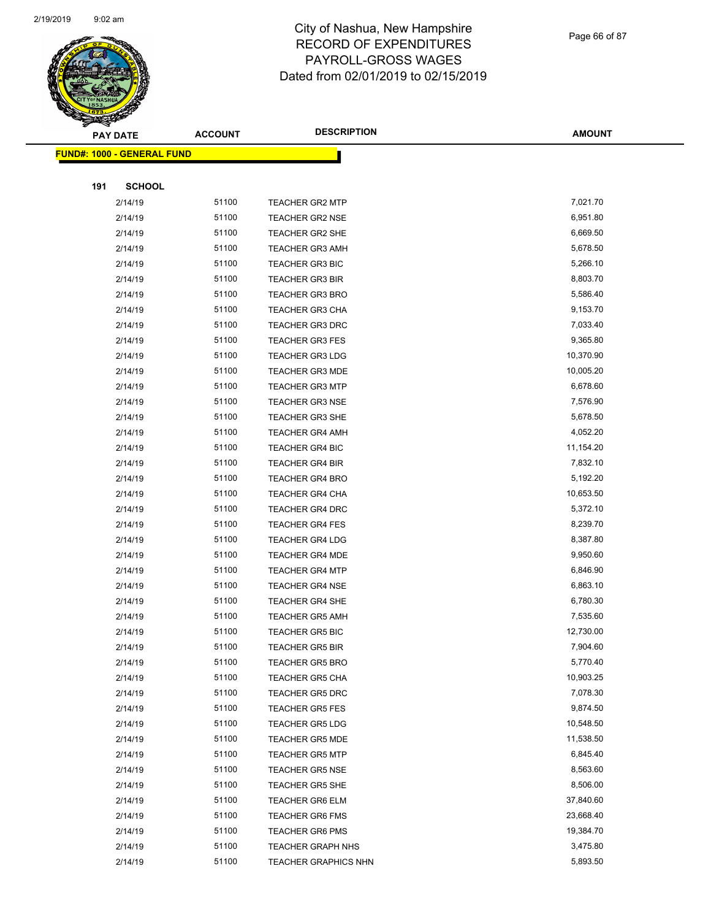City of Nashua, New Hampshire
RECORD OF EXPENDITURES
PAYROLL-GROSS WAGES
Dated from 02/01/2019 to 02/15/2019

| PAY DATE | ACCOUNT | DESCRIPTION | AMOUNT |
|---|---|---|---|

**FUND#: 1000 - GENERAL FUND**

**191 SCHOOL**

| PAY DATE | ACCOUNT | DESCRIPTION | AMOUNT |
|---|---|---|---|
| 2/14/19 | 51100 | TEACHER GR2 MTP | 7,021.70 |
| 2/14/19 | 51100 | TEACHER GR2 NSE | 6,951.80 |
| 2/14/19 | 51100 | TEACHER GR2 SHE | 6,669.50 |
| 2/14/19 | 51100 | TEACHER GR3 AMH | 5,678.50 |
| 2/14/19 | 51100 | TEACHER GR3 BIC | 5,266.10 |
| 2/14/19 | 51100 | TEACHER GR3 BIR | 8,803.70 |
| 2/14/19 | 51100 | TEACHER GR3 BRO | 5,586.40 |
| 2/14/19 | 51100 | TEACHER GR3 CHA | 9,153.70 |
| 2/14/19 | 51100 | TEACHER GR3 DRC | 7,033.40 |
| 2/14/19 | 51100 | TEACHER GR3 FES | 9,365.80 |
| 2/14/19 | 51100 | TEACHER GR3 LDG | 10,370.90 |
| 2/14/19 | 51100 | TEACHER GR3 MDE | 10,005.20 |
| 2/14/19 | 51100 | TEACHER GR3 MTP | 6,678.60 |
| 2/14/19 | 51100 | TEACHER GR3 NSE | 7,576.90 |
| 2/14/19 | 51100 | TEACHER GR3 SHE | 5,678.50 |
| 2/14/19 | 51100 | TEACHER GR4 AMH | 4,052.20 |
| 2/14/19 | 51100 | TEACHER GR4 BIC | 11,154.20 |
| 2/14/19 | 51100 | TEACHER GR4 BIR | 7,832.10 |
| 2/14/19 | 51100 | TEACHER GR4 BRO | 5,192.20 |
| 2/14/19 | 51100 | TEACHER GR4 CHA | 10,653.50 |
| 2/14/19 | 51100 | TEACHER GR4 DRC | 5,372.10 |
| 2/14/19 | 51100 | TEACHER GR4 FES | 8,239.70 |
| 2/14/19 | 51100 | TEACHER GR4 LDG | 8,387.80 |
| 2/14/19 | 51100 | TEACHER GR4 MDE | 9,950.60 |
| 2/14/19 | 51100 | TEACHER GR4 MTP | 6,846.90 |
| 2/14/19 | 51100 | TEACHER GR4 NSE | 6,863.10 |
| 2/14/19 | 51100 | TEACHER GR4 SHE | 6,780.30 |
| 2/14/19 | 51100 | TEACHER GR5 AMH | 7,535.60 |
| 2/14/19 | 51100 | TEACHER GR5 BIC | 12,730.00 |
| 2/14/19 | 51100 | TEACHER GR5 BIR | 7,904.60 |
| 2/14/19 | 51100 | TEACHER GR5 BRO | 5,770.40 |
| 2/14/19 | 51100 | TEACHER GR5 CHA | 10,903.25 |
| 2/14/19 | 51100 | TEACHER GR5 DRC | 7,078.30 |
| 2/14/19 | 51100 | TEACHER GR5 FES | 9,874.50 |
| 2/14/19 | 51100 | TEACHER GR5 LDG | 10,548.50 |
| 2/14/19 | 51100 | TEACHER GR5 MDE | 11,538.50 |
| 2/14/19 | 51100 | TEACHER GR5 MTP | 6,845.40 |
| 2/14/19 | 51100 | TEACHER GR5 NSE | 8,563.60 |
| 2/14/19 | 51100 | TEACHER GR5 SHE | 8,506.00 |
| 2/14/19 | 51100 | TEACHER GR6 ELM | 37,840.60 |
| 2/14/19 | 51100 | TEACHER GR6 FMS | 23,668.40 |
| 2/14/19 | 51100 | TEACHER GR6 PMS | 19,384.70 |
| 2/14/19 | 51100 | TEACHER GRAPH NHS | 3,475.80 |
| 2/14/19 | 51100 | TEACHER GRAPHICS NHN | 5,893.50 |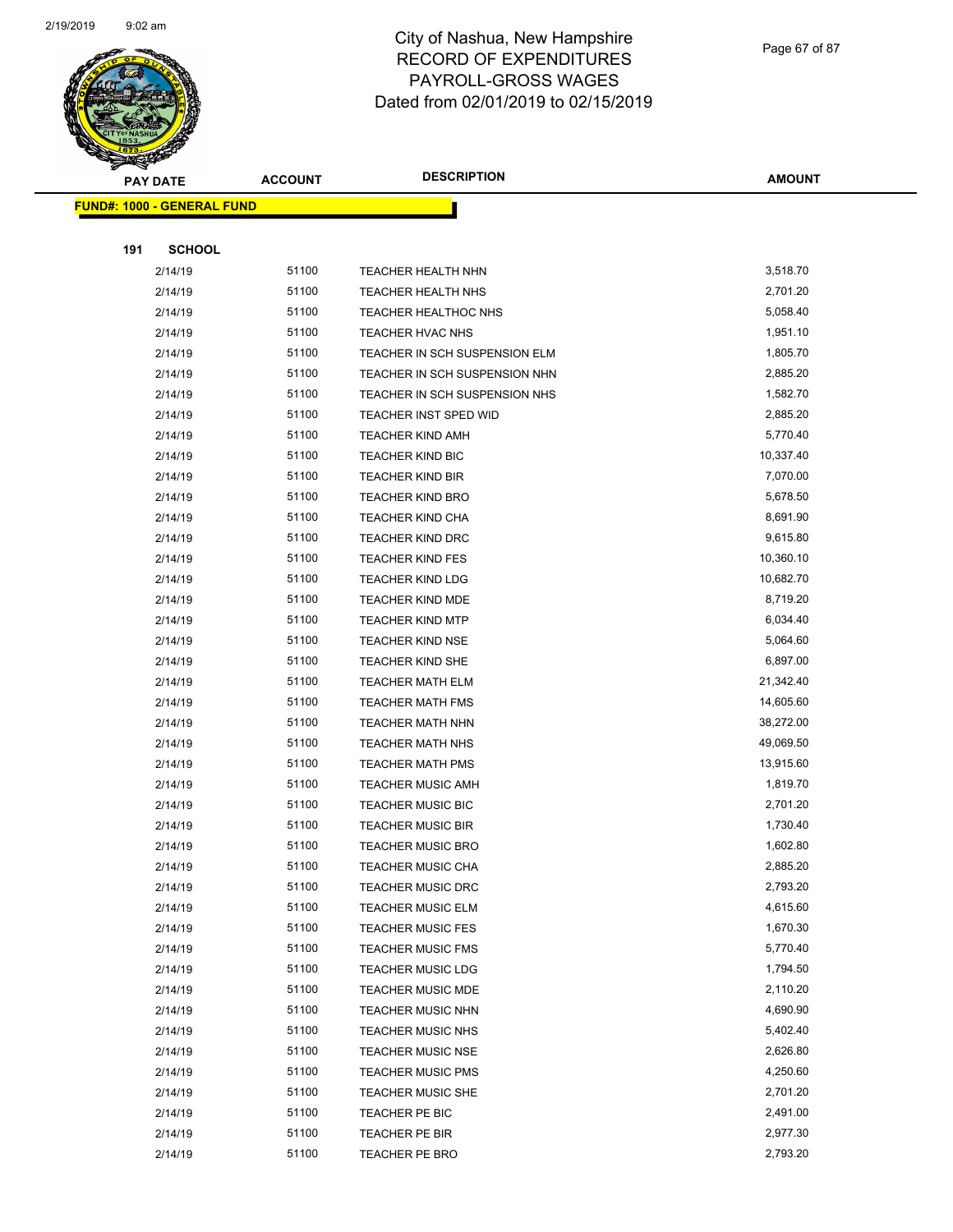City of Nashua, New Hampshire
RECORD OF EXPENDITURES
PAYROLL-GROSS WAGES
Dated from 02/01/2019 to 02/15/2019

**FUND#: 1000 - GENERAL FUND**

**191 SCHOOL**

| PAY DATE | ACCOUNT | DESCRIPTION | AMOUNT |
|---|---|---|---|
| 2/14/19 | 51100 | TEACHER HEALTH NHN | 3,518.70 |
| 2/14/19 | 51100 | TEACHER HEALTH NHS | 2,701.20 |
| 2/14/19 | 51100 | TEACHER HEALTHOC NHS | 5,058.40 |
| 2/14/19 | 51100 | TEACHER HVAC NHS | 1,951.10 |
| 2/14/19 | 51100 | TEACHER IN SCH SUSPENSION ELM | 1,805.70 |
| 2/14/19 | 51100 | TEACHER IN SCH SUSPENSION NHN | 2,885.20 |
| 2/14/19 | 51100 | TEACHER IN SCH SUSPENSION NHS | 1,582.70 |
| 2/14/19 | 51100 | TEACHER INST SPED WID | 2,885.20 |
| 2/14/19 | 51100 | TEACHER KIND AMH | 5,770.40 |
| 2/14/19 | 51100 | TEACHER KIND BIC | 10,337.40 |
| 2/14/19 | 51100 | TEACHER KIND BIR | 7,070.00 |
| 2/14/19 | 51100 | TEACHER KIND BRO | 5,678.50 |
| 2/14/19 | 51100 | TEACHER KIND CHA | 8,691.90 |
| 2/14/19 | 51100 | TEACHER KIND DRC | 9,615.80 |
| 2/14/19 | 51100 | TEACHER KIND FES | 10,360.10 |
| 2/14/19 | 51100 | TEACHER KIND LDG | 10,682.70 |
| 2/14/19 | 51100 | TEACHER KIND MDE | 8,719.20 |
| 2/14/19 | 51100 | TEACHER KIND MTP | 6,034.40 |
| 2/14/19 | 51100 | TEACHER KIND NSE | 5,064.60 |
| 2/14/19 | 51100 | TEACHER KIND SHE | 6,897.00 |
| 2/14/19 | 51100 | TEACHER MATH ELM | 21,342.40 |
| 2/14/19 | 51100 | TEACHER MATH FMS | 14,605.60 |
| 2/14/19 | 51100 | TEACHER MATH NHN | 38,272.00 |
| 2/14/19 | 51100 | TEACHER MATH NHS | 49,069.50 |
| 2/14/19 | 51100 | TEACHER MATH PMS | 13,915.60 |
| 2/14/19 | 51100 | TEACHER MUSIC AMH | 1,819.70 |
| 2/14/19 | 51100 | TEACHER MUSIC BIC | 2,701.20 |
| 2/14/19 | 51100 | TEACHER MUSIC BIR | 1,730.40 |
| 2/14/19 | 51100 | TEACHER MUSIC BRO | 1,602.80 |
| 2/14/19 | 51100 | TEACHER MUSIC CHA | 2,885.20 |
| 2/14/19 | 51100 | TEACHER MUSIC DRC | 2,793.20 |
| 2/14/19 | 51100 | TEACHER MUSIC ELM | 4,615.60 |
| 2/14/19 | 51100 | TEACHER MUSIC FES | 1,670.30 |
| 2/14/19 | 51100 | TEACHER MUSIC FMS | 5,770.40 |
| 2/14/19 | 51100 | TEACHER MUSIC LDG | 1,794.50 |
| 2/14/19 | 51100 | TEACHER MUSIC MDE | 2,110.20 |
| 2/14/19 | 51100 | TEACHER MUSIC NHN | 4,690.90 |
| 2/14/19 | 51100 | TEACHER MUSIC NHS | 5,402.40 |
| 2/14/19 | 51100 | TEACHER MUSIC NSE | 2,626.80 |
| 2/14/19 | 51100 | TEACHER MUSIC PMS | 4,250.60 |
| 2/14/19 | 51100 | TEACHER MUSIC SHE | 2,701.20 |
| 2/14/19 | 51100 | TEACHER PE BIC | 2,491.00 |
| 2/14/19 | 51100 | TEACHER PE BIR | 2,977.30 |
| 2/14/19 | 51100 | TEACHER PE BRO | 2,793.20 |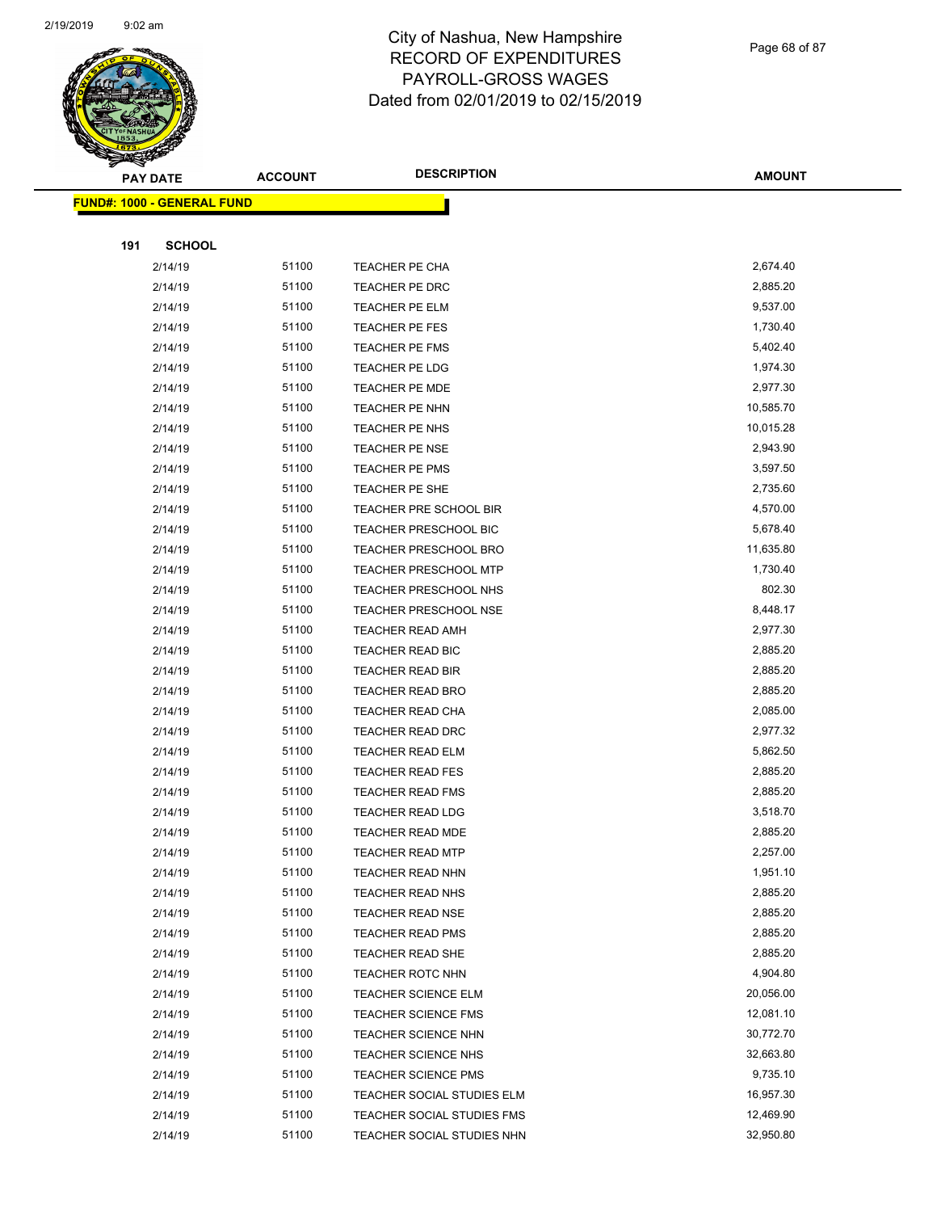# City of Nashua, New Hampshire
# RECORD OF EXPENDITURES
# PAYROLL-GROSS WAGES
# Dated from 02/01/2019 to 02/15/2019

| PAY DATE | ACCOUNT | DESCRIPTION | AMOUNT |
|---|---|---|---|
| **FUND#: 1000 - GENERAL FUND** | | | |
| **191 SCHOOL** | | | |
| 2/14/19 | 51100 | TEACHER PE CHA | 2,674.40 |
| 2/14/19 | 51100 | TEACHER PE DRC | 2,885.20 |
| 2/14/19 | 51100 | TEACHER PE ELM | 9,537.00 |
| 2/14/19 | 51100 | TEACHER PE FES | 1,730.40 |
| 2/14/19 | 51100 | TEACHER PE FMS | 5,402.40 |
| 2/14/19 | 51100 | TEACHER PE LDG | 1,974.30 |
| 2/14/19 | 51100 | TEACHER PE MDE | 2,977.30 |
| 2/14/19 | 51100 | TEACHER PE NHN | 10,585.70 |
| 2/14/19 | 51100 | TEACHER PE NHS | 10,015.28 |
| 2/14/19 | 51100 | TEACHER PE NSE | 2,943.90 |
| 2/14/19 | 51100 | TEACHER PE PMS | 3,597.50 |
| 2/14/19 | 51100 | TEACHER PE SHE | 2,735.60 |
| 2/14/19 | 51100 | TEACHER PRE SCHOOL BIR | 4,570.00 |
| 2/14/19 | 51100 | TEACHER PRESCHOOL BIC | 5,678.40 |
| 2/14/19 | 51100 | TEACHER PRESCHOOL BRO | 11,635.80 |
| 2/14/19 | 51100 | TEACHER PRESCHOOL MTP | 1,730.40 |
| 2/14/19 | 51100 | TEACHER PRESCHOOL NHS | 802.30 |
| 2/14/19 | 51100 | TEACHER PRESCHOOL NSE | 8,448.17 |
| 2/14/19 | 51100 | TEACHER READ AMH | 2,977.30 |
| 2/14/19 | 51100 | TEACHER READ BIC | 2,885.20 |
| 2/14/19 | 51100 | TEACHER READ BIR | 2,885.20 |
| 2/14/19 | 51100 | TEACHER READ BRO | 2,885.20 |
| 2/14/19 | 51100 | TEACHER READ CHA | 2,085.00 |
| 2/14/19 | 51100 | TEACHER READ DRC | 2,977.32 |
| 2/14/19 | 51100 | TEACHER READ ELM | 5,862.50 |
| 2/14/19 | 51100 | TEACHER READ FES | 2,885.20 |
| 2/14/19 | 51100 | TEACHER READ FMS | 2,885.20 |
| 2/14/19 | 51100 | TEACHER READ LDG | 3,518.70 |
| 2/14/19 | 51100 | TEACHER READ MDE | 2,885.20 |
| 2/14/19 | 51100 | TEACHER READ MTP | 2,257.00 |
| 2/14/19 | 51100 | TEACHER READ NHN | 1,951.10 |
| 2/14/19 | 51100 | TEACHER READ NHS | 2,885.20 |
| 2/14/19 | 51100 | TEACHER READ NSE | 2,885.20 |
| 2/14/19 | 51100 | TEACHER READ PMS | 2,885.20 |
| 2/14/19 | 51100 | TEACHER READ SHE | 2,885.20 |
| 2/14/19 | 51100 | TEACHER ROTC NHN | 4,904.80 |
| 2/14/19 | 51100 | TEACHER SCIENCE ELM | 20,056.00 |
| 2/14/19 | 51100 | TEACHER SCIENCE FMS | 12,081.10 |
| 2/14/19 | 51100 | TEACHER SCIENCE NHN | 30,772.70 |
| 2/14/19 | 51100 | TEACHER SCIENCE NHS | 32,663.80 |
| 2/14/19 | 51100 | TEACHER SCIENCE PMS | 9,735.10 |
| 2/14/19 | 51100 | TEACHER SOCIAL STUDIES ELM | 16,957.30 |
| 2/14/19 | 51100 | TEACHER SOCIAL STUDIES FMS | 12,469.90 |
| 2/14/19 | 51100 | TEACHER SOCIAL STUDIES NHN | 32,950.80 |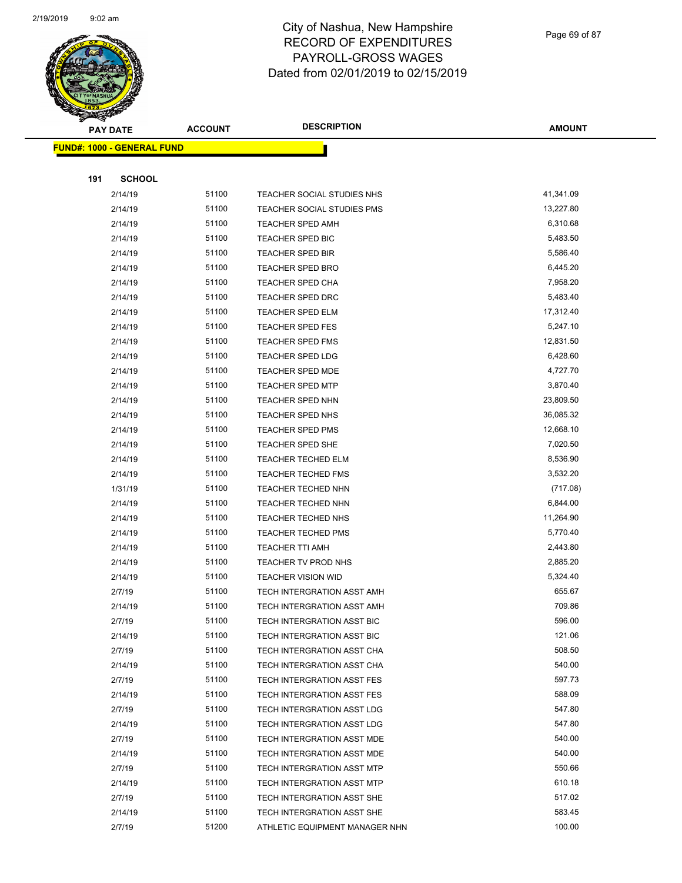# City of Nashua, New Hampshire
# RECORD OF EXPENDITURES
# PAYROLL-GROSS WAGES
# Dated from 02/01/2019 to 02/15/2019

**FUND#: 1000 - GENERAL FUND**

**191 SCHOOL**

| PAY DATE | ACCOUNT | DESCRIPTION | AMOUNT |
|---|---|---|---|
| 2/14/19 | 51100 | TEACHER SOCIAL STUDIES NHS | 41,341.09 |
| 2/14/19 | 51100 | TEACHER SOCIAL STUDIES PMS | 13,227.80 |
| 2/14/19 | 51100 | TEACHER SPED AMH | 6,310.68 |
| 2/14/19 | 51100 | TEACHER SPED BIC | 5,483.50 |
| 2/14/19 | 51100 | TEACHER SPED BIR | 5,586.40 |
| 2/14/19 | 51100 | TEACHER SPED BRO | 6,445.20 |
| 2/14/19 | 51100 | TEACHER SPED CHA | 7,958.20 |
| 2/14/19 | 51100 | TEACHER SPED DRC | 5,483.40 |
| 2/14/19 | 51100 | TEACHER SPED ELM | 17,312.40 |
| 2/14/19 | 51100 | TEACHER SPED FES | 5,247.10 |
| 2/14/19 | 51100 | TEACHER SPED FMS | 12,831.50 |
| 2/14/19 | 51100 | TEACHER SPED LDG | 6,428.60 |
| 2/14/19 | 51100 | TEACHER SPED MDE | 4,727.70 |
| 2/14/19 | 51100 | TEACHER SPED MTP | 3,870.40 |
| 2/14/19 | 51100 | TEACHER SPED NHN | 23,809.50 |
| 2/14/19 | 51100 | TEACHER SPED NHS | 36,085.32 |
| 2/14/19 | 51100 | TEACHER SPED PMS | 12,668.10 |
| 2/14/19 | 51100 | TEACHER SPED SHE | 7,020.50 |
| 2/14/19 | 51100 | TEACHER TECHED ELM | 8,536.90 |
| 2/14/19 | 51100 | TEACHER TECHED FMS | 3,532.20 |
| 1/31/19 | 51100 | TEACHER TECHED NHN | (717.08) |
| 2/14/19 | 51100 | TEACHER TECHED NHN | 6,844.00 |
| 2/14/19 | 51100 | TEACHER TECHED NHS | 11,264.90 |
| 2/14/19 | 51100 | TEACHER TECHED PMS | 5,770.40 |
| 2/14/19 | 51100 | TEACHER TTI AMH | 2,443.80 |
| 2/14/19 | 51100 | TEACHER TV PROD NHS | 2,885.20 |
| 2/14/19 | 51100 | TEACHER VISION WID | 5,324.40 |
| 2/7/19 | 51100 | TECH INTERGRATION ASST AMH | 655.67 |
| 2/14/19 | 51100 | TECH INTERGRATION ASST AMH | 709.86 |
| 2/7/19 | 51100 | TECH INTERGRATION ASST BIC | 596.00 |
| 2/14/19 | 51100 | TECH INTERGRATION ASST BIC | 121.06 |
| 2/7/19 | 51100 | TECH INTERGRATION ASST CHA | 508.50 |
| 2/14/19 | 51100 | TECH INTERGRATION ASST CHA | 540.00 |
| 2/7/19 | 51100 | TECH INTERGRATION ASST FES | 597.73 |
| 2/14/19 | 51100 | TECH INTERGRATION ASST FES | 588.09 |
| 2/7/19 | 51100 | TECH INTERGRATION ASST LDG | 547.80 |
| 2/14/19 | 51100 | TECH INTERGRATION ASST LDG | 547.80 |
| 2/7/19 | 51100 | TECH INTERGRATION ASST MDE | 540.00 |
| 2/14/19 | 51100 | TECH INTERGRATION ASST MDE | 540.00 |
| 2/7/19 | 51100 | TECH INTERGRATION ASST MTP | 550.66 |
| 2/14/19 | 51100 | TECH INTERGRATION ASST MTP | 610.18 |
| 2/7/19 | 51100 | TECH INTERGRATION ASST SHE | 517.02 |
| 2/14/19 | 51100 | TECH INTERGRATION ASST SHE | 583.45 |
| 2/7/19 | 51200 | ATHLETIC EQUIPMENT MANAGER NHN | 100.00 |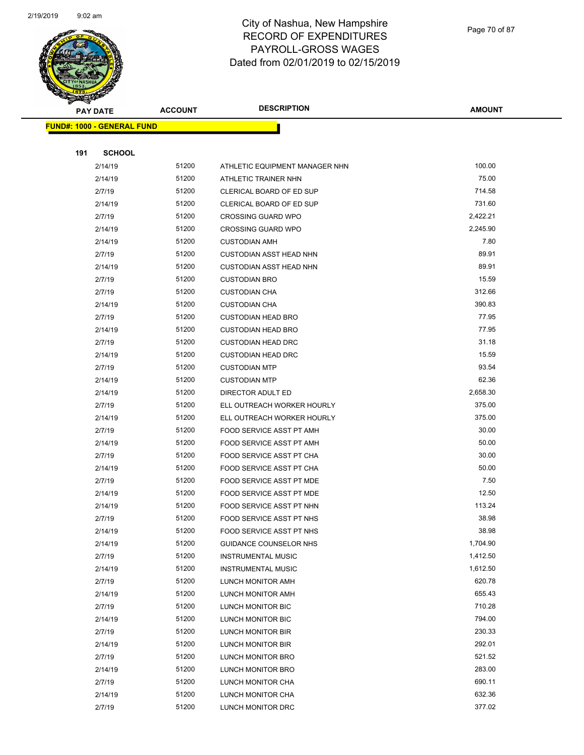# City of Nashua, New Hampshire
## RECORD OF EXPENDITURES
## PAYROLL-GROSS WAGES
## Dated from 02/01/2019 to 02/15/2019

| PAY DATE | ACCOUNT | DESCRIPTION | AMOUNT |
|---|---|---|---|
| **FUND#: 1000 - GENERAL FUND** | | | |
| **191 SCHOOL** | | | |
| 2/14/19 | 51200 | ATHLETIC EQUIPMENT MANAGER NHN | 100.00 |
| 2/14/19 | 51200 | ATHLETIC TRAINER NHN | 75.00 |
| 2/7/19 | 51200 | CLERICAL BOARD OF ED SUP | 714.58 |
| 2/14/19 | 51200 | CLERICAL BOARD OF ED SUP | 731.60 |
| 2/7/19 | 51200 | CROSSING GUARD WPO | 2,422.21 |
| 2/14/19 | 51200 | CROSSING GUARD WPO | 2,245.90 |
| 2/14/19 | 51200 | CUSTODIAN AMH | 7.80 |
| 2/7/19 | 51200 | CUSTODIAN ASST HEAD NHN | 89.91 |
| 2/14/19 | 51200 | CUSTODIAN ASST HEAD NHN | 89.91 |
| 2/7/19 | 51200 | CUSTODIAN BRO | 15.59 |
| 2/7/19 | 51200 | CUSTODIAN CHA | 312.66 |
| 2/14/19 | 51200 | CUSTODIAN CHA | 390.83 |
| 2/7/19 | 51200 | CUSTODIAN HEAD BRO | 77.95 |
| 2/14/19 | 51200 | CUSTODIAN HEAD BRO | 77.95 |
| 2/7/19 | 51200 | CUSTODIAN HEAD DRC | 31.18 |
| 2/14/19 | 51200 | CUSTODIAN HEAD DRC | 15.59 |
| 2/7/19 | 51200 | CUSTODIAN MTP | 93.54 |
| 2/14/19 | 51200 | CUSTODIAN MTP | 62.36 |
| 2/14/19 | 51200 | DIRECTOR ADULT ED | 2,658.30 |
| 2/7/19 | 51200 | ELL OUTREACH WORKER HOURLY | 375.00 |
| 2/14/19 | 51200 | ELL OUTREACH WORKER HOURLY | 375.00 |
| 2/7/19 | 51200 | FOOD SERVICE ASST PT AMH | 30.00 |
| 2/14/19 | 51200 | FOOD SERVICE ASST PT AMH | 50.00 |
| 2/7/19 | 51200 | FOOD SERVICE ASST PT CHA | 30.00 |
| 2/14/19 | 51200 | FOOD SERVICE ASST PT CHA | 50.00 |
| 2/7/19 | 51200 | FOOD SERVICE ASST PT MDE | 7.50 |
| 2/14/19 | 51200 | FOOD SERVICE ASST PT MDE | 12.50 |
| 2/14/19 | 51200 | FOOD SERVICE ASST PT NHN | 113.24 |
| 2/7/19 | 51200 | FOOD SERVICE ASST PT NHS | 38.98 |
| 2/14/19 | 51200 | FOOD SERVICE ASST PT NHS | 38.98 |
| 2/14/19 | 51200 | GUIDANCE COUNSELOR NHS | 1,704.90 |
| 2/7/19 | 51200 | INSTRUMENTAL MUSIC | 1,412.50 |
| 2/14/19 | 51200 | INSTRUMENTAL MUSIC | 1,612.50 |
| 2/7/19 | 51200 | LUNCH MONITOR AMH | 620.78 |
| 2/14/19 | 51200 | LUNCH MONITOR AMH | 655.43 |
| 2/7/19 | 51200 | LUNCH MONITOR BIC | 710.28 |
| 2/14/19 | 51200 | LUNCH MONITOR BIC | 794.00 |
| 2/7/19 | 51200 | LUNCH MONITOR BIR | 230.33 |
| 2/14/19 | 51200 | LUNCH MONITOR BIR | 292.01 |
| 2/7/19 | 51200 | LUNCH MONITOR BRO | 521.52 |
| 2/14/19 | 51200 | LUNCH MONITOR BRO | 283.00 |
| 2/7/19 | 51200 | LUNCH MONITOR CHA | 690.11 |
| 2/14/19 | 51200 | LUNCH MONITOR CHA | 632.36 |
| 2/7/19 | 51200 | LUNCH MONITOR DRC | 377.02 |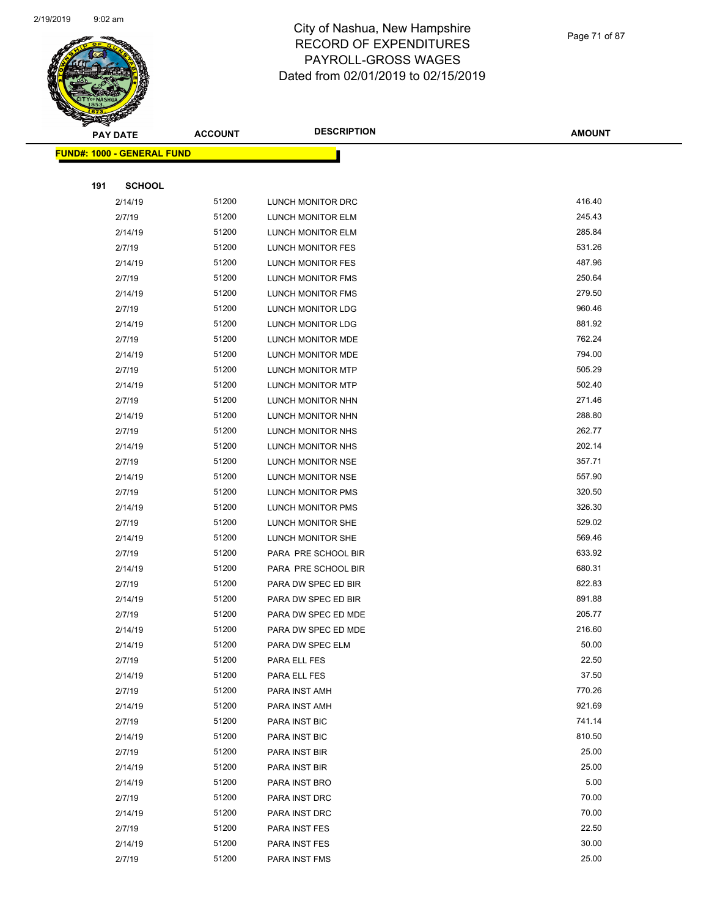# City of Nashua, New Hampshire
# RECORD OF EXPENDITURES
# PAYROLL-GROSS WAGES
# Dated from 02/01/2019 to 02/15/2019

| PAY DATE | ACCOUNT | DESCRIPTION | AMOUNT |
|---|---|---|---|
| **FUND#: 1000 - GENERAL FUND** | | | |
| **191 SCHOOL** | | | |
| 2/14/19 | 51200 | LUNCH MONITOR DRC | 416.40 |
| 2/7/19 | 51200 | LUNCH MONITOR ELM | 245.43 |
| 2/14/19 | 51200 | LUNCH MONITOR ELM | 285.84 |
| 2/7/19 | 51200 | LUNCH MONITOR FES | 531.26 |
| 2/14/19 | 51200 | LUNCH MONITOR FES | 487.96 |
| 2/7/19 | 51200 | LUNCH MONITOR FMS | 250.64 |
| 2/14/19 | 51200 | LUNCH MONITOR FMS | 279.50 |
| 2/7/19 | 51200 | LUNCH MONITOR LDG | 960.46 |
| 2/14/19 | 51200 | LUNCH MONITOR LDG | 881.92 |
| 2/7/19 | 51200 | LUNCH MONITOR MDE | 762.24 |
| 2/14/19 | 51200 | LUNCH MONITOR MDE | 794.00 |
| 2/7/19 | 51200 | LUNCH MONITOR MTP | 505.29 |
| 2/14/19 | 51200 | LUNCH MONITOR MTP | 502.40 |
| 2/7/19 | 51200 | LUNCH MONITOR NHN | 271.46 |
| 2/14/19 | 51200 | LUNCH MONITOR NHN | 288.80 |
| 2/7/19 | 51200 | LUNCH MONITOR NHS | 262.77 |
| 2/14/19 | 51200 | LUNCH MONITOR NHS | 202.14 |
| 2/7/19 | 51200 | LUNCH MONITOR NSE | 357.71 |
| 2/14/19 | 51200 | LUNCH MONITOR NSE | 557.90 |
| 2/7/19 | 51200 | LUNCH MONITOR PMS | 320.50 |
| 2/14/19 | 51200 | LUNCH MONITOR PMS | 326.30 |
| 2/7/19 | 51200 | LUNCH MONITOR SHE | 529.02 |
| 2/14/19 | 51200 | LUNCH MONITOR SHE | 569.46 |
| 2/7/19 | 51200 | PARA PRE SCHOOL BIR | 633.92 |
| 2/14/19 | 51200 | PARA PRE SCHOOL BIR | 680.31 |
| 2/7/19 | 51200 | PARA DW SPEC ED BIR | 822.83 |
| 2/14/19 | 51200 | PARA DW SPEC ED BIR | 891.88 |
| 2/7/19 | 51200 | PARA DW SPEC ED MDE | 205.77 |
| 2/14/19 | 51200 | PARA DW SPEC ED MDE | 216.60 |
| 2/14/19 | 51200 | PARA DW SPEC ELM | 50.00 |
| 2/7/19 | 51200 | PARA ELL FES | 22.50 |
| 2/14/19 | 51200 | PARA ELL FES | 37.50 |
| 2/7/19 | 51200 | PARA INST AMH | 770.26 |
| 2/14/19 | 51200 | PARA INST AMH | 921.69 |
| 2/7/19 | 51200 | PARA INST BIC | 741.14 |
| 2/14/19 | 51200 | PARA INST BIC | 810.50 |
| 2/7/19 | 51200 | PARA INST BIR | 25.00 |
| 2/14/19 | 51200 | PARA INST BIR | 25.00 |
| 2/14/19 | 51200 | PARA INST BRO | 5.00 |
| 2/7/19 | 51200 | PARA INST DRC | 70.00 |
| 2/14/19 | 51200 | PARA INST DRC | 70.00 |
| 2/7/19 | 51200 | PARA INST FES | 22.50 |
| 2/14/19 | 51200 | PARA INST FES | 30.00 |
| 2/7/19 | 51200 | PARA INST FMS | 25.00 |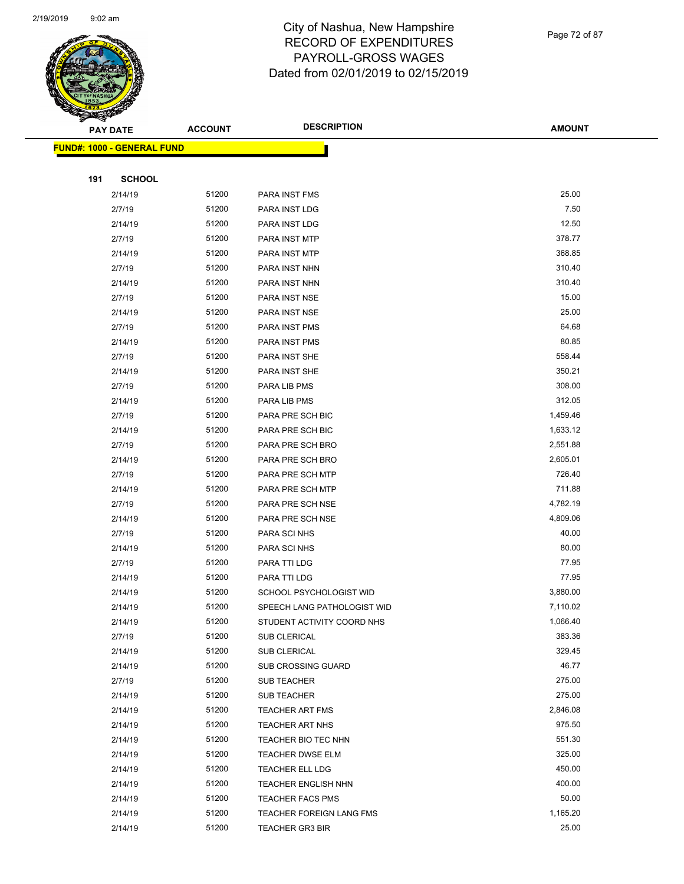# City of Nashua, New Hampshire
## RECORD OF EXPENDITURES
## PAYROLL-GROSS WAGES
## Dated from 02/01/2019 to 02/15/2019

| PAY DATE | ACCOUNT | DESCRIPTION | AMOUNT |
|---|---|---|---|

**FUND#: 1000 - GENERAL FUND**

**191 SCHOOL**

| PAY DATE | ACCOUNT | DESCRIPTION | AMOUNT |
|---|---|---|---|
| 2/14/19 | 51200 | PARA INST FMS | 25.00 |
| 2/7/19 | 51200 | PARA INST LDG | 7.50 |
| 2/14/19 | 51200 | PARA INST LDG | 12.50 |
| 2/7/19 | 51200 | PARA INST MTP | 378.77 |
| 2/14/19 | 51200 | PARA INST MTP | 368.85 |
| 2/7/19 | 51200 | PARA INST NHN | 310.40 |
| 2/14/19 | 51200 | PARA INST NHN | 310.40 |
| 2/7/19 | 51200 | PARA INST NSE | 15.00 |
| 2/14/19 | 51200 | PARA INST NSE | 25.00 |
| 2/7/19 | 51200 | PARA INST PMS | 64.68 |
| 2/14/19 | 51200 | PARA INST PMS | 80.85 |
| 2/7/19 | 51200 | PARA INST SHE | 558.44 |
| 2/14/19 | 51200 | PARA INST SHE | 350.21 |
| 2/7/19 | 51200 | PARA LIB PMS | 308.00 |
| 2/14/19 | 51200 | PARA LIB PMS | 312.05 |
| 2/7/19 | 51200 | PARA PRE SCH BIC | 1,459.46 |
| 2/14/19 | 51200 | PARA PRE SCH BIC | 1,633.12 |
| 2/7/19 | 51200 | PARA PRE SCH BRO | 2,551.88 |
| 2/14/19 | 51200 | PARA PRE SCH BRO | 2,605.01 |
| 2/7/19 | 51200 | PARA PRE SCH MTP | 726.40 |
| 2/14/19 | 51200 | PARA PRE SCH MTP | 711.88 |
| 2/7/19 | 51200 | PARA PRE SCH NSE | 4,782.19 |
| 2/14/19 | 51200 | PARA PRE SCH NSE | 4,809.06 |
| 2/7/19 | 51200 | PARA SCI NHS | 40.00 |
| 2/14/19 | 51200 | PARA SCI NHS | 80.00 |
| 2/7/19 | 51200 | PARA TTI LDG | 77.95 |
| 2/14/19 | 51200 | PARA TTI LDG | 77.95 |
| 2/14/19 | 51200 | SCHOOL PSYCHOLOGIST WID | 3,880.00 |
| 2/14/19 | 51200 | SPEECH LANG PATHOLOGIST WID | 7,110.02 |
| 2/14/19 | 51200 | STUDENT ACTIVITY COORD NHS | 1,066.40 |
| 2/7/19 | 51200 | SUB CLERICAL | 383.36 |
| 2/14/19 | 51200 | SUB CLERICAL | 329.45 |
| 2/14/19 | 51200 | SUB CROSSING GUARD | 46.77 |
| 2/7/19 | 51200 | SUB TEACHER | 275.00 |
| 2/14/19 | 51200 | SUB TEACHER | 275.00 |
| 2/14/19 | 51200 | TEACHER ART FMS | 2,846.08 |
| 2/14/19 | 51200 | TEACHER ART NHS | 975.50 |
| 2/14/19 | 51200 | TEACHER BIO TEC NHN | 551.30 |
| 2/14/19 | 51200 | TEACHER DWSE ELM | 325.00 |
| 2/14/19 | 51200 | TEACHER ELL LDG | 450.00 |
| 2/14/19 | 51200 | TEACHER ENGLISH NHN | 400.00 |
| 2/14/19 | 51200 | TEACHER FACS PMS | 50.00 |
| 2/14/19 | 51200 | TEACHER FOREIGN LANG FMS | 1,165.20 |
| 2/14/19 | 51200 | TEACHER GR3 BIR | 25.00 |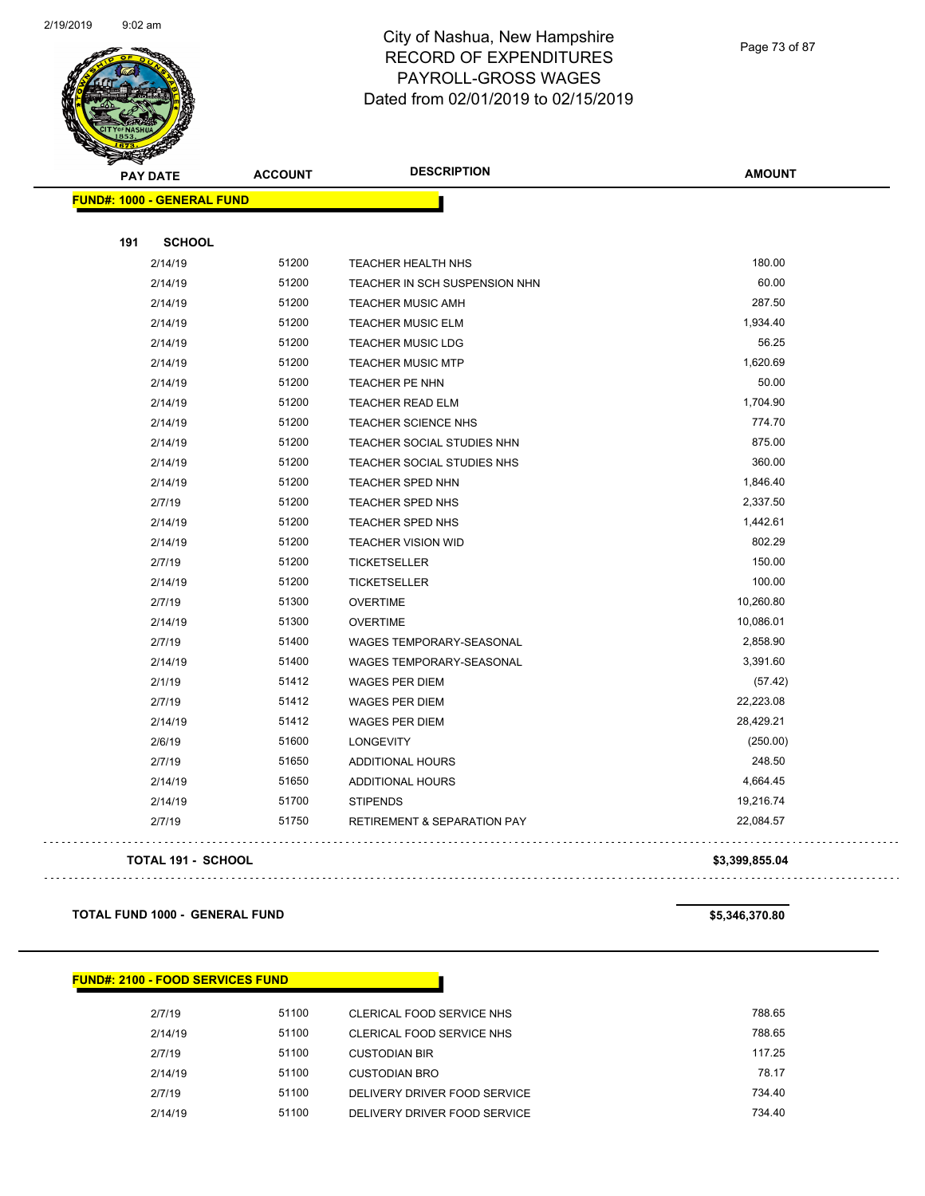# City of Nashua, New Hampshire
## RECORD OF EXPENDITURES
## PAYROLL-GROSS WAGES
## Dated from 02/01/2019 to 02/15/2019

| PAY DATE | ACCOUNT | DESCRIPTION | AMOUNT |
|---|---|---|---|

**FUND#: 1000 - GENERAL FUND**

**191 SCHOOL**

| PAY DATE | ACCOUNT | DESCRIPTION | AMOUNT |
|---|---|---|---|
| 2/14/19 | 51200 | TEACHER HEALTH NHS | 180.00 |
| 2/14/19 | 51200 | TEACHER IN SCH SUSPENSION NHN | 60.00 |
| 2/14/19 | 51200 | TEACHER MUSIC AMH | 287.50 |
| 2/14/19 | 51200 | TEACHER MUSIC ELM | 1,934.40 |
| 2/14/19 | 51200 | TEACHER MUSIC LDG | 56.25 |
| 2/14/19 | 51200 | TEACHER MUSIC MTP | 1,620.69 |
| 2/14/19 | 51200 | TEACHER PE NHN | 50.00 |
| 2/14/19 | 51200 | TEACHER READ ELM | 1,704.90 |
| 2/14/19 | 51200 | TEACHER SCIENCE NHS | 774.70 |
| 2/14/19 | 51200 | TEACHER SOCIAL STUDIES NHN | 875.00 |
| 2/14/19 | 51200 | TEACHER SOCIAL STUDIES NHS | 360.00 |
| 2/14/19 | 51200 | TEACHER SPED NHN | 1,846.40 |
| 2/7/19 | 51200 | TEACHER SPED NHS | 2,337.50 |
| 2/14/19 | 51200 | TEACHER SPED NHS | 1,442.61 |
| 2/14/19 | 51200 | TEACHER VISION WID | 802.29 |
| 2/7/19 | 51200 | TICKETSELLER | 150.00 |
| 2/14/19 | 51200 | TICKETSELLER | 100.00 |
| 2/7/19 | 51300 | OVERTIME | 10,260.80 |
| 2/14/19 | 51300 | OVERTIME | 10,086.01 |
| 2/7/19 | 51400 | WAGES TEMPORARY-SEASONAL | 2,858.90 |
| 2/14/19 | 51400 | WAGES TEMPORARY-SEASONAL | 3,391.60 |
| 2/1/19 | 51412 | WAGES PER DIEM | (57.42) |
| 2/7/19 | 51412 | WAGES PER DIEM | 22,223.08 |
| 2/14/19 | 51412 | WAGES PER DIEM | 28,429.21 |
| 2/6/19 | 51600 | LONGEVITY | (250.00) |
| 2/7/19 | 51650 | ADDITIONAL HOURS | 248.50 |
| 2/14/19 | 51650 | ADDITIONAL HOURS | 4,664.45 |
| 2/14/19 | 51700 | STIPENDS | 19,216.74 |
| 2/7/19 | 51750 | RETIREMENT & SEPARATION PAY | 22,084.57 |

**TOTAL 191 - SCHOOL** **$3,399,855.04**

**TOTAL FUND 1000 - GENERAL FUND** **$5,346,370.80**

**FUND#: 2100 - FOOD SERVICES FUND**

| PAY DATE | ACCOUNT | DESCRIPTION | AMOUNT |
|---|---|---|---|
| 2/7/19 | 51100 | CLERICAL FOOD SERVICE NHS | 788.65 |
| 2/14/19 | 51100 | CLERICAL FOOD SERVICE NHS | 788.65 |
| 2/7/19 | 51100 | CUSTODIAN BIR | 117.25 |
| 2/14/19 | 51100 | CUSTODIAN BRO | 78.17 |
| 2/7/19 | 51100 | DELIVERY DRIVER FOOD SERVICE | 734.40 |
| 2/14/19 | 51100 | DELIVERY DRIVER FOOD SERVICE | 734.40 |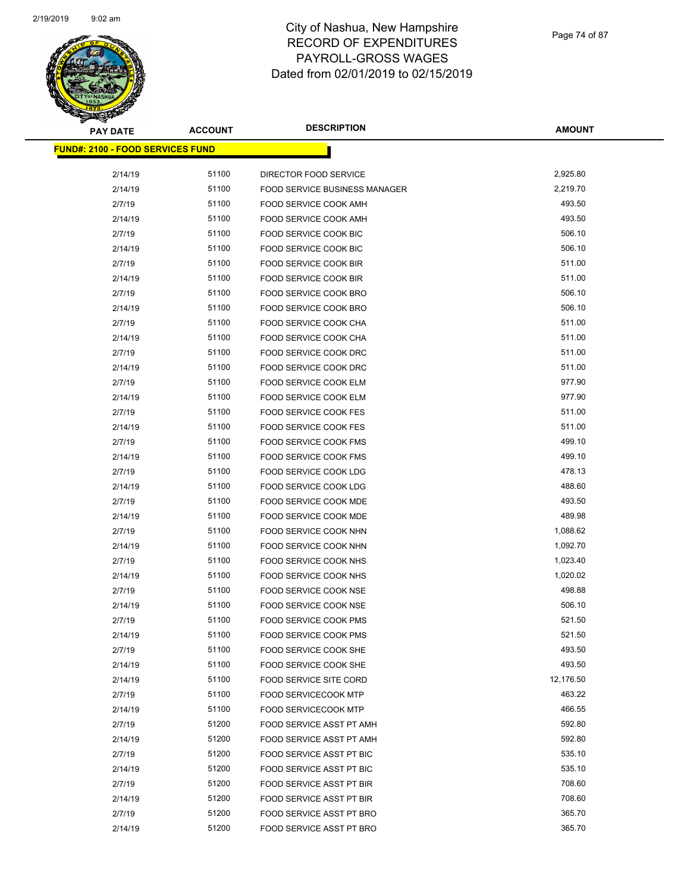# City of Nashua, New Hampshire
# RECORD OF EXPENDITURES
# PAYROLL-GROSS WAGES
# Dated from 02/01/2019 to 02/15/2019

2/19/2019 9:02 am

**FUND#: 2100 - FOOD SERVICES FUND**

| PAY DATE | ACCOUNT | DESCRIPTION | AMOUNT |
|---|---|---|---|
| 2/14/19 | 51100 | DIRECTOR FOOD SERVICE | 2,925.80 |
| 2/14/19 | 51100 | FOOD SERVICE BUSINESS MANAGER | 2,219.70 |
| 2/7/19 | 51100 | FOOD SERVICE COOK AMH | 493.50 |
| 2/14/19 | 51100 | FOOD SERVICE COOK AMH | 493.50 |
| 2/7/19 | 51100 | FOOD SERVICE COOK BIC | 506.10 |
| 2/14/19 | 51100 | FOOD SERVICE COOK BIC | 506.10 |
| 2/7/19 | 51100 | FOOD SERVICE COOK BIR | 511.00 |
| 2/14/19 | 51100 | FOOD SERVICE COOK BIR | 511.00 |
| 2/7/19 | 51100 | FOOD SERVICE COOK BRO | 506.10 |
| 2/14/19 | 51100 | FOOD SERVICE COOK BRO | 506.10 |
| 2/7/19 | 51100 | FOOD SERVICE COOK CHA | 511.00 |
| 2/14/19 | 51100 | FOOD SERVICE COOK CHA | 511.00 |
| 2/7/19 | 51100 | FOOD SERVICE COOK DRC | 511.00 |
| 2/14/19 | 51100 | FOOD SERVICE COOK DRC | 511.00 |
| 2/7/19 | 51100 | FOOD SERVICE COOK ELM | 977.90 |
| 2/14/19 | 51100 | FOOD SERVICE COOK ELM | 977.90 |
| 2/7/19 | 51100 | FOOD SERVICE COOK FES | 511.00 |
| 2/14/19 | 51100 | FOOD SERVICE COOK FES | 511.00 |
| 2/7/19 | 51100 | FOOD SERVICE COOK FMS | 499.10 |
| 2/14/19 | 51100 | FOOD SERVICE COOK FMS | 499.10 |
| 2/7/19 | 51100 | FOOD SERVICE COOK LDG | 478.13 |
| 2/14/19 | 51100 | FOOD SERVICE COOK LDG | 488.60 |
| 2/7/19 | 51100 | FOOD SERVICE COOK MDE | 493.50 |
| 2/14/19 | 51100 | FOOD SERVICE COOK MDE | 489.98 |
| 2/7/19 | 51100 | FOOD SERVICE COOK NHN | 1,088.62 |
| 2/14/19 | 51100 | FOOD SERVICE COOK NHN | 1,092.70 |
| 2/7/19 | 51100 | FOOD SERVICE COOK NHS | 1,023.40 |
| 2/14/19 | 51100 | FOOD SERVICE COOK NHS | 1,020.02 |
| 2/7/19 | 51100 | FOOD SERVICE COOK NSE | 498.88 |
| 2/14/19 | 51100 | FOOD SERVICE COOK NSE | 506.10 |
| 2/7/19 | 51100 | FOOD SERVICE COOK PMS | 521.50 |
| 2/14/19 | 51100 | FOOD SERVICE COOK PMS | 521.50 |
| 2/7/19 | 51100 | FOOD SERVICE COOK SHE | 493.50 |
| 2/14/19 | 51100 | FOOD SERVICE COOK SHE | 493.50 |
| 2/14/19 | 51100 | FOOD SERVICE SITE CORD | 12,176.50 |
| 2/7/19 | 51100 | FOOD SERVICECOOK MTP | 463.22 |
| 2/14/19 | 51100 | FOOD SERVICECOOK MTP | 466.55 |
| 2/7/19 | 51200 | FOOD SERVICE ASST PT AMH | 592.80 |
| 2/14/19 | 51200 | FOOD SERVICE ASST PT AMH | 592.80 |
| 2/7/19 | 51200 | FOOD SERVICE ASST PT BIC | 535.10 |
| 2/14/19 | 51200 | FOOD SERVICE ASST PT BIC | 535.10 |
| 2/7/19 | 51200 | FOOD SERVICE ASST PT BIR | 708.60 |
| 2/14/19 | 51200 | FOOD SERVICE ASST PT BIR | 708.60 |
| 2/7/19 | 51200 | FOOD SERVICE ASST PT BRO | 365.70 |
| 2/14/19 | 51200 | FOOD SERVICE ASST PT BRO | 365.70 |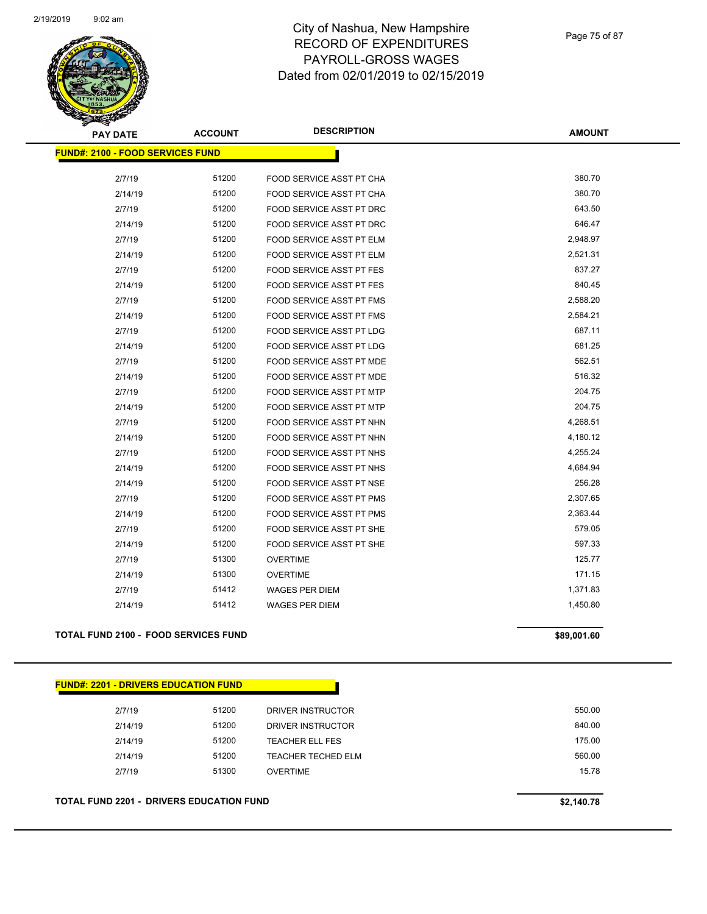# City of Nashua, New Hampshire
# RECORD OF EXPENDITURES
# PAYROLL-GROSS WAGES
# Dated from 02/01/2019 to 02/15/2019

**FUND#: 2100 - FOOD SERVICES FUND**

| PAY DATE | ACCOUNT | DESCRIPTION | AMOUNT |
|---|---|---|---|
| 2/7/19 | 51200 | FOOD SERVICE ASST PT CHA | 380.70 |
| 2/14/19 | 51200 | FOOD SERVICE ASST PT CHA | 380.70 |
| 2/7/19 | 51200 | FOOD SERVICE ASST PT DRC | 643.50 |
| 2/14/19 | 51200 | FOOD SERVICE ASST PT DRC | 646.47 |
| 2/7/19 | 51200 | FOOD SERVICE ASST PT ELM | 2,948.97 |
| 2/14/19 | 51200 | FOOD SERVICE ASST PT ELM | 2,521.31 |
| 2/7/19 | 51200 | FOOD SERVICE ASST PT FES | 837.27 |
| 2/14/19 | 51200 | FOOD SERVICE ASST PT FES | 840.45 |
| 2/7/19 | 51200 | FOOD SERVICE ASST PT FMS | 2,588.20 |
| 2/14/19 | 51200 | FOOD SERVICE ASST PT FMS | 2,584.21 |
| 2/7/19 | 51200 | FOOD SERVICE ASST PT LDG | 687.11 |
| 2/14/19 | 51200 | FOOD SERVICE ASST PT LDG | 681.25 |
| 2/7/19 | 51200 | FOOD SERVICE ASST PT MDE | 562.51 |
| 2/14/19 | 51200 | FOOD SERVICE ASST PT MDE | 516.32 |
| 2/7/19 | 51200 | FOOD SERVICE ASST PT MTP | 204.75 |
| 2/14/19 | 51200 | FOOD SERVICE ASST PT MTP | 204.75 |
| 2/7/19 | 51200 | FOOD SERVICE ASST PT NHN | 4,268.51 |
| 2/14/19 | 51200 | FOOD SERVICE ASST PT NHN | 4,180.12 |
| 2/7/19 | 51200 | FOOD SERVICE ASST PT NHS | 4,255.24 |
| 2/14/19 | 51200 | FOOD SERVICE ASST PT NHS | 4,684.94 |
| 2/14/19 | 51200 | FOOD SERVICE ASST PT NSE | 256.28 |
| 2/7/19 | 51200 | FOOD SERVICE ASST PT PMS | 2,307.65 |
| 2/14/19 | 51200 | FOOD SERVICE ASST PT PMS | 2,363.44 |
| 2/7/19 | 51200 | FOOD SERVICE ASST PT SHE | 579.05 |
| 2/14/19 | 51200 | FOOD SERVICE ASST PT SHE | 597.33 |
| 2/7/19 | 51300 | OVERTIME | 125.77 |
| 2/14/19 | 51300 | OVERTIME | 171.15 |
| 2/7/19 | 51412 | WAGES PER DIEM | 1,371.83 |
| 2/14/19 | 51412 | WAGES PER DIEM | 1,450.80 |

**TOTAL FUND 2100 - FOOD SERVICES FUND** **$89,001.60**

**FUND#: 2201 - DRIVERS EDUCATION FUND**

| PAY DATE | ACCOUNT | DESCRIPTION | AMOUNT |
|---|---|---|---|
| 2/7/19 | 51200 | DRIVER INSTRUCTOR | 550.00 |
| 2/14/19 | 51200 | DRIVER INSTRUCTOR | 840.00 |
| 2/14/19 | 51200 | TEACHER ELL FES | 175.00 |
| 2/14/19 | 51200 | TEACHER TECHED ELM | 560.00 |
| 2/7/19 | 51300 | OVERTIME | 15.78 |

**TOTAL FUND 2201 - DRIVERS EDUCATION FUND** **$2,140.78**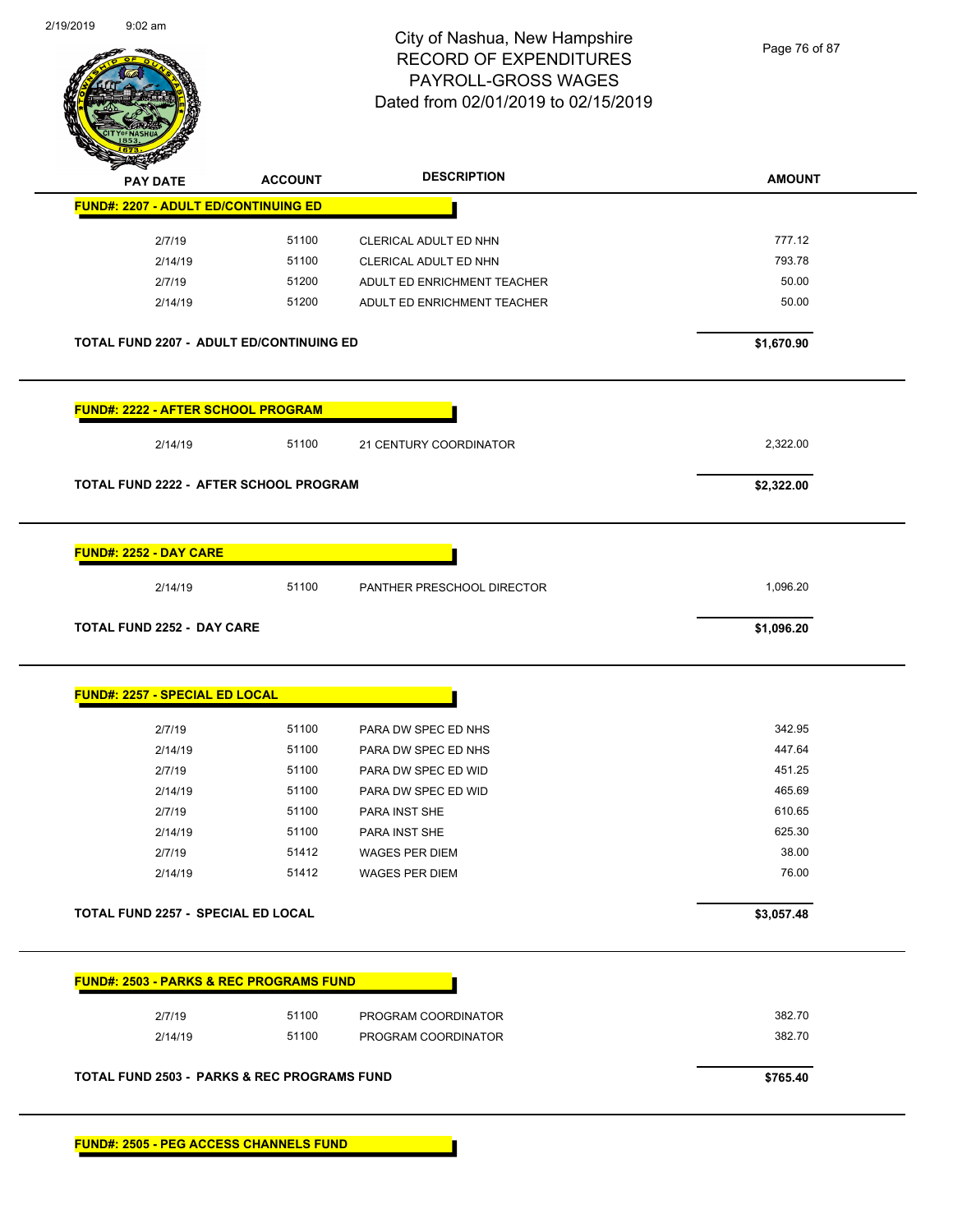# City of Nashua, New Hampshire
## RECORD OF EXPENDITURES
## PAYROLL-GROSS WAGES
## Dated from 02/01/2019 to 02/15/2019

2/19/2019 9:02 am

| PAY DATE | ACCOUNT | DESCRIPTION | AMOUNT |
|---|---|---|---|
| **FUND#: 2207 - ADULT ED/CONTINUING ED** | | | |
| 2/7/19 | 51100 | CLERICAL ADULT ED NHN | 777.12 |
| 2/14/19 | 51100 | CLERICAL ADULT ED NHN | 793.78 |
| 2/7/19 | 51200 | ADULT ED ENRICHMENT TEACHER | 50.00 |
| 2/14/19 | 51200 | ADULT ED ENRICHMENT TEACHER | 50.00 |
| **TOTAL FUND 2207 - ADULT ED/CONTINUING ED** | | | **$1,670.90** |
| **FUND#: 2222 - AFTER SCHOOL PROGRAM** | | | |
| 2/14/19 | 51100 | 21 CENTURY COORDINATOR | 2,322.00 |
| **TOTAL FUND 2222 - AFTER SCHOOL PROGRAM** | | | **$2,322.00** |
| **FUND#: 2252 - DAY CARE** | | | |
| 2/14/19 | 51100 | PANTHER PRESCHOOL DIRECTOR | 1,096.20 |
| **TOTAL FUND 2252 - DAY CARE** | | | **$1,096.20** |
| **FUND#: 2257 - SPECIAL ED LOCAL** | | | |
| 2/7/19 | 51100 | PARA DW SPEC ED NHS | 342.95 |
| 2/14/19 | 51100 | PARA DW SPEC ED NHS | 447.64 |
| 2/7/19 | 51100 | PARA DW SPEC ED WID | 451.25 |
| 2/14/19 | 51100 | PARA DW SPEC ED WID | 465.69 |
| 2/7/19 | 51100 | PARA INST SHE | 610.65 |
| 2/14/19 | 51100 | PARA INST SHE | 625.30 |
| 2/7/19 | 51412 | WAGES PER DIEM | 38.00 |
| 2/14/19 | 51412 | WAGES PER DIEM | 76.00 |
| **TOTAL FUND 2257 - SPECIAL ED LOCAL** | | | **$3,057.48** |
| **FUND#: 2503 - PARKS & REC PROGRAMS FUND** | | | |
| 2/7/19 | 51100 | PROGRAM COORDINATOR | 382.70 |
| 2/14/19 | 51100 | PROGRAM COORDINATOR | 382.70 |
| **TOTAL FUND 2503 - PARKS & REC PROGRAMS FUND** | | | **$765.40** |
| **FUND#: 2505 - PEG ACCESS CHANNELS FUND** | | | |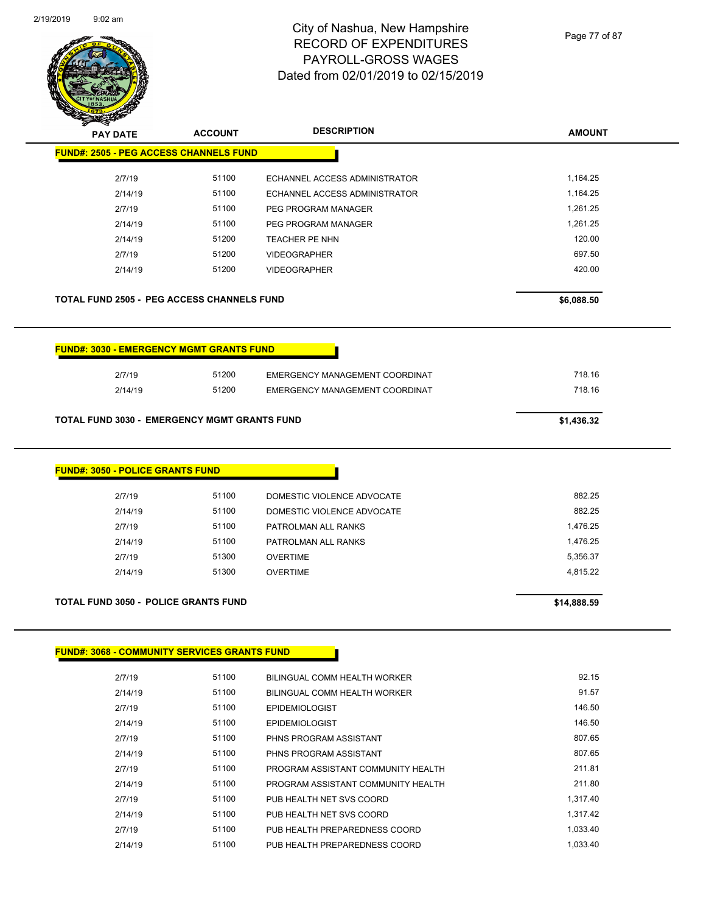# City of Nashua, New Hampshire
## RECORD OF EXPENDITURES
## PAYROLL-GROSS WAGES
## Dated from 02/01/2019 to 02/15/2019

| PAY DATE | ACCOUNT | DESCRIPTION | AMOUNT |
|---|---|---|---|

**FUND#: 2505 - PEG ACCESS CHANNELS FUND**

| PAY DATE | ACCOUNT | DESCRIPTION | AMOUNT |
|---|---|---|---|
| 2/7/19 | 51100 | ECHANNEL ACCESS ADMINISTRATOR | 1,164.25 |
| 2/14/19 | 51100 | ECHANNEL ACCESS ADMINISTRATOR | 1,164.25 |
| 2/7/19 | 51100 | PEG PROGRAM MANAGER | 1,261.25 |
| 2/14/19 | 51100 | PEG PROGRAM MANAGER | 1,261.25 |
| 2/14/19 | 51200 | TEACHER PE NHN | 120.00 |
| 2/7/19 | 51200 | VIDEOGRAPHER | 697.50 |
| 2/14/19 | 51200 | VIDEOGRAPHER | 420.00 |

**TOTAL FUND 2505 - PEG ACCESS CHANNELS FUND** **$6,088.50**

**FUND#: 3030 - EMERGENCY MGMT GRANTS FUND**

| PAY DATE | ACCOUNT | DESCRIPTION | AMOUNT |
|---|---|---|---|
| 2/7/19 | 51200 | EMERGENCY MANAGEMENT COORDINAT | 718.16 |
| 2/14/19 | 51200 | EMERGENCY MANAGEMENT COORDINAT | 718.16 |

**TOTAL FUND 3030 - EMERGENCY MGMT GRANTS FUND** **$1,436.32**

**FUND#: 3050 - POLICE GRANTS FUND**

| PAY DATE | ACCOUNT | DESCRIPTION | AMOUNT |
|---|---|---|---|
| 2/7/19 | 51100 | DOMESTIC VIOLENCE ADVOCATE | 882.25 |
| 2/14/19 | 51100 | DOMESTIC VIOLENCE ADVOCATE | 882.25 |
| 2/7/19 | 51100 | PATROLMAN ALL RANKS | 1,476.25 |
| 2/14/19 | 51100 | PATROLMAN ALL RANKS | 1,476.25 |
| 2/7/19 | 51300 | OVERTIME | 5,356.37 |
| 2/14/19 | 51300 | OVERTIME | 4,815.22 |

**TOTAL FUND 3050 - POLICE GRANTS FUND** **$14,888.59**

**FUND#: 3068 - COMMUNITY SERVICES GRANTS FUND**

| PAY DATE | ACCOUNT | DESCRIPTION | AMOUNT |
|---|---|---|---|
| 2/7/19 | 51100 | BILINGUAL COMM HEALTH WORKER | 92.15 |
| 2/14/19 | 51100 | BILINGUAL COMM HEALTH WORKER | 91.57 |
| 2/7/19 | 51100 | EPIDEMIOLOGIST | 146.50 |
| 2/14/19 | 51100 | EPIDEMIOLOGIST | 146.50 |
| 2/7/19 | 51100 | PHNS PROGRAM ASSISTANT | 807.65 |
| 2/14/19 | 51100 | PHNS PROGRAM ASSISTANT | 807.65 |
| 2/7/19 | 51100 | PROGRAM ASSISTANT COMMUNITY HEALTH | 211.81 |
| 2/14/19 | 51100 | PROGRAM ASSISTANT COMMUNITY HEALTH | 211.80 |
| 2/7/19 | 51100 | PUB HEALTH NET SVS COORD | 1,317.40 |
| 2/14/19 | 51100 | PUB HEALTH NET SVS COORD | 1,317.42 |
| 2/7/19 | 51100 | PUB HEALTH PREPAREDNESS COORD | 1,033.40 |
| 2/14/19 | 51100 | PUB HEALTH PREPAREDNESS COORD | 1,033.40 |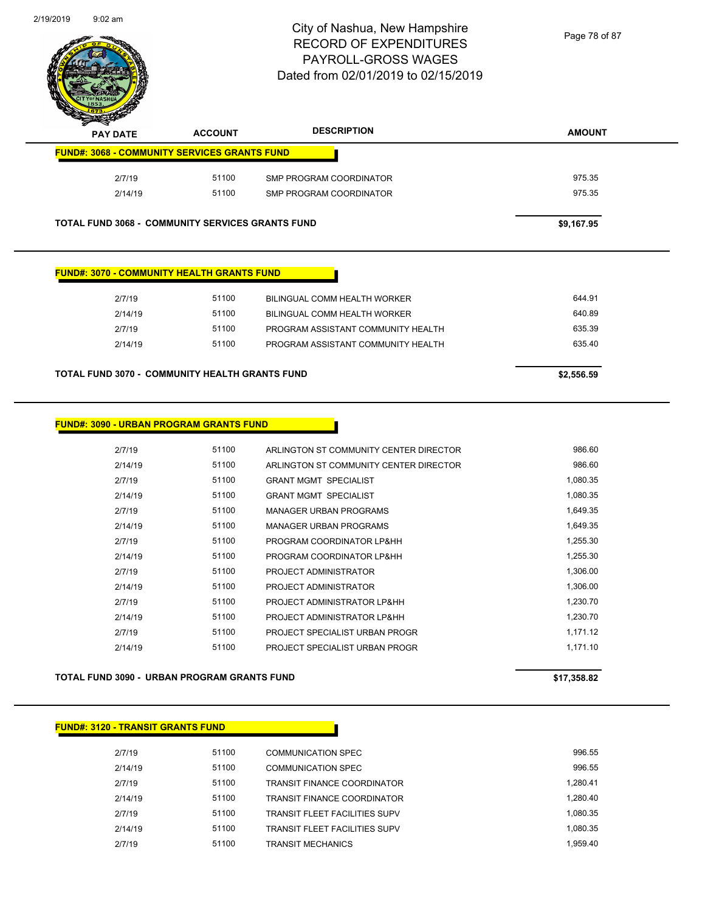City of Nashua, New Hampshire
RECORD OF EXPENDITURES
PAYROLL-GROSS WAGES
Dated from 02/01/2019 to 02/15/2019

| PAY DATE | ACCOUNT | DESCRIPTION | AMOUNT |
|---|---|---|---|
| **FUND#: 3068 - COMMUNITY SERVICES GRANTS FUND** | | | |
| 2/7/19 | 51100 | SMP PROGRAM COORDINATOR | 975.35 |
| 2/14/19 | 51100 | SMP PROGRAM COORDINATOR | 975.35 |
| **TOTAL FUND 3068 - COMMUNITY SERVICES GRANTS FUND** | | | **$9,167.95** |

| PAY DATE | ACCOUNT | DESCRIPTION | AMOUNT |
|---|---|---|---|
| **FUND#: 3070 - COMMUNITY HEALTH GRANTS FUND** | | | |
| 2/7/19 | 51100 | BILINGUAL COMM HEALTH WORKER | 644.91 |
| 2/14/19 | 51100 | BILINGUAL COMM HEALTH WORKER | 640.89 |
| 2/7/19 | 51100 | PROGRAM ASSISTANT COMMUNITY HEALTH | 635.39 |
| 2/14/19 | 51100 | PROGRAM ASSISTANT COMMUNITY HEALTH | 635.40 |
| **TOTAL FUND 3070 - COMMUNITY HEALTH GRANTS FUND** | | | **$2,556.59** |

| PAY DATE | ACCOUNT | DESCRIPTION | AMOUNT |
|---|---|---|---|
| **FUND#: 3090 - URBAN PROGRAM GRANTS FUND** | | | |
| 2/7/19 | 51100 | ARLINGTON ST COMMUNITY CENTER DIRECTOR | 986.60 |
| 2/14/19 | 51100 | ARLINGTON ST COMMUNITY CENTER DIRECTOR | 986.60 |
| 2/7/19 | 51100 | GRANT MGMT SPECIALIST | 1,080.35 |
| 2/14/19 | 51100 | GRANT MGMT SPECIALIST | 1,080.35 |
| 2/7/19 | 51100 | MANAGER URBAN PROGRAMS | 1,649.35 |
| 2/14/19 | 51100 | MANAGER URBAN PROGRAMS | 1,649.35 |
| 2/7/19 | 51100 | PROGRAM COORDINATOR LP&HH | 1,255.30 |
| 2/14/19 | 51100 | PROGRAM COORDINATOR LP&HH | 1,255.30 |
| 2/7/19 | 51100 | PROJECT ADMINISTRATOR | 1,306.00 |
| 2/14/19 | 51100 | PROJECT ADMINISTRATOR | 1,306.00 |
| 2/7/19 | 51100 | PROJECT ADMINISTRATOR LP&HH | 1,230.70 |
| 2/14/19 | 51100 | PROJECT ADMINISTRATOR LP&HH | 1,230.70 |
| 2/7/19 | 51100 | PROJECT SPECIALIST URBAN PROGR | 1,171.12 |
| 2/14/19 | 51100 | PROJECT SPECIALIST URBAN PROGR | 1,171.10 |
| **TOTAL FUND 3090 - URBAN PROGRAM GRANTS FUND** | | | **$17,358.82** |

| PAY DATE | ACCOUNT | DESCRIPTION | AMOUNT |
|---|---|---|---|
| **FUND#: 3120 - TRANSIT GRANTS FUND** | | | |
| 2/7/19 | 51100 | COMMUNICATION SPEC | 996.55 |
| 2/14/19 | 51100 | COMMUNICATION SPEC | 996.55 |
| 2/7/19 | 51100 | TRANSIT FINANCE COORDINATOR | 1,280.41 |
| 2/14/19 | 51100 | TRANSIT FINANCE COORDINATOR | 1,280.40 |
| 2/7/19 | 51100 | TRANSIT FLEET FACILITIES SUPV | 1,080.35 |
| 2/14/19 | 51100 | TRANSIT FLEET FACILITIES SUPV | 1,080.35 |
| 2/7/19 | 51100 | TRANSIT MECHANICS | 1,959.40 |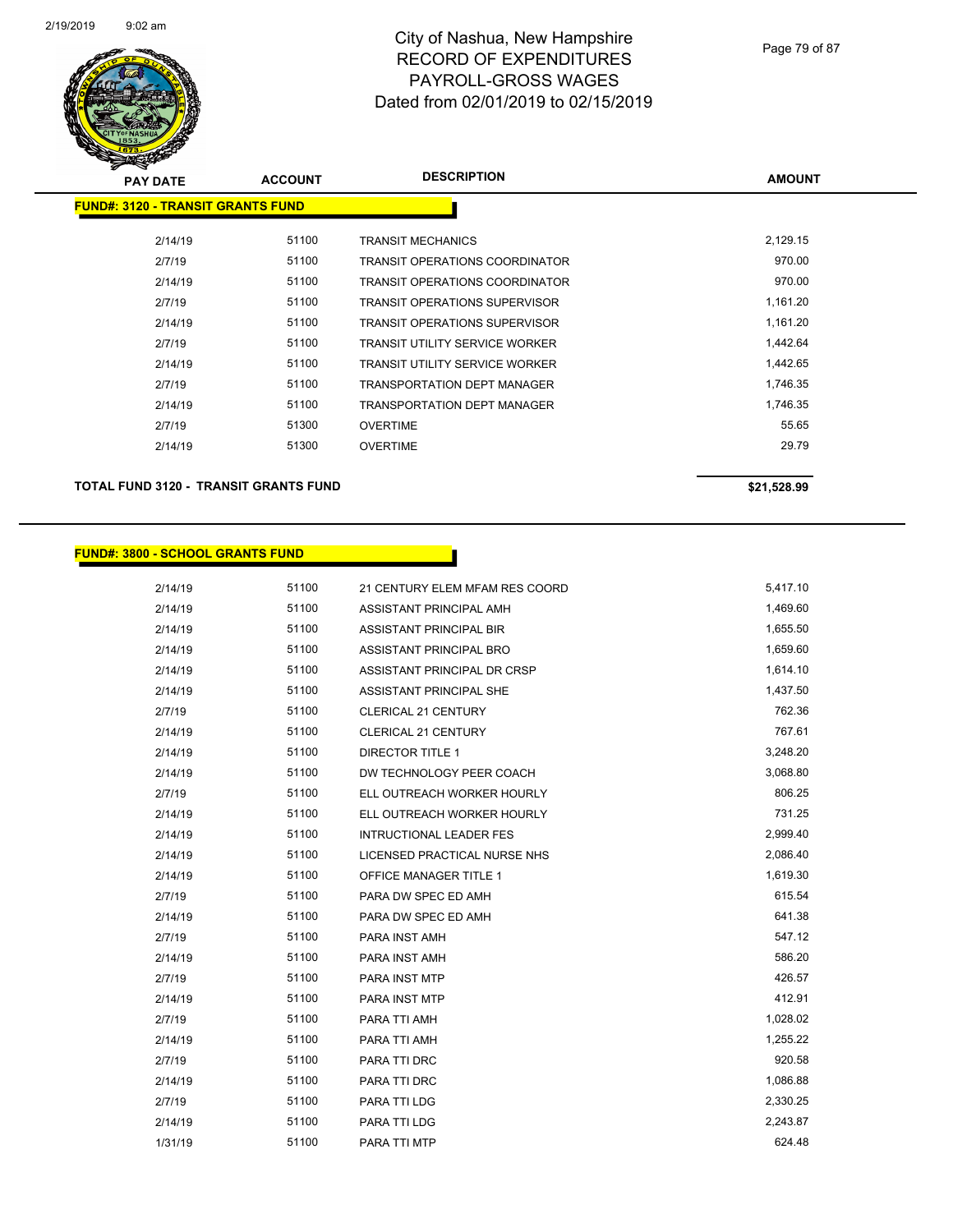# City of Nashua, New Hampshire
## RECORD OF EXPENDITURES
## PAYROLL-GROSS WAGES
## Dated from 02/01/2019 to 02/15/2019

| PAY DATE | ACCOUNT | DESCRIPTION | AMOUNT |
|---|---|---|---|

**FUND#: 3120 - TRANSIT GRANTS FUND**

| PAY DATE | ACCOUNT | DESCRIPTION | AMOUNT |
|---|---|---|---|
| 2/14/19 | 51100 | TRANSIT MECHANICS | 2,129.15 |
| 2/7/19 | 51100 | TRANSIT OPERATIONS COORDINATOR | 970.00 |
| 2/14/19 | 51100 | TRANSIT OPERATIONS COORDINATOR | 970.00 |
| 2/7/19 | 51100 | TRANSIT OPERATIONS SUPERVISOR | 1,161.20 |
| 2/14/19 | 51100 | TRANSIT OPERATIONS SUPERVISOR | 1,161.20 |
| 2/7/19 | 51100 | TRANSIT UTILITY SERVICE WORKER | 1,442.64 |
| 2/14/19 | 51100 | TRANSIT UTILITY SERVICE WORKER | 1,442.65 |
| 2/7/19 | 51100 | TRANSPORTATION DEPT MANAGER | 1,746.35 |
| 2/14/19 | 51100 | TRANSPORTATION DEPT MANAGER | 1,746.35 |
| 2/7/19 | 51300 | OVERTIME | 55.65 |
| 2/14/19 | 51300 | OVERTIME | 29.79 |

**TOTAL FUND 3120 - TRANSIT GRANTS FUND** **$21,528.99**

**FUND#: 3800 - SCHOOL GRANTS FUND**

| PAY DATE | ACCOUNT | DESCRIPTION | AMOUNT |
|---|---|---|---|
| 2/14/19 | 51100 | 21 CENTURY ELEM MFAM RES COORD | 5,417.10 |
| 2/14/19 | 51100 | ASSISTANT PRINCIPAL AMH | 1,469.60 |
| 2/14/19 | 51100 | ASSISTANT PRINCIPAL BIR | 1,655.50 |
| 2/14/19 | 51100 | ASSISTANT PRINCIPAL BRO | 1,659.60 |
| 2/14/19 | 51100 | ASSISTANT PRINCIPAL DR CRSP | 1,614.10 |
| 2/14/19 | 51100 | ASSISTANT PRINCIPAL SHE | 1,437.50 |
| 2/7/19 | 51100 | CLERICAL 21 CENTURY | 762.36 |
| 2/14/19 | 51100 | CLERICAL 21 CENTURY | 767.61 |
| 2/14/19 | 51100 | DIRECTOR TITLE 1 | 3,248.20 |
| 2/14/19 | 51100 | DW TECHNOLOGY PEER COACH | 3,068.80 |
| 2/7/19 | 51100 | ELL OUTREACH WORKER HOURLY | 806.25 |
| 2/14/19 | 51100 | ELL OUTREACH WORKER HOURLY | 731.25 |
| 2/14/19 | 51100 | INTRUCTIONAL LEADER FES | 2,999.40 |
| 2/14/19 | 51100 | LICENSED PRACTICAL NURSE NHS | 2,086.40 |
| 2/14/19 | 51100 | OFFICE MANAGER TITLE 1 | 1,619.30 |
| 2/7/19 | 51100 | PARA DW SPEC ED AMH | 615.54 |
| 2/14/19 | 51100 | PARA DW SPEC ED AMH | 641.38 |
| 2/7/19 | 51100 | PARA INST AMH | 547.12 |
| 2/14/19 | 51100 | PARA INST AMH | 586.20 |
| 2/7/19 | 51100 | PARA INST MTP | 426.57 |
| 2/14/19 | 51100 | PARA INST MTP | 412.91 |
| 2/7/19 | 51100 | PARA TTI AMH | 1,028.02 |
| 2/14/19 | 51100 | PARA TTI AMH | 1,255.22 |
| 2/7/19 | 51100 | PARA TTI DRC | 920.58 |
| 2/14/19 | 51100 | PARA TTI DRC | 1,086.88 |
| 2/7/19 | 51100 | PARA TTI LDG | 2,330.25 |
| 2/14/19 | 51100 | PARA TTI LDG | 2,243.87 |
| 1/31/19 | 51100 | PARA TTI MTP | 624.48 |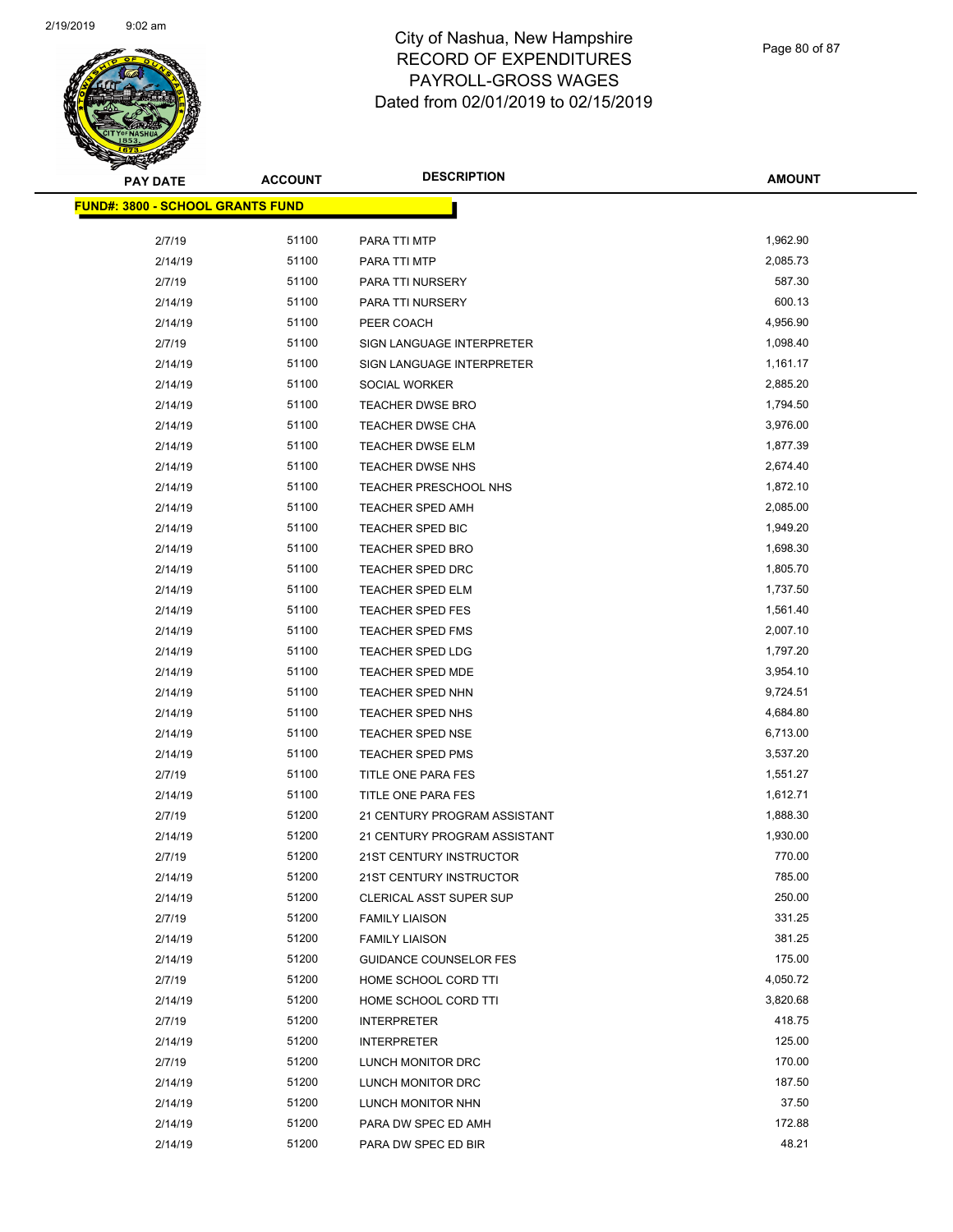# City of Nashua, New Hampshire
## RECORD OF EXPENDITURES
## PAYROLL-GROSS WAGES
## Dated from 02/01/2019 to 02/15/2019

| PAY DATE | ACCOUNT | DESCRIPTION | AMOUNT |
|---|---|---|---|
| **FUND#: 3800 - SCHOOL GRANTS FUND** | | | |
| 2/7/19 | 51100 | PARA TTI MTP | 1,962.90 |
| 2/14/19 | 51100 | PARA TTI MTP | 2,085.73 |
| 2/7/19 | 51100 | PARA TTI NURSERY | 587.30 |
| 2/14/19 | 51100 | PARA TTI NURSERY | 600.13 |
| 2/14/19 | 51100 | PEER COACH | 4,956.90 |
| 2/7/19 | 51100 | SIGN LANGUAGE INTERPRETER | 1,098.40 |
| 2/14/19 | 51100 | SIGN LANGUAGE INTERPRETER | 1,161.17 |
| 2/14/19 | 51100 | SOCIAL WORKER | 2,885.20 |
| 2/14/19 | 51100 | TEACHER DWSE BRO | 1,794.50 |
| 2/14/19 | 51100 | TEACHER DWSE CHA | 3,976.00 |
| 2/14/19 | 51100 | TEACHER DWSE ELM | 1,877.39 |
| 2/14/19 | 51100 | TEACHER DWSE NHS | 2,674.40 |
| 2/14/19 | 51100 | TEACHER PRESCHOOL NHS | 1,872.10 |
| 2/14/19 | 51100 | TEACHER SPED AMH | 2,085.00 |
| 2/14/19 | 51100 | TEACHER SPED BIC | 1,949.20 |
| 2/14/19 | 51100 | TEACHER SPED BRO | 1,698.30 |
| 2/14/19 | 51100 | TEACHER SPED DRC | 1,805.70 |
| 2/14/19 | 51100 | TEACHER SPED ELM | 1,737.50 |
| 2/14/19 | 51100 | TEACHER SPED FES | 1,561.40 |
| 2/14/19 | 51100 | TEACHER SPED FMS | 2,007.10 |
| 2/14/19 | 51100 | TEACHER SPED LDG | 1,797.20 |
| 2/14/19 | 51100 | TEACHER SPED MDE | 3,954.10 |
| 2/14/19 | 51100 | TEACHER SPED NHN | 9,724.51 |
| 2/14/19 | 51100 | TEACHER SPED NHS | 4,684.80 |
| 2/14/19 | 51100 | TEACHER SPED NSE | 6,713.00 |
| 2/14/19 | 51100 | TEACHER SPED PMS | 3,537.20 |
| 2/7/19 | 51100 | TITLE ONE PARA FES | 1,551.27 |
| 2/14/19 | 51100 | TITLE ONE PARA FES | 1,612.71 |
| 2/7/19 | 51200 | 21 CENTURY PROGRAM ASSISTANT | 1,888.30 |
| 2/14/19 | 51200 | 21 CENTURY PROGRAM ASSISTANT | 1,930.00 |
| 2/7/19 | 51200 | 21ST CENTURY INSTRUCTOR | 770.00 |
| 2/14/19 | 51200 | 21ST CENTURY INSTRUCTOR | 785.00 |
| 2/14/19 | 51200 | CLERICAL ASST SUPER SUP | 250.00 |
| 2/7/19 | 51200 | FAMILY LIAISON | 331.25 |
| 2/14/19 | 51200 | FAMILY LIAISON | 381.25 |
| 2/14/19 | 51200 | GUIDANCE COUNSELOR FES | 175.00 |
| 2/7/19 | 51200 | HOME SCHOOL CORD TTI | 4,050.72 |
| 2/14/19 | 51200 | HOME SCHOOL CORD TTI | 3,820.68 |
| 2/7/19 | 51200 | INTERPRETER | 418.75 |
| 2/14/19 | 51200 | INTERPRETER | 125.00 |
| 2/7/19 | 51200 | LUNCH MONITOR DRC | 170.00 |
| 2/14/19 | 51200 | LUNCH MONITOR DRC | 187.50 |
| 2/14/19 | 51200 | LUNCH MONITOR NHN | 37.50 |
| 2/14/19 | 51200 | PARA DW SPEC ED AMH | 172.88 |
| 2/14/19 | 51200 | PARA DW SPEC ED BIR | 48.21 |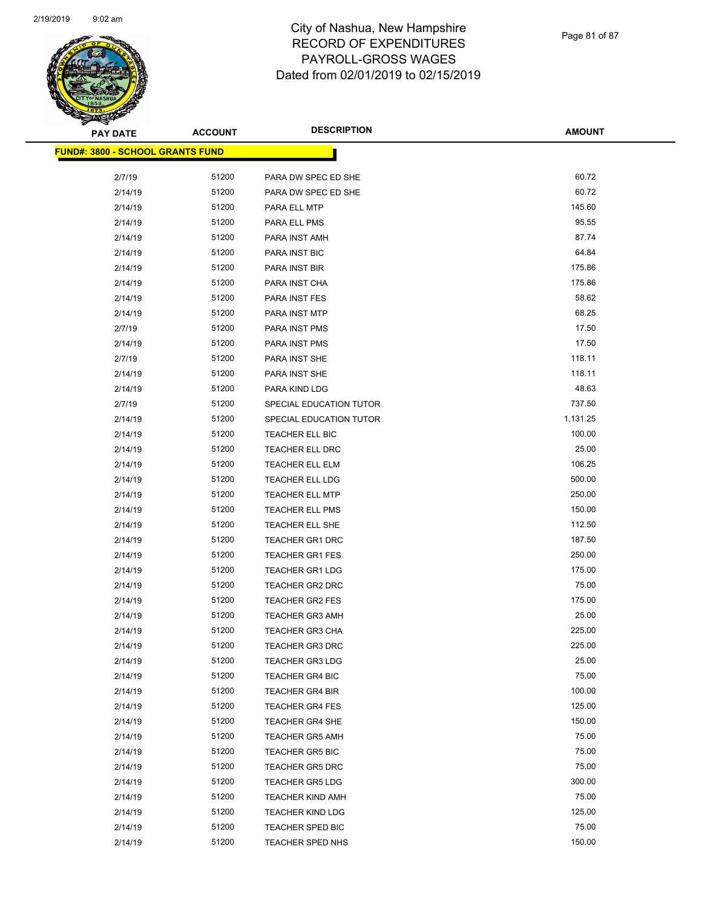City of Nashua, New Hampshire
RECORD OF EXPENDITURES
PAYROLL-GROSS WAGES
Dated from 02/01/2019 to 02/15/2019

| PAY DATE | ACCOUNT | DESCRIPTION | AMOUNT |
|---|---|---|---|
| **FUND#: 3800 - SCHOOL GRANTS FUND** | | | |
| 2/7/19 | 51200 | PARA DW SPEC ED SHE | 60.72 |
| 2/14/19 | 51200 | PARA DW SPEC ED SHE | 60.72 |
| 2/14/19 | 51200 | PARA ELL MTP | 145.60 |
| 2/14/19 | 51200 | PARA ELL PMS | 95.55 |
| 2/14/19 | 51200 | PARA INST AMH | 87.74 |
| 2/14/19 | 51200 | PARA INST BIC | 64.84 |
| 2/14/19 | 51200 | PARA INST BIR | 175.86 |
| 2/14/19 | 51200 | PARA INST CHA | 175.86 |
| 2/14/19 | 51200 | PARA INST FES | 58.62 |
| 2/14/19 | 51200 | PARA INST MTP | 68.25 |
| 2/7/19 | 51200 | PARA INST PMS | 17.50 |
| 2/14/19 | 51200 | PARA INST PMS | 17.50 |
| 2/7/19 | 51200 | PARA INST SHE | 118.11 |
| 2/14/19 | 51200 | PARA INST SHE | 118.11 |
| 2/14/19 | 51200 | PARA KIND LDG | 48.63 |
| 2/7/19 | 51200 | SPECIAL EDUCATION TUTOR | 737.50 |
| 2/14/19 | 51200 | SPECIAL EDUCATION TUTOR | 1,131.25 |
| 2/14/19 | 51200 | TEACHER ELL BIC | 100.00 |
| 2/14/19 | 51200 | TEACHER ELL DRC | 25.00 |
| 2/14/19 | 51200 | TEACHER ELL ELM | 106.25 |
| 2/14/19 | 51200 | TEACHER ELL LDG | 500.00 |
| 2/14/19 | 51200 | TEACHER ELL MTP | 250.00 |
| 2/14/19 | 51200 | TEACHER ELL PMS | 150.00 |
| 2/14/19 | 51200 | TEACHER ELL SHE | 112.50 |
| 2/14/19 | 51200 | TEACHER GR1 DRC | 187.50 |
| 2/14/19 | 51200 | TEACHER GR1 FES | 250.00 |
| 2/14/19 | 51200 | TEACHER GR1 LDG | 175.00 |
| 2/14/19 | 51200 | TEACHER GR2 DRC | 75.00 |
| 2/14/19 | 51200 | TEACHER GR2 FES | 175.00 |
| 2/14/19 | 51200 | TEACHER GR3 AMH | 25.00 |
| 2/14/19 | 51200 | TEACHER GR3 CHA | 225.00 |
| 2/14/19 | 51200 | TEACHER GR3 DRC | 225.00 |
| 2/14/19 | 51200 | TEACHER GR3 LDG | 25.00 |
| 2/14/19 | 51200 | TEACHER GR4 BIC | 75.00 |
| 2/14/19 | 51200 | TEACHER GR4 BIR | 100.00 |
| 2/14/19 | 51200 | TEACHER GR4 FES | 125.00 |
| 2/14/19 | 51200 | TEACHER GR4 SHE | 150.00 |
| 2/14/19 | 51200 | TEACHER GR5 AMH | 75.00 |
| 2/14/19 | 51200 | TEACHER GR5 BIC | 75.00 |
| 2/14/19 | 51200 | TEACHER GR5 DRC | 75.00 |
| 2/14/19 | 51200 | TEACHER GR5 LDG | 300.00 |
| 2/14/19 | 51200 | TEACHER KIND AMH | 75.00 |
| 2/14/19 | 51200 | TEACHER KIND LDG | 125.00 |
| 2/14/19 | 51200 | TEACHER SPED BIC | 75.00 |
| 2/14/19 | 51200 | TEACHER SPED NHS | 150.00 |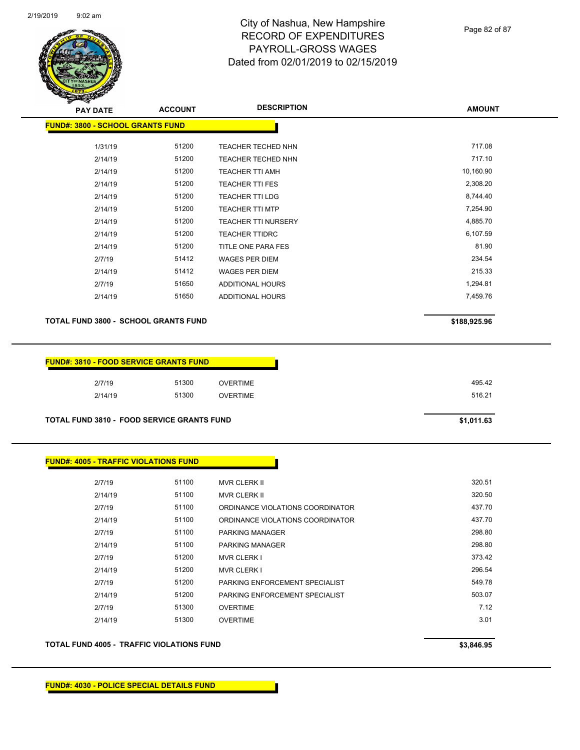# City of Nashua, New Hampshire
## RECORD OF EXPENDITURES
## PAYROLL-GROSS WAGES
## Dated from 02/01/2019 to 02/15/2019

| PAY DATE | ACCOUNT | DESCRIPTION | AMOUNT |
|---|---|---|---|
| **FUND#: 3800 - SCHOOL GRANTS FUND** | | | |
| 1/31/19 | 51200 | TEACHER TECHED NHN | 717.08 |
| 2/14/19 | 51200 | TEACHER TECHED NHN | 717.10 |
| 2/14/19 | 51200 | TEACHER TTI AMH | 10,160.90 |
| 2/14/19 | 51200 | TEACHER TTI FES | 2,308.20 |
| 2/14/19 | 51200 | TEACHER TTI LDG | 8,744.40 |
| 2/14/19 | 51200 | TEACHER TTI MTP | 7,254.90 |
| 2/14/19 | 51200 | TEACHER TTI NURSERY | 4,885.70 |
| 2/14/19 | 51200 | TEACHER TTIDRC | 6,107.59 |
| 2/14/19 | 51200 | TITLE ONE PARA FES | 81.90 |
| 2/7/19 | 51412 | WAGES PER DIEM | 234.54 |
| 2/14/19 | 51412 | WAGES PER DIEM | 215.33 |
| 2/7/19 | 51650 | ADDITIONAL HOURS | 1,294.81 |
| 2/14/19 | 51650 | ADDITIONAL HOURS | 7,459.76 |
| **TOTAL FUND 3800 - SCHOOL GRANTS FUND** | | | **$188,925.96** |

| PAY DATE | ACCOUNT | DESCRIPTION | AMOUNT |
|---|---|---|---|
| **FUND#: 3810 - FOOD SERVICE GRANTS FUND** | | | |
| 2/7/19 | 51300 | OVERTIME | 495.42 |
| 2/14/19 | 51300 | OVERTIME | 516.21 |
| **TOTAL FUND 3810 - FOOD SERVICE GRANTS FUND** | | | **$1,011.63** |

| PAY DATE | ACCOUNT | DESCRIPTION | AMOUNT |
|---|---|---|---|
| **FUND#: 4005 - TRAFFIC VIOLATIONS FUND** | | | |
| 2/7/19 | 51100 | MVR CLERK II | 320.51 |
| 2/14/19 | 51100 | MVR CLERK II | 320.50 |
| 2/7/19 | 51100 | ORDINANCE VIOLATIONS COORDINATOR | 437.70 |
| 2/14/19 | 51100 | ORDINANCE VIOLATIONS COORDINATOR | 437.70 |
| 2/7/19 | 51100 | PARKING MANAGER | 298.80 |
| 2/14/19 | 51100 | PARKING MANAGER | 298.80 |
| 2/7/19 | 51200 | MVR CLERK I | 373.42 |
| 2/14/19 | 51200 | MVR CLERK I | 296.54 |
| 2/7/19 | 51200 | PARKING ENFORCEMENT SPECIALIST | 549.78 |
| 2/14/19 | 51200 | PARKING ENFORCEMENT SPECIALIST | 503.07 |
| 2/7/19 | 51300 | OVERTIME | 7.12 |
| 2/14/19 | 51300 | OVERTIME | 3.01 |
| **TOTAL FUND 4005 - TRAFFIC VIOLATIONS FUND** | | | **$3,846.95** |

**FUND#: 4030 - POLICE SPECIAL DETAILS FUND**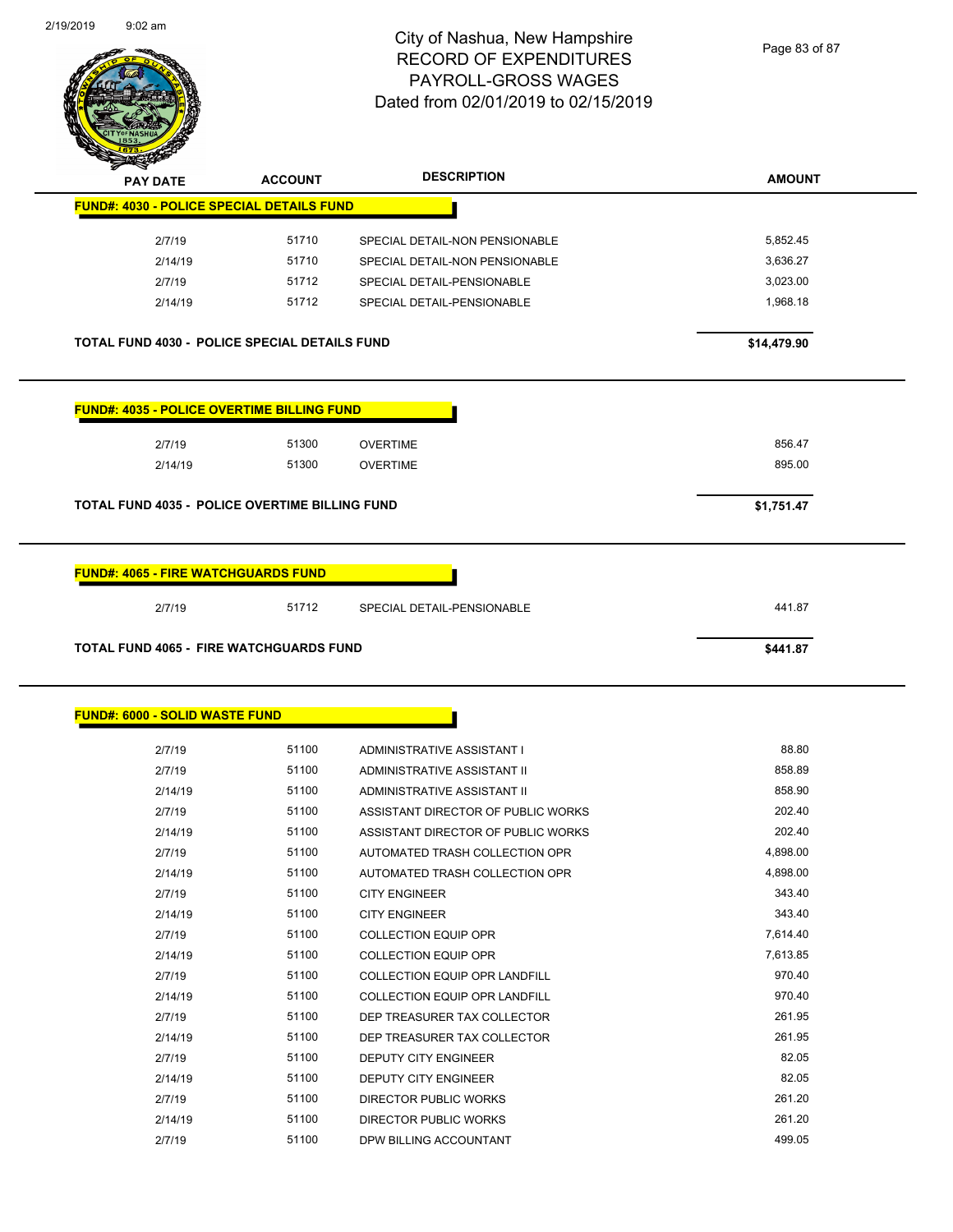# City of Nashua, New Hampshire
## RECORD OF EXPENDITURES
## PAYROLL-GROSS WAGES
## Dated from 02/01/2019 to 02/15/2019

| PAY DATE | ACCOUNT | DESCRIPTION | AMOUNT |
|---|---|---|---|
| **FUND#: 4030 - POLICE SPECIAL DETAILS FUND** | | | |
| 2/7/19 | 51710 | SPECIAL DETAIL-NON PENSIONABLE | 5,852.45 |
| 2/14/19 | 51710 | SPECIAL DETAIL-NON PENSIONABLE | 3,636.27 |
| 2/7/19 | 51712 | SPECIAL DETAIL-PENSIONABLE | 3,023.00 |
| 2/14/19 | 51712 | SPECIAL DETAIL-PENSIONABLE | 1,968.18 |
| **TOTAL FUND 4030 - POLICE SPECIAL DETAILS FUND** | | | **$14,479.90** |

| PAY DATE | ACCOUNT | DESCRIPTION | AMOUNT |
|---|---|---|---|
| **FUND#: 4035 - POLICE OVERTIME BILLING FUND** | | | |
| 2/7/19 | 51300 | OVERTIME | 856.47 |
| 2/14/19 | 51300 | OVERTIME | 895.00 |
| **TOTAL FUND 4035 - POLICE OVERTIME BILLING FUND** | | | **$1,751.47** |

| PAY DATE | ACCOUNT | DESCRIPTION | AMOUNT |
|---|---|---|---|
| **FUND#: 4065 - FIRE WATCHGUARDS FUND** | | | |
| 2/7/19 | 51712 | SPECIAL DETAIL-PENSIONABLE | 441.87 |
| **TOTAL FUND 4065 - FIRE WATCHGUARDS FUND** | | | **$441.87** |

| PAY DATE | ACCOUNT | DESCRIPTION | AMOUNT |
|---|---|---|---|
| **FUND#: 6000 - SOLID WASTE FUND** | | | |
| 2/7/19 | 51100 | ADMINISTRATIVE ASSISTANT I | 88.80 |
| 2/7/19 | 51100 | ADMINISTRATIVE ASSISTANT II | 858.89 |
| 2/14/19 | 51100 | ADMINISTRATIVE ASSISTANT II | 858.90 |
| 2/7/19 | 51100 | ASSISTANT DIRECTOR OF PUBLIC WORKS | 202.40 |
| 2/14/19 | 51100 | ASSISTANT DIRECTOR OF PUBLIC WORKS | 202.40 |
| 2/7/19 | 51100 | AUTOMATED TRASH COLLECTION OPR | 4,898.00 |
| 2/14/19 | 51100 | AUTOMATED TRASH COLLECTION OPR | 4,898.00 |
| 2/7/19 | 51100 | CITY ENGINEER | 343.40 |
| 2/14/19 | 51100 | CITY ENGINEER | 343.40 |
| 2/7/19 | 51100 | COLLECTION EQUIP OPR | 7,614.40 |
| 2/14/19 | 51100 | COLLECTION EQUIP OPR | 7,613.85 |
| 2/7/19 | 51100 | COLLECTION EQUIP OPR LANDFILL | 970.40 |
| 2/14/19 | 51100 | COLLECTION EQUIP OPR LANDFILL | 970.40 |
| 2/7/19 | 51100 | DEP TREASURER TAX COLLECTOR | 261.95 |
| 2/14/19 | 51100 | DEP TREASURER TAX COLLECTOR | 261.95 |
| 2/7/19 | 51100 | DEPUTY CITY ENGINEER | 82.05 |
| 2/14/19 | 51100 | DEPUTY CITY ENGINEER | 82.05 |
| 2/7/19 | 51100 | DIRECTOR PUBLIC WORKS | 261.20 |
| 2/14/19 | 51100 | DIRECTOR PUBLIC WORKS | 261.20 |
| 2/7/19 | 51100 | DPW BILLING ACCOUNTANT | 499.05 |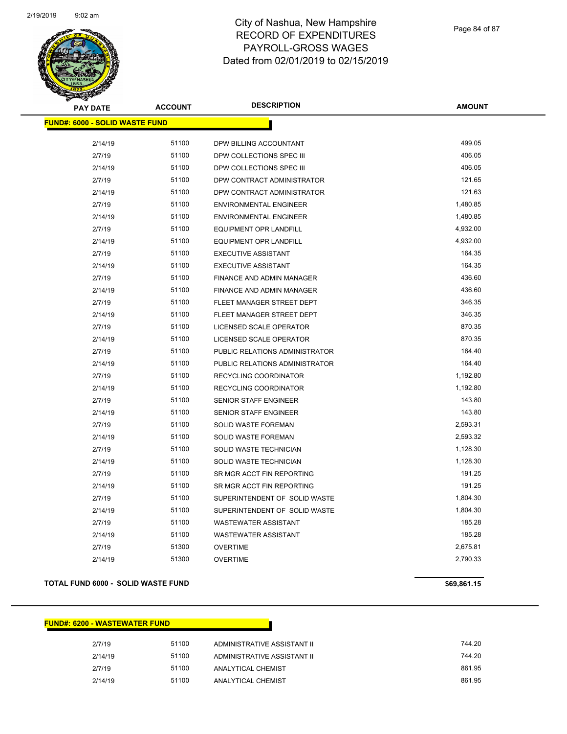# City of Nashua, New Hampshire
## RECORD OF EXPENDITURES
## PAYROLL-GROSS WAGES
## Dated from 02/01/2019 to 02/15/2019

**FUND#: 6000 - SOLID WASTE FUND**

| PAY DATE | ACCOUNT | DESCRIPTION | AMOUNT |
|---|---|---|---|
| 2/14/19 | 51100 | DPW BILLING ACCOUNTANT | 499.05 |
| 2/7/19 | 51100 | DPW COLLECTIONS SPEC III | 406.05 |
| 2/14/19 | 51100 | DPW COLLECTIONS SPEC III | 406.05 |
| 2/7/19 | 51100 | DPW CONTRACT ADMINISTRATOR | 121.65 |
| 2/14/19 | 51100 | DPW CONTRACT ADMINISTRATOR | 121.63 |
| 2/7/19 | 51100 | ENVIRONMENTAL ENGINEER | 1,480.85 |
| 2/14/19 | 51100 | ENVIRONMENTAL ENGINEER | 1,480.85 |
| 2/7/19 | 51100 | EQUIPMENT OPR LANDFILL | 4,932.00 |
| 2/14/19 | 51100 | EQUIPMENT OPR LANDFILL | 4,932.00 |
| 2/7/19 | 51100 | EXECUTIVE ASSISTANT | 164.35 |
| 2/14/19 | 51100 | EXECUTIVE ASSISTANT | 164.35 |
| 2/7/19 | 51100 | FINANCE AND ADMIN MANAGER | 436.60 |
| 2/14/19 | 51100 | FINANCE AND ADMIN MANAGER | 436.60 |
| 2/7/19 | 51100 | FLEET MANAGER STREET DEPT | 346.35 |
| 2/14/19 | 51100 | FLEET MANAGER STREET DEPT | 346.35 |
| 2/7/19 | 51100 | LICENSED SCALE OPERATOR | 870.35 |
| 2/14/19 | 51100 | LICENSED SCALE OPERATOR | 870.35 |
| 2/7/19 | 51100 | PUBLIC RELATIONS ADMINISTRATOR | 164.40 |
| 2/14/19 | 51100 | PUBLIC RELATIONS ADMINISTRATOR | 164.40 |
| 2/7/19 | 51100 | RECYCLING COORDINATOR | 1,192.80 |
| 2/14/19 | 51100 | RECYCLING COORDINATOR | 1,192.80 |
| 2/7/19 | 51100 | SENIOR STAFF ENGINEER | 143.80 |
| 2/14/19 | 51100 | SENIOR STAFF ENGINEER | 143.80 |
| 2/7/19 | 51100 | SOLID WASTE FOREMAN | 2,593.31 |
| 2/14/19 | 51100 | SOLID WASTE FOREMAN | 2,593.32 |
| 2/7/19 | 51100 | SOLID WASTE TECHNICIAN | 1,128.30 |
| 2/14/19 | 51100 | SOLID WASTE TECHNICIAN | 1,128.30 |
| 2/7/19 | 51100 | SR MGR ACCT FIN REPORTING | 191.25 |
| 2/14/19 | 51100 | SR MGR ACCT FIN REPORTING | 191.25 |
| 2/7/19 | 51100 | SUPERINTENDENT OF SOLID WASTE | 1,804.30 |
| 2/14/19 | 51100 | SUPERINTENDENT OF SOLID WASTE | 1,804.30 |
| 2/7/19 | 51100 | WASTEWATER ASSISTANT | 185.28 |
| 2/14/19 | 51100 | WASTEWATER ASSISTANT | 185.28 |
| 2/7/19 | 51300 | OVERTIME | 2,675.81 |
| 2/14/19 | 51300 | OVERTIME | 2,790.33 |

**TOTAL FUND 6000 - SOLID WASTE FUND** **$69,861.15**

**FUND#: 6200 - WASTEWATER FUND**

| PAY DATE | ACCOUNT | DESCRIPTION | AMOUNT |
|---|---|---|---|
| 2/7/19 | 51100 | ADMINISTRATIVE ASSISTANT II | 744.20 |
| 2/14/19 | 51100 | ADMINISTRATIVE ASSISTANT II | 744.20 |
| 2/7/19 | 51100 | ANALYTICAL CHEMIST | 861.95 |
| 2/14/19 | 51100 | ANALYTICAL CHEMIST | 861.95 |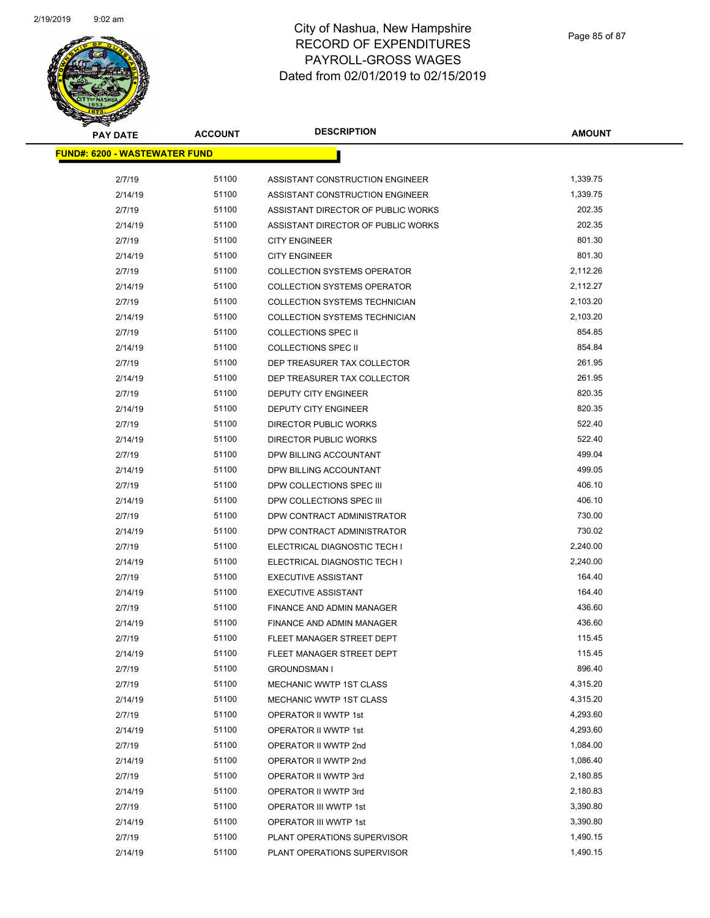# City of Nashua, New Hampshire
# RECORD OF EXPENDITURES
# PAYROLL-GROSS WAGES
# Dated from 02/01/2019 to 02/15/2019

| PAY DATE | ACCOUNT | DESCRIPTION | AMOUNT |
|---|---|---|---|
| **FUND#: 6200 - WASTEWATER FUND** | | | |
| 2/7/19 | 51100 | ASSISTANT CONSTRUCTION ENGINEER | 1,339.75 |
| 2/14/19 | 51100 | ASSISTANT CONSTRUCTION ENGINEER | 1,339.75 |
| 2/7/19 | 51100 | ASSISTANT DIRECTOR OF PUBLIC WORKS | 202.35 |
| 2/14/19 | 51100 | ASSISTANT DIRECTOR OF PUBLIC WORKS | 202.35 |
| 2/7/19 | 51100 | CITY ENGINEER | 801.30 |
| 2/14/19 | 51100 | CITY ENGINEER | 801.30 |
| 2/7/19 | 51100 | COLLECTION SYSTEMS OPERATOR | 2,112.26 |
| 2/14/19 | 51100 | COLLECTION SYSTEMS OPERATOR | 2,112.27 |
| 2/7/19 | 51100 | COLLECTION SYSTEMS TECHNICIAN | 2,103.20 |
| 2/14/19 | 51100 | COLLECTION SYSTEMS TECHNICIAN | 2,103.20 |
| 2/7/19 | 51100 | COLLECTIONS SPEC II | 854.85 |
| 2/14/19 | 51100 | COLLECTIONS SPEC II | 854.84 |
| 2/7/19 | 51100 | DEP TREASURER TAX COLLECTOR | 261.95 |
| 2/14/19 | 51100 | DEP TREASURER TAX COLLECTOR | 261.95 |
| 2/7/19 | 51100 | DEPUTY CITY ENGINEER | 820.35 |
| 2/14/19 | 51100 | DEPUTY CITY ENGINEER | 820.35 |
| 2/7/19 | 51100 | DIRECTOR PUBLIC WORKS | 522.40 |
| 2/14/19 | 51100 | DIRECTOR PUBLIC WORKS | 522.40 |
| 2/7/19 | 51100 | DPW BILLING ACCOUNTANT | 499.04 |
| 2/14/19 | 51100 | DPW BILLING ACCOUNTANT | 499.05 |
| 2/7/19 | 51100 | DPW COLLECTIONS SPEC III | 406.10 |
| 2/14/19 | 51100 | DPW COLLECTIONS SPEC III | 406.10 |
| 2/7/19 | 51100 | DPW CONTRACT ADMINISTRATOR | 730.00 |
| 2/14/19 | 51100 | DPW CONTRACT ADMINISTRATOR | 730.02 |
| 2/7/19 | 51100 | ELECTRICAL DIAGNOSTIC TECH I | 2,240.00 |
| 2/14/19 | 51100 | ELECTRICAL DIAGNOSTIC TECH I | 2,240.00 |
| 2/7/19 | 51100 | EXECUTIVE ASSISTANT | 164.40 |
| 2/14/19 | 51100 | EXECUTIVE ASSISTANT | 164.40 |
| 2/7/19 | 51100 | FINANCE AND ADMIN MANAGER | 436.60 |
| 2/14/19 | 51100 | FINANCE AND ADMIN MANAGER | 436.60 |
| 2/7/19 | 51100 | FLEET MANAGER STREET DEPT | 115.45 |
| 2/14/19 | 51100 | FLEET MANAGER STREET DEPT | 115.45 |
| 2/7/19 | 51100 | GROUNDSMAN I | 896.40 |
| 2/7/19 | 51100 | MECHANIC WWTP 1ST CLASS | 4,315.20 |
| 2/14/19 | 51100 | MECHANIC WWTP 1ST CLASS | 4,315.20 |
| 2/7/19 | 51100 | OPERATOR II WWTP 1st | 4,293.60 |
| 2/14/19 | 51100 | OPERATOR II WWTP 1st | 4,293.60 |
| 2/7/19 | 51100 | OPERATOR II WWTP 2nd | 1,084.00 |
| 2/14/19 | 51100 | OPERATOR II WWTP 2nd | 1,086.40 |
| 2/7/19 | 51100 | OPERATOR II WWTP 3rd | 2,180.85 |
| 2/14/19 | 51100 | OPERATOR II WWTP 3rd | 2,180.83 |
| 2/7/19 | 51100 | OPERATOR III WWTP 1st | 3,390.80 |
| 2/14/19 | 51100 | OPERATOR III WWTP 1st | 3,390.80 |
| 2/7/19 | 51100 | PLANT OPERATIONS SUPERVISOR | 1,490.15 |
| 2/14/19 | 51100 | PLANT OPERATIONS SUPERVISOR | 1,490.15 |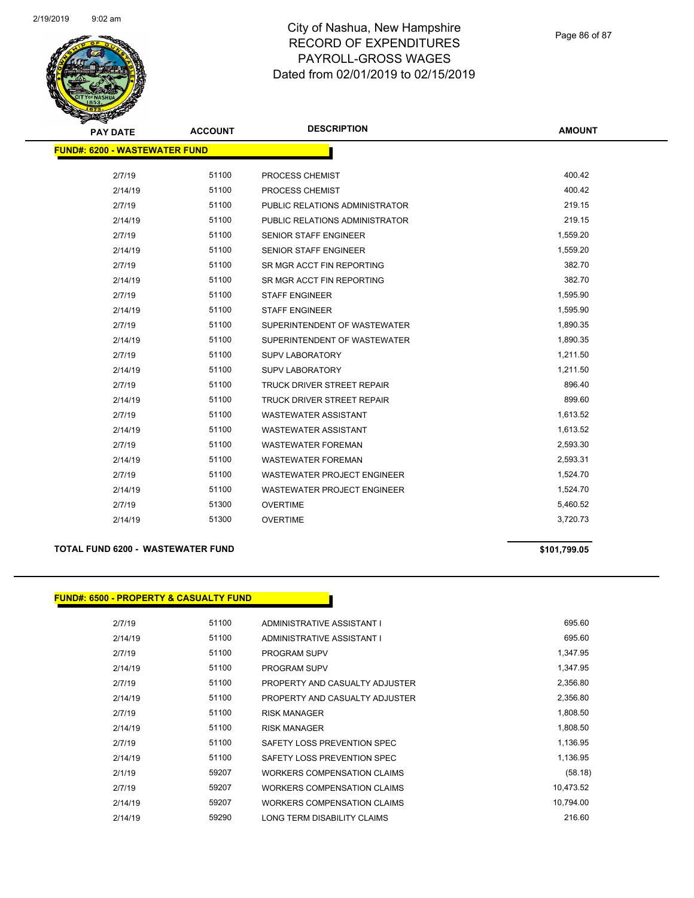# City of Nashua, New Hampshire
# RECORD OF EXPENDITURES
# PAYROLL-GROSS WAGES
# Dated from 02/01/2019 to 02/15/2019

## FUND#: 6200 - WASTEWATER FUND

| PAY DATE | ACCOUNT | DESCRIPTION | AMOUNT |
|---|---|---|---|
| 2/7/19 | 51100 | PROCESS CHEMIST | 400.42 |
| 2/14/19 | 51100 | PROCESS CHEMIST | 400.42 |
| 2/7/19 | 51100 | PUBLIC RELATIONS ADMINISTRATOR | 219.15 |
| 2/14/19 | 51100 | PUBLIC RELATIONS ADMINISTRATOR | 219.15 |
| 2/7/19 | 51100 | SENIOR STAFF ENGINEER | 1,559.20 |
| 2/14/19 | 51100 | SENIOR STAFF ENGINEER | 1,559.20 |
| 2/7/19 | 51100 | SR MGR ACCT FIN REPORTING | 382.70 |
| 2/14/19 | 51100 | SR MGR ACCT FIN REPORTING | 382.70 |
| 2/7/19 | 51100 | STAFF ENGINEER | 1,595.90 |
| 2/14/19 | 51100 | STAFF ENGINEER | 1,595.90 |
| 2/7/19 | 51100 | SUPERINTENDENT OF WASTEWATER | 1,890.35 |
| 2/14/19 | 51100 | SUPERINTENDENT OF WASTEWATER | 1,890.35 |
| 2/7/19 | 51100 | SUPV LABORATORY | 1,211.50 |
| 2/14/19 | 51100 | SUPV LABORATORY | 1,211.50 |
| 2/7/19 | 51100 | TRUCK DRIVER STREET REPAIR | 896.40 |
| 2/14/19 | 51100 | TRUCK DRIVER STREET REPAIR | 899.60 |
| 2/7/19 | 51100 | WASTEWATER ASSISTANT | 1,613.52 |
| 2/14/19 | 51100 | WASTEWATER ASSISTANT | 1,613.52 |
| 2/7/19 | 51100 | WASTEWATER FOREMAN | 2,593.30 |
| 2/14/19 | 51100 | WASTEWATER FOREMAN | 2,593.31 |
| 2/7/19 | 51100 | WASTEWATER PROJECT ENGINEER | 1,524.70 |
| 2/14/19 | 51100 | WASTEWATER PROJECT ENGINEER | 1,524.70 |
| 2/7/19 | 51300 | OVERTIME | 5,460.52 |
| 2/14/19 | 51300 | OVERTIME | 3,720.73 |

**TOTAL FUND 6200 - WASTEWATER FUND** **$101,799.05**

## FUND#: 6500 - PROPERTY & CASUALTY FUND

| PAY DATE | ACCOUNT | DESCRIPTION | AMOUNT |
|---|---|---|---|
| 2/7/19 | 51100 | ADMINISTRATIVE ASSISTANT I | 695.60 |
| 2/14/19 | 51100 | ADMINISTRATIVE ASSISTANT I | 695.60 |
| 2/7/19 | 51100 | PROGRAM SUPV | 1,347.95 |
| 2/14/19 | 51100 | PROGRAM SUPV | 1,347.95 |
| 2/7/19 | 51100 | PROPERTY AND CASUALTY ADJUSTER | 2,356.80 |
| 2/14/19 | 51100 | PROPERTY AND CASUALTY ADJUSTER | 2,356.80 |
| 2/7/19 | 51100 | RISK MANAGER | 1,808.50 |
| 2/14/19 | 51100 | RISK MANAGER | 1,808.50 |
| 2/7/19 | 51100 | SAFETY LOSS PREVENTION SPEC | 1,136.95 |
| 2/14/19 | 51100 | SAFETY LOSS PREVENTION SPEC | 1,136.95 |
| 2/1/19 | 59207 | WORKERS COMPENSATION CLAIMS | (58.18) |
| 2/7/19 | 59207 | WORKERS COMPENSATION CLAIMS | 10,473.52 |
| 2/14/19 | 59207 | WORKERS COMPENSATION CLAIMS | 10,794.00 |
| 2/14/19 | 59290 | LONG TERM DISABILITY CLAIMS | 216.60 |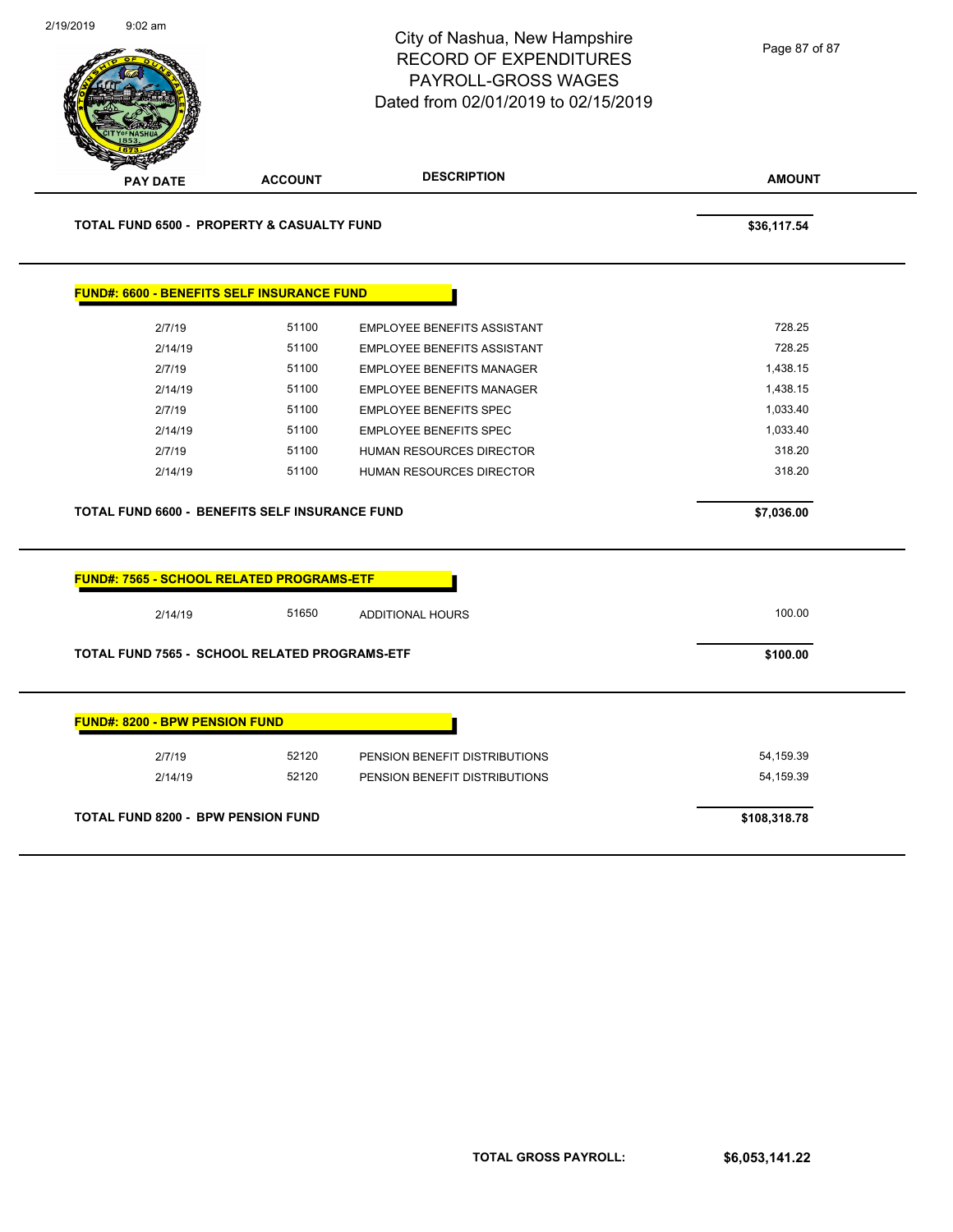# City of Nashua, New Hampshire
## RECORD OF EXPENDITURES
## PAYROLL-GROSS WAGES
## Dated from 02/01/2019 to 02/15/2019

| PAY DATE | ACCOUNT | DESCRIPTION | AMOUNT |
|---|---|---|---|
| **TOTAL FUND 6500 - PROPERTY & CASUALTY FUND** | | | **$36,117.54** |

**FUND#: 6600 - BENEFITS SELF INSURANCE FUND**

| PAY DATE | ACCOUNT | DESCRIPTION | AMOUNT |
|---|---|---|---|
| 2/7/19 | 51100 | EMPLOYEE BENEFITS ASSISTANT | 728.25 |
| 2/14/19 | 51100 | EMPLOYEE BENEFITS ASSISTANT | 728.25 |
| 2/7/19 | 51100 | EMPLOYEE BENEFITS MANAGER | 1,438.15 |
| 2/14/19 | 51100 | EMPLOYEE BENEFITS MANAGER | 1,438.15 |
| 2/7/19 | 51100 | EMPLOYEE BENEFITS SPEC | 1,033.40 |
| 2/14/19 | 51100 | EMPLOYEE BENEFITS SPEC | 1,033.40 |
| 2/7/19 | 51100 | HUMAN RESOURCES DIRECTOR | 318.20 |
| 2/14/19 | 51100 | HUMAN RESOURCES DIRECTOR | 318.20 |
| **TOTAL FUND 6600 - BENEFITS SELF INSURANCE FUND** | | | **$7,036.00** |

**FUND#: 7565 - SCHOOL RELATED PROGRAMS-ETF**

| PAY DATE | ACCOUNT | DESCRIPTION | AMOUNT |
|---|---|---|---|
| 2/14/19 | 51650 | ADDITIONAL HOURS | 100.00 |
| **TOTAL FUND 7565 - SCHOOL RELATED PROGRAMS-ETF** | | | **$100.00** |

**FUND#: 8200 - BPW PENSION FUND**

| PAY DATE | ACCOUNT | DESCRIPTION | AMOUNT |
|---|---|---|---|
| 2/7/19 | 52120 | PENSION BENEFIT DISTRIBUTIONS | 54,159.39 |
| 2/14/19 | 52120 | PENSION BENEFIT DISTRIBUTIONS | 54,159.39 |
| **TOTAL FUND 8200 - BPW PENSION FUND** | | | **$108,318.78** |

**TOTAL GROSS PAYROLL: $6,053,141.22**